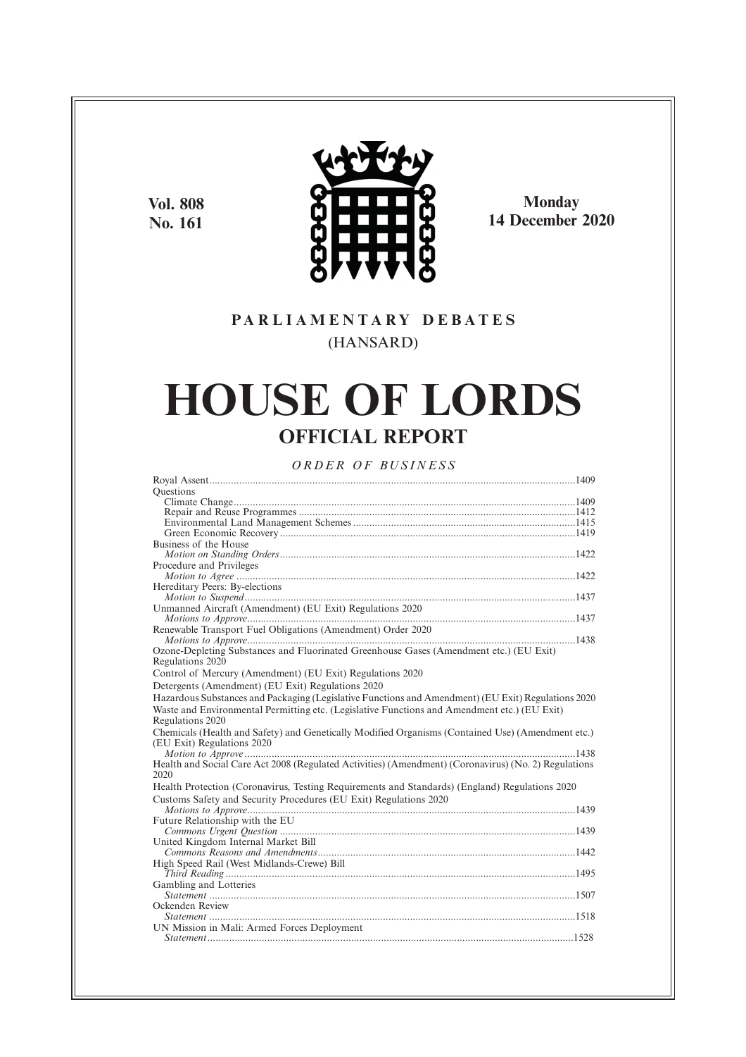**Vol. 808**
**No. 161**

**Monday**
**14 December 2020**

PARLIAMENTARY DEBATES

(HANSARD)

# HOUSE OF LORDS

## OFFICIAL REPORT

*ORDER OF BUSINESS*

Royal Assent.....1409

Questions

Climate Change.....1409

Repair and Reuse Programmes.....1412

Environmental Land Management Schemes.....1415

Green Economic Recovery.....1419

Business of the House

*Motion on Standing Orders*.....1422

Procedure and Privileges

*Motion to Agree*.....1422

Hereditary Peers: By-elections

*Motion to Suspend*.....1437

Unmanned Aircraft (Amendment) (EU Exit) Regulations 2020

*Motions to Approve*.....1437

Renewable Transport Fuel Obligations (Amendment) Order 2020

*Motions to Approve*.....1438

Ozone-Depleting Substances and Fluorinated Greenhouse Gases (Amendment etc.) (EU Exit) Regulations 2020

Control of Mercury (Amendment) (EU Exit) Regulations 2020

Detergents (Amendment) (EU Exit) Regulations 2020

Hazardous Substances and Packaging (Legislative Functions and Amendment) (EU Exit) Regulations 2020

Waste and Environmental Permitting etc. (Legislative Functions and Amendment etc.) (EU Exit) Regulations 2020

Chemicals (Health and Safety) and Genetically Modified Organisms (Contained Use) (Amendment etc.) (EU Exit) Regulations 2020

*Motion to Approve*.....1438

Health and Social Care Act 2008 (Regulated Activities) (Amendment) (Coronavirus) (No. 2) Regulations 2020

Health Protection (Coronavirus, Testing Requirements and Standards) (England) Regulations 2020

Customs Safety and Security Procedures (EU Exit) Regulations 2020

*Motions to Approve*.....1439

Future Relationship with the EU

*Commons Urgent Question*.....1439

United Kingdom Internal Market Bill

*Commons Reasons and Amendments*.....1442

High Speed Rail (West Midlands-Crewe) Bill

*Third Reading*.....1495

Gambling and Lotteries

*Statement*.....1507

Ockenden Review

*Statement*.....1518

UN Mission in Mali: Armed Forces Deployment

*Statement*.....1528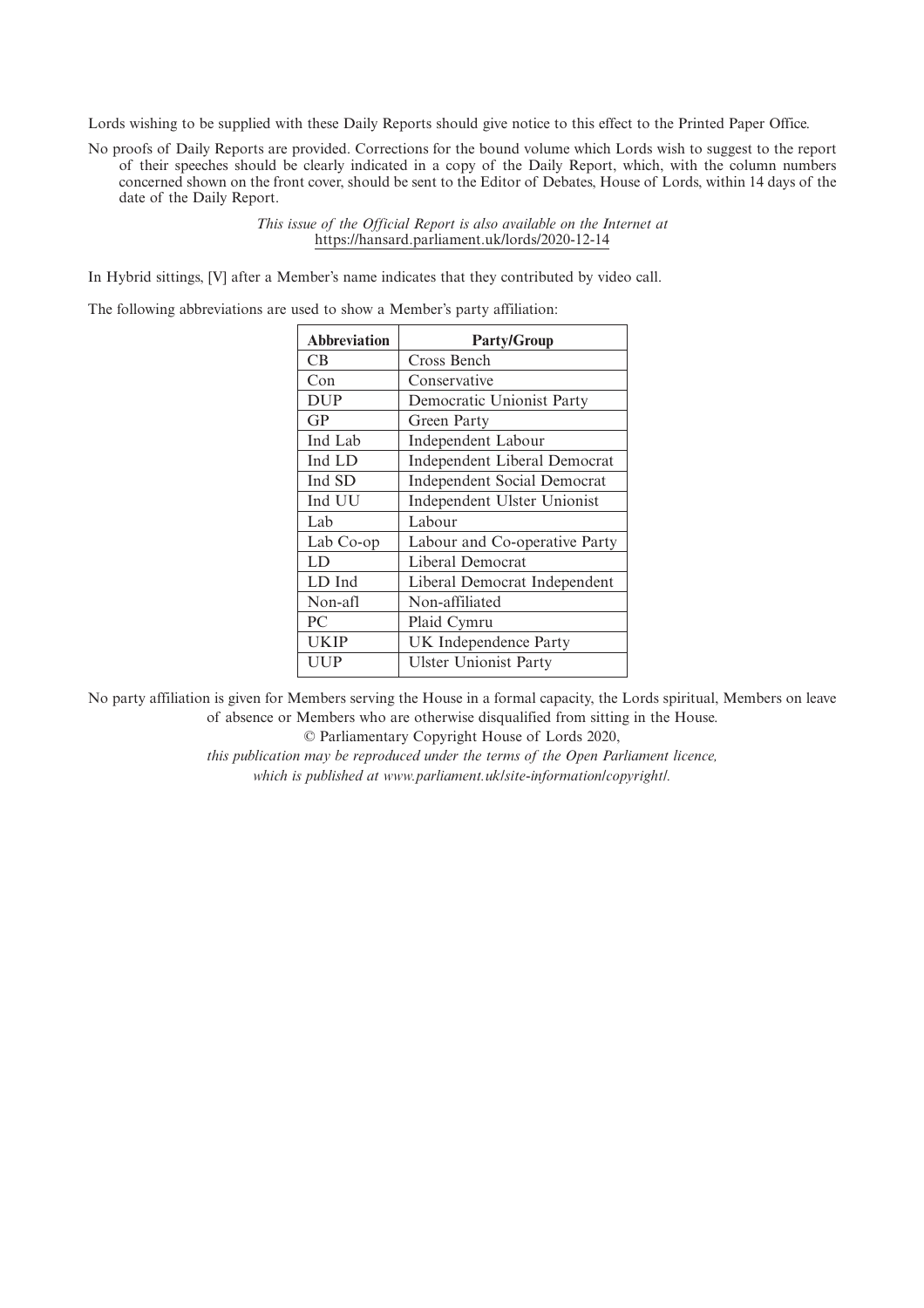Lords wishing to be supplied with these Daily Reports should give notice to this effect to the Printed Paper Office.

No proofs of Daily Reports are provided. Corrections for the bound volume which Lords wish to suggest to the report of their speeches should be clearly indicated in a copy of the Daily Report, which, with the column numbers concerned shown on the front cover, should be sent to the Editor of Debates, House of Lords, within 14 days of the date of the Daily Report.

*This issue of the Official Report is also available on the Internet at* https://hansard.parliament.uk/lords/2020-12-14

In Hybrid sittings, [V] after a Member's name indicates that they contributed by video call.

The following abbreviations are used to show a Member's party affiliation:

| Abbreviation | Party/Group |
|---|---|
| CB | Cross Bench |
| Con | Conservative |
| DUP | Democratic Unionist Party |
| GP | Green Party |
| Ind Lab | Independent Labour |
| Ind LD | Independent Liberal Democrat |
| Ind SD | Independent Social Democrat |
| Ind UU | Independent Ulster Unionist |
| Lab | Labour |
| Lab Co-op | Labour and Co-operative Party |
| LD | Liberal Democrat |
| LD Ind | Liberal Democrat Independent |
| Non-afl | Non-affiliated |
| PC | Plaid Cymru |
| UKIP | UK Independence Party |
| UUP | Ulster Unionist Party |

No party affiliation is given for Members serving the House in a formal capacity, the Lords spiritual, Members on leave of absence or Members who are otherwise disqualified from sitting in the House.

© Parliamentary Copyright House of Lords 2020,

*this publication may be reproduced under the terms of the Open Parliament licence, which is published at www.parliament.uk/site-information/copyright/.*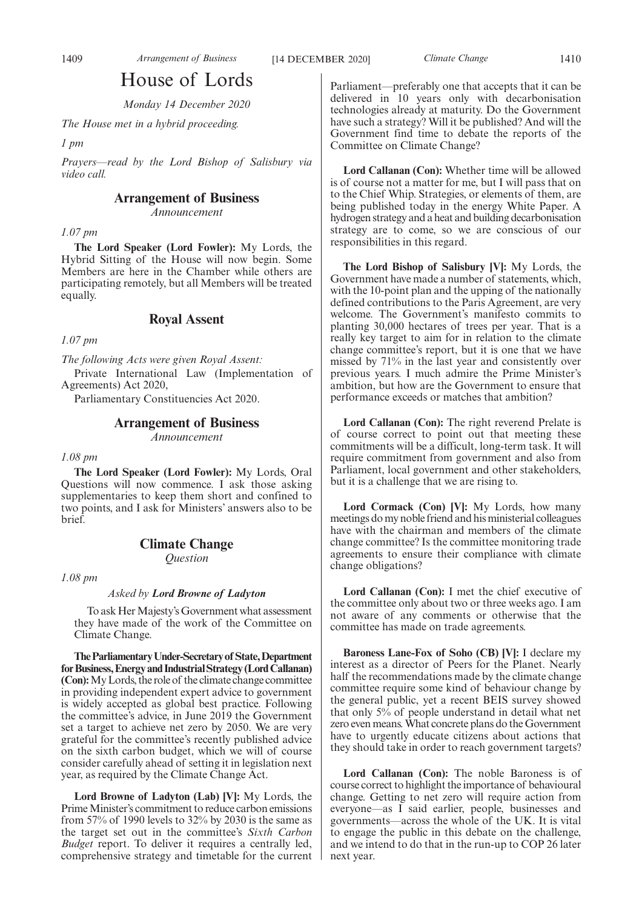# House of Lords

*Monday 14 December 2020*

*The House met in a hybrid proceeding.*

*1 pm*

*Prayers—read by the Lord Bishop of Salisbury via video call.*

## Arrangement of Business

*Announcement*

*1.07 pm*

**The Lord Speaker (Lord Fowler):** My Lords, the Hybrid Sitting of the House will now begin. Some Members are here in the Chamber while others are participating remotely, but all Members will be treated equally.

## Royal Assent

*1.07 pm*

*The following Acts were given Royal Assent:*

Private International Law (Implementation of Agreements) Act 2020,

Parliamentary Constituencies Act 2020.

## Arrangement of Business

*Announcement*

*1.08 pm*

**The Lord Speaker (Lord Fowler):** My Lords, Oral Questions will now commence. I ask those asking supplementaries to keep them short and confined to two points, and I ask for Ministers' answers also to be brief.

## Climate Change

*Question*

*1.08 pm*

*Asked by **Lord Browne of Ladyton***

To ask Her Majesty's Government what assessment they have made of the work of the Committee on Climate Change.

**The Parliamentary Under-Secretary of State, Department for Business, Energy and Industrial Strategy (Lord Callanan) (Con):** My Lords, the role of the climate change committee in providing independent expert advice to government is widely accepted as global best practice. Following the committee's advice, in June 2019 the Government set a target to achieve net zero by 2050. We are very grateful for the committee's recently published advice on the sixth carbon budget, which we will of course consider carefully ahead of setting it in legislation next year, as required by the Climate Change Act.

**Lord Browne of Ladyton (Lab) [V]:** My Lords, the Prime Minister's commitment to reduce carbon emissions from 57% of 1990 levels to 32% by 2030 is the same as the target set out in the committee's *Sixth Carbon Budget* report. To deliver it requires a centrally led, comprehensive strategy and timetable for the current Parliament—preferably one that accepts that it can be delivered in 10 years only with decarbonisation technologies already at maturity. Do the Government have such a strategy? Will it be published? And will the Government find time to debate the reports of the Committee on Climate Change?

**Lord Callanan (Con):** Whether time will be allowed is of course not a matter for me, but I will pass that on to the Chief Whip. Strategies, or elements of them, are being published today in the energy White Paper. A hydrogen strategy and a heat and building decarbonisation strategy are to come, so we are conscious of our responsibilities in this regard.

**The Lord Bishop of Salisbury [V]:** My Lords, the Government have made a number of statements, which, with the 10-point plan and the upping of the nationally defined contributions to the Paris Agreement, are very welcome. The Government's manifesto commits to planting 30,000 hectares of trees per year. That is a really key target to aim for in relation to the climate change committee's report, but it is one that we have missed by 71% in the last year and consistently over previous years. I much admire the Prime Minister's ambition, but how are the Government to ensure that performance exceeds or matches that ambition?

**Lord Callanan (Con):** The right reverend Prelate is of course correct to point out that meeting these commitments will be a difficult, long-term task. It will require commitment from government and also from Parliament, local government and other stakeholders, but it is a challenge that we are rising to.

**Lord Cormack (Con) [V]:** My Lords, how many meetings do my noble friend and his ministerial colleagues have with the chairman and members of the climate change committee? Is the committee monitoring trade agreements to ensure their compliance with climate change obligations?

**Lord Callanan (Con):** I met the chief executive of the committee only about two or three weeks ago. I am not aware of any comments or otherwise that the committee has made on trade agreements.

**Baroness Lane-Fox of Soho (CB) [V]:** I declare my interest as a director of Peers for the Planet. Nearly half the recommendations made by the climate change committee require some kind of behaviour change by the general public, yet a recent BEIS survey showed that only 5% of people understand in detail what net zero even means. What concrete plans do the Government have to urgently educate citizens about actions that they should take in order to reach government targets?

**Lord Callanan (Con):** The noble Baroness is of course correct to highlight the importance of behavioural change. Getting to net zero will require action from everyone—as I said earlier, people, businesses and governments—across the whole of the UK. It is vital to engage the public in this debate on the challenge, and we intend to do that in the run-up to COP 26 later next year.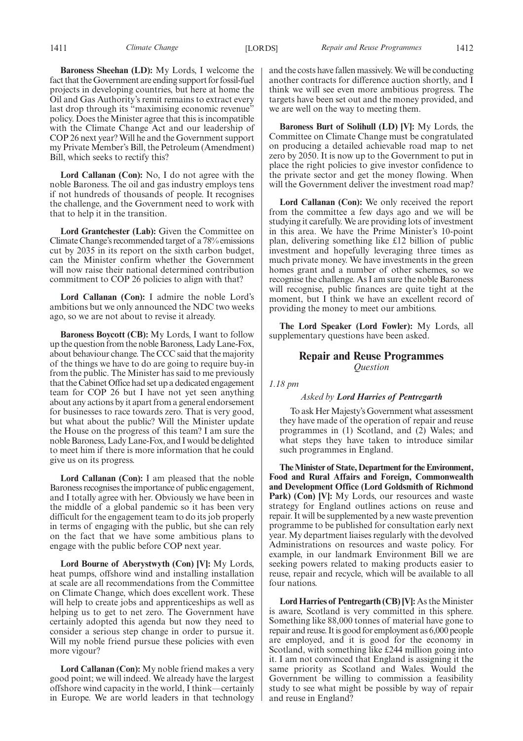**Baroness Sheehan (LD):** My Lords, I welcome the fact that the Government are ending support for fossil-fuel projects in developing countries, but here at home the Oil and Gas Authority's remit remains to extract every last drop through its "maximising economic revenue" policy. Does the Minister agree that this is incompatible with the Climate Change Act and our leadership of COP 26 next year? Will he and the Government support my Private Member's Bill, the Petroleum (Amendment) Bill, which seeks to rectify this?

**Lord Callanan (Con):** No, I do not agree with the noble Baroness. The oil and gas industry employs tens if not hundreds of thousands of people. It recognises the challenge, and the Government need to work with that to help it in the transition.

**Lord Grantchester (Lab):** Given the Committee on Climate Change's recommended target of a 78% emissions cut by 2035 in its report on the sixth carbon budget, can the Minister confirm whether the Government will now raise their national determined contribution commitment to COP 26 policies to align with that?

**Lord Callanan (Con):** I admire the noble Lord's ambitions but we only announced the NDC two weeks ago, so we are not about to revise it already.

**Baroness Boycott (CB):** My Lords, I want to follow up the question from the noble Baroness, Lady Lane-Fox, about behaviour change. The CCC said that the majority of the things we have to do are going to require buy-in from the public. The Minister has said to me previously that the Cabinet Office had set up a dedicated engagement team for COP 26 but I have not yet seen anything about any actions by it apart from a general endorsement for businesses to race towards zero. That is very good, but what about the public? Will the Minister update the House on the progress of this team? I am sure the noble Baroness, Lady Lane-Fox, and I would be delighted to meet him if there is more information that he could give us on its progress.

**Lord Callanan (Con):** I am pleased that the noble Baroness recognises the importance of public engagement, and I totally agree with her. Obviously we have been in the middle of a global pandemic so it has been very difficult for the engagement team to do its job properly in terms of engaging with the public, but she can rely on the fact that we have some ambitious plans to engage with the public before COP next year.

**Lord Bourne of Aberystwyth (Con) [V]:** My Lords, heat pumps, offshore wind and installing installation at scale are all recommendations from the Committee on Climate Change, which does excellent work. These will help to create jobs and apprenticeships as well as helping us to get to net zero. The Government have certainly adopted this agenda but now they need to consider a serious step change in order to pursue it. Will my noble friend pursue these policies with even more vigour?

**Lord Callanan (Con):** My noble friend makes a very good point; we will indeed. We already have the largest offshore wind capacity in the world, I think—certainly in Europe. We are world leaders in that technology and the costs have fallen massively. We will be conducting another contracts for difference auction shortly, and I think we will see even more ambitious progress. The targets have been set out and the money provided, and we are well on the way to meeting them.

**Baroness Burt of Solihull (LD) [V]:** My Lords, the Committee on Climate Change must be congratulated on producing a detailed achievable road map to net zero by 2050. It is now up to the Government to put in place the right policies to give investor confidence to the private sector and get the money flowing. When will the Government deliver the investment road map?

**Lord Callanan (Con):** We only received the report from the committee a few days ago and we will be studying it carefully. We are providing lots of investment in this area. We have the Prime Minister's 10-point plan, delivering something like £12 billion of public investment and hopefully leveraging three times as much private money. We have investments in the green homes grant and a number of other schemes, so we recognise the challenge. As I am sure the noble Baroness will recognise, public finances are quite tight at the moment, but I think we have an excellent record of providing the money to meet our ambitions.

**The Lord Speaker (Lord Fowler):** My Lords, all supplementary questions have been asked.

## Repair and Reuse Programmes

*Question*

*1.18 pm*

*Asked by* ***Lord Harries of Pentregarth***

To ask Her Majesty's Government what assessment they have made of the operation of repair and reuse programmes in (1) Scotland, and (2) Wales; and what steps they have taken to introduce similar such programmes in England.

**The Minister of State, Department for the Environment, Food and Rural Affairs and Foreign, Commonwealth and Development Office (Lord Goldsmith of Richmond Park) (Con) [V]:** My Lords, our resources and waste strategy for England outlines actions on reuse and repair. It will be supplemented by a new waste prevention programme to be published for consultation early next year. My department liaises regularly with the devolved Administrations on resources and waste policy. For example, in our landmark Environment Bill we are seeking powers related to making products easier to reuse, repair and recycle, which will be available to all four nations.

**Lord Harries of Pentregarth (CB) [V]:** As the Minister is aware, Scotland is very committed in this sphere. Something like 88,000 tonnes of material have gone to repair and reuse. It is good for employment as 6,000 people are employed, and it is good for the economy in Scotland, with something like £244 million going into it. I am not convinced that England is assigning it the same priority as Scotland and Wales. Would the Government be willing to commission a feasibility study to see what might be possible by way of repair and reuse in England?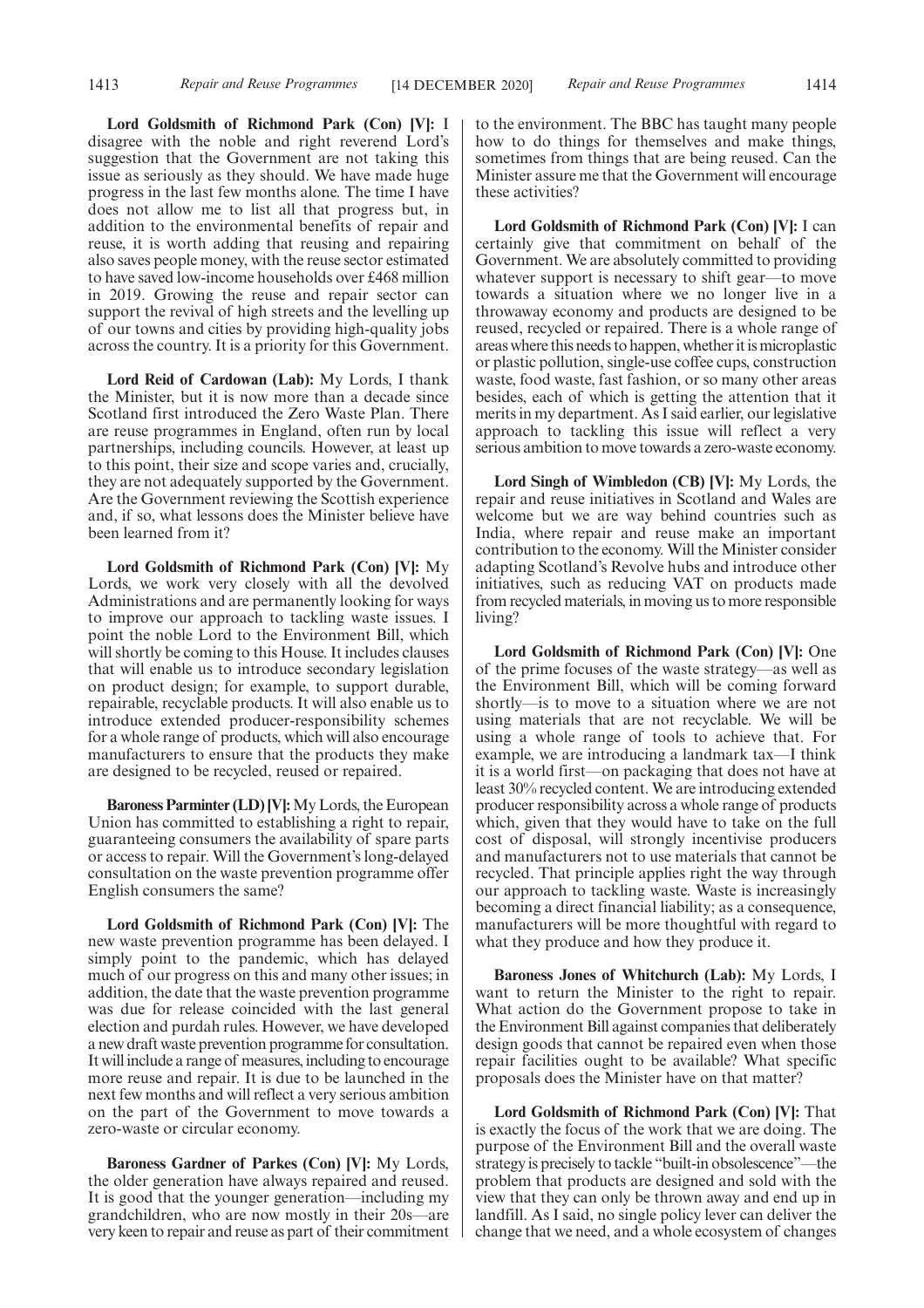**Lord Goldsmith of Richmond Park (Con) [V]:** I disagree with the noble and right reverend Lord's suggestion that the Government are not taking this issue as seriously as they should. We have made huge progress in the last few months alone. The time I have does not allow me to list all that progress but, in addition to the environmental benefits of repair and reuse, it is worth adding that reusing and repairing also saves people money, with the reuse sector estimated to have saved low-income households over £468 million in 2019. Growing the reuse and repair sector can support the revival of high streets and the levelling up of our towns and cities by providing high-quality jobs across the country. It is a priority for this Government.

**Lord Reid of Cardowan (Lab):** My Lords, I thank the Minister, but it is now more than a decade since Scotland first introduced the Zero Waste Plan. There are reuse programmes in England, often run by local partnerships, including councils. However, at least up to this point, their size and scope varies and, crucially, they are not adequately supported by the Government. Are the Government reviewing the Scottish experience and, if so, what lessons does the Minister believe have been learned from it?

**Lord Goldsmith of Richmond Park (Con) [V]:** My Lords, we work very closely with all the devolved Administrations and are permanently looking for ways to improve our approach to tackling waste issues. I point the noble Lord to the Environment Bill, which will shortly be coming to this House. It includes clauses that will enable us to introduce secondary legislation on product design; for example, to support durable, repairable, recyclable products. It will also enable us to introduce extended producer-responsibility schemes for a whole range of products, which will also encourage manufacturers to ensure that the products they make are designed to be recycled, reused or repaired.

**Baroness Parminter (LD) [V]:** My Lords, the European Union has committed to establishing a right to repair, guaranteeing consumers the availability of spare parts or access to repair. Will the Government's long-delayed consultation on the waste prevention programme offer English consumers the same?

**Lord Goldsmith of Richmond Park (Con) [V]:** The new waste prevention programme has been delayed. I simply point to the pandemic, which has delayed much of our progress on this and many other issues; in addition, the date that the waste prevention programme was due for release coincided with the last general election and purdah rules. However, we have developed a new draft waste prevention programme for consultation. It will include a range of measures, including to encourage more reuse and repair. It is due to be launched in the next few months and will reflect a very serious ambition on the part of the Government to move towards a zero-waste or circular economy.

**Baroness Gardner of Parkes (Con) [V]:** My Lords, the older generation have always repaired and reused. It is good that the younger generation—including my grandchildren, who are now mostly in their 20s—are very keen to repair and reuse as part of their commitment to the environment. The BBC has taught many people how to do things for themselves and make things, sometimes from things that are being reused. Can the Minister assure me that the Government will encourage these activities?

**Lord Goldsmith of Richmond Park (Con) [V]:** I can certainly give that commitment on behalf of the Government. We are absolutely committed to providing whatever support is necessary to shift gear—to move towards a situation where we no longer live in a throwaway economy and products are designed to be reused, recycled or repaired. There is a whole range of areas where this needs to happen, whether it is microplastic or plastic pollution, single-use coffee cups, construction waste, food waste, fast fashion, or so many other areas besides, each of which is getting the attention that it merits in my department. As I said earlier, our legislative approach to tackling this issue will reflect a very serious ambition to move towards a zero-waste economy.

**Lord Singh of Wimbledon (CB) [V]:** My Lords, the repair and reuse initiatives in Scotland and Wales are welcome but we are way behind countries such as India, where repair and reuse make an important contribution to the economy. Will the Minister consider adapting Scotland's Revolve hubs and introduce other initiatives, such as reducing VAT on products made from recycled materials, in moving us to more responsible living?

**Lord Goldsmith of Richmond Park (Con) [V]:** One of the prime focuses of the waste strategy—as well as the Environment Bill, which will be coming forward shortly—is to move to a situation where we are not using materials that are not recyclable. We will be using a whole range of tools to achieve that. For example, we are introducing a landmark tax—I think it is a world first—on packaging that does not have at least 30% recycled content. We are introducing extended producer responsibility across a whole range of products which, given that they would have to take on the full cost of disposal, will strongly incentivise producers and manufacturers not to use materials that cannot be recycled. That principle applies right the way through our approach to tackling waste. Waste is increasingly becoming a direct financial liability; as a consequence, manufacturers will be more thoughtful with regard to what they produce and how they produce it.

**Baroness Jones of Whitchurch (Lab):** My Lords, I want to return the Minister to the right to repair. What action do the Government propose to take in the Environment Bill against companies that deliberately design goods that cannot be repaired even when those repair facilities ought to be available? What specific proposals does the Minister have on that matter?

**Lord Goldsmith of Richmond Park (Con) [V]:** That is exactly the focus of the work that we are doing. The purpose of the Environment Bill and the overall waste strategy is precisely to tackle "built-in obsolescence"—the problem that products are designed and sold with the view that they can only be thrown away and end up in landfill. As I said, no single policy lever can deliver the change that we need, and a whole ecosystem of changes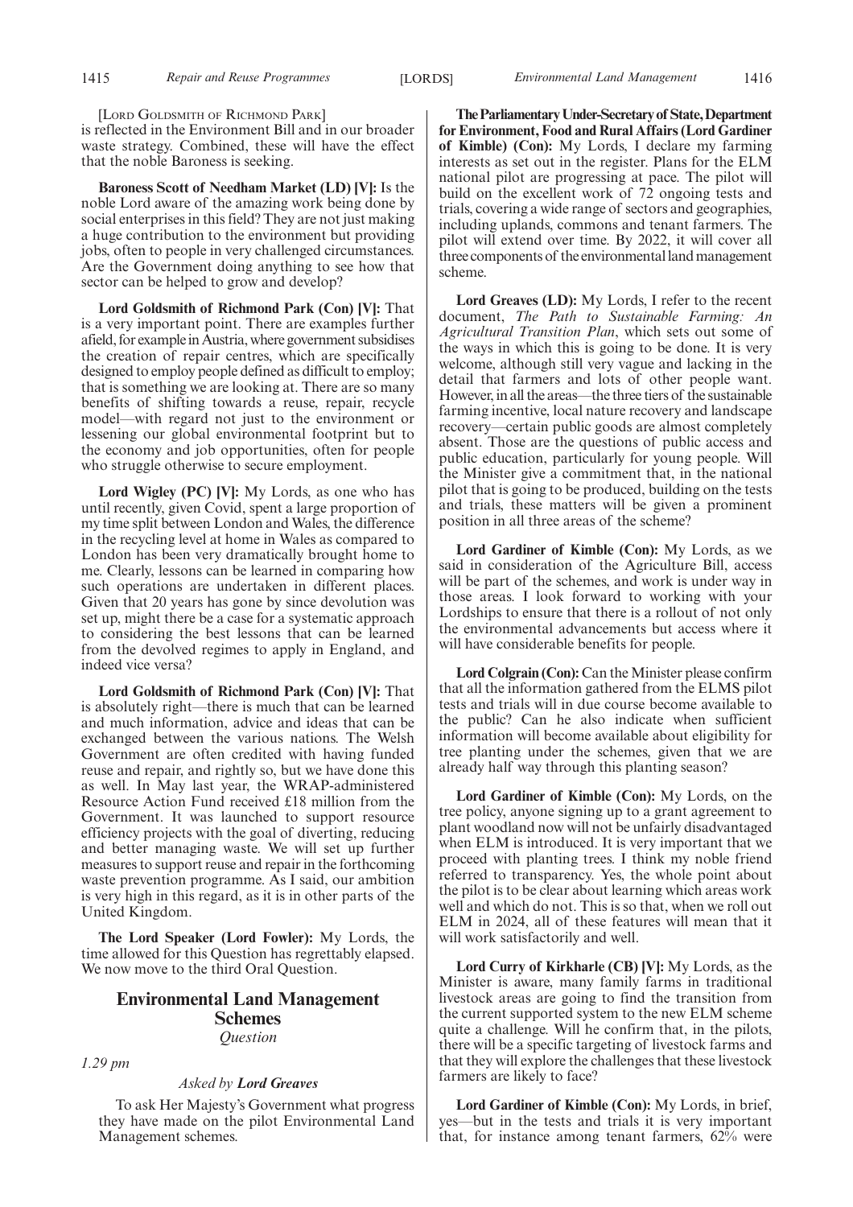[LORD GOLDSMITH OF RICHMOND PARK]

is reflected in the Environment Bill and in our broader waste strategy. Combined, these will have the effect that the noble Baroness is seeking.

**Baroness Scott of Needham Market (LD) [V]:** Is the noble Lord aware of the amazing work being done by social enterprises in this field? They are not just making a huge contribution to the environment but providing jobs, often to people in very challenged circumstances. Are the Government doing anything to see how that sector can be helped to grow and develop?

**Lord Goldsmith of Richmond Park (Con) [V]:** That is a very important point. There are examples further afield, for example in Austria, where government subsidises the creation of repair centres, which are specifically designed to employ people defined as difficult to employ; that is something we are looking at. There are so many benefits of shifting towards a reuse, repair, recycle model—with regard not just to the environment or lessening our global environmental footprint but to the economy and job opportunities, often for people who struggle otherwise to secure employment.

**Lord Wigley (PC) [V]:** My Lords, as one who has until recently, given Covid, spent a large proportion of my time split between London and Wales, the difference in the recycling level at home in Wales as compared to London has been very dramatically brought home to me. Clearly, lessons can be learned in comparing how such operations are undertaken in different places. Given that 20 years has gone by since devolution was set up, might there be a case for a systematic approach to considering the best lessons that can be learned from the devolved regimes to apply in England, and indeed vice versa?

**Lord Goldsmith of Richmond Park (Con) [V]:** That is absolutely right—there is much that can be learned and much information, advice and ideas that can be exchanged between the various nations. The Welsh Government are often credited with having funded reuse and repair, and rightly so, but we have done this as well. In May last year, the WRAP-administered Resource Action Fund received £18 million from the Government. It was launched to support resource efficiency projects with the goal of diverting, reducing and better managing waste. We will set up further measures to support reuse and repair in the forthcoming waste prevention programme. As I said, our ambition is very high in this regard, as it is in other parts of the United Kingdom.

**The Lord Speaker (Lord Fowler):** My Lords, the time allowed for this Question has regrettably elapsed. We now move to the third Oral Question.

## Environmental Land Management Schemes

*Question*

*1.29 pm*

*Asked by* ***Lord Greaves***

To ask Her Majesty's Government what progress they have made on the pilot Environmental Land Management schemes.

**The Parliamentary Under-Secretary of State, Department for Environment, Food and Rural Affairs (Lord Gardiner of Kimble) (Con):** My Lords, I declare my farming interests as set out in the register. Plans for the ELM national pilot are progressing at pace. The pilot will build on the excellent work of 72 ongoing tests and trials, covering a wide range of sectors and geographies, including uplands, commons and tenant farmers. The pilot will extend over time. By 2022, it will cover all three components of the environmental land management scheme.

**Lord Greaves (LD):** My Lords, I refer to the recent document, *The Path to Sustainable Farming: An Agricultural Transition Plan*, which sets out some of the ways in which this is going to be done. It is very welcome, although still very vague and lacking in the detail that farmers and lots of other people want. However, in all the areas—the three tiers of the sustainable farming incentive, local nature recovery and landscape recovery—certain public goods are almost completely absent. Those are the questions of public access and public education, particularly for young people. Will the Minister give a commitment that, in the national pilot that is going to be produced, building on the tests and trials, these matters will be given a prominent position in all three areas of the scheme?

**Lord Gardiner of Kimble (Con):** My Lords, as we said in consideration of the Agriculture Bill, access will be part of the schemes, and work is under way in those areas. I look forward to working with your Lordships to ensure that there is a rollout of not only the environmental advancements but access where it will have considerable benefits for people.

**Lord Colgrain (Con):** Can the Minister please confirm that all the information gathered from the ELMS pilot tests and trials will in due course become available to the public? Can he also indicate when sufficient information will become available about eligibility for tree planting under the schemes, given that we are already half way through this planting season?

**Lord Gardiner of Kimble (Con):** My Lords, on the tree policy, anyone signing up to a grant agreement to plant woodland now will not be unfairly disadvantaged when ELM is introduced. It is very important that we proceed with planting trees. I think my noble friend referred to transparency. Yes, the whole point about the pilot is to be clear about learning which areas work well and which do not. This is so that, when we roll out ELM in 2024, all of these features will mean that it will work satisfactorily and well.

**Lord Curry of Kirkharle (CB) [V]:** My Lords, as the Minister is aware, many family farms in traditional livestock areas are going to find the transition from the current supported system to the new ELM scheme quite a challenge. Will he confirm that, in the pilots, there will be a specific targeting of livestock farms and that they will explore the challenges that these livestock farmers are likely to face?

**Lord Gardiner of Kimble (Con):** My Lords, in brief, yes—but in the tests and trials it is very important that, for instance among tenant farmers, 62% were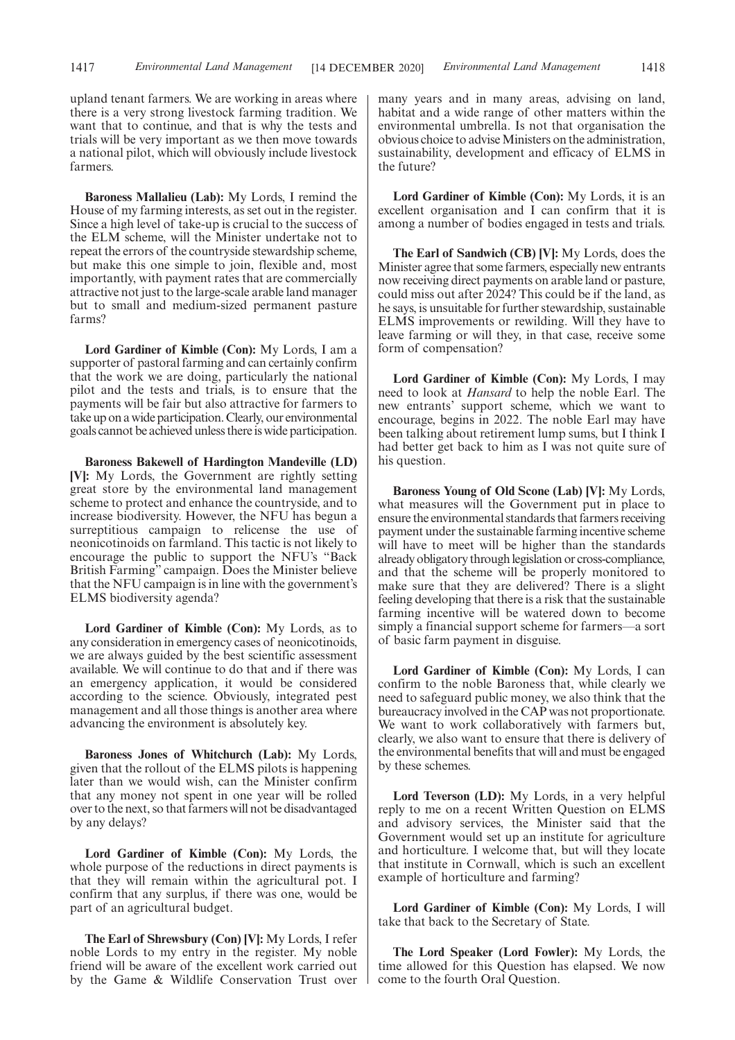upland tenant farmers. We are working in areas where there is a very strong livestock farming tradition. We want that to continue, and that is why the tests and trials will be very important as we then move towards a national pilot, which will obviously include livestock farmers.

**Baroness Mallalieu (Lab):** My Lords, I remind the House of my farming interests, as set out in the register. Since a high level of take-up is crucial to the success of the ELM scheme, will the Minister undertake not to repeat the errors of the countryside stewardship scheme, but make this one simple to join, flexible and, most importantly, with payment rates that are commercially attractive not just to the large-scale arable land manager but to small and medium-sized permanent pasture farms?

**Lord Gardiner of Kimble (Con):** My Lords, I am a supporter of pastoral farming and can certainly confirm that the work we are doing, particularly the national pilot and the tests and trials, is to ensure that the payments will be fair but also attractive for farmers to take up on a wide participation. Clearly, our environmental goals cannot be achieved unless there is wide participation.

**Baroness Bakewell of Hardington Mandeville (LD) [V]:** My Lords, the Government are rightly setting great store by the environmental land management scheme to protect and enhance the countryside, and to increase biodiversity. However, the NFU has begun a surreptitious campaign to relicense the use of neonicotinoids on farmland. This tactic is not likely to encourage the public to support the NFU's "Back British Farming" campaign. Does the Minister believe that the NFU campaign is in line with the government's ELMS biodiversity agenda?

**Lord Gardiner of Kimble (Con):** My Lords, as to any consideration in emergency cases of neonicotinoids, we are always guided by the best scientific assessment available. We will continue to do that and if there was an emergency application, it would be considered according to the science. Obviously, integrated pest management and all those things is another area where advancing the environment is absolutely key.

**Baroness Jones of Whitchurch (Lab):** My Lords, given that the rollout of the ELMS pilots is happening later than we would wish, can the Minister confirm that any money not spent in one year will be rolled over to the next, so that farmers will not be disadvantaged by any delays?

**Lord Gardiner of Kimble (Con):** My Lords, the whole purpose of the reductions in direct payments is that they will remain within the agricultural pot. I confirm that any surplus, if there was one, would be part of an agricultural budget.

**The Earl of Shrewsbury (Con) [V]:** My Lords, I refer noble Lords to my entry in the register. My noble friend will be aware of the excellent work carried out by the Game & Wildlife Conservation Trust over many years and in many areas, advising on land, habitat and a wide range of other matters within the environmental umbrella. Is not that organisation the obvious choice to advise Ministers on the administration, sustainability, development and efficacy of ELMS in the future?

**Lord Gardiner of Kimble (Con):** My Lords, it is an excellent organisation and I can confirm that it is among a number of bodies engaged in tests and trials.

**The Earl of Sandwich (CB) [V]:** My Lords, does the Minister agree that some farmers, especially new entrants now receiving direct payments on arable land or pasture, could miss out after 2024? This could be if the land, as he says, is unsuitable for further stewardship, sustainable ELMS improvements or rewilding. Will they have to leave farming or will they, in that case, receive some form of compensation?

**Lord Gardiner of Kimble (Con):** My Lords, I may need to look at *Hansard* to help the noble Earl. The new entrants' support scheme, which we want to encourage, begins in 2022. The noble Earl may have been talking about retirement lump sums, but I think I had better get back to him as I was not quite sure of his question.

**Baroness Young of Old Scone (Lab) [V]:** My Lords, what measures will the Government put in place to ensure the environmental standards that farmers receiving payment under the sustainable farming incentive scheme will have to meet will be higher than the standards already obligatory through legislation or cross-compliance, and that the scheme will be properly monitored to make sure that they are delivered? There is a slight feeling developing that there is a risk that the sustainable farming incentive will be watered down to become simply a financial support scheme for farmers—a sort of basic farm payment in disguise.

**Lord Gardiner of Kimble (Con):** My Lords, I can confirm to the noble Baroness that, while clearly we need to safeguard public money, we also think that the bureaucracy involved in the CAP was not proportionate. We want to work collaboratively with farmers but, clearly, we also want to ensure that there is delivery of the environmental benefits that will and must be engaged by these schemes.

**Lord Teverson (LD):** My Lords, in a very helpful reply to me on a recent Written Question on ELMS and advisory services, the Minister said that the Government would set up an institute for agriculture and horticulture. I welcome that, but will they locate that institute in Cornwall, which is such an excellent example of horticulture and farming?

**Lord Gardiner of Kimble (Con):** My Lords, I will take that back to the Secretary of State.

**The Lord Speaker (Lord Fowler):** My Lords, the time allowed for this Question has elapsed. We now come to the fourth Oral Question.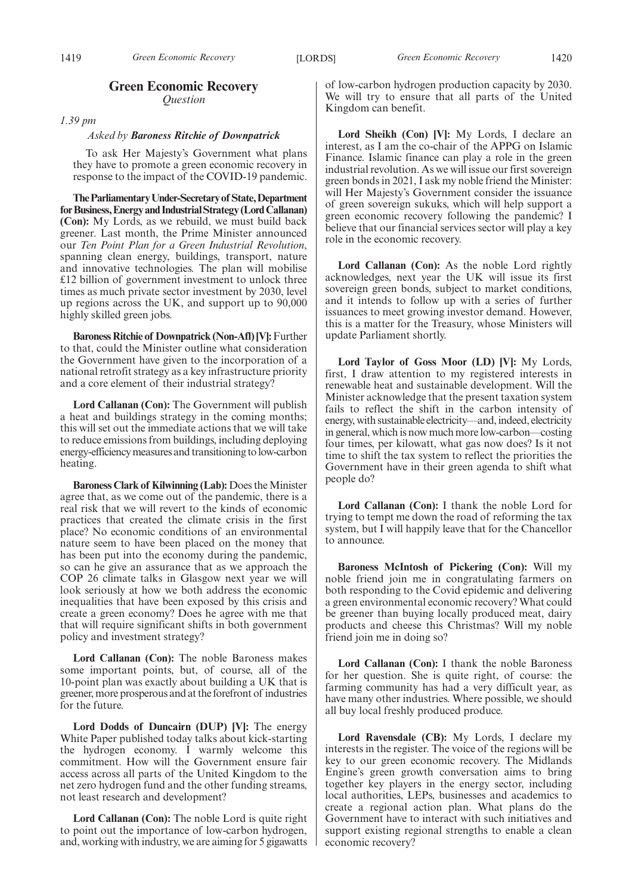## Green Economic Recovery
*Question*

*1.39 pm*

*Asked by* ***Baroness Ritchie of Downpatrick***

To ask Her Majesty's Government what plans they have to promote a green economic recovery in response to the impact of the COVID-19 pandemic.

**The Parliamentary Under-Secretary of State, Department for Business, Energy and Industrial Strategy (Lord Callanan) (Con):** My Lords, as we rebuild, we must build back greener. Last month, the Prime Minister announced our *Ten Point Plan for a Green Industrial Revolution*, spanning clean energy, buildings, transport, nature and innovative technologies. The plan will mobilise £12 billion of government investment to unlock three times as much private sector investment by 2030, level up regions across the UK, and support up to 90,000 highly skilled green jobs.

**Baroness Ritchie of Downpatrick (Non-Afl) [V]:** Further to that, could the Minister outline what consideration the Government have given to the incorporation of a national retrofit strategy as a key infrastructure priority and a core element of their industrial strategy?

**Lord Callanan (Con):** The Government will publish a heat and buildings strategy in the coming months; this will set out the immediate actions that we will take to reduce emissions from buildings, including deploying energy-efficiency measures and transitioning to low-carbon heating.

**Baroness Clark of Kilwinning (Lab):** Does the Minister agree that, as we come out of the pandemic, there is a real risk that we will revert to the kinds of economic practices that created the climate crisis in the first place? No economic conditions of an environmental nature seem to have been placed on the money that has been put into the economy during the pandemic, so can he give an assurance that as we approach the COP 26 climate talks in Glasgow next year we will look seriously at how we both address the economic inequalities that have been exposed by this crisis and create a green economy? Does he agree with me that that will require significant shifts in both government policy and investment strategy?

**Lord Callanan (Con):** The noble Baroness makes some important points, but, of course, all of the 10-point plan was exactly about building a UK that is greener, more prosperous and at the forefront of industries for the future.

**Lord Dodds of Duncairn (DUP) [V]:** The energy White Paper published today talks about kick-starting the hydrogen economy. I warmly welcome this commitment. How will the Government ensure fair access across all parts of the United Kingdom to the net zero hydrogen fund and the other funding streams, not least research and development?

**Lord Callanan (Con):** The noble Lord is quite right to point out the importance of low-carbon hydrogen, and, working with industry, we are aiming for 5 gigawatts of low-carbon hydrogen production capacity by 2030. We will try to ensure that all parts of the United Kingdom can benefit.

**Lord Sheikh (Con) [V]:** My Lords, I declare an interest, as I am the co-chair of the APPG on Islamic Finance. Islamic finance can play a role in the green industrial revolution. As we will issue our first sovereign green bonds in 2021, I ask my noble friend the Minister: will Her Majesty's Government consider the issuance of green sovereign sukuks, which will help support a green economic recovery following the pandemic? I believe that our financial services sector will play a key role in the economic recovery.

**Lord Callanan (Con):** As the noble Lord rightly acknowledges, next year the UK will issue its first sovereign green bonds, subject to market conditions, and it intends to follow up with a series of further issuances to meet growing investor demand. However, this is a matter for the Treasury, whose Ministers will update Parliament shortly.

**Lord Taylor of Goss Moor (LD) [V]:** My Lords, first, I draw attention to my registered interests in renewable heat and sustainable development. Will the Minister acknowledge that the present taxation system fails to reflect the shift in the carbon intensity of energy, with sustainable electricity—and, indeed, electricity in general, which is now much more low-carbon—costing four times, per kilowatt, what gas now does? Is it not time to shift the tax system to reflect the priorities the Government have in their green agenda to shift what people do?

**Lord Callanan (Con):** I thank the noble Lord for trying to tempt me down the road of reforming the tax system, but I will happily leave that for the Chancellor to announce.

**Baroness McIntosh of Pickering (Con):** Will my noble friend join me in congratulating farmers on both responding to the Covid epidemic and delivering a green environmental economic recovery? What could be greener than buying locally produced meat, dairy products and cheese this Christmas? Will my noble friend join me in doing so?

**Lord Callanan (Con):** I thank the noble Baroness for her question. She is quite right, of course: the farming community has had a very difficult year, as have many other industries. Where possible, we should all buy local freshly produced produce.

**Lord Ravensdale (CB):** My Lords, I declare my interests in the register. The voice of the regions will be key to our green economic recovery. The Midlands Engine's green growth conversation aims to bring together key players in the energy sector, including local authorities, LEPs, businesses and academics to create a regional action plan. What plans do the Government have to interact with such initiatives and support existing regional strengths to enable a clean economic recovery?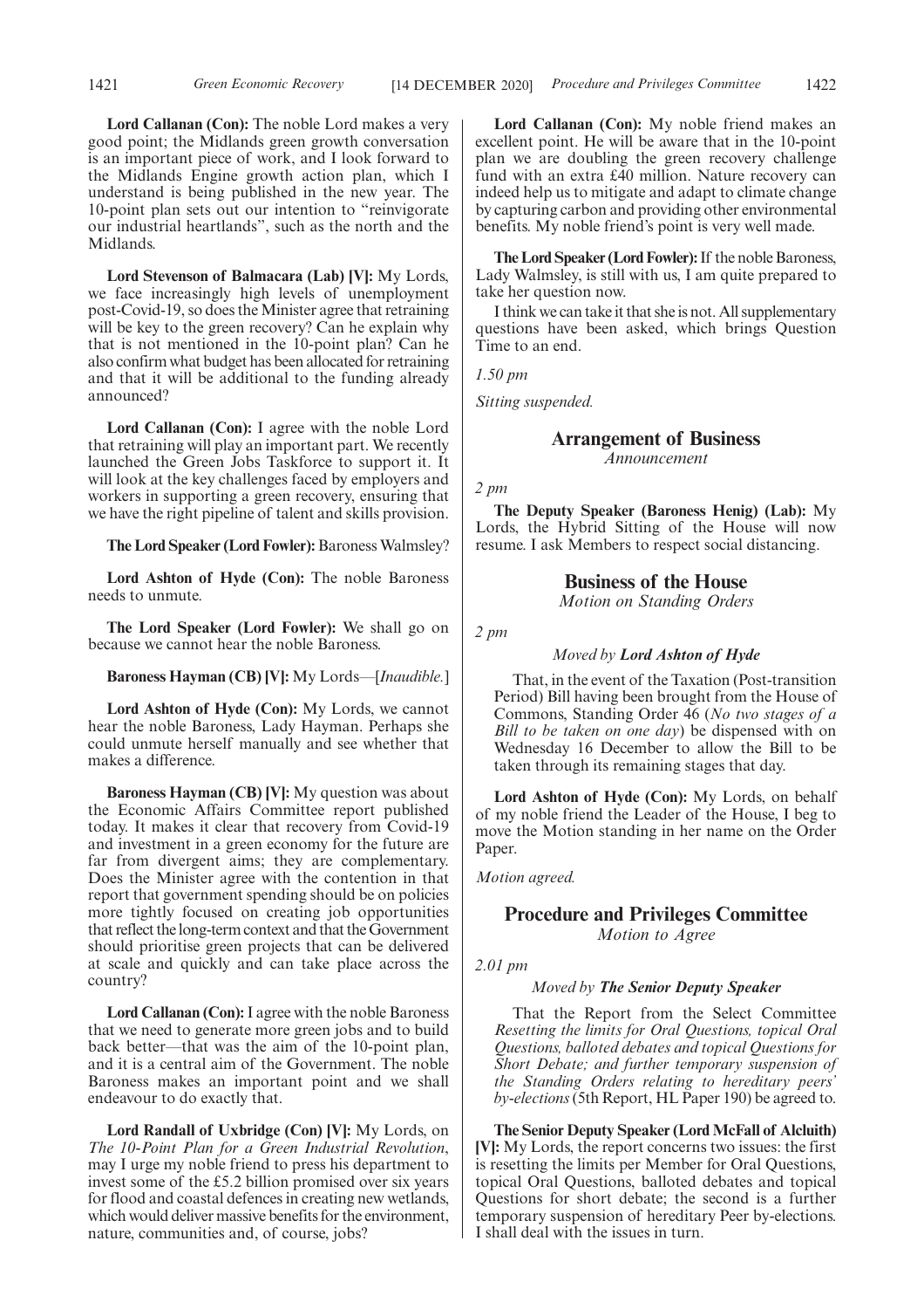**Lord Callanan (Con):** The noble Lord makes a very good point; the Midlands green growth conversation is an important piece of work, and I look forward to the Midlands Engine growth action plan, which I understand is being published in the new year. The 10-point plan sets out our intention to "reinvigorate our industrial heartlands", such as the north and the Midlands.

**Lord Stevenson of Balmacara (Lab) [V]:** My Lords, we face increasingly high levels of unemployment post-Covid-19, so does the Minister agree that retraining will be key to the green recovery? Can he explain why that is not mentioned in the 10-point plan? Can he also confirm what budget has been allocated for retraining and that it will be additional to the funding already announced?

**Lord Callanan (Con):** I agree with the noble Lord that retraining will play an important part. We recently launched the Green Jobs Taskforce to support it. It will look at the key challenges faced by employers and workers in supporting a green recovery, ensuring that we have the right pipeline of talent and skills provision.

**The Lord Speaker (Lord Fowler):** Baroness Walmsley?

**Lord Ashton of Hyde (Con):** The noble Baroness needs to unmute.

**The Lord Speaker (Lord Fowler):** We shall go on because we cannot hear the noble Baroness.

**Baroness Hayman (CB) [V]:** My Lords—[*Inaudible.*]

**Lord Ashton of Hyde (Con):** My Lords, we cannot hear the noble Baroness, Lady Hayman. Perhaps she could unmute herself manually and see whether that makes a difference.

**Baroness Hayman (CB) [V]:** My question was about the Economic Affairs Committee report published today. It makes it clear that recovery from Covid-19 and investment in a green economy for the future are far from divergent aims; they are complementary. Does the Minister agree with the contention in that report that government spending should be on policies more tightly focused on creating job opportunities that reflect the long-term context and that the Government should prioritise green projects that can be delivered at scale and quickly and can take place across the country?

**Lord Callanan (Con):** I agree with the noble Baroness that we need to generate more green jobs and to build back better—that was the aim of the 10-point plan, and it is a central aim of the Government. The noble Baroness makes an important point and we shall endeavour to do exactly that.

**Lord Randall of Uxbridge (Con) [V]:** My Lords, on *The 10-Point Plan for a Green Industrial Revolution*, may I urge my noble friend to press his department to invest some of the £5.2 billion promised over six years for flood and coastal defences in creating new wetlands, which would deliver massive benefits for the environment, nature, communities and, of course, jobs?

**Lord Callanan (Con):** My noble friend makes an excellent point. He will be aware that in the 10-point plan we are doubling the green recovery challenge fund with an extra £40 million. Nature recovery can indeed help us to mitigate and adapt to climate change by capturing carbon and providing other environmental benefits. My noble friend's point is very well made.

**The Lord Speaker (Lord Fowler):** If the noble Baroness, Lady Walmsley, is still with us, I am quite prepared to take her question now.

I think we can take it that she is not. All supplementary questions have been asked, which brings Question Time to an end.

*1.50 pm*

*Sitting suspended.*

## Arrangement of Business

*Announcement*

*2 pm*

**The Deputy Speaker (Baroness Henig) (Lab):** My Lords, the Hybrid Sitting of the House will now resume. I ask Members to respect social distancing.

## Business of the House

*Motion on Standing Orders*

*2 pm*

*Moved by* ***Lord Ashton of Hyde***

> That, in the event of the Taxation (Post-transition Period) Bill having been brought from the House of Commons, Standing Order 46 (*No two stages of a Bill to be taken on one day*) be dispensed with on Wednesday 16 December to allow the Bill to be taken through its remaining stages that day.

**Lord Ashton of Hyde (Con):** My Lords, on behalf of my noble friend the Leader of the House, I beg to move the Motion standing in her name on the Order Paper.

*Motion agreed.*

## Procedure and Privileges Committee

*Motion to Agree*

*2.01 pm*

*Moved by* ***The Senior Deputy Speaker***

> That the Report from the Select Committee *Resetting the limits for Oral Questions, topical Oral Questions, balloted debates and topical Questions for Short Debate; and further temporary suspension of the Standing Orders relating to hereditary peers' by-elections* (5th Report, HL Paper 190) be agreed to.

**The Senior Deputy Speaker (Lord McFall of Alcluith) [V]:** My Lords, the report concerns two issues: the first is resetting the limits per Member for Oral Questions, topical Oral Questions, balloted debates and topical Questions for short debate; the second is a further temporary suspension of hereditary Peer by-elections. I shall deal with the issues in turn.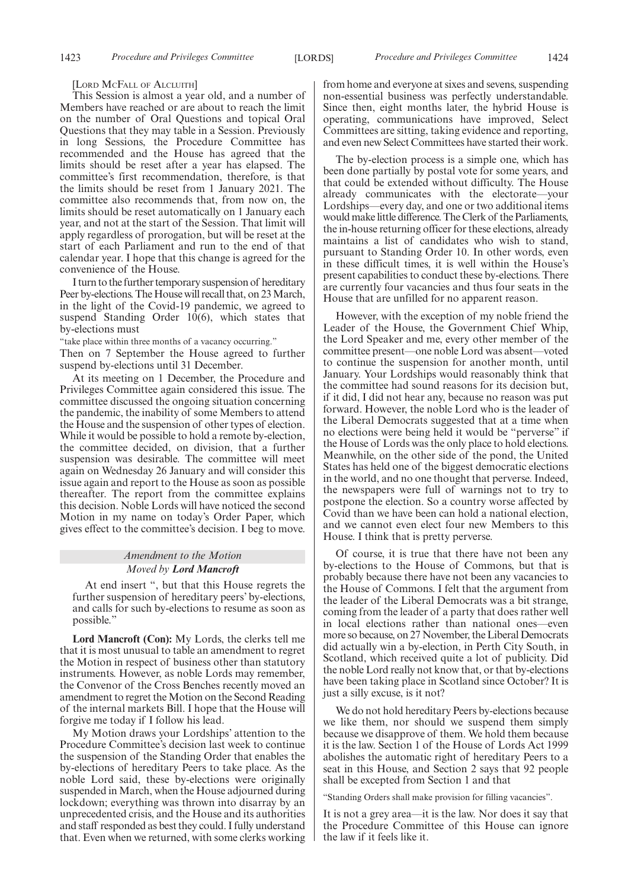[LORD MCFALL OF ALCLUITH]

This Session is almost a year old, and a number of Members have reached or are about to reach the limit on the number of Oral Questions and topical Oral Questions that they may table in a Session. Previously in long Sessions, the Procedure Committee has recommended and the House has agreed that the limits should be reset after a year has elapsed. The committee's first recommendation, therefore, is that the limits should be reset from 1 January 2021. The committee also recommends that, from now on, the limits should be reset automatically on 1 January each year, and not at the start of the Session. That limit will apply regardless of prorogation, but will be reset at the start of each Parliament and run to the end of that calendar year. I hope that this change is agreed for the convenience of the House.

I turn to the further temporary suspension of hereditary Peer by-elections. The House will recall that, on 23 March, in the light of the Covid-19 pandemic, we agreed to suspend Standing Order 10(6), which states that by-elections must

"take place within three months of a vacancy occurring."

Then on 7 September the House agreed to further suspend by-elections until 31 December.

At its meeting on 1 December, the Procedure and Privileges Committee again considered this issue. The committee discussed the ongoing situation concerning the pandemic, the inability of some Members to attend the House and the suspension of other types of election. While it would be possible to hold a remote by-election, the committee decided, on division, that a further suspension was desirable. The committee will meet again on Wednesday 26 January and will consider this issue again and report to the House as soon as possible thereafter. The report from the committee explains this decision. Noble Lords will have noticed the second Motion in my name on today's Order Paper, which gives effect to the committee's decision. I beg to move.

### *Amendment to the Motion*

### *Moved by **Lord Mancroft***

At end insert ", but that this House regrets the further suspension of hereditary peers' by-elections, and calls for such by-elections to resume as soon as possible."

**Lord Mancroft (Con):** My Lords, the clerks tell me that it is most unusual to table an amendment to regret the Motion in respect of business other than statutory instruments. However, as noble Lords may remember, the Convenor of the Cross Benches recently moved an amendment to regret the Motion on the Second Reading of the internal markets Bill. I hope that the House will forgive me today if I follow his lead.

My Motion draws your Lordships' attention to the Procedure Committee's decision last week to continue the suspension of the Standing Order that enables the by-elections of hereditary Peers to take place. As the noble Lord said, these by-elections were originally suspended in March, when the House adjourned during lockdown; everything was thrown into disarray by an unprecedented crisis, and the House and its authorities and staff responded as best they could. I fully understand that. Even when we returned, with some clerks working from home and everyone at sixes and sevens, suspending non-essential business was perfectly understandable. Since then, eight months later, the hybrid House is operating, communications have improved, Select Committees are sitting, taking evidence and reporting, and even new Select Committees have started their work.

The by-election process is a simple one, which has been done partially by postal vote for some years, and that could be extended without difficulty. The House already communicates with the electorate—your Lordships—every day, and one or two additional items would make little difference. The Clerk of the Parliaments, the in-house returning officer for these elections, already maintains a list of candidates who wish to stand, pursuant to Standing Order 10. In other words, even in these difficult times, it is well within the House's present capabilities to conduct these by-elections. There are currently four vacancies and thus four seats in the House that are unfilled for no apparent reason.

However, with the exception of my noble friend the Leader of the House, the Government Chief Whip, the Lord Speaker and me, every other member of the committee present—one noble Lord was absent—voted to continue the suspension for another month, until January. Your Lordships would reasonably think that the committee had sound reasons for its decision but, if it did, I did not hear any, because no reason was put forward. However, the noble Lord who is the leader of the Liberal Democrats suggested that at a time when no elections were being held it would be "perverse" if the House of Lords was the only place to hold elections. Meanwhile, on the other side of the pond, the United States has held one of the biggest democratic elections in the world, and no one thought that perverse. Indeed, the newspapers were full of warnings not to try to postpone the election. So a country worse affected by Covid than we have been can hold a national election, and we cannot even elect four new Members to this House. I think that is pretty perverse.

Of course, it is true that there have not been any by-elections to the House of Commons, but that is probably because there have not been any vacancies to the House of Commons. I felt that the argument from the leader of the Liberal Democrats was a bit strange, coming from the leader of a party that does rather well in local elections rather than national ones—even more so because, on 27 November, the Liberal Democrats did actually win a by-election, in Perth City South, in Scotland, which received quite a lot of publicity. Did the noble Lord really not know that, or that by-elections have been taking place in Scotland since October? It is just a silly excuse, is it not?

We do not hold hereditary Peers by-elections because we like them, nor should we suspend them simply because we disapprove of them. We hold them because it is the law. Section 1 of the House of Lords Act 1999 abolishes the automatic right of hereditary Peers to a seat in this House, and Section 2 says that 92 people shall be excepted from Section 1 and that

"Standing Orders shall make provision for filling vacancies".

It is not a grey area—it is the law. Nor does it say that the Procedure Committee of this House can ignore the law if it feels like it.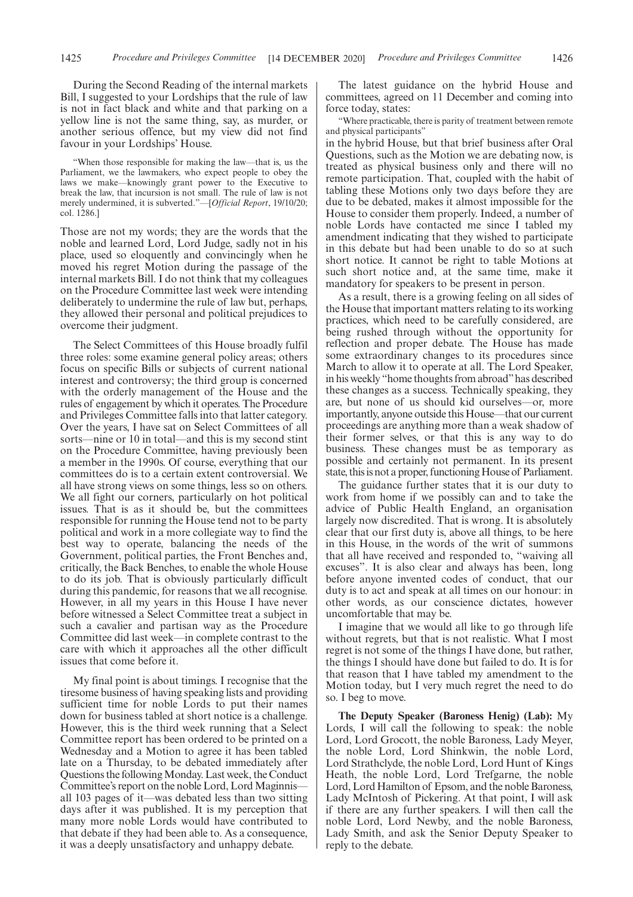During the Second Reading of the internal markets Bill, I suggested to your Lordships that the rule of law is not in fact black and white and that parking on a yellow line is not the same thing, say, as murder, or another serious offence, but my view did not find favour in your Lordships' House.

> "When those responsible for making the law—that is, us the Parliament, we the lawmakers, who expect people to obey the laws we make—knowingly grant power to the Executive to break the law, that incursion is not small. The rule of law is not merely undermined, it is subverted."—[*Official Report*, 19/10/20; col. 1286.]

Those are not my words; they are the words that the noble and learned Lord, Lord Judge, sadly not in his place, used so eloquently and convincingly when he moved his regret Motion during the passage of the internal markets Bill. I do not think that my colleagues on the Procedure Committee last week were intending deliberately to undermine the rule of law but, perhaps, they allowed their personal and political prejudices to overcome their judgment.

The Select Committees of this House broadly fulfil three roles: some examine general policy areas; others focus on specific Bills or subjects of current national interest and controversy; the third group is concerned with the orderly management of the House and the rules of engagement by which it operates. The Procedure and Privileges Committee falls into that latter category. Over the years, I have sat on Select Committees of all sorts—nine or 10 in total—and this is my second stint on the Procedure Committee, having previously been a member in the 1990s. Of course, everything that our committees do is to a certain extent controversial. We all have strong views on some things, less so on others. We all fight our corners, particularly on hot political issues. That is as it should be, but the committees responsible for running the House tend not to be party political and work in a more collegiate way to find the best way to operate, balancing the needs of the Government, political parties, the Front Benches and, critically, the Back Benches, to enable the whole House to do its job. That is obviously particularly difficult during this pandemic, for reasons that we all recognise. However, in all my years in this House I have never before witnessed a Select Committee treat a subject in such a cavalier and partisan way as the Procedure Committee did last week—in complete contrast to the care with which it approaches all the other difficult issues that come before it.

My final point is about timings. I recognise that the tiresome business of having speaking lists and providing sufficient time for noble Lords to put their names down for business tabled at short notice is a challenge. However, this is the third week running that a Select Committee report has been ordered to be printed on a Wednesday and a Motion to agree it has been tabled late on a Thursday, to be debated immediately after Questions the following Monday. Last week, the Conduct Committee's report on the noble Lord, Lord Maginnis—all 103 pages of it—was debated less than two sitting days after it was published. It is my perception that many more noble Lords would have contributed to that debate if they had been able to. As a consequence, it was a deeply unsatisfactory and unhappy debate.

The latest guidance on the hybrid House and committees, agreed on 11 December and coming into force today, states:

> "Where practicable, there is parity of treatment between remote and physical participants"

in the hybrid House, but that brief business after Oral Questions, such as the Motion we are debating now, is treated as physical business only and there will no remote participation. That, coupled with the habit of tabling these Motions only two days before they are due to be debated, makes it almost impossible for the House to consider them properly. Indeed, a number of noble Lords have contacted me since I tabled my amendment indicating that they wished to participate in this debate but had been unable to do so at such short notice. It cannot be right to table Motions at such short notice and, at the same time, make it mandatory for speakers to be present in person.

As a result, there is a growing feeling on all sides of the House that important matters relating to its working practices, which need to be carefully considered, are being rushed through without the opportunity for reflection and proper debate. The House has made some extraordinary changes to its procedures since March to allow it to operate at all. The Lord Speaker, in his weekly "home thoughts from abroad" has described these changes as a success. Technically speaking, they are, but none of us should kid ourselves—or, more importantly, anyone outside this House—that our current proceedings are anything more than a weak shadow of their former selves, or that this is any way to do business. These changes must be as temporary as possible and certainly not permanent. In its present state, this is not a proper, functioning House of Parliament.

The guidance further states that it is our duty to work from home if we possibly can and to take the advice of Public Health England, an organisation largely now discredited. That is wrong. It is absolutely clear that our first duty is, above all things, to be here in this House, in the words of the writ of summons that all have received and responded to, "waiving all excuses". It is also clear and always has been, long before anyone invented codes of conduct, that our duty is to act and speak at all times on our honour: in other words, as our conscience dictates, however uncomfortable that may be.

I imagine that we would all like to go through life without regrets, but that is not realistic. What I most regret is not some of the things I have done, but rather, the things I should have done but failed to do. It is for that reason that I have tabled my amendment to the Motion today, but I very much regret the need to do so. I beg to move.

**The Deputy Speaker (Baroness Henig) (Lab):** My Lords, I will call the following to speak: the noble Lord, Lord Grocott, the noble Baroness, Lady Meyer, the noble Lord, Lord Shinkwin, the noble Lord, Lord Strathclyde, the noble Lord, Lord Hunt of Kings Heath, the noble Lord, Lord Trefgarne, the noble Lord, Lord Hamilton of Epsom, and the noble Baroness, Lady McIntosh of Pickering. At that point, I will ask if there are any further speakers. I will then call the noble Lord, Lord Newby, and the noble Baroness, Lady Smith, and ask the Senior Deputy Speaker to reply to the debate.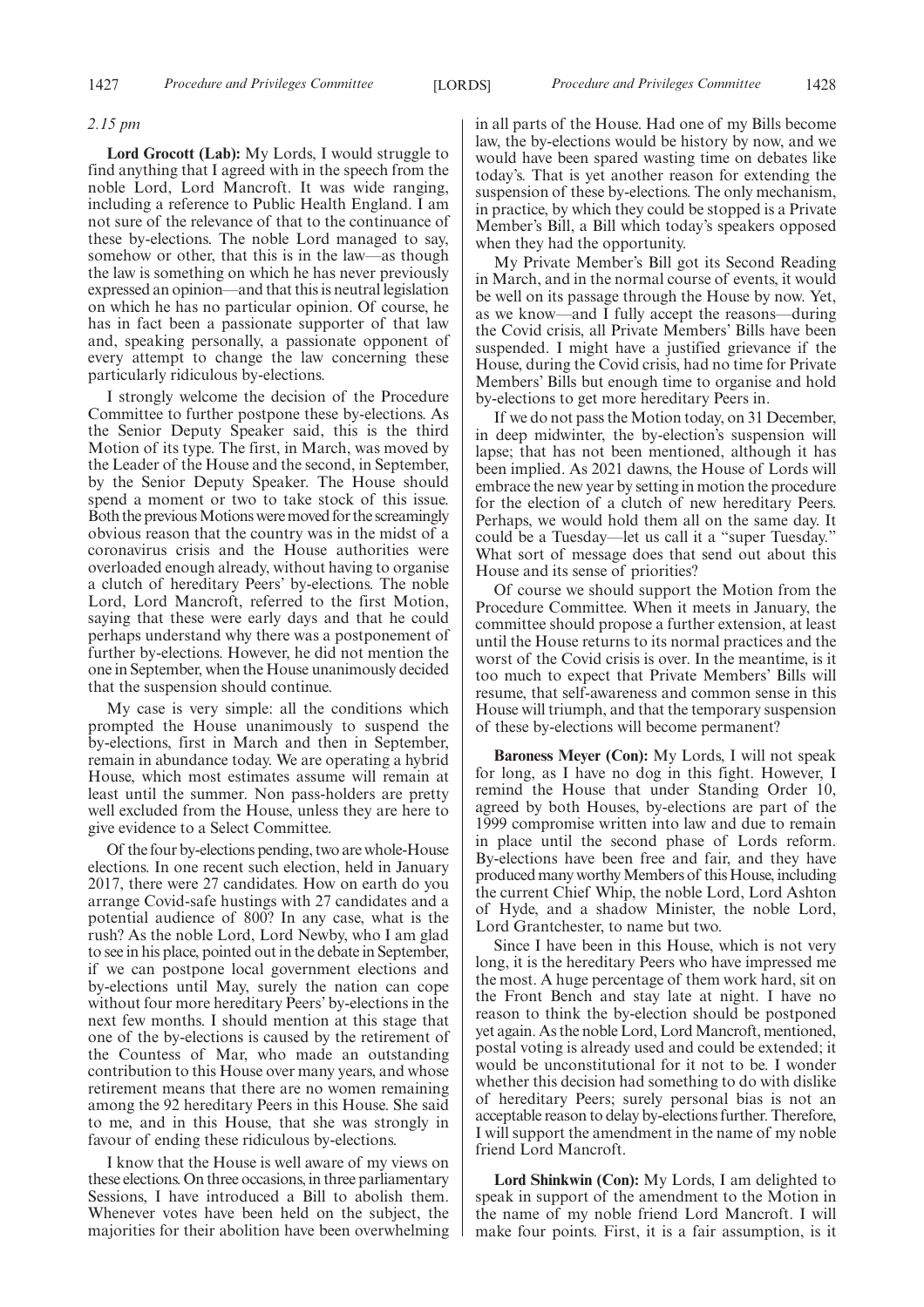*2.15 pm*

**Lord Grocott (Lab):** My Lords, I would struggle to find anything that I agreed with in the speech from the noble Lord, Lord Mancroft. It was wide ranging, including a reference to Public Health England. I am not sure of the relevance of that to the continuance of these by-elections. The noble Lord managed to say, somehow or other, that this is in the law—as though the law is something on which he has never previously expressed an opinion—and that this is neutral legislation on which he has no particular opinion. Of course, he has in fact been a passionate supporter of that law and, speaking personally, a passionate opponent of every attempt to change the law concerning these particularly ridiculous by-elections.

I strongly welcome the decision of the Procedure Committee to further postpone these by-elections. As the Senior Deputy Speaker said, this is the third Motion of its type. The first, in March, was moved by the Leader of the House and the second, in September, by the Senior Deputy Speaker. The House should spend a moment or two to take stock of this issue. Both the previous Motions were moved for the screamingly obvious reason that the country was in the midst of a coronavirus crisis and the House authorities were overloaded enough already, without having to organise a clutch of hereditary Peers' by-elections. The noble Lord, Lord Mancroft, referred to the first Motion, saying that these were early days and that he could perhaps understand why there was a postponement of further by-elections. However, he did not mention the one in September, when the House unanimously decided that the suspension should continue.

My case is very simple: all the conditions which prompted the House unanimously to suspend the by-elections, first in March and then in September, remain in abundance today. We are operating a hybrid House, which most estimates assume will remain at least until the summer. Non pass-holders are pretty well excluded from the House, unless they are here to give evidence to a Select Committee.

Of the four by-elections pending, two are whole-House elections. In one recent such election, held in January 2017, there were 27 candidates. How on earth do you arrange Covid-safe hustings with 27 candidates and a potential audience of 800? In any case, what is the rush? As the noble Lord, Lord Newby, who I am glad to see in his place, pointed out in the debate in September, if we can postpone local government elections and by-elections until May, surely the nation can cope without four more hereditary Peers' by-elections in the next few months. I should mention at this stage that one of the by-elections is caused by the retirement of the Countess of Mar, who made an outstanding contribution to this House over many years, and whose retirement means that there are no women remaining among the 92 hereditary Peers in this House. She said to me, and in this House, that she was strongly in favour of ending these ridiculous by-elections.

I know that the House is well aware of my views on these elections. On three occasions, in three parliamentary Sessions, I have introduced a Bill to abolish them. Whenever votes have been held on the subject, the majorities for their abolition have been overwhelming in all parts of the House. Had one of my Bills become law, the by-elections would be history by now, and we would have been spared wasting time on debates like today's. That is yet another reason for extending the suspension of these by-elections. The only mechanism, in practice, by which they could be stopped is a Private Member's Bill, a Bill which today's speakers opposed when they had the opportunity.

My Private Member's Bill got its Second Reading in March, and in the normal course of events, it would be well on its passage through the House by now. Yet, as we know—and I fully accept the reasons—during the Covid crisis, all Private Members' Bills have been suspended. I might have a justified grievance if the House, during the Covid crisis, had no time for Private Members' Bills but enough time to organise and hold by-elections to get more hereditary Peers in.

If we do not pass the Motion today, on 31 December, in deep midwinter, the by-election's suspension will lapse; that has not been mentioned, although it has been implied. As 2021 dawns, the House of Lords will embrace the new year by setting in motion the procedure for the election of a clutch of new hereditary Peers. Perhaps, we would hold them all on the same day. It could be a Tuesday—let us call it a "super Tuesday." What sort of message does that send out about this House and its sense of priorities?

Of course we should support the Motion from the Procedure Committee. When it meets in January, the committee should propose a further extension, at least until the House returns to its normal practices and the worst of the Covid crisis is over. In the meantime, is it too much to expect that Private Members' Bills will resume, that self-awareness and common sense in this House will triumph, and that the temporary suspension of these by-elections will become permanent?

**Baroness Meyer (Con):** My Lords, I will not speak for long, as I have no dog in this fight. However, I remind the House that under Standing Order 10, agreed by both Houses, by-elections are part of the 1999 compromise written into law and due to remain in place until the second phase of Lords reform. By-elections have been free and fair, and they have produced many worthy Members of this House, including the current Chief Whip, the noble Lord, Lord Ashton of Hyde, and a shadow Minister, the noble Lord, Lord Grantchester, to name but two.

Since I have been in this House, which is not very long, it is the hereditary Peers who have impressed me the most. A huge percentage of them work hard, sit on the Front Bench and stay late at night. I have no reason to think the by-election should be postponed yet again. As the noble Lord, Lord Mancroft, mentioned, postal voting is already used and could be extended; it would be unconstitutional for it not to be. I wonder whether this decision had something to do with dislike of hereditary Peers; surely personal bias is not an acceptable reason to delay by-elections further. Therefore, I will support the amendment in the name of my noble friend Lord Mancroft.

**Lord Shinkwin (Con):** My Lords, I am delighted to speak in support of the amendment to the Motion in the name of my noble friend Lord Mancroft. I will make four points. First, it is a fair assumption, is it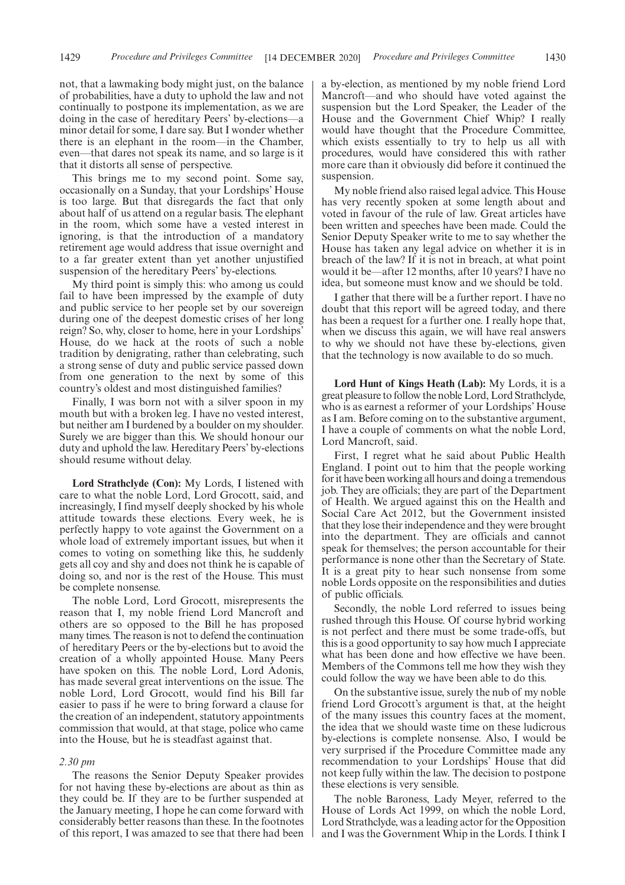not, that a lawmaking body might just, on the balance of probabilities, have a duty to uphold the law and not continually to postpone its implementation, as we are doing in the case of hereditary Peers' by-elections—a minor detail for some, I dare say. But I wonder whether there is an elephant in the room—in the Chamber, even—that dares not speak its name, and so large is it that it distorts all sense of perspective.

This brings me to my second point. Some say, occasionally on a Sunday, that your Lordships' House is too large. But that disregards the fact that only about half of us attend on a regular basis. The elephant in the room, which some have a vested interest in ignoring, is that the introduction of a mandatory retirement age would address that issue overnight and to a far greater extent than yet another unjustified suspension of the hereditary Peers' by-elections.

My third point is simply this: who among us could fail to have been impressed by the example of duty and public service to her people set by our sovereign during one of the deepest domestic crises of her long reign? So, why, closer to home, here in your Lordships' House, do we hack at the roots of such a noble tradition by denigrating, rather than celebrating, such a strong sense of duty and public service passed down from one generation to the next by some of this country's oldest and most distinguished families?

Finally, I was born not with a silver spoon in my mouth but with a broken leg. I have no vested interest, but neither am I burdened by a boulder on my shoulder. Surely we are bigger than this. We should honour our duty and uphold the law. Hereditary Peers' by-elections should resume without delay.

**Lord Strathclyde (Con):** My Lords, I listened with care to what the noble Lord, Lord Grocott, said, and increasingly, I find myself deeply shocked by his whole attitude towards these elections. Every week, he is perfectly happy to vote against the Government on a whole load of extremely important issues, but when it comes to voting on something like this, he suddenly gets all coy and shy and does not think he is capable of doing so, and nor is the rest of the House. This must be complete nonsense.

The noble Lord, Lord Grocott, misrepresents the reason that I, my noble friend Lord Mancroft and others are so opposed to the Bill he has proposed many times. The reason is not to defend the continuation of hereditary Peers or the by-elections but to avoid the creation of a wholly appointed House. Many Peers have spoken on this. The noble Lord, Lord Adonis, has made several great interventions on the issue. The noble Lord, Lord Grocott, would find his Bill far easier to pass if he were to bring forward a clause for the creation of an independent, statutory appointments commission that would, at that stage, police who came into the House, but he is steadfast against that.

*2.30 pm*

The reasons the Senior Deputy Speaker provides for not having these by-elections are about as thin as they could be. If they are to be further suspended at the January meeting, I hope he can come forward with considerably better reasons than these. In the footnotes of this report, I was amazed to see that there had been a by-election, as mentioned by my noble friend Lord Mancroft—and who should have voted against the suspension but the Lord Speaker, the Leader of the House and the Government Chief Whip? I really would have thought that the Procedure Committee, which exists essentially to try to help us all with procedures, would have considered this with rather more care than it obviously did before it continued the suspension.

My noble friend also raised legal advice. This House has very recently spoken at some length about and voted in favour of the rule of law. Great articles have been written and speeches have been made. Could the Senior Deputy Speaker write to me to say whether the House has taken any legal advice on whether it is in breach of the law? If it is not in breach, at what point would it be—after 12 months, after 10 years? I have no idea, but someone must know and we should be told.

I gather that there will be a further report. I have no doubt that this report will be agreed today, and there has been a request for a further one. I really hope that, when we discuss this again, we will have real answers to why we should not have these by-elections, given that the technology is now available to do so much.

**Lord Hunt of Kings Heath (Lab):** My Lords, it is a great pleasure to follow the noble Lord, Lord Strathclyde, who is as earnest a reformer of your Lordships' House as I am. Before coming on to the substantive argument, I have a couple of comments on what the noble Lord, Lord Mancroft, said.

First, I regret what he said about Public Health England. I point out to him that the people working for it have been working all hours and doing a tremendous job. They are officials; they are part of the Department of Health. We argued against this on the Health and Social Care Act 2012, but the Government insisted that they lose their independence and they were brought into the department. They are officials and cannot speak for themselves; the person accountable for their performance is none other than the Secretary of State. It is a great pity to hear such nonsense from some noble Lords opposite on the responsibilities and duties of public officials.

Secondly, the noble Lord referred to issues being rushed through this House. Of course hybrid working is not perfect and there must be some trade-offs, but this is a good opportunity to say how much I appreciate what has been done and how effective we have been. Members of the Commons tell me how they wish they could follow the way we have been able to do this.

On the substantive issue, surely the nub of my noble friend Lord Grocott's argument is that, at the height of the many issues this country faces at the moment, the idea that we should waste time on these ludicrous by-elections is complete nonsense. Also, I would be very surprised if the Procedure Committee made any recommendation to your Lordships' House that did not keep fully within the law. The decision to postpone these elections is very sensible.

The noble Baroness, Lady Meyer, referred to the House of Lords Act 1999, on which the noble Lord, Lord Strathclyde, was a leading actor for the Opposition and I was the Government Whip in the Lords. I think I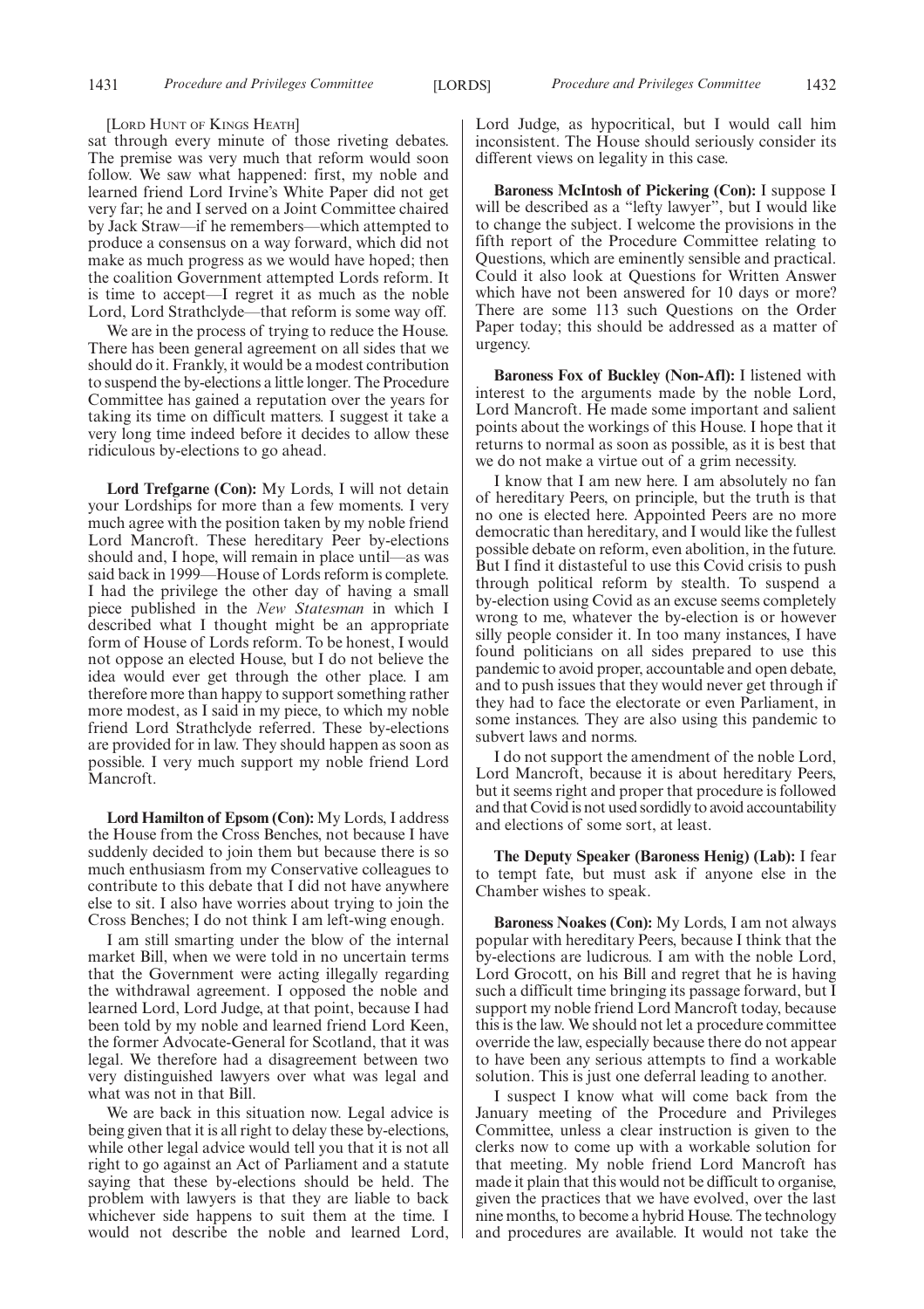[Lord Hunt of Kings Heath]

sat through every minute of those riveting debates. The premise was very much that reform would soon follow. We saw what happened: first, my noble and learned friend Lord Irvine's White Paper did not get very far; he and I served on a Joint Committee chaired by Jack Straw—if he remembers—which attempted to produce a consensus on a way forward, which did not make as much progress as we would have hoped; then the coalition Government attempted Lords reform. It is time to accept—I regret it as much as the noble Lord, Lord Strathclyde—that reform is some way off.

We are in the process of trying to reduce the House. There has been general agreement on all sides that we should do it. Frankly, it would be a modest contribution to suspend the by-elections a little longer. The Procedure Committee has gained a reputation over the years for taking its time on difficult matters. I suggest it take a very long time indeed before it decides to allow these ridiculous by-elections to go ahead.

**Lord Trefgarne (Con):** My Lords, I will not detain your Lordships for more than a few moments. I very much agree with the position taken by my noble friend Lord Mancroft. These hereditary Peer by-elections should and, I hope, will remain in place until—as was said back in 1999—House of Lords reform is complete. I had the privilege the other day of having a small piece published in the *New Statesman* in which I described what I thought might be an appropriate form of House of Lords reform. To be honest, I would not oppose an elected House, but I do not believe the idea would ever get through the other place. I am therefore more than happy to support something rather more modest, as I said in my piece, to which my noble friend Lord Strathclyde referred. These by-elections are provided for in law. They should happen as soon as possible. I very much support my noble friend Lord Mancroft.

**Lord Hamilton of Epsom (Con):** My Lords, I address the House from the Cross Benches, not because I have suddenly decided to join them but because there is so much enthusiasm from my Conservative colleagues to contribute to this debate that I did not have anywhere else to sit. I also have worries about trying to join the Cross Benches; I do not think I am left-wing enough.

I am still smarting under the blow of the internal market Bill, when we were told in no uncertain terms that the Government were acting illegally regarding the withdrawal agreement. I opposed the noble and learned Lord, Lord Judge, at that point, because I had been told by my noble and learned friend Lord Keen, the former Advocate-General for Scotland, that it was legal. We therefore had a disagreement between two very distinguished lawyers over what was legal and what was not in that Bill.

We are back in this situation now. Legal advice is being given that it is all right to delay these by-elections, while other legal advice would tell you that it is not all right to go against an Act of Parliament and a statute saying that these by-elections should be held. The problem with lawyers is that they are liable to back whichever side happens to suit them at the time. I would not describe the noble and learned Lord, Lord Judge, as hypocritical, but I would call him inconsistent. The House should seriously consider its different views on legality in this case.

**Baroness McIntosh of Pickering (Con):** I suppose I will be described as a "lefty lawyer", but I would like to change the subject. I welcome the provisions in the fifth report of the Procedure Committee relating to Questions, which are eminently sensible and practical. Could it also look at Questions for Written Answer which have not been answered for 10 days or more? There are some 113 such Questions on the Order Paper today; this should be addressed as a matter of urgency.

**Baroness Fox of Buckley (Non-Afl):** I listened with interest to the arguments made by the noble Lord, Lord Mancroft. He made some important and salient points about the workings of this House. I hope that it returns to normal as soon as possible, as it is best that we do not make a virtue out of a grim necessity.

I know that I am new here. I am absolutely no fan of hereditary Peers, on principle, but the truth is that no one is elected here. Appointed Peers are no more democratic than hereditary, and I would like the fullest possible debate on reform, even abolition, in the future. But I find it distasteful to use this Covid crisis to push through political reform by stealth. To suspend a by-election using Covid as an excuse seems completely wrong to me, whatever the by-election is or however silly people consider it. In too many instances, I have found politicians on all sides prepared to use this pandemic to avoid proper, accountable and open debate, and to push issues that they would never get through if they had to face the electorate or even Parliament, in some instances. They are also using this pandemic to subvert laws and norms.

I do not support the amendment of the noble Lord, Lord Mancroft, because it is about hereditary Peers, but it seems right and proper that procedure is followed and that Covid is not used sordidly to avoid accountability and elections of some sort, at least.

**The Deputy Speaker (Baroness Henig) (Lab):** I fear to tempt fate, but must ask if anyone else in the Chamber wishes to speak.

**Baroness Noakes (Con):** My Lords, I am not always popular with hereditary Peers, because I think that the by-elections are ludicrous. I am with the noble Lord, Lord Grocott, on his Bill and regret that he is having such a difficult time bringing its passage forward, but I support my noble friend Lord Mancroft today, because this is the law. We should not let a procedure committee override the law, especially because there do not appear to have been any serious attempts to find a workable solution. This is just one deferral leading to another.

I suspect I know what will come back from the January meeting of the Procedure and Privileges Committee, unless a clear instruction is given to the clerks now to come up with a workable solution for that meeting. My noble friend Lord Mancroft has made it plain that this would not be difficult to organise, given the practices that we have evolved, over the last nine months, to become a hybrid House. The technology and procedures are available. It would not take the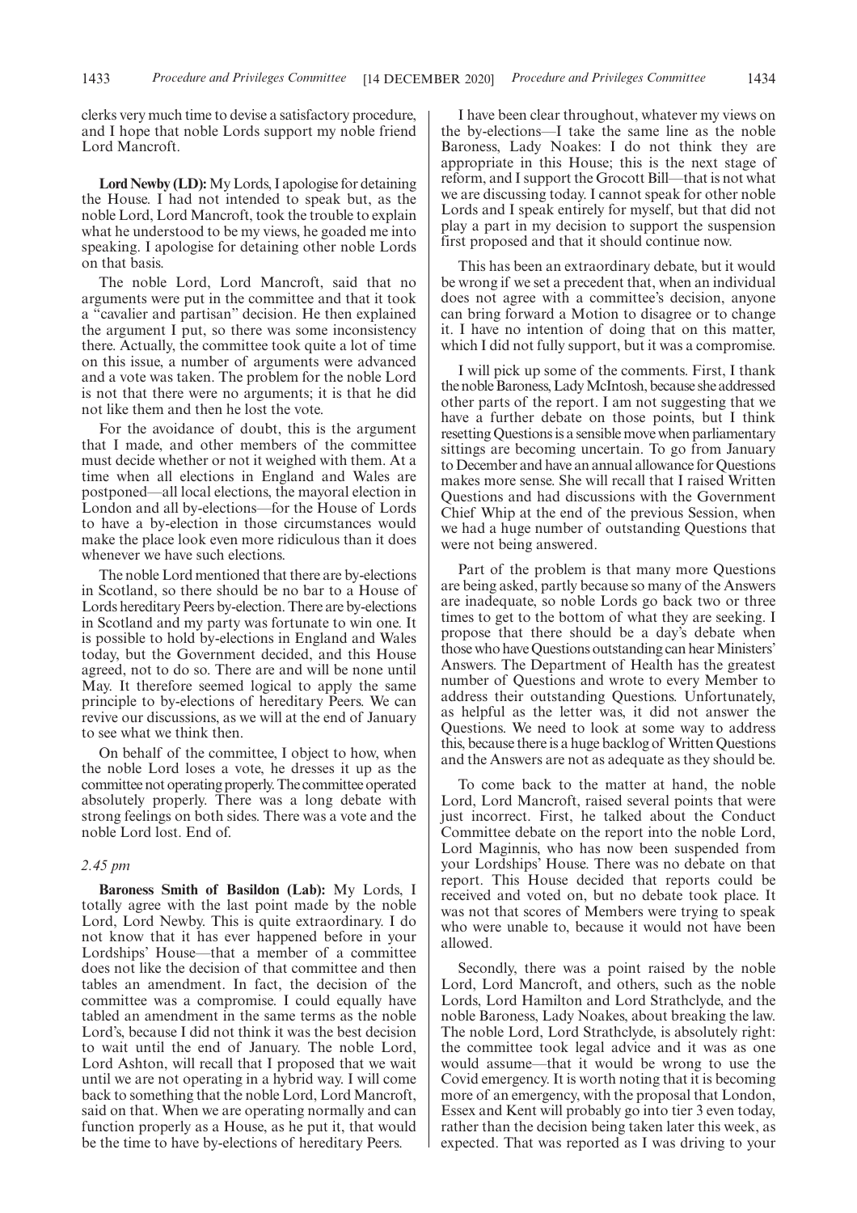clerks very much time to devise a satisfactory procedure, and I hope that noble Lords support my noble friend Lord Mancroft.

**Lord Newby (LD):** My Lords, I apologise for detaining the House. I had not intended to speak but, as the noble Lord, Lord Mancroft, took the trouble to explain what he understood to be my views, he goaded me into speaking. I apologise for detaining other noble Lords on that basis.

The noble Lord, Lord Mancroft, said that no arguments were put in the committee and that it took a "cavalier and partisan" decision. He then explained the argument I put, so there was some inconsistency there. Actually, the committee took quite a lot of time on this issue, a number of arguments were advanced and a vote was taken. The problem for the noble Lord is not that there were no arguments; it is that he did not like them and then he lost the vote.

For the avoidance of doubt, this is the argument that I made, and other members of the committee must decide whether or not it weighed with them. At a time when all elections in England and Wales are postponed—all local elections, the mayoral election in London and all by-elections—for the House of Lords to have a by-election in those circumstances would make the place look even more ridiculous than it does whenever we have such elections.

The noble Lord mentioned that there are by-elections in Scotland, so there should be no bar to a House of Lords hereditary Peers by-election. There are by-elections in Scotland and my party was fortunate to win one. It is possible to hold by-elections in England and Wales today, but the Government decided, and this House agreed, not to do so. There are and will be none until May. It therefore seemed logical to apply the same principle to by-elections of hereditary Peers. We can revive our discussions, as we will at the end of January to see what we think then.

On behalf of the committee, I object to how, when the noble Lord loses a vote, he dresses it up as the committee not operating properly. The committee operated absolutely properly. There was a long debate with strong feelings on both sides. There was a vote and the noble Lord lost. End of.

*2.45 pm*

**Baroness Smith of Basildon (Lab):** My Lords, I totally agree with the last point made by the noble Lord, Lord Newby. This is quite extraordinary. I do not know that it has ever happened before in your Lordships' House—that a member of a committee does not like the decision of that committee and then tables an amendment. In fact, the decision of the committee was a compromise. I could equally have tabled an amendment in the same terms as the noble Lord's, because I did not think it was the best decision to wait until the end of January. The noble Lord, Lord Ashton, will recall that I proposed that we wait until we are not operating in a hybrid way. I will come back to something that the noble Lord, Lord Mancroft, said on that. When we are operating normally and can function properly as a House, as he put it, that would be the time to have by-elections of hereditary Peers.

I have been clear throughout, whatever my views on the by-elections—I take the same line as the noble Baroness, Lady Noakes: I do not think they are appropriate in this House; this is the next stage of reform, and I support the Grocott Bill—that is not what we are discussing today. I cannot speak for other noble Lords and I speak entirely for myself, but that did not play a part in my decision to support the suspension first proposed and that it should continue now.

This has been an extraordinary debate, but it would be wrong if we set a precedent that, when an individual does not agree with a committee's decision, anyone can bring forward a Motion to disagree or to change it. I have no intention of doing that on this matter, which I did not fully support, but it was a compromise.

I will pick up some of the comments. First, I thank the noble Baroness, Lady McIntosh, because she addressed other parts of the report. I am not suggesting that we have a further debate on those points, but I think resetting Questions is a sensible move when parliamentary sittings are becoming uncertain. To go from January to December and have an annual allowance for Questions makes more sense. She will recall that I raised Written Questions and had discussions with the Government Chief Whip at the end of the previous Session, when we had a huge number of outstanding Questions that were not being answered.

Part of the problem is that many more Questions are being asked, partly because so many of the Answers are inadequate, so noble Lords go back two or three times to get to the bottom of what they are seeking. I propose that there should be a day's debate when those who have Questions outstanding can hear Ministers' Answers. The Department of Health has the greatest number of Questions and wrote to every Member to address their outstanding Questions. Unfortunately, as helpful as the letter was, it did not answer the Questions. We need to look at some way to address this, because there is a huge backlog of Written Questions and the Answers are not as adequate as they should be.

To come back to the matter at hand, the noble Lord, Lord Mancroft, raised several points that were just incorrect. First, he talked about the Conduct Committee debate on the report into the noble Lord, Lord Maginnis, who has now been suspended from your Lordships' House. There was no debate on that report. This House decided that reports could be received and voted on, but no debate took place. It was not that scores of Members were trying to speak who were unable to, because it would not have been allowed.

Secondly, there was a point raised by the noble Lord, Lord Mancroft, and others, such as the noble Lords, Lord Hamilton and Lord Strathclyde, and the noble Baroness, Lady Noakes, about breaking the law. The noble Lord, Lord Strathclyde, is absolutely right: the committee took legal advice and it was as one would assume—that it would be wrong to use the Covid emergency. It is worth noting that it is becoming more of an emergency, with the proposal that London, Essex and Kent will probably go into tier 3 even today, rather than the decision being taken later this week, as expected. That was reported as I was driving to your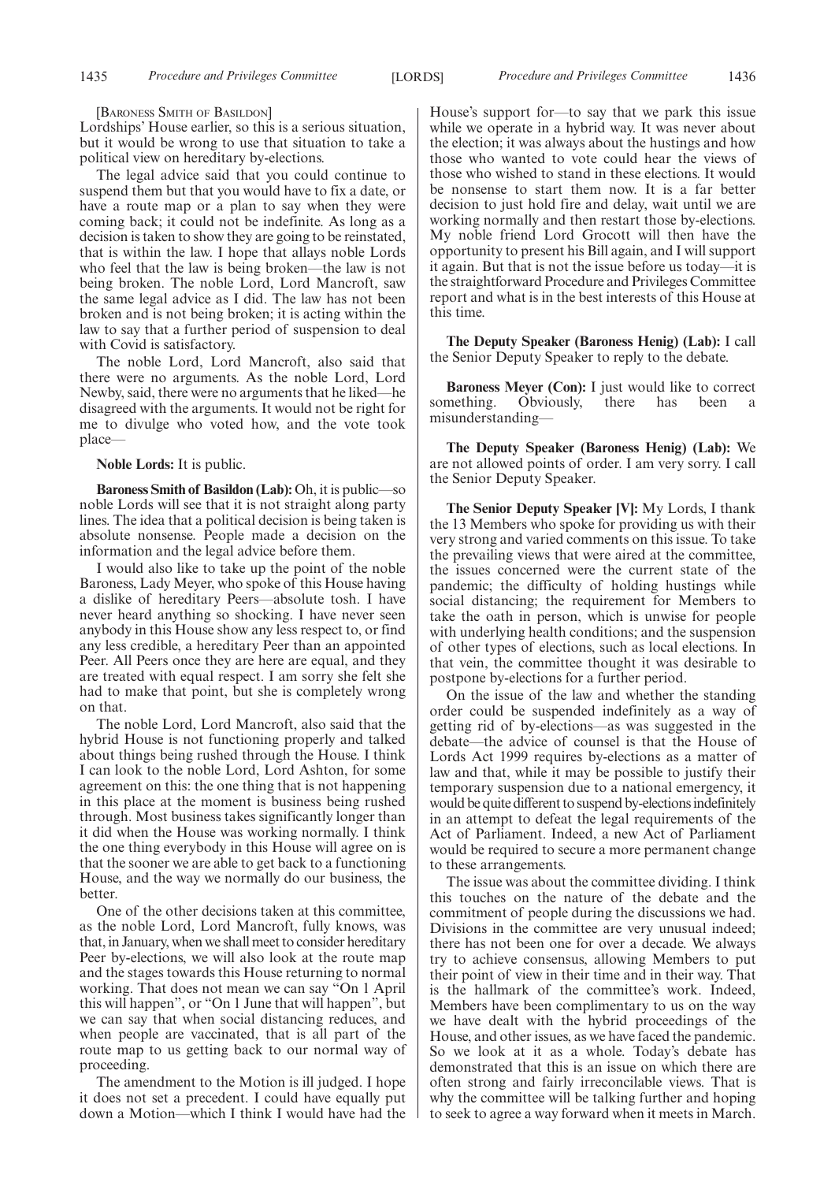[BARONESS SMITH OF BASILDON]

Lordships' House earlier, so this is a serious situation, but it would be wrong to use that situation to take a political view on hereditary by-elections.

The legal advice said that you could continue to suspend them but that you would have to fix a date, or have a route map or a plan to say when they were coming back; it could not be indefinite. As long as a decision is taken to show they are going to be reinstated, that is within the law. I hope that allays noble Lords who feel that the law is being broken—the law is not being broken. The noble Lord, Lord Mancroft, saw the same legal advice as I did. The law has not been broken and is not being broken; it is acting within the law to say that a further period of suspension to deal with Covid is satisfactory.

The noble Lord, Lord Mancroft, also said that there were no arguments. As the noble Lord, Lord Newby, said, there were no arguments that he liked—he disagreed with the arguments. It would not be right for me to divulge who voted how, and the vote took place—

**Noble Lords:** It is public.

**Baroness Smith of Basildon (Lab):** Oh, it is public—so noble Lords will see that it is not straight along party lines. The idea that a political decision is being taken is absolute nonsense. People made a decision on the information and the legal advice before them.

I would also like to take up the point of the noble Baroness, Lady Meyer, who spoke of this House having a dislike of hereditary Peers—absolute tosh. I have never heard anything so shocking. I have never seen anybody in this House show any less respect to, or find any less credible, a hereditary Peer than an appointed Peer. All Peers once they are here are equal, and they are treated with equal respect. I am sorry she felt she had to make that point, but she is completely wrong on that.

The noble Lord, Lord Mancroft, also said that the hybrid House is not functioning properly and talked about things being rushed through the House. I think I can look to the noble Lord, Lord Ashton, for some agreement on this: the one thing that is not happening in this place at the moment is business being rushed through. Most business takes significantly longer than it did when the House was working normally. I think the one thing everybody in this House will agree on is that the sooner we are able to get back to a functioning House, and the way we normally do our business, the better.

One of the other decisions taken at this committee, as the noble Lord, Lord Mancroft, fully knows, was that, in January, when we shall meet to consider hereditary Peer by-elections, we will also look at the route map and the stages towards this House returning to normal working. That does not mean we can say "On 1 April this will happen", or "On 1 June that will happen", but we can say that when social distancing reduces, and when people are vaccinated, that is all part of the route map to us getting back to our normal way of proceeding.

The amendment to the Motion is ill judged. I hope it does not set a precedent. I could have equally put down a Motion—which I think I would have had the House's support for—to say that we park this issue while we operate in a hybrid way. It was never about the election; it was always about the hustings and how those who wanted to vote could hear the views of those who wished to stand in these elections. It would be nonsense to start them now. It is a far better decision to just hold fire and delay, wait until we are working normally and then restart those by-elections. My noble friend Lord Grocott will then have the opportunity to present his Bill again, and I will support it again. But that is not the issue before us today—it is the straightforward Procedure and Privileges Committee report and what is in the best interests of this House at this time.

**The Deputy Speaker (Baroness Henig) (Lab):** I call the Senior Deputy Speaker to reply to the debate.

**Baroness Meyer (Con):** I just would like to correct something. Obviously, there has been a misunderstanding—

**The Deputy Speaker (Baroness Henig) (Lab):** We are not allowed points of order. I am very sorry. I call the Senior Deputy Speaker.

**The Senior Deputy Speaker [V]:** My Lords, I thank the 13 Members who spoke for providing us with their very strong and varied comments on this issue. To take the prevailing views that were aired at the committee, the issues concerned were the current state of the pandemic; the difficulty of holding hustings while social distancing; the requirement for Members to take the oath in person, which is unwise for people with underlying health conditions; and the suspension of other types of elections, such as local elections. In that vein, the committee thought it was desirable to postpone by-elections for a further period.

On the issue of the law and whether the standing order could be suspended indefinitely as a way of getting rid of by-elections—as was suggested in the debate—the advice of counsel is that the House of Lords Act 1999 requires by-elections as a matter of law and that, while it may be possible to justify their temporary suspension due to a national emergency, it would be quite different to suspend by-elections indefinitely in an attempt to defeat the legal requirements of the Act of Parliament. Indeed, a new Act of Parliament would be required to secure a more permanent change to these arrangements.

The issue was about the committee dividing. I think this touches on the nature of the debate and the commitment of people during the discussions we had. Divisions in the committee are very unusual indeed; there has not been one for over a decade. We always try to achieve consensus, allowing Members to put their point of view in their time and in their way. That is the hallmark of the committee's work. Indeed, Members have been complimentary to us on the way we have dealt with the hybrid proceedings of the House, and other issues, as we have faced the pandemic. So we look at it as a whole. Today's debate has demonstrated that this is an issue on which there are often strong and fairly irreconcilable views. That is why the committee will be talking further and hoping to seek to agree a way forward when it meets in March.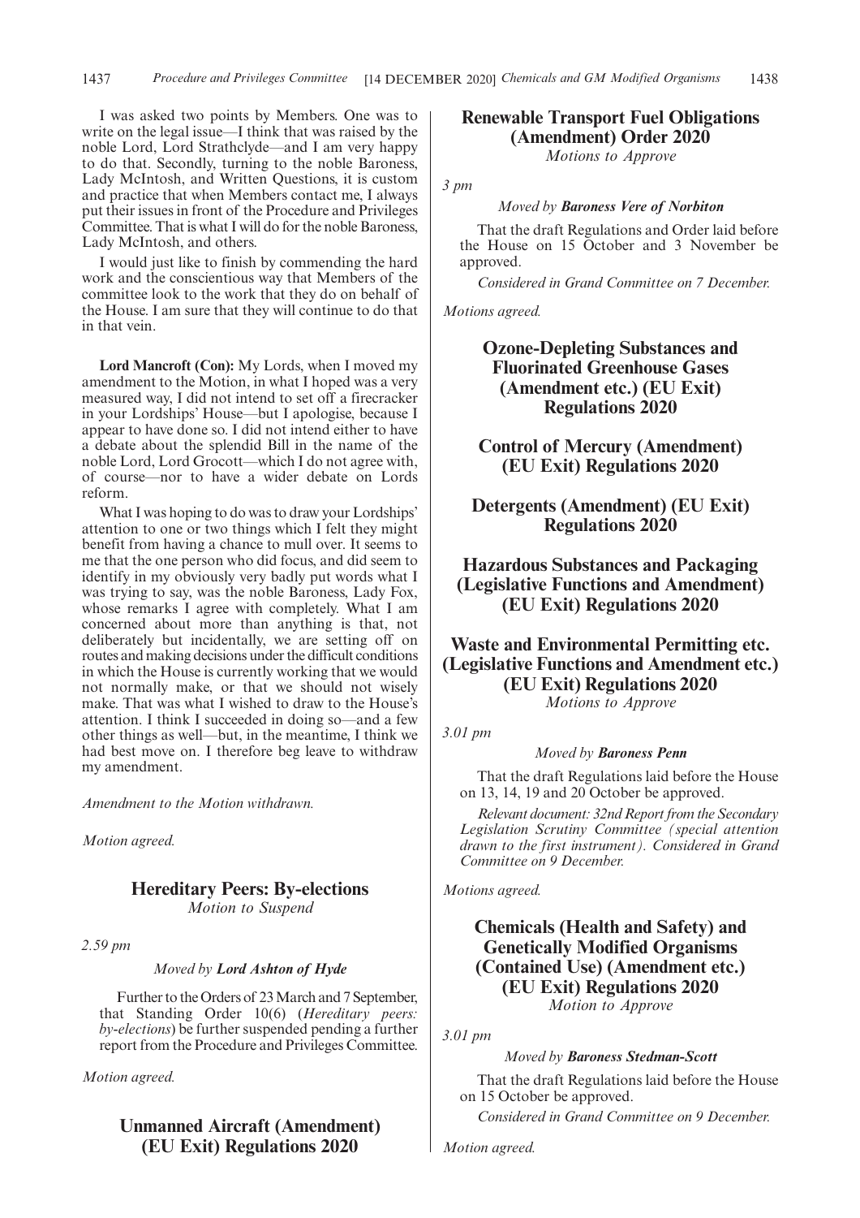I was asked two points by Members. One was to write on the legal issue—I think that was raised by the noble Lord, Lord Strathclyde—and I am very happy to do that. Secondly, turning to the noble Baroness, Lady McIntosh, and Written Questions, it is custom and practice that when Members contact me, I always put their issues in front of the Procedure and Privileges Committee. That is what I will do for the noble Baroness, Lady McIntosh, and others.

I would just like to finish by commending the hard work and the conscientious way that Members of the committee look to the work that they do on behalf of the House. I am sure that they will continue to do that in that vein.

**Lord Mancroft (Con):** My Lords, when I moved my amendment to the Motion, in what I hoped was a very measured way, I did not intend to set off a firecracker in your Lordships' House—but I apologise, because I appear to have done so. I did not intend either to have a debate about the splendid Bill in the name of the noble Lord, Lord Grocott—which I do not agree with, of course—nor to have a wider debate on Lords reform.

What I was hoping to do was to draw your Lordships' attention to one or two things which I felt they might benefit from having a chance to mull over. It seems to me that the one person who did focus, and did seem to identify in my obviously very badly put words what I was trying to say, was the noble Baroness, Lady Fox, whose remarks I agree with completely. What I am concerned about more than anything is that, not deliberately but incidentally, we are setting off on routes and making decisions under the difficult conditions in which the House is currently working that we would not normally make, or that we should not wisely make. That was what I wished to draw to the House's attention. I think I succeeded in doing so—and a few other things as well—but, in the meantime, I think we had best move on. I therefore beg leave to withdraw my amendment.

*Amendment to the Motion withdrawn.*

*Motion agreed.*

## Hereditary Peers: By-elections

*Motion to Suspend*

*2.59 pm*

*Moved by **Lord Ashton of Hyde***

Further to the Orders of 23 March and 7 September, that Standing Order 10(6) (*Hereditary peers: by-elections*) be further suspended pending a further report from the Procedure and Privileges Committee.

*Motion agreed.*

## Unmanned Aircraft (Amendment) (EU Exit) Regulations 2020

## Renewable Transport Fuel Obligations (Amendment) Order 2020

*Motions to Approve*

*3 pm*

*Moved by **Baroness Vere of Norbiton***

That the draft Regulations and Order laid before the House on 15 October and 3 November be approved.

*Considered in Grand Committee on 7 December.*

*Motions agreed.*

## Ozone-Depleting Substances and Fluorinated Greenhouse Gases (Amendment etc.) (EU Exit) Regulations 2020

## Control of Mercury (Amendment) (EU Exit) Regulations 2020

## Detergents (Amendment) (EU Exit) Regulations 2020

## Hazardous Substances and Packaging (Legislative Functions and Amendment) (EU Exit) Regulations 2020

## Waste and Environmental Permitting etc. (Legislative Functions and Amendment etc.) (EU Exit) Regulations 2020

*Motions to Approve*

*3.01 pm*

*Moved by **Baroness Penn***

That the draft Regulations laid before the House on 13, 14, 19 and 20 October be approved.

*Relevant document: 32nd Report from the Secondary Legislation Scrutiny Committee (special attention drawn to the first instrument). Considered in Grand Committee on 9 December.*

*Motions agreed.*

## Chemicals (Health and Safety) and Genetically Modified Organisms (Contained Use) (Amendment etc.) (EU Exit) Regulations 2020

*Motion to Approve*

*3.01 pm*

*Moved by **Baroness Stedman-Scott***

That the draft Regulations laid before the House on 15 October be approved.

*Considered in Grand Committee on 9 December.*

*Motion agreed.*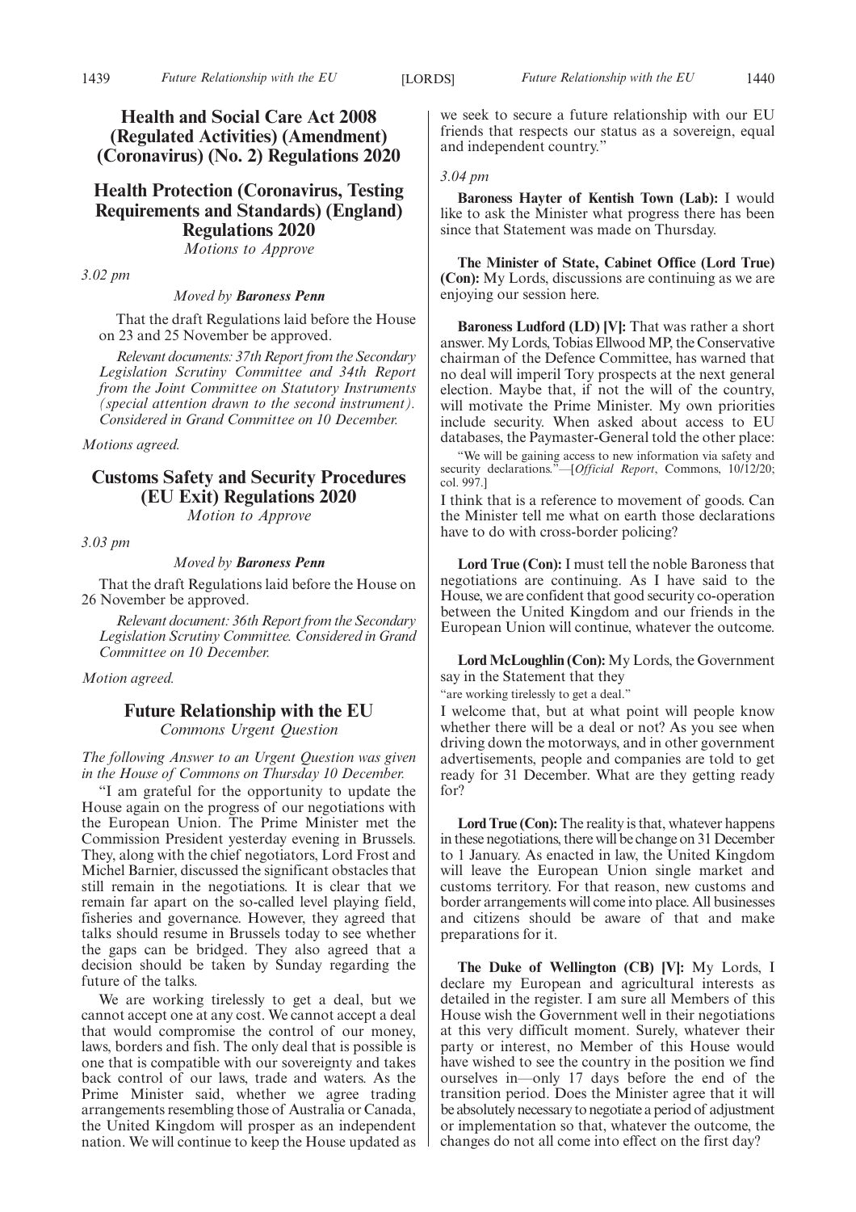## Health and Social Care Act 2008 (Regulated Activities) (Amendment) (Coronavirus) (No. 2) Regulations 2020

## Health Protection (Coronavirus, Testing Requirements and Standards) (England) Regulations 2020

*Motions to Approve*

*3.02 pm*

*Moved by* **Baroness Penn**

That the draft Regulations laid before the House on 23 and 25 November be approved.

*Relevant documents: 37th Report from the Secondary Legislation Scrutiny Committee and 34th Report from the Joint Committee on Statutory Instruments (special attention drawn to the second instrument). Considered in Grand Committee on 10 December.*

*Motions agreed.*

## Customs Safety and Security Procedures (EU Exit) Regulations 2020

*Motion to Approve*

*3.03 pm*

*Moved by* **Baroness Penn**

That the draft Regulations laid before the House on 26 November be approved.

*Relevant document: 36th Report from the Secondary Legislation Scrutiny Committee. Considered in Grand Committee on 10 December.*

*Motion agreed.*

## Future Relationship with the EU

*Commons Urgent Question*

*The following Answer to an Urgent Question was given in the House of Commons on Thursday 10 December.*

"I am grateful for the opportunity to update the House again on the progress of our negotiations with the European Union. The Prime Minister met the Commission President yesterday evening in Brussels. They, along with the chief negotiators, Lord Frost and Michel Barnier, discussed the significant obstacles that still remain in the negotiations. It is clear that we remain far apart on the so-called level playing field, fisheries and governance. However, they agreed that talks should resume in Brussels today to see whether the gaps can be bridged. They also agreed that a decision should be taken by Sunday regarding the future of the talks.

We are working tirelessly to get a deal, but we cannot accept one at any cost. We cannot accept a deal that would compromise the control of our money, laws, borders and fish. The only deal that is possible is one that is compatible with our sovereignty and takes back control of our laws, trade and waters. As the Prime Minister said, whether we agree trading arrangements resembling those of Australia or Canada, the United Kingdom will prosper as an independent nation. We will continue to keep the House updated as we seek to secure a future relationship with our EU friends that respects our status as a sovereign, equal and independent country."

*3.04 pm*

**Baroness Hayter of Kentish Town (Lab):** I would like to ask the Minister what progress there has been since that Statement was made on Thursday.

**The Minister of State, Cabinet Office (Lord True) (Con):** My Lords, discussions are continuing as we are enjoying our session here.

**Baroness Ludford (LD) [V]:** That was rather a short answer. My Lords, Tobias Ellwood MP, the Conservative chairman of the Defence Committee, has warned that no deal will imperil Tory prospects at the next general election. Maybe that, if not the will of the country, will motivate the Prime Minister. My own priorities include security. When asked about access to EU databases, the Paymaster-General told the other place:

"We will be gaining access to new information via safety and security declarations."—[*Official Report*, Commons, 10/12/20; col. 997.]

I think that is a reference to movement of goods. Can the Minister tell me what on earth those declarations have to do with cross-border policing?

**Lord True (Con):** I must tell the noble Baroness that negotiations are continuing. As I have said to the House, we are confident that good security co-operation between the United Kingdom and our friends in the European Union will continue, whatever the outcome.

**Lord McLoughlin (Con):** My Lords, the Government say in the Statement that they

"are working tirelessly to get a deal."

I welcome that, but at what point will people know whether there will be a deal or not? As you see when driving down the motorways, and in other government advertisements, people and companies are told to get ready for 31 December. What are they getting ready for?

**Lord True (Con):** The reality is that, whatever happens in these negotiations, there will be change on 31 December to 1 January. As enacted in law, the United Kingdom will leave the European Union single market and customs territory. For that reason, new customs and border arrangements will come into place. All businesses and citizens should be aware of that and make preparations for it.

**The Duke of Wellington (CB) [V]:** My Lords, I declare my European and agricultural interests as detailed in the register. I am sure all Members of this House wish the Government well in their negotiations at this very difficult moment. Surely, whatever their party or interest, no Member of this House would have wished to see the country in the position we find ourselves in—only 17 days before the end of the transition period. Does the Minister agree that it will be absolutely necessary to negotiate a period of adjustment or implementation so that, whatever the outcome, the changes do not all come into effect on the first day?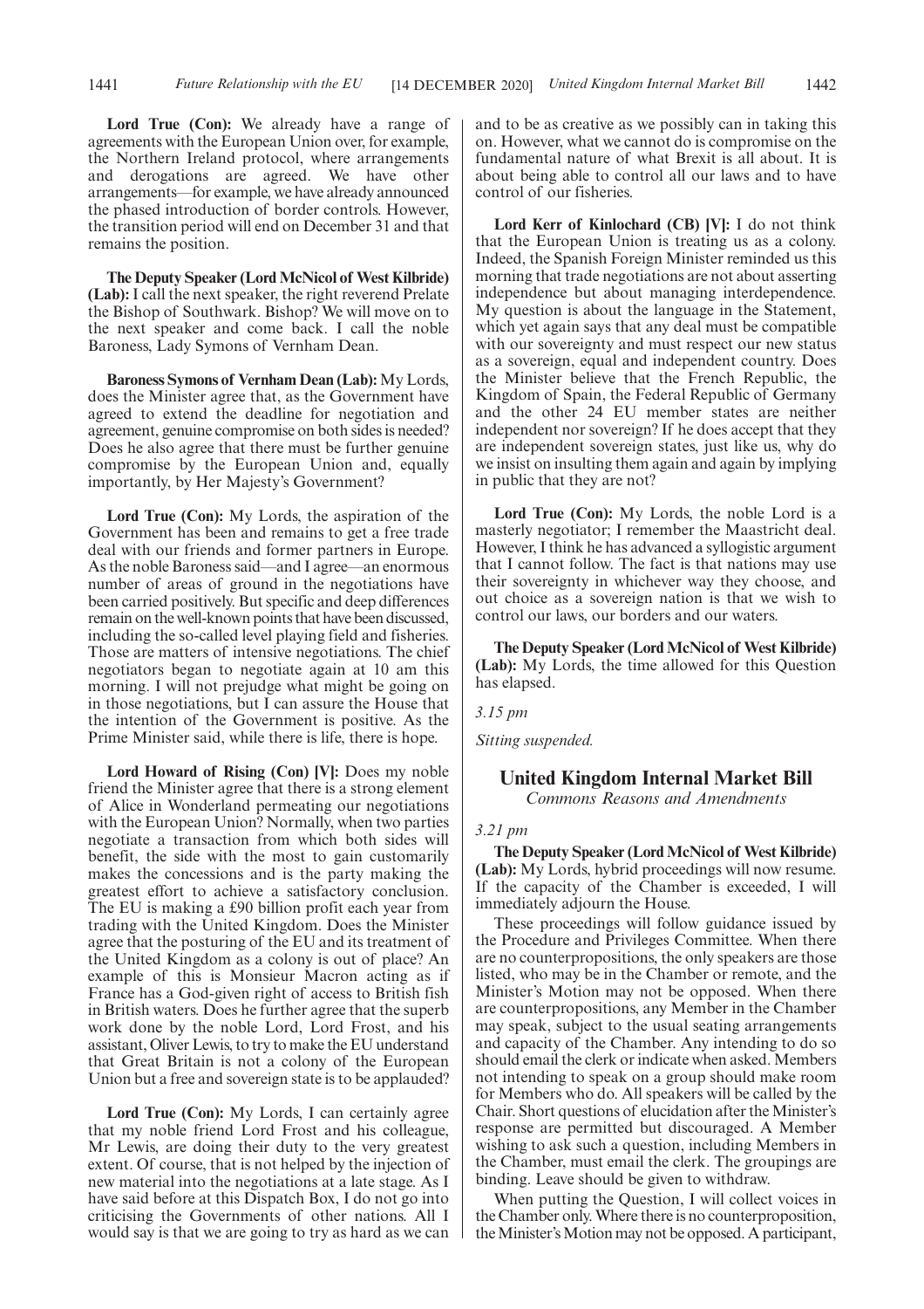**Lord True (Con):** We already have a range of agreements with the European Union over, for example, the Northern Ireland protocol, where arrangements and derogations are agreed. We have other arrangements—for example, we have already announced the phased introduction of border controls. However, the transition period will end on December 31 and that remains the position.

**The Deputy Speaker (Lord McNicol of West Kilbride) (Lab):** I call the next speaker, the right reverend Prelate the Bishop of Southwark. Bishop? We will move on to the next speaker and come back. I call the noble Baroness, Lady Symons of Vernham Dean.

**Baroness Symons of Vernham Dean (Lab):** My Lords, does the Minister agree that, as the Government have agreed to extend the deadline for negotiation and agreement, genuine compromise on both sides is needed? Does he also agree that there must be further genuine compromise by the European Union and, equally importantly, by Her Majesty's Government?

**Lord True (Con):** My Lords, the aspiration of the Government has been and remains to get a free trade deal with our friends and former partners in Europe. As the noble Baroness said—and I agree—an enormous number of areas of ground in the negotiations have been carried positively. But specific and deep differences remain on the well-known points that have been discussed, including the so-called level playing field and fisheries. Those are matters of intensive negotiations. The chief negotiators began to negotiate again at 10 am this morning. I will not prejudge what might be going on in those negotiations, but I can assure the House that the intention of the Government is positive. As the Prime Minister said, while there is life, there is hope.

**Lord Howard of Rising (Con) [V]:** Does my noble friend the Minister agree that there is a strong element of Alice in Wonderland permeating our negotiations with the European Union? Normally, when two parties negotiate a transaction from which both sides will benefit, the side with the most to gain customarily makes the concessions and is the party making the greatest effort to achieve a satisfactory conclusion. The EU is making a £90 billion profit each year from trading with the United Kingdom. Does the Minister agree that the posturing of the EU and its treatment of the United Kingdom as a colony is out of place? An example of this is Monsieur Macron acting as if France has a God-given right of access to British fish in British waters. Does he further agree that the superb work done by the noble Lord, Lord Frost, and his assistant, Oliver Lewis, to try to make the EU understand that Great Britain is not a colony of the European Union but a free and sovereign state is to be applauded?

**Lord True (Con):** My Lords, I can certainly agree that my noble friend Lord Frost and his colleague, Mr Lewis, are doing their duty to the very greatest extent. Of course, that is not helped by the injection of new material into the negotiations at a late stage. As I have said before at this Dispatch Box, I do not go into criticising the Governments of other nations. All I would say is that we are going to try as hard as we can and to be as creative as we possibly can in taking this on. However, what we cannot do is compromise on the fundamental nature of what Brexit is all about. It is about being able to control all our laws and to have control of our fisheries.

**Lord Kerr of Kinlochard (CB) [V]:** I do not think that the European Union is treating us as a colony. Indeed, the Spanish Foreign Minister reminded us this morning that trade negotiations are not about asserting independence but about managing interdependence. My question is about the language in the Statement, which yet again says that any deal must be compatible with our sovereignty and must respect our new status as a sovereign, equal and independent country. Does the Minister believe that the French Republic, the Kingdom of Spain, the Federal Republic of Germany and the other 24 EU member states are neither independent nor sovereign? If he does accept that they are independent sovereign states, just like us, why do we insist on insulting them again and again by implying in public that they are not?

**Lord True (Con):** My Lords, the noble Lord is a masterly negotiator; I remember the Maastricht deal. However, I think he has advanced a syllogistic argument that I cannot follow. The fact is that nations may use their sovereignty in whichever way they choose, and out choice as a sovereign nation is that we wish to control our laws, our borders and our waters.

**The Deputy Speaker (Lord McNicol of West Kilbride) (Lab):** My Lords, the time allowed for this Question has elapsed.

*3.15 pm*

*Sitting suspended.*

## United Kingdom Internal Market Bill

*Commons Reasons and Amendments*

*3.21 pm*

**The Deputy Speaker (Lord McNicol of West Kilbride) (Lab):** My Lords, hybrid proceedings will now resume. If the capacity of the Chamber is exceeded, I will immediately adjourn the House.

These proceedings will follow guidance issued by the Procedure and Privileges Committee. When there are no counterpropositions, the only speakers are those listed, who may be in the Chamber or remote, and the Minister's Motion may not be opposed. When there are counterpropositions, any Member in the Chamber may speak, subject to the usual seating arrangements and capacity of the Chamber. Any intending to do so should email the clerk or indicate when asked. Members not intending to speak on a group should make room for Members who do. All speakers will be called by the Chair. Short questions of elucidation after the Minister's response are permitted but discouraged. A Member wishing to ask such a question, including Members in the Chamber, must email the clerk. The groupings are binding. Leave should be given to withdraw.

When putting the Question, I will collect voices in the Chamber only. Where there is no counterproposition, the Minister's Motion may not be opposed. A participant,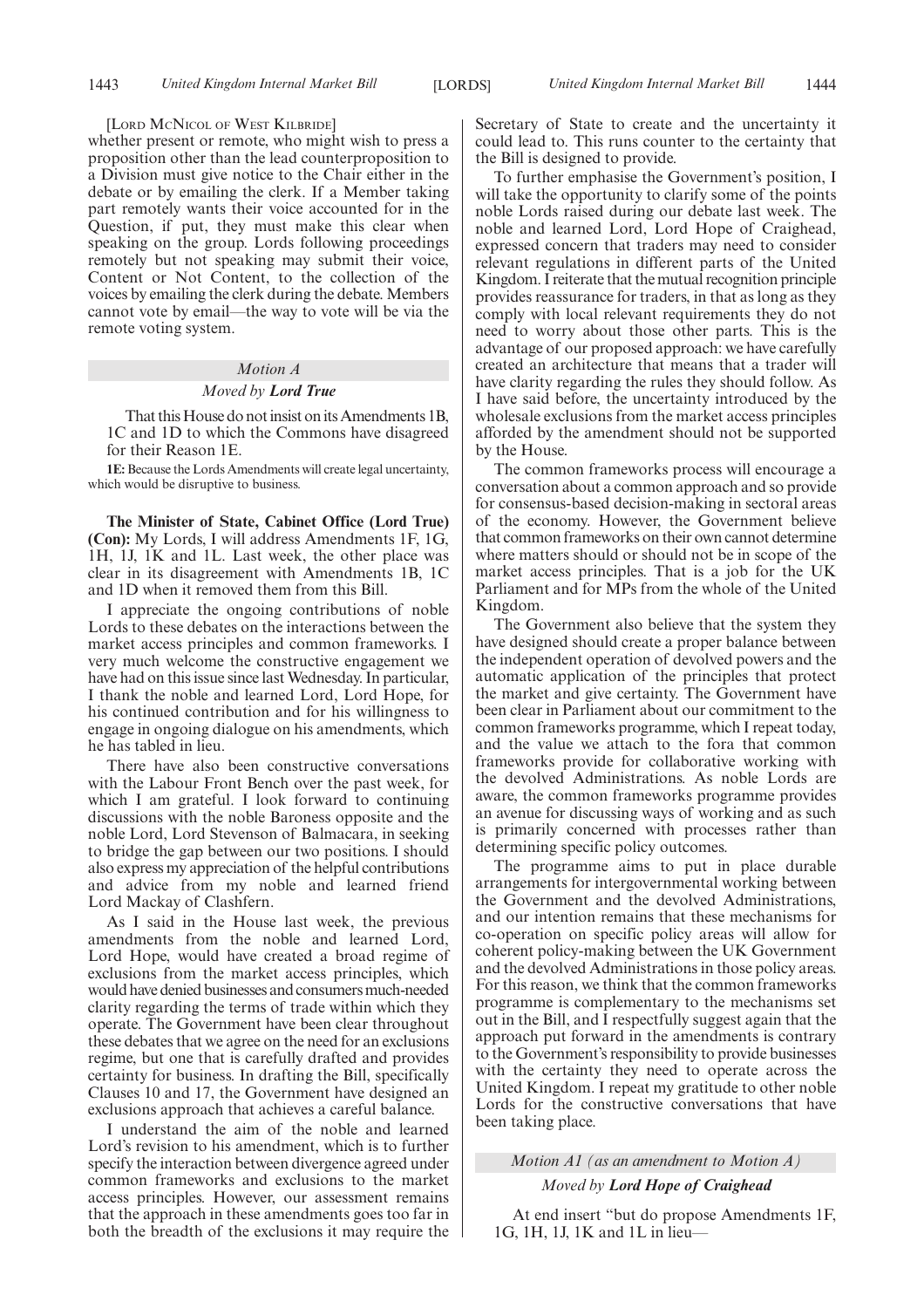[LORD MCNICOL OF WEST KILBRIDE]

whether present or remote, who might wish to press a proposition other than the lead counterproposition to a Division must give notice to the Chair either in the debate or by emailing the clerk. If a Member taking part remotely wants their voice accounted for in the Question, if put, they must make this clear when speaking on the group. Lords following proceedings remotely but not speaking may submit their voice, Content or Not Content, to the collection of the voices by emailing the clerk during the debate. Members cannot vote by email—the way to vote will be via the remote voting system.

*Motion A*

*Moved by* ***Lord True***

That this House do not insist on its Amendments 1B, 1C and 1D to which the Commons have disagreed for their Reason 1E.

**1E:** Because the Lords Amendments will create legal uncertainty, which would be disruptive to business.

**The Minister of State, Cabinet Office (Lord True) (Con):** My Lords, I will address Amendments 1F, 1G, 1H, 1J, 1K and 1L. Last week, the other place was clear in its disagreement with Amendments 1B, 1C and 1D when it removed them from this Bill.

I appreciate the ongoing contributions of noble Lords to these debates on the interactions between the market access principles and common frameworks. I very much welcome the constructive engagement we have had on this issue since last Wednesday. In particular, I thank the noble and learned Lord, Lord Hope, for his continued contribution and for his willingness to engage in ongoing dialogue on his amendments, which he has tabled in lieu.

There have also been constructive conversations with the Labour Front Bench over the past week, for which I am grateful. I look forward to continuing discussions with the noble Baroness opposite and the noble Lord, Lord Stevenson of Balmacara, in seeking to bridge the gap between our two positions. I should also express my appreciation of the helpful contributions and advice from my noble and learned friend Lord Mackay of Clashfern.

As I said in the House last week, the previous amendments from the noble and learned Lord, Lord Hope, would have created a broad regime of exclusions from the market access principles, which would have denied businesses and consumers much-needed clarity regarding the terms of trade within which they operate. The Government have been clear throughout these debates that we agree on the need for an exclusions regime, but one that is carefully drafted and provides certainty for business. In drafting the Bill, specifically Clauses 10 and 17, the Government have designed an exclusions approach that achieves a careful balance.

I understand the aim of the noble and learned Lord's revision to his amendment, which is to further specify the interaction between divergence agreed under common frameworks and exclusions to the market access principles. However, our assessment remains that the approach in these amendments goes too far in both the breadth of the exclusions it may require the Secretary of State to create and the uncertainty it could lead to. This runs counter to the certainty that the Bill is designed to provide.

To further emphasise the Government's position, I will take the opportunity to clarify some of the points noble Lords raised during our debate last week. The noble and learned Lord, Lord Hope of Craighead, expressed concern that traders may need to consider relevant regulations in different parts of the United Kingdom. I reiterate that the mutual recognition principle provides reassurance for traders, in that as long as they comply with local relevant requirements they do not need to worry about those other parts. This is the advantage of our proposed approach: we have carefully created an architecture that means that a trader will have clarity regarding the rules they should follow. As I have said before, the uncertainty introduced by the wholesale exclusions from the market access principles afforded by the amendment should not be supported by the House.

The common frameworks process will encourage a conversation about a common approach and so provide for consensus-based decision-making in sectoral areas of the economy. However, the Government believe that common frameworks on their own cannot determine where matters should or should not be in scope of the market access principles. That is a job for the UK Parliament and for MPs from the whole of the United Kingdom.

The Government also believe that the system they have designed should create a proper balance between the independent operation of devolved powers and the automatic application of the principles that protect the market and give certainty. The Government have been clear in Parliament about our commitment to the common frameworks programme, which I repeat today, and the value we attach to the fora that common frameworks provide for collaborative working with the devolved Administrations. As noble Lords are aware, the common frameworks programme provides an avenue for discussing ways of working and as such is primarily concerned with processes rather than determining specific policy outcomes.

The programme aims to put in place durable arrangements for intergovernmental working between the Government and the devolved Administrations, and our intention remains that these mechanisms for co-operation on specific policy areas will allow for coherent policy-making between the UK Government and the devolved Administrations in those policy areas. For this reason, we think that the common frameworks programme is complementary to the mechanisms set out in the Bill, and I respectfully suggest again that the approach put forward in the amendments is contrary to the Government's responsibility to provide businesses with the certainty they need to operate across the United Kingdom. I repeat my gratitude to other noble Lords for the constructive conversations that have been taking place.

*Motion A1 (as an amendment to Motion A)*

*Moved by* ***Lord Hope of Craighead***

At end insert "but do propose Amendments 1F, 1G, 1H, 1J, 1K and 1L in lieu—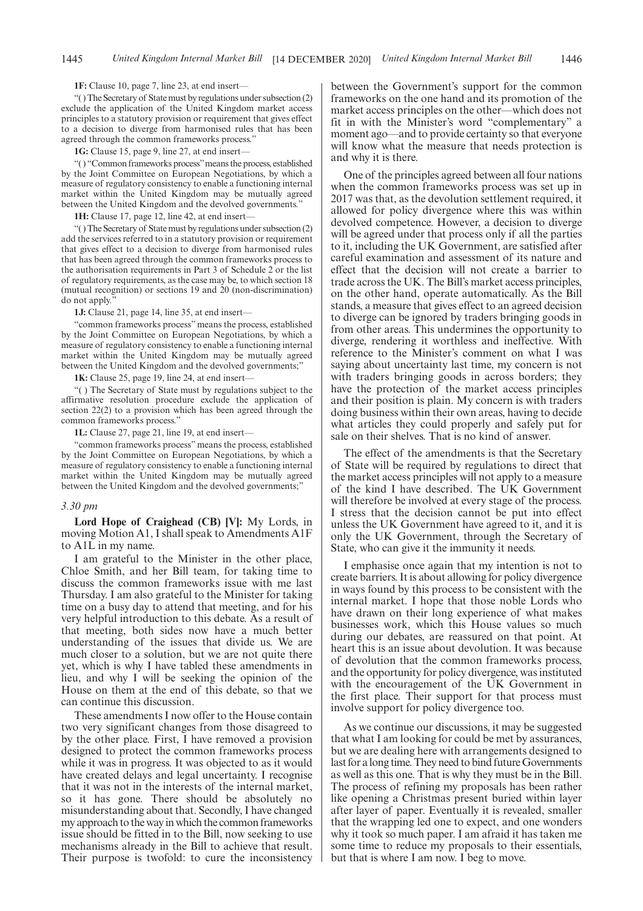**1F:** Clause 10, page 7, line 23, at end insert—

"( ) The Secretary of State must by regulations under subsection (2) exclude the application of the United Kingdom market access principles to a statutory provision or requirement that gives effect to a decision to diverge from harmonised rules that has been agreed through the common frameworks process."

**1G:** Clause 15, page 9, line 27, at end insert—

"( ) "Common frameworks process" means the process, established by the Joint Committee on European Negotiations, by which a measure of regulatory consistency to enable a functioning internal market within the United Kingdom may be mutually agreed between the United Kingdom and the devolved governments."

**1H:** Clause 17, page 12, line 42, at end insert—

"( ) The Secretary of State must by regulations under subsection (2) add the services referred to in a statutory provision or requirement that gives effect to a decision to diverge from harmonised rules that has been agreed through the common frameworks process to the authorisation requirements in Part 3 of Schedule 2 or the list of regulatory requirements, as the case may be, to which section 18 (mutual recognition) or sections 19 and 20 (non-discrimination) do not apply."

**1J:** Clause 21, page 14, line 35, at end insert—

"common frameworks process" means the process, established by the Joint Committee on European Negotiations, by which a measure of regulatory consistency to enable a functioning internal market within the United Kingdom may be mutually agreed between the United Kingdom and the devolved governments;"

**1K:** Clause 25, page 19, line 24, at end insert—

"( ) The Secretary of State must by regulations subject to the affirmative resolution procedure exclude the application of section 22(2) to a provision which has been agreed through the common frameworks process."

**1L:** Clause 27, page 21, line 19, at end insert—

"common frameworks process" means the process, established by the Joint Committee on European Negotiations, by which a measure of regulatory consistency to enable a functioning internal market within the United Kingdom may be mutually agreed between the United Kingdom and the devolved governments;"

*3.30 pm*

**Lord Hope of Craighead (CB) [V]:** My Lords, in moving Motion A1, I shall speak to Amendments A1F to A1L in my name.

I am grateful to the Minister in the other place, Chloe Smith, and her Bill team, for taking time to discuss the common frameworks issue with me last Thursday. I am also grateful to the Minister for taking time on a busy day to attend that meeting, and for his very helpful introduction to this debate. As a result of that meeting, both sides now have a much better understanding of the issues that divide us. We are much closer to a solution, but we are not quite there yet, which is why I have tabled these amendments in lieu, and why I will be seeking the opinion of the House on them at the end of this debate, so that we can continue this discussion.

These amendments I now offer to the House contain two very significant changes from those disagreed to by the other place. First, I have removed a provision designed to protect the common frameworks process while it was in progress. It was objected to as it would have created delays and legal uncertainty. I recognise that it was not in the interests of the internal market, so it has gone. There should be absolutely no misunderstanding about that. Secondly, I have changed my approach to the way in which the common frameworks issue should be fitted in to the Bill, now seeking to use mechanisms already in the Bill to achieve that result. Their purpose is twofold: to cure the inconsistency between the Government's support for the common frameworks on the one hand and its promotion of the market access principles on the other—which does not fit in with the Minister's word "complementary" a moment ago—and to provide certainty so that everyone will know what the measure that needs protection is and why it is there.

One of the principles agreed between all four nations when the common frameworks process was set up in 2017 was that, as the devolution settlement required, it allowed for policy divergence where this was within devolved competence. However, a decision to diverge will be agreed under that process only if all the parties to it, including the UK Government, are satisfied after careful examination and assessment of its nature and effect that the decision will not create a barrier to trade across the UK. The Bill's market access principles, on the other hand, operate automatically. As the Bill stands, a measure that gives effect to an agreed decision to diverge can be ignored by traders bringing goods in from other areas. This undermines the opportunity to diverge, rendering it worthless and ineffective. With reference to the Minister's comment on what I was saying about uncertainty last time, my concern is not with traders bringing goods in across borders; they have the protection of the market access principles and their position is plain. My concern is with traders doing business within their own areas, having to decide what articles they could properly and safely put for sale on their shelves. That is no kind of answer.

The effect of the amendments is that the Secretary of State will be required by regulations to direct that the market access principles will not apply to a measure of the kind I have described. The UK Government will therefore be involved at every stage of the process. I stress that the decision cannot be put into effect unless the UK Government have agreed to it, and it is only the UK Government, through the Secretary of State, who can give it the immunity it needs.

I emphasise once again that my intention is not to create barriers. It is about allowing for policy divergence in ways found by this process to be consistent with the internal market. I hope that those noble Lords who have drawn on their long experience of what makes businesses work, which this House values so much during our debates, are reassured on that point. At heart this is an issue about devolution. It was because of devolution that the common frameworks process, and the opportunity for policy divergence, was instituted with the encouragement of the UK Government in the first place. Their support for that process must involve support for policy divergence too.

As we continue our discussions, it may be suggested that what I am looking for could be met by assurances, but we are dealing here with arrangements designed to last for a long time. They need to bind future Governments as well as this one. That is why they must be in the Bill. The process of refining my proposals has been rather like opening a Christmas present buried within layer after layer of paper. Eventually it is revealed, smaller that the wrapping led one to expect, and one wonders why it took so much paper. I am afraid it has taken me some time to reduce my proposals to their essentials, but that is where I am now. I beg to move.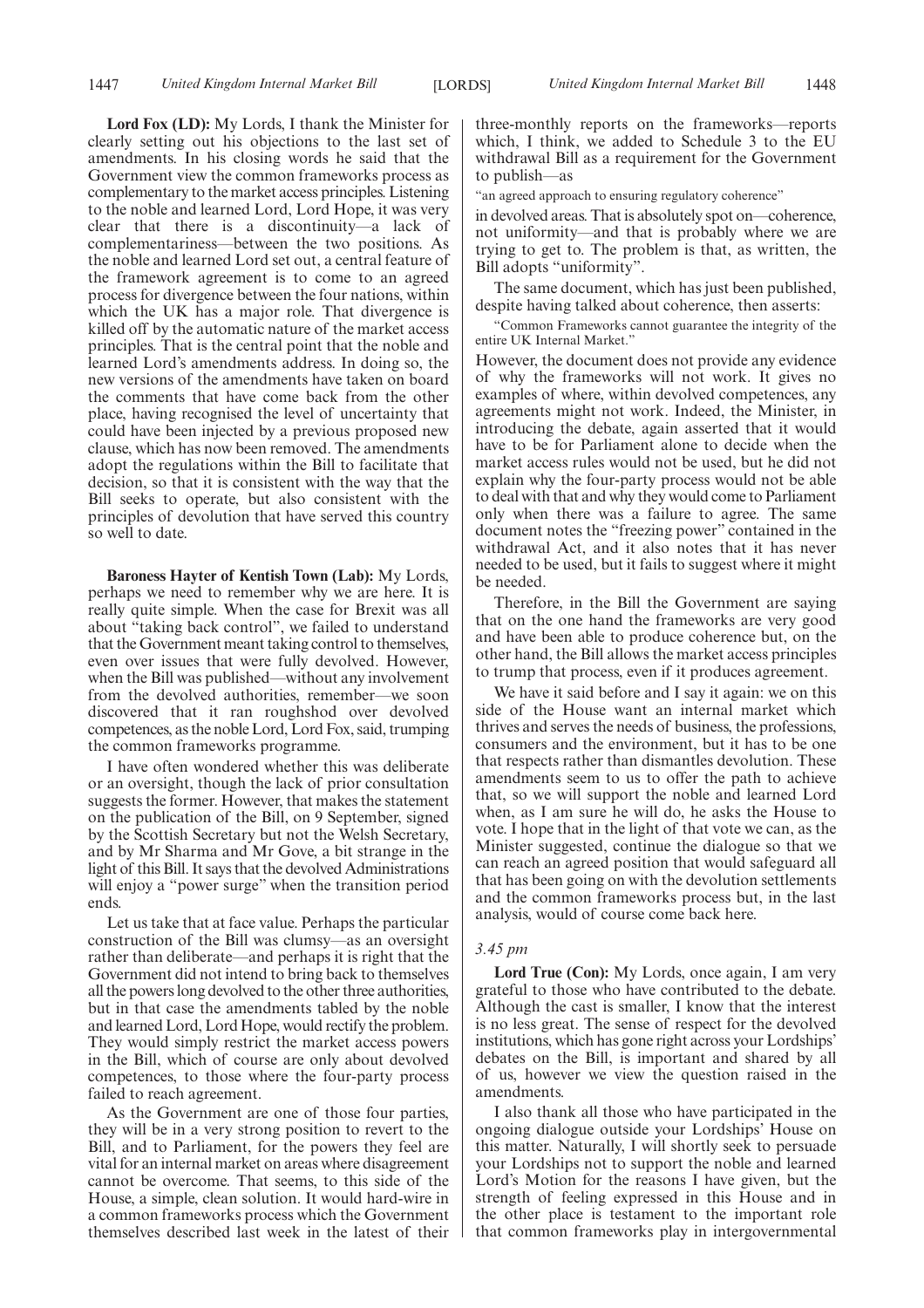**Lord Fox (LD):** My Lords, I thank the Minister for clearly setting out his objections to the last set of amendments. In his closing words he said that the Government view the common frameworks process as complementary to the market access principles. Listening to the noble and learned Lord, Lord Hope, it was very clear that there is a discontinuity—a lack of complementariness—between the two positions. As the noble and learned Lord set out, a central feature of the framework agreement is to come to an agreed process for divergence between the four nations, within which the UK has a major role. That divergence is killed off by the automatic nature of the market access principles. That is the central point that the noble and learned Lord's amendments address. In doing so, the new versions of the amendments have taken on board the comments that have come back from the other place, having recognised the level of uncertainty that could have been injected by a previous proposed new clause, which has now been removed. The amendments adopt the regulations within the Bill to facilitate that decision, so that it is consistent with the way that the Bill seeks to operate, but also consistent with the principles of devolution that have served this country so well to date.

**Baroness Hayter of Kentish Town (Lab):** My Lords, perhaps we need to remember why we are here. It is really quite simple. When the case for Brexit was all about "taking back control", we failed to understand that the Government meant taking control to themselves, even over issues that were fully devolved. However, when the Bill was published—without any involvement from the devolved authorities, remember—we soon discovered that it ran roughshod over devolved competences, as the noble Lord, Lord Fox, said, trumping the common frameworks programme.

I have often wondered whether this was deliberate or an oversight, though the lack of prior consultation suggests the former. However, that makes the statement on the publication of the Bill, on 9 September, signed by the Scottish Secretary but not the Welsh Secretary, and by Mr Sharma and Mr Gove, a bit strange in the light of this Bill. It says that the devolved Administrations will enjoy a "power surge" when the transition period ends.

Let us take that at face value. Perhaps the particular construction of the Bill was clumsy—as an oversight rather than deliberate—and perhaps it is right that the Government did not intend to bring back to themselves all the powers long devolved to the other three authorities, but in that case the amendments tabled by the noble and learned Lord, Lord Hope, would rectify the problem. They would simply restrict the market access powers in the Bill, which of course are only about devolved competences, to those where the four-party process failed to reach agreement.

As the Government are one of those four parties, they will be in a very strong position to revert to the Bill, and to Parliament, for the powers they feel are vital for an internal market on areas where disagreement cannot be overcome. That seems, to this side of the House, a simple, clean solution. It would hard-wire in a common frameworks process which the Government themselves described last week in the latest of their three-monthly reports on the frameworks—reports which, I think, we added to Schedule 3 to the EU withdrawal Bill as a requirement for the Government to publish—as

"an agreed approach to ensuring regulatory coherence"

in devolved areas. That is absolutely spot on—coherence, not uniformity—and that is probably where we are trying to get to. The problem is that, as written, the Bill adopts "uniformity".

The same document, which has just been published, despite having talked about coherence, then asserts:

"Common Frameworks cannot guarantee the integrity of the entire UK Internal Market."

However, the document does not provide any evidence of why the frameworks will not work. It gives no examples of where, within devolved competences, any agreements might not work. Indeed, the Minister, in introducing the debate, again asserted that it would have to be for Parliament alone to decide when the market access rules would not be used, but he did not explain why the four-party process would not be able to deal with that and why they would come to Parliament only when there was a failure to agree. The same document notes the "freezing power" contained in the withdrawal Act, and it also notes that it has never needed to be used, but it fails to suggest where it might be needed.

Therefore, in the Bill the Government are saying that on the one hand the frameworks are very good and have been able to produce coherence but, on the other hand, the Bill allows the market access principles to trump that process, even if it produces agreement.

We have it said before and I say it again: we on this side of the House want an internal market which thrives and serves the needs of business, the professions, consumers and the environment, but it has to be one that respects rather than dismantles devolution. These amendments seem to us to offer the path to achieve that, so we will support the noble and learned Lord when, as I am sure he will do, he asks the House to vote. I hope that in the light of that vote we can, as the Minister suggested, continue the dialogue so that we can reach an agreed position that would safeguard all that has been going on with the devolution settlements and the common frameworks process but, in the last analysis, would of course come back here.

*3.45 pm*

**Lord True (Con):** My Lords, once again, I am very grateful to those who have contributed to the debate. Although the cast is smaller, I know that the interest is no less great. The sense of respect for the devolved institutions, which has gone right across your Lordships' debates on the Bill, is important and shared by all of us, however we view the question raised in the amendments.

I also thank all those who have participated in the ongoing dialogue outside your Lordships' House on this matter. Naturally, I will shortly seek to persuade your Lordships not to support the noble and learned Lord's Motion for the reasons I have given, but the strength of feeling expressed in this House and in the other place is testament to the important role that common frameworks play in intergovernmental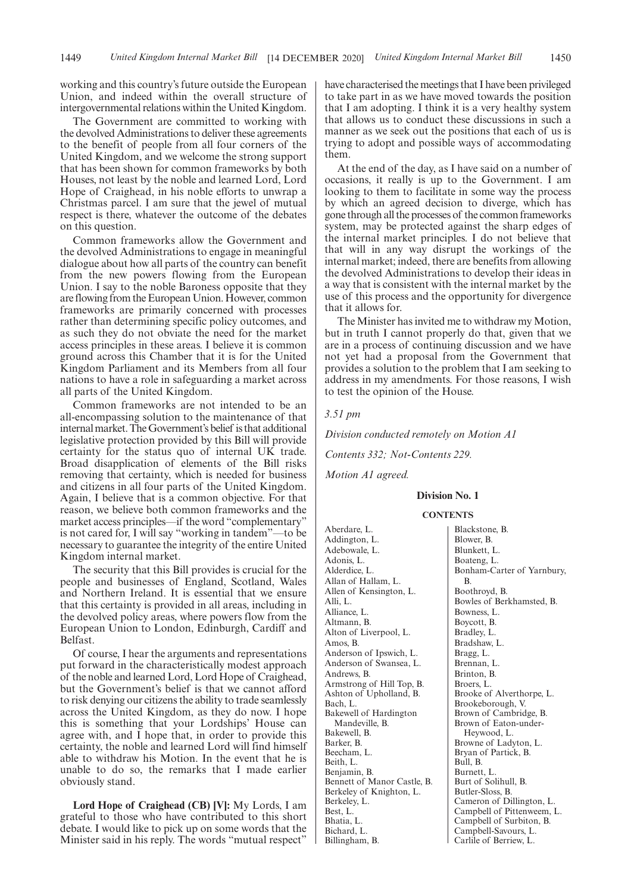working and this country's future outside the European Union, and indeed within the overall structure of intergovernmental relations within the United Kingdom.

The Government are committed to working with the devolved Administrations to deliver these agreements to the benefit of people from all four corners of the United Kingdom, and we welcome the strong support that has been shown for common frameworks by both Houses, not least by the noble and learned Lord, Lord Hope of Craighead, in his noble efforts to unwrap a Christmas parcel. I am sure that the jewel of mutual respect is there, whatever the outcome of the debates on this question.

Common frameworks allow the Government and the devolved Administrations to engage in meaningful dialogue about how all parts of the country can benefit from the new powers flowing from the European Union. I say to the noble Baroness opposite that they are flowing from the European Union. However, common frameworks are primarily concerned with processes rather than determining specific policy outcomes, and as such they do not obviate the need for the market access principles in these areas. I believe it is common ground across this Chamber that it is for the United Kingdom Parliament and its Members from all four nations to have a role in safeguarding a market across all parts of the United Kingdom.

Common frameworks are not intended to be an all-encompassing solution to the maintenance of that internal market. The Government's belief is that additional legislative protection provided by this Bill will provide certainty for the status quo of internal UK trade. Broad disapplication of elements of the Bill risks removing that certainty, which is needed for business and citizens in all four parts of the United Kingdom. Again, I believe that is a common objective. For that reason, we believe both common frameworks and the market access principles—if the word "complementary" is not cared for, I will say "working in tandem"—to be necessary to guarantee the integrity of the entire United Kingdom internal market.

The security that this Bill provides is crucial for the people and businesses of England, Scotland, Wales and Northern Ireland. It is essential that we ensure that this certainty is provided in all areas, including in the devolved policy areas, where powers flow from the European Union to London, Edinburgh, Cardiff and Belfast.

Of course, I hear the arguments and representations put forward in the characteristically modest approach of the noble and learned Lord, Lord Hope of Craighead, but the Government's belief is that we cannot afford to risk denying our citizens the ability to trade seamlessly across the United Kingdom, as they do now. I hope this is something that your Lordships' House can agree with, and I hope that, in order to provide this certainty, the noble and learned Lord will find himself able to withdraw his Motion. In the event that he is unable to do so, the remarks that I made earlier obviously stand.

**Lord Hope of Craighead (CB) [V]:** My Lords, I am grateful to those who have contributed to this short debate. I would like to pick up on some words that the Minister said in his reply. The words "mutual respect" have characterised the meetings that I have been privileged to take part in as we have moved towards the position that I am adopting. I think it is a very healthy system that allows us to conduct these discussions in such a manner as we seek out the positions that each of us is trying to adopt and possible ways of accommodating them.

At the end of the day, as I have said on a number of occasions, it really is up to the Government. I am looking to them to facilitate in some way the process by which an agreed decision to diverge, which has gone through all the processes of the common frameworks system, may be protected against the sharp edges of the internal market principles. I do not believe that that will in any way disrupt the workings of the internal market; indeed, there are benefits from allowing the devolved Administrations to develop their ideas in a way that is consistent with the internal market by the use of this process and the opportunity for divergence that it allows for.

The Minister has invited me to withdraw my Motion, but in truth I cannot properly do that, given that we are in a process of continuing discussion and we have not yet had a proposal from the Government that provides a solution to the problem that I am seeking to address in my amendments. For those reasons, I wish to test the opinion of the House.

*3.51 pm*

*Division conducted remotely on Motion A1*

*Contents 332; Not-Contents 229.*

*Motion A1 agreed.*

**Division No. 1**

**CONTENTS**

Aberdare, L.
Addington, L.
Adebowale, L.
Adonis, L.
Alderdice, L.
Allan of Hallam, L.
Allen of Kensington, L.
Alli, L.
Alliance, L.
Altmann, B.
Alton of Liverpool, L.
Amos, B.
Anderson of Ipswich, L.
Anderson of Swansea, L.
Andrews, B.
Armstrong of Hill Top, B.
Ashton of Upholland, B.
Bach, L.
Bakewell of Hardington Mandeville, B.
Bakewell, B.
Barker, B.
Beecham, L.
Beith, L.
Benjamin, B.
Bennett of Manor Castle, B.
Berkeley of Knighton, L.
Berkeley, L.
Best, L.
Bhatia, L.
Bichard, L.
Billingham, B.
Blackstone, B.
Blower, B.
Blunkett, L.
Boateng, L.
Bonham-Carter of Yarnbury, B.
Boothroyd, B.
Bowles of Berkhamsted, B.
Bowness, L.
Boycott, B.
Bradley, L.
Bradshaw, L.
Bragg, L.
Brennan, L.
Brinton, B.
Broers, L.
Brooke of Alverthorpe, L.
Brookeborough, V.
Brown of Cambridge, B.
Brown of Eaton-under-Heywood, L.
Browne of Ladyton, L.
Bryan of Partick, B.
Bull, B.
Burnett, L.
Burt of Solihull, B.
Butler-Sloss, B.
Cameron of Dillington, L.
Campbell of Pittenweem, L.
Campbell of Surbiton, B.
Campbell-Savours, L.
Carlile of Berriew, L.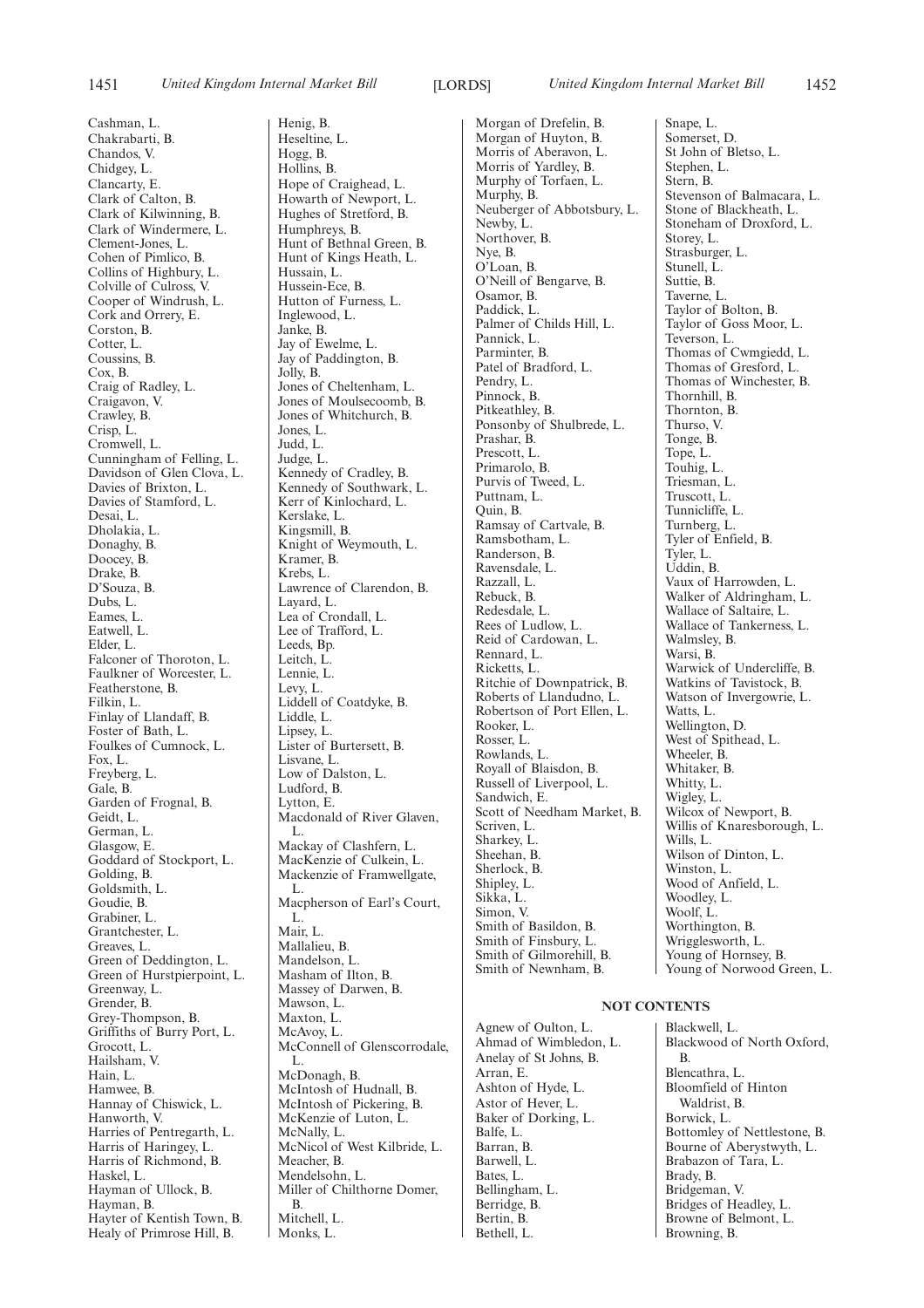Cashman, L.
Chakrabarti, B.
Chandos, V.
Chidgey, L.
Clancarty, E.
Clark of Calton, B.
Clark of Kilwinning, B.
Clark of Windermere, L.
Clement-Jones, L.
Cohen of Pimlico, B.
Collins of Highbury, L.
Colville of Culross, V.
Cooper of Windrush, L.
Cork and Orrery, E.
Corston, B.
Cotter, L.
Coussins, B.
Cox, B.
Craig of Radley, L.
Craigavon, V.
Crawley, B.
Crisp, L.
Cromwell, L.
Cunningham of Felling, L.
Davidson of Glen Clova, L.
Davies of Brixton, L.
Davies of Stamford, L.
Desai, L.
Dholakia, L.
Donaghy, B.
Doocey, B.
Drake, B.
D'Souza, B.
Dubs, L.
Eames, L.
Eatwell, L.
Elder, L.
Falconer of Thoroton, L.
Faulkner of Worcester, L.
Featherstone, B.
Filkin, L.
Finlay of Llandaff, B.
Foster of Bath, L.
Foulkes of Cumnock, L.
Fox, L.
Freyberg, L.
Gale, B.
Garden of Frognal, B.
Geidt, L.
German, L.
Glasgow, E.
Goddard of Stockport, L.
Golding, B.
Goldsmith, L.
Goudie, B.
Grabiner, L.
Grantchester, L.
Greaves, L.
Green of Deddington, L.
Green of Hurstpierpoint, L.
Greenway, L.
Grender, B.
Grey-Thompson, B.
Griffiths of Burry Port, L.
Grocott, L.
Hailsham, V.
Hain, L.
Hamwee, B.
Hannay of Chiswick, L.
Hanworth, V.
Harries of Pentregarth, L.
Harris of Haringey, L.
Harris of Richmond, B.
Haskel, L.
Hayman of Ullock, B.
Hayman, B.
Hayter of Kentish Town, B.
Healy of Primrose Hill, B.
Henig, B.
Heseltine, L.
Hogg, B.
Hollins, B.
Hope of Craighead, L.
Howarth of Newport, L.
Hughes of Stretford, B.
Humphreys, B.
Hunt of Bethnal Green, B.
Hunt of Kings Heath, L.
Hussain, L.
Hussein-Ece, B.
Hutton of Furness, L.
Inglewood, L.
Janke, B.
Jay of Ewelme, L.
Jay of Paddington, B.
Jolly, B.
Jones of Cheltenham, L.
Jones of Moulsecoomb, B.
Jones of Whitchurch, B.
Jones, L.
Judd, L.
Judge, L.
Kennedy of Cradley, B.
Kennedy of Southwark, L.
Kerr of Kinlochard, L.
Kerslake, L.
Kingsmill, B.
Knight of Weymouth, L.
Kramer, B.
Krebs, L.
Lawrence of Clarendon, B.
Layard, L.
Lea of Crondall, L.
Lee of Trafford, L.
Leeds, Bp.
Leitch, L.
Lennie, L.
Levy, L.
Liddell of Coatdyke, B.
Liddle, L.
Lipsey, L.
Lister of Burtersett, B.
Lisvane, L.
Low of Dalston, L.
Ludford, B.
Lytton, E.
Macdonald of River Glaven, L.
Mackay of Clashfern, L.
MacKenzie of Culkein, L.
Mackenzie of Framwellgate, L.
Macpherson of Earl's Court, L.
Mair, L.
Mallalieu, B.
Mandelson, L.
Masham of Ilton, B.
Massey of Darwen, B.
Mawson, L.
Maxton, L.
McAvoy, L.
McConnell of Glenscorrodale, L.
McDonagh, B.
McIntosh of Hudnall, B.
McIntosh of Pickering, B.
McKenzie of Luton, L.
McNally, L.
McNicol of West Kilbride, L.
Meacher, B.
Mendelsohn, L.
Miller of Chilthorne Domer, B.
Mitchell, L.
Monks, L.
Morgan of Drefelin, B.
Morgan of Huyton, B.
Morris of Aberavon, L.
Morris of Yardley, B.
Murphy of Torfaen, L.
Murphy, B.
Neuberger of Abbotsbury, L.
Newby, L.
Northover, B.
Nye, B.
O'Loan, B.
O'Neill of Bengarve, B.
Osamor, B.
Paddick, L.
Palmer of Childs Hill, L.
Pannick, L.
Parminter, B.
Patel of Bradford, L.
Pendry, L.
Pinnock, B.
Pitkeathley, B.
Ponsonby of Shulbrede, L.
Prashar, B.
Prescott, L.
Primarolo, B.
Purvis of Tweed, L.
Puttnam, L.
Quin, B.
Ramsay of Cartvale, B.
Ramsbotham, L.
Randerson, B.
Ravensdale, L.
Razzall, L.
Rebuck, B.
Redesdale, L.
Rees of Ludlow, L.
Reid of Cardowan, L.
Rennard, L.
Ricketts, L.
Ritchie of Downpatrick, B.
Roberts of Llandudno, L.
Robertson of Port Ellen, L.
Rooker, L.
Rosser, L.
Rowlands, L.
Royall of Blaisdon, B.
Russell of Liverpool, L.
Sandwich, E.
Scott of Needham Market, B.
Scriven, L.
Sharkey, L.
Sheehan, B.
Sherlock, B.
Shipley, L.
Sikka, L.
Simon, V.
Smith of Basildon, B.
Smith of Finsbury, L.
Smith of Gilmorehill, B.
Smith of Newnham, B.
Snape, L.
Somerset, D.
St John of Bletso, L.
Stephen, L.
Stern, B.
Stevenson of Balmacara, L.
Stone of Blackheath, L.
Stoneham of Droxford, L.
Storey, L.
Strasburger, L.
Stunell, L.
Suttie, B.
Taverne, L.
Taylor of Bolton, B.
Taylor of Goss Moor, L.
Teverson, L.
Thomas of Cwmgiedd, L.
Thomas of Gresford, L.
Thomas of Winchester, B.
Thornhill, B.
Thornton, B.
Thurso, V.
Tonge, B.
Tope, L.
Touhig, L.
Triesman, L.
Truscott, L.
Tunnicliffe, L.
Turnberg, L.
Tyler of Enfield, B.
Tyler, L.
Uddin, B.
Vaux of Harrowden, L.
Walker of Aldringham, L.
Wallace of Saltaire, L.
Wallace of Tankerness, L.
Walmsley, B.
Warsi, B.
Warwick of Undercliffe, B.
Watkins of Tavistock, B.
Watson of Invergowrie, L.
Watts, L.
Wellington, D.
West of Spithead, L.
Wheeler, B.
Whitaker, B.
Whitty, L.
Wigley, L.
Wilcox of Newport, B.
Willis of Knaresborough, L.
Wills, L.
Wilson of Dinton, L.
Winston, L.
Wood of Anfield, L.
Woodley, L.
Woolf, L.
Worthington, B.
Wrigglesworth, L.
Young of Hornsey, B.
Young of Norwood Green, L.

## NOT CONTENTS

Agnew of Oulton, L.
Ahmad of Wimbledon, L.
Anelay of St Johns, B.
Arran, E.
Ashton of Hyde, L.
Astor of Hever, L.
Baker of Dorking, L.
Balfe, L.
Barran, B.
Barwell, L.
Bates, L.
Bellingham, L.
Berridge, B.
Bertin, B.
Bethell, L.
Blackwell, L.
Blackwood of North Oxford, B.
Blencathra, L.
Bloomfield of Hinton Waldrist, B.
Borwick, L.
Bottomley of Nettlestone, B.
Bourne of Aberystwyth, L.
Brabazon of Tara, L.
Brady, B.
Bridgeman, V.
Bridges of Headley, L.
Browne of Belmont, L.
Browning, B.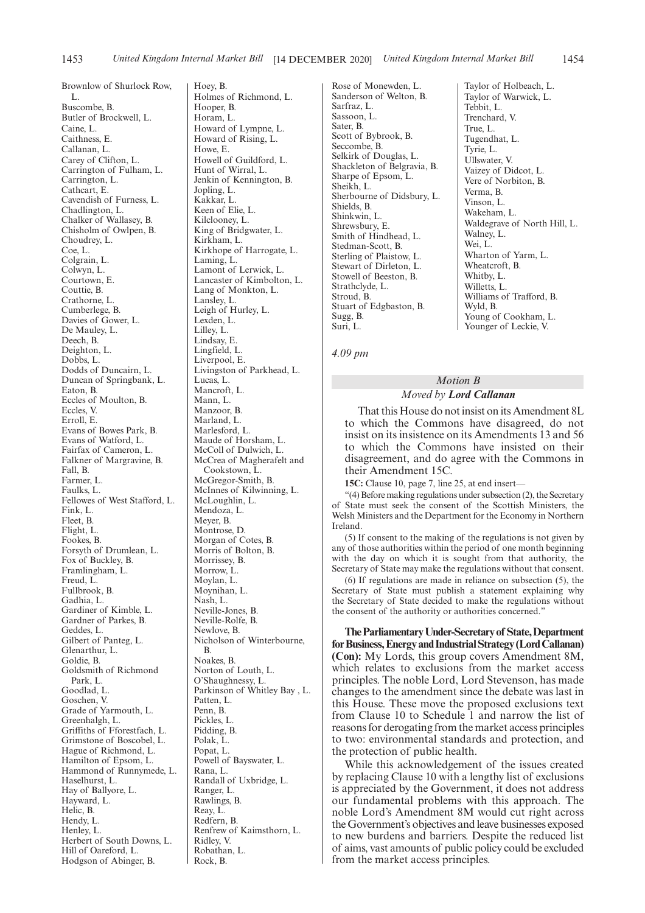Brownlow of Shurlock Row, L.
Buscombe, B.
Butler of Brockwell, L.
Caine, L.
Caithness, E.
Callanan, L.
Carey of Clifton, L.
Carrington of Fulham, L.
Carrington, L.
Cathcart, E.
Cavendish of Furness, L.
Chadlington, L.
Chalker of Wallasey, B.
Chisholm of Owlpen, B.
Choudrey, L.
Coe, L.
Colgrain, L.
Colwyn, L.
Courtown, E.
Couttie, B.
Crathorne, L.
Cumberlege, B.
Davies of Gower, L.
De Mauley, L.
Deech, B.
Deighton, L.
Dobbs, L.
Dodds of Duncairn, L.
Duncan of Springbank, L.
Eaton, B.
Eccles of Moulton, B.
Eccles, V.
Erroll, E.
Evans of Bowes Park, B.
Evans of Watford, L.
Fairfax of Cameron, L.
Falkner of Margravine, B.
Fall, B.
Farmer, L.
Faulks, L.
Fellowes of West Stafford, L.
Fink, L.
Fleet, B.
Flight, L.
Fookes, B.
Forsyth of Drumlean, L.
Fox of Buckley, B.
Framlingham, L.
Freud, L.
Fullbrook, B.
Gadhia, L.
Gardiner of Kimble, L.
Gardner of Parkes, B.
Geddes, L.
Gilbert of Panteg, L.
Glenarthur, L.
Goldie, B.
Goldsmith of Richmond Park, L.
Goodlad, L.
Goschen, V.
Grade of Yarmouth, L.
Greenhalgh, L.
Griffiths of Fforestfach, L.
Grimstone of Boscobel, L.
Hague of Richmond, L.
Hamilton of Epsom, L.
Hammond of Runnymede, L.
Haselhurst, L.
Hay of Ballyore, L.
Hayward, L.
Helic, B.
Hendy, L.
Henley, L.
Herbert of South Downs, L.
Hill of Oareford, L.
Hodgson of Abinger, B.
Hoey, B.
Holmes of Richmond, L.
Hooper, B.
Horam, L.
Howard of Lympne, L.
Howard of Rising, L.
Howe, E.
Howell of Guildford, L.
Hunt of Wirral, L.
Jenkin of Kennington, B.
Jopling, L.
Kakkar, L.
Keen of Elie, L.
Kilclooney, L.
King of Bridgwater, L.
Kirkham, L.
Kirkhope of Harrogate, L.
Laming, L.
Lamont of Lerwick, L.
Lancaster of Kimbolton, L.
Lang of Monkton, L.
Lansley, L.
Leigh of Hurley, L.
Lexden, L.
Lilley, L.
Lindsay, E.
Lingfield, L.
Liverpool, E.
Livingston of Parkhead, L.
Lucas, L.
Mancroft, L.
Mann, L.
Manzoor, B.
Marland, L.
Marlesford, L.
Maude of Horsham, L.
McColl of Dulwich, L.
McCrea of Magherafelt and Cookstown, L.
McGregor-Smith, B.
McInnes of Kilwinning, L.
McLoughlin, L.
Mendoza, L.
Meyer, B.
Montrose, D.
Morgan of Cotes, B.
Morris of Bolton, B.
Morrissey, B.
Morrow, L.
Moylan, L.
Moynihan, L.
Nash, L.
Neville-Jones, B.
Neville-Rolfe, B.
Newlove, B.
Nicholson of Winterbourne, B.
Noakes, B.
Norton of Louth, L.
O'Shaughnessy, L.
Parkinson of Whitley Bay , L.
Patten, L.
Penn, B.
Pickles, L.
Pidding, B.
Polak, L.
Popat, L.
Powell of Bayswater, L.
Rana, L.
Randall of Uxbridge, L.
Ranger, L.
Rawlings, B.
Reay, L.
Redfern, B.
Renfrew of Kaimsthorn, L.
Ridley, V.
Robathan, L.
Rock, B.
Rose of Monewden, L.
Sanderson of Welton, B.
Sarfraz, L.
Sassoon, L.
Sater, B.
Scott of Bybrook, B.
Seccombe, B.
Selkirk of Douglas, L.
Shackleton of Belgravia, B.
Sharpe of Epsom, L.
Sheikh, L.
Sherbourne of Didsbury, L.
Shields, B.
Shinkwin, L.
Shrewsbury, E.
Smith of Hindhead, L.
Stedman-Scott, B.
Sterling of Plaistow, L.
Stewart of Dirleton, L.
Stowell of Beeston, B.
Strathclyde, L.
Stroud, B.
Stuart of Edgbaston, B.
Sugg, B.
Suri, L.
Taylor of Holbeach, L.
Taylor of Warwick, L.
Tebbit, L.
Trenchard, V.
True, L.
Tugendhat, L.
Tyrie, L.
Ullswater, V.
Vaizey of Didcot, L.
Vere of Norbiton, B.
Verma, B.
Vinson, L.
Wakeham, L.
Waldegrave of North Hill, L.
Walney, L.
Wei, L.
Wharton of Yarm, L.
Wheatcroft, B.
Whitby, L.
Willetts, L.
Williams of Trafford, B.
Wyld, B.
Young of Cookham, L.
Younger of Leckie, V.

*4.09 pm*

## *Motion B*

### *Moved by* ***Lord Callanan***

That this House do not insist on its Amendment 8L to which the Commons have disagreed, do not insist on its insistence on its Amendments 13 and 56 to which the Commons have insisted on their disagreement, and do agree with the Commons in their Amendment 15C.

**15C:** Clause 10, page 7, line 25, at end insert—

"(4) Before making regulations under subsection (2), the Secretary of State must seek the consent of the Scottish Ministers, the Welsh Ministers and the Department for the Economy in Northern Ireland.

(5) If consent to the making of the regulations is not given by any of those authorities within the period of one month beginning with the day on which it is sought from that authority, the Secretary of State may make the regulations without that consent.

(6) If regulations are made in reliance on subsection (5), the Secretary of State must publish a statement explaining why the Secretary of State decided to make the regulations without the consent of the authority or authorities concerned."

**The Parliamentary Under-Secretary of State, Department for Business, Energy and Industrial Strategy (Lord Callanan) (Con):** My Lords, this group covers Amendment 8M, which relates to exclusions from the market access principles. The noble Lord, Lord Stevenson, has made changes to the amendment since the debate was last in this House. These move the proposed exclusions text from Clause 10 to Schedule 1 and narrow the list of reasons for derogating from the market access principles to two: environmental standards and protection, and the protection of public health.

While this acknowledgement of the issues created by replacing Clause 10 with a lengthy list of exclusions is appreciated by the Government, it does not address our fundamental problems with this approach. The noble Lord's Amendment 8M would cut right across the Government's objectives and leave businesses exposed to new burdens and barriers. Despite the reduced list of aims, vast amounts of public policy could be excluded from the market access principles.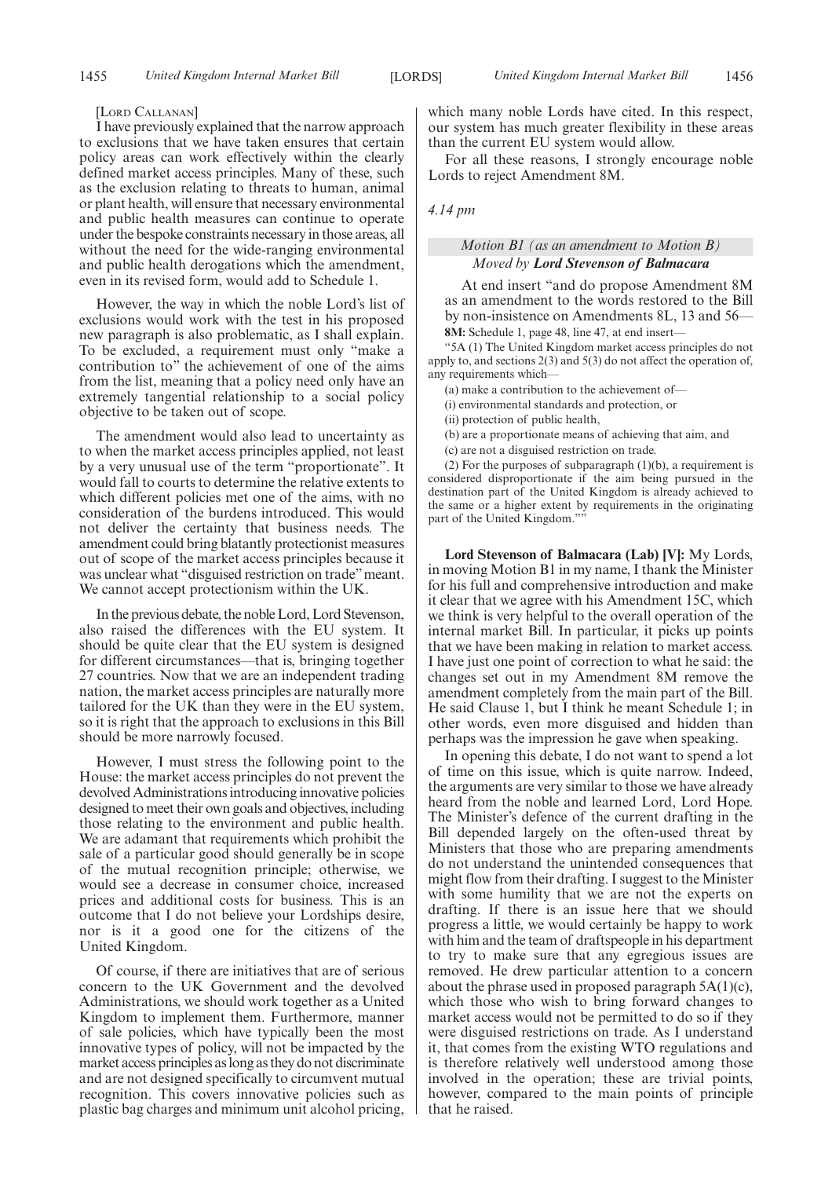[LORD CALLANAN]

I have previously explained that the narrow approach to exclusions that we have taken ensures that certain policy areas can work effectively within the clearly defined market access principles. Many of these, such as the exclusion relating to threats to human, animal or plant health, will ensure that necessary environmental and public health measures can continue to operate under the bespoke constraints necessary in those areas, all without the need for the wide-ranging environmental and public health derogations which the amendment, even in its revised form, would add to Schedule 1.

However, the way in which the noble Lord's list of exclusions would work with the test in his proposed new paragraph is also problematic, as I shall explain. To be excluded, a requirement must only "make a contribution to" the achievement of one of the aims from the list, meaning that a policy need only have an extremely tangential relationship to a social policy objective to be taken out of scope.

The amendment would also lead to uncertainty as to when the market access principles applied, not least by a very unusual use of the term "proportionate". It would fall to courts to determine the relative extents to which different policies met one of the aims, with no consideration of the burdens introduced. This would not deliver the certainty that business needs. The amendment could bring blatantly protectionist measures out of scope of the market access principles because it was unclear what "disguised restriction on trade" meant. We cannot accept protectionism within the UK.

In the previous debate, the noble Lord, Lord Stevenson, also raised the differences with the EU system. It should be quite clear that the EU system is designed for different circumstances—that is, bringing together 27 countries. Now that we are an independent trading nation, the market access principles are naturally more tailored for the UK than they were in the EU system, so it is right that the approach to exclusions in this Bill should be more narrowly focused.

However, I must stress the following point to the House: the market access principles do not prevent the devolved Administrations introducing innovative policies designed to meet their own goals and objectives, including those relating to the environment and public health. We are adamant that requirements which prohibit the sale of a particular good should generally be in scope of the mutual recognition principle; otherwise, we would see a decrease in consumer choice, increased prices and additional costs for business. This is an outcome that I do not believe your Lordships desire, nor is it a good one for the citizens of the United Kingdom.

Of course, if there are initiatives that are of serious concern to the UK Government and the devolved Administrations, we should work together as a United Kingdom to implement them. Furthermore, manner of sale policies, which have typically been the most innovative types of policy, will not be impacted by the market access principles as long as they do not discriminate and are not designed specifically to circumvent mutual recognition. This covers innovative policies such as plastic bag charges and minimum unit alcohol pricing, which many noble Lords have cited. In this respect, our system has much greater flexibility in these areas than the current EU system would allow.

For all these reasons, I strongly encourage noble Lords to reject Amendment 8M.

*4.14 pm*

*Motion B1 (as an amendment to Motion B)*
*Moved by* ***Lord Stevenson of Balmacara***

At end insert "and do propose Amendment 8M as an amendment to the words restored to the Bill by non-insistence on Amendments 8L, 13 and 56—

**8M:** Schedule 1, page 48, line 47, at end insert—

"5A (1) The United Kingdom market access principles do not apply to, and sections 2(3) and 5(3) do not affect the operation of, any requirements which—

(a) make a contribution to the achievement of—

(i) environmental standards and protection, or

(ii) protection of public health,

(b) are a proportionate means of achieving that aim, and

(c) are not a disguised restriction on trade.

(2) For the purposes of subparagraph (1)(b), a requirement is considered disproportionate if the aim being pursued in the destination part of the United Kingdom is already achieved to the same or a higher extent by requirements in the originating part of the United Kingdom.""

**Lord Stevenson of Balmacara (Lab) [V]:** My Lords, in moving Motion B1 in my name, I thank the Minister for his full and comprehensive introduction and make it clear that we agree with his Amendment 15C, which we think is very helpful to the overall operation of the internal market Bill. In particular, it picks up points that we have been making in relation to market access. I have just one point of correction to what he said: the changes set out in my Amendment 8M remove the amendment completely from the main part of the Bill. He said Clause 1, but I think he meant Schedule 1; in other words, even more disguised and hidden than perhaps was the impression he gave when speaking.

In opening this debate, I do not want to spend a lot of time on this issue, which is quite narrow. Indeed, the arguments are very similar to those we have already heard from the noble and learned Lord, Lord Hope. The Minister's defence of the current drafting in the Bill depended largely on the often-used threat by Ministers that those who are preparing amendments do not understand the unintended consequences that might flow from their drafting. I suggest to the Minister with some humility that we are not the experts on drafting. If there is an issue here that we should progress a little, we would certainly be happy to work with him and the team of draftspeople in his department to try to make sure that any egregious issues are removed. He drew particular attention to a concern about the phrase used in proposed paragraph 5A(1)(c), which those who wish to bring forward changes to market access would not be permitted to do so if they were disguised restrictions on trade. As I understand it, that comes from the existing WTO regulations and is therefore relatively well understood among those involved in the operation; these are trivial points, however, compared to the main points of principle that he raised.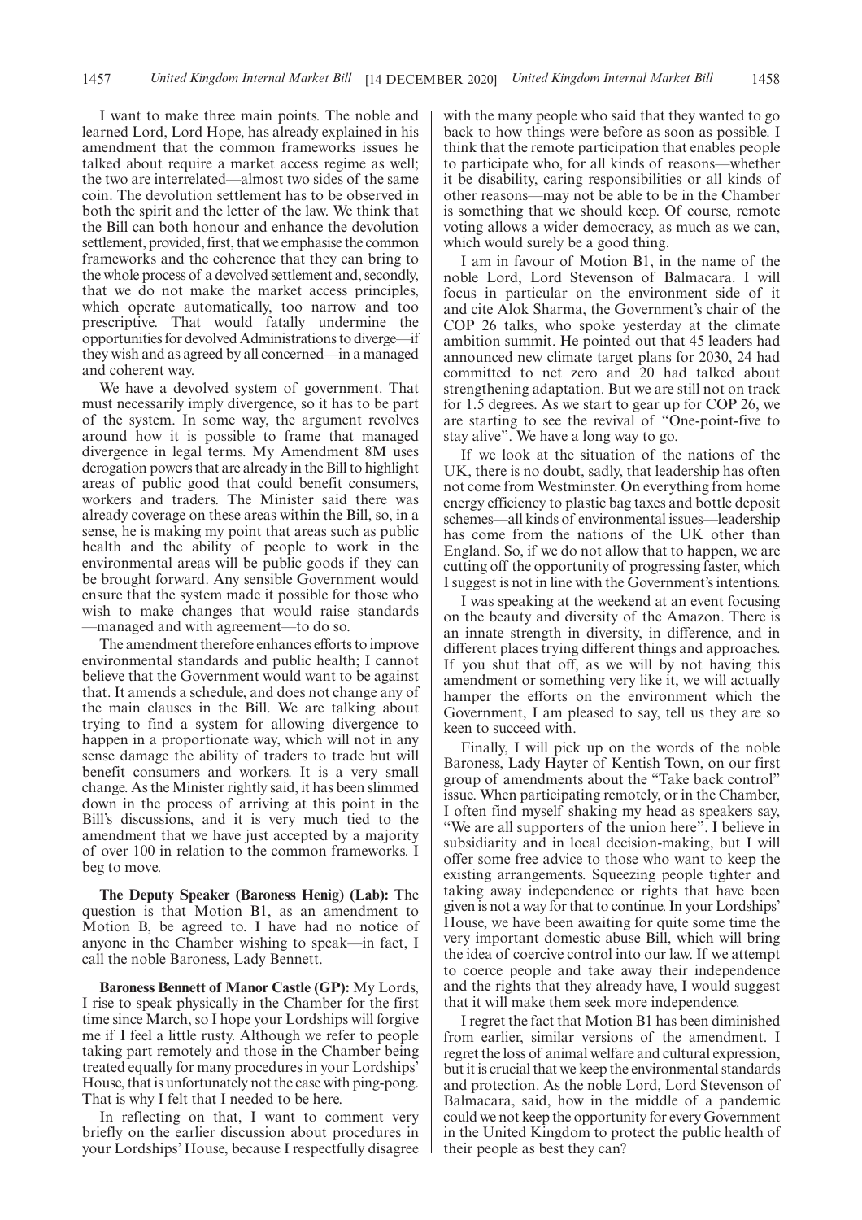I want to make three main points. The noble and learned Lord, Lord Hope, has already explained in his amendment that the common frameworks issues he talked about require a market access regime as well; the two are interrelated—almost two sides of the same coin. The devolution settlement has to be observed in both the spirit and the letter of the law. We think that the Bill can both honour and enhance the devolution settlement, provided, first, that we emphasise the common frameworks and the coherence that they can bring to the whole process of a devolved settlement and, secondly, that we do not make the market access principles, which operate automatically, too narrow and too prescriptive. That would fatally undermine the opportunities for devolved Administrations to diverge—if they wish and as agreed by all concerned—in a managed and coherent way.

We have a devolved system of government. That must necessarily imply divergence, so it has to be part of the system. In some way, the argument revolves around how it is possible to frame that managed divergence in legal terms. My Amendment 8M uses derogation powers that are already in the Bill to highlight areas of public good that could benefit consumers, workers and traders. The Minister said there was already coverage on these areas within the Bill, so, in a sense, he is making my point that areas such as public health and the ability of people to work in the environmental areas will be public goods if they can be brought forward. Any sensible Government would ensure that the system made it possible for those who wish to make changes that would raise standards —managed and with agreement—to do so.

The amendment therefore enhances efforts to improve environmental standards and public health; I cannot believe that the Government would want to be against that. It amends a schedule, and does not change any of the main clauses in the Bill. We are talking about trying to find a system for allowing divergence to happen in a proportionate way, which will not in any sense damage the ability of traders to trade but will benefit consumers and workers. It is a very small change. As the Minister rightly said, it has been slimmed down in the process of arriving at this point in the Bill's discussions, and it is very much tied to the amendment that we have just accepted by a majority of over 100 in relation to the common frameworks. I beg to move.

**The Deputy Speaker (Baroness Henig) (Lab):** The question is that Motion B1, as an amendment to Motion B, be agreed to. I have had no notice of anyone in the Chamber wishing to speak—in fact, I call the noble Baroness, Lady Bennett.

**Baroness Bennett of Manor Castle (GP):** My Lords, I rise to speak physically in the Chamber for the first time since March, so I hope your Lordships will forgive me if I feel a little rusty. Although we refer to people taking part remotely and those in the Chamber being treated equally for many procedures in your Lordships' House, that is unfortunately not the case with ping-pong. That is why I felt that I needed to be here.

In reflecting on that, I want to comment very briefly on the earlier discussion about procedures in your Lordships' House, because I respectfully disagree with the many people who said that they wanted to go back to how things were before as soon as possible. I think that the remote participation that enables people to participate who, for all kinds of reasons—whether it be disability, caring responsibilities or all kinds of other reasons—may not be able to be in the Chamber is something that we should keep. Of course, remote voting allows a wider democracy, as much as we can, which would surely be a good thing.

I am in favour of Motion B1, in the name of the noble Lord, Lord Stevenson of Balmacara. I will focus in particular on the environment side of it and cite Alok Sharma, the Government's chair of the COP 26 talks, who spoke yesterday at the climate ambition summit. He pointed out that 45 leaders had announced new climate target plans for 2030, 24 had committed to net zero and 20 had talked about strengthening adaptation. But we are still not on track for 1.5 degrees. As we start to gear up for COP 26, we are starting to see the revival of "One-point-five to stay alive". We have a long way to go.

If we look at the situation of the nations of the UK, there is no doubt, sadly, that leadership has often not come from Westminster. On everything from home energy efficiency to plastic bag taxes and bottle deposit schemes—all kinds of environmental issues—leadership has come from the nations of the UK other than England. So, if we do not allow that to happen, we are cutting off the opportunity of progressing faster, which I suggest is not in line with the Government's intentions.

I was speaking at the weekend at an event focusing on the beauty and diversity of the Amazon. There is an innate strength in diversity, in difference, and in different places trying different things and approaches. If you shut that off, as we will by not having this amendment or something very like it, we will actually hamper the efforts on the environment which the Government, I am pleased to say, tell us they are so keen to succeed with.

Finally, I will pick up on the words of the noble Baroness, Lady Hayter of Kentish Town, on our first group of amendments about the "Take back control" issue. When participating remotely, or in the Chamber, I often find myself shaking my head as speakers say, "We are all supporters of the union here". I believe in subsidiarity and in local decision-making, but I will offer some free advice to those who want to keep the existing arrangements. Squeezing people tighter and taking away independence or rights that have been given is not a way for that to continue. In your Lordships' House, we have been awaiting for quite some time the very important domestic abuse Bill, which will bring the idea of coercive control into our law. If we attempt to coerce people and take away their independence and the rights that they already have, I would suggest that it will make them seek more independence.

I regret the fact that Motion B1 has been diminished from earlier, similar versions of the amendment. I regret the loss of animal welfare and cultural expression, but it is crucial that we keep the environmental standards and protection. As the noble Lord, Lord Stevenson of Balmacara, said, how in the middle of a pandemic could we not keep the opportunity for every Government in the United Kingdom to protect the public health of their people as best they can?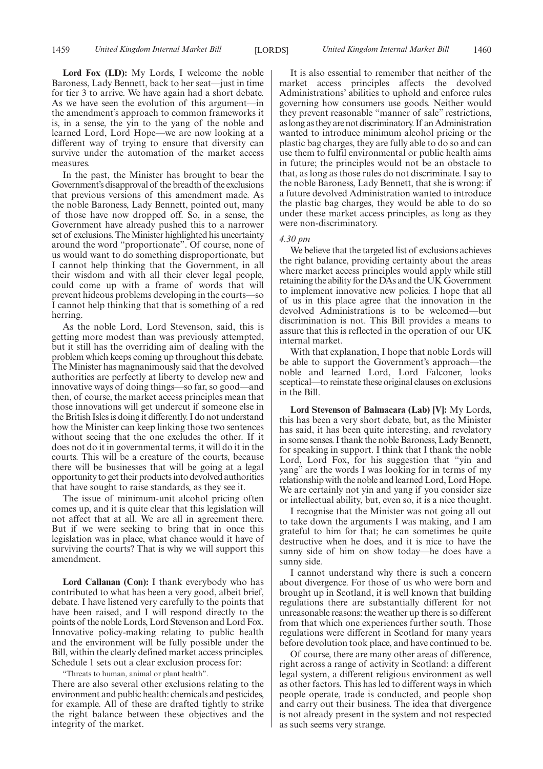**Lord Fox (LD):** My Lords, I welcome the noble Baroness, Lady Bennett, back to her seat—just in time for tier 3 to arrive. We have again had a short debate. As we have seen the evolution of this argument—in the amendment's approach to common frameworks it is, in a sense, the yin to the yang of the noble and learned Lord, Lord Hope—we are now looking at a different way of trying to ensure that diversity can survive under the automation of the market access measures.

In the past, the Minister has brought to bear the Government's disapproval of the breadth of the exclusions that previous versions of this amendment made. As the noble Baroness, Lady Bennett, pointed out, many of those have now dropped off. So, in a sense, the Government have already pushed this to a narrower set of exclusions. The Minister highlighted his uncertainty around the word "proportionate". Of course, none of us would want to do something disproportionate, but I cannot help thinking that the Government, in all their wisdom and with all their clever legal people, could come up with a frame of words that will prevent hideous problems developing in the courts—so I cannot help thinking that that is something of a red herring.

As the noble Lord, Lord Stevenson, said, this is getting more modest than was previously attempted, but it still has the overriding aim of dealing with the problem which keeps coming up throughout this debate. The Minister has magnanimously said that the devolved authorities are perfectly at liberty to develop new and innovative ways of doing things—so far, so good—and then, of course, the market access principles mean that those innovations will get undercut if someone else in the British Isles is doing it differently. I do not understand how the Minister can keep linking those two sentences without seeing that the one excludes the other. If it does not do it in governmental terms, it will do it in the courts. This will be a creature of the courts, because there will be businesses that will be going at a legal opportunity to get their products into devolved authorities that have sought to raise standards, as they see it.

The issue of minimum-unit alcohol pricing often comes up, and it is quite clear that this legislation will not affect that at all. We are all in agreement there. But if we were seeking to bring that in once this legislation was in place, what chance would it have of surviving the courts? That is why we will support this amendment.

**Lord Callanan (Con):** I thank everybody who has contributed to what has been a very good, albeit brief, debate. I have listened very carefully to the points that have been raised, and I will respond directly to the points of the noble Lords, Lord Stevenson and Lord Fox. Innovative policy-making relating to public health and the environment will be fully possible under the Bill, within the clearly defined market access principles. Schedule 1 sets out a clear exclusion process for:

"Threats to human, animal or plant health".

There are also several other exclusions relating to the environment and public health: chemicals and pesticides, for example. All of these are drafted tightly to strike the right balance between these objectives and the integrity of the market.

It is also essential to remember that neither of the market access principles affects the devolved Administrations' abilities to uphold and enforce rules governing how consumers use goods. Neither would they prevent reasonable "manner of sale" restrictions, as long as they are not discriminatory. If an Administration wanted to introduce minimum alcohol pricing or the plastic bag charges, they are fully able to do so and can use them to fulfil environmental or public health aims in future; the principles would not be an obstacle to that, as long as those rules do not discriminate. I say to the noble Baroness, Lady Bennett, that she is wrong: if a future devolved Administration wanted to introduce the plastic bag charges, they would be able to do so under these market access principles, as long as they were non-discriminatory.

*4.30 pm*

We believe that the targeted list of exclusions achieves the right balance, providing certainty about the areas where market access principles would apply while still retaining the ability for the DAs and the UK Government to implement innovative new policies. I hope that all of us in this place agree that the innovation in the devolved Administrations is to be welcomed—but discrimination is not. This Bill provides a means to assure that this is reflected in the operation of our UK internal market.

With that explanation, I hope that noble Lords will be able to support the Government's approach—the noble and learned Lord, Lord Falconer, looks sceptical—to reinstate these original clauses on exclusions in the Bill.

**Lord Stevenson of Balmacara (Lab) [V]:** My Lords, this has been a very short debate, but, as the Minister has said, it has been quite interesting, and revelatory in some senses. I thank the noble Baroness, Lady Bennett, for speaking in support. I think that I thank the noble Lord, Lord Fox, for his suggestion that "yin and yang" are the words I was looking for in terms of my relationship with the noble and learned Lord, Lord Hope. We are certainly not yin and yang if you consider size or intellectual ability, but, even so, it is a nice thought.

I recognise that the Minister was not going all out to take down the arguments I was making, and I am grateful to him for that; he can sometimes be quite destructive when he does, and it is nice to have the sunny side of him on show today—he does have a sunny side.

I cannot understand why there is such a concern about divergence. For those of us who were born and brought up in Scotland, it is well known that building regulations there are substantially different for not unreasonable reasons: the weather up there is so different from that which one experiences further south. Those regulations were different in Scotland for many years before devolution took place, and have continued to be.

Of course, there are many other areas of difference, right across a range of activity in Scotland: a different legal system, a different religious environment as well as other factors. This has led to different ways in which people operate, trade is conducted, and people shop and carry out their business. The idea that divergence is not already present in the system and not respected as such seems very strange.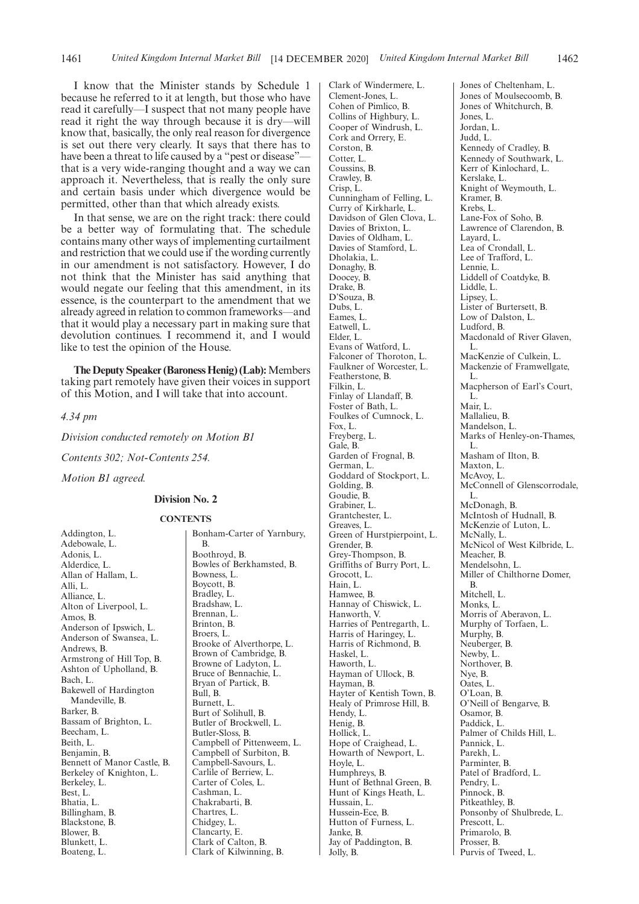I know that the Minister stands by Schedule 1 because he referred to it at length, but those who have read it carefully—I suspect that not many people have read it right the way through because it is dry—will know that, basically, the only real reason for divergence is set out there very clearly. It says that there has to have been a threat to life caused by a "pest or disease"—that is a very wide-ranging thought and a way we can approach it. Nevertheless, that is really the only sure and certain basis under which divergence would be permitted, other than that which already exists.

In that sense, we are on the right track: there could be a better way of formulating that. The schedule contains many other ways of implementing curtailment and restriction that we could use if the wording currently in our amendment is not satisfactory. However, I do not think that the Minister has said anything that would negate our feeling that this amendment, in its essence, is the counterpart to the amendment that we already agreed in relation to common frameworks—and that it would play a necessary part in making sure that devolution continues. I recommend it, and I would like to test the opinion of the House.

**The Deputy Speaker (Baroness Henig) (Lab):** Members taking part remotely have given their voices in support of this Motion, and I will take that into account.

*4.34 pm*

*Division conducted remotely on Motion B1*

*Contents 302; Not-Contents 254.*

*Motion B1 agreed.*

### Division No. 2

#### CONTENTS

Addington, L.
Adebowale, L.
Adonis, L.
Alderdice, L.
Allan of Hallam, L.
Alli, L.
Alliance, L.
Alton of Liverpool, L.
Amos, B.
Anderson of Ipswich, L.
Anderson of Swansea, L.
Andrews, B.
Armstrong of Hill Top, B.
Ashton of Upholland, B.
Bach, L.
Bakewell of Hardington Mandeville, B.
Barker, B.
Bassam of Brighton, L.
Beecham, L.
Beith, L.
Benjamin, B.
Bennett of Manor Castle, B.
Berkeley of Knighton, L.
Berkeley, L.
Best, L.
Bhatia, L.
Billingham, B.
Blackstone, B.
Blower, B.
Blunkett, L.
Boateng, L.
Bonham-Carter of Yarnbury, B.
Boothroyd, B.
Bowles of Berkhamsted, B.
Bowness, L.
Boycott, B.
Bradley, L.
Bradshaw, L.
Brennan, L.
Brinton, B.
Broers, L.
Brooke of Alverthorpe, L.
Brown of Cambridge, B.
Browne of Ladyton, L.
Bruce of Bennachie, L.
Bryan of Partick, B.
Bull, B.
Burnett, L.
Burt of Solihull, B.
Butler of Brockwell, L.
Butler-Sloss, B.
Campbell of Pittenweem, L.
Campbell of Surbiton, B.
Campbell-Savours, L.
Carlile of Berriew, L.
Carter of Coles, L.
Cashman, L.
Chakrabarti, B.
Chartres, L.
Chidgey, L.
Clancarty, E.
Clark of Calton, B.
Clark of Kilwinning, B.
Clark of Windermere, L.
Clement-Jones, L.
Cohen of Pimlico, B.
Collins of Highbury, L.
Cooper of Windrush, L.
Cork and Orrery, E.
Corston, B.
Cotter, L.
Coussins, B.
Crawley, B.
Crisp, L.
Cunningham of Felling, L.
Curry of Kirkharle, L.
Davidson of Glen Clova, L.
Davies of Brixton, L.
Davies of Oldham, L.
Davies of Stamford, L.
Dholakia, L.
Donaghy, B.
Doocey, B.
Drake, B.
D'Souza, B.
Dubs, L.
Eames, L.
Eatwell, L.
Elder, L.
Evans of Watford, L.
Falconer of Thoroton, L.
Faulkner of Worcester, L.
Featherstone, B.
Filkin, L.
Finlay of Llandaff, B.
Foster of Bath, L.
Foulkes of Cumnock, L.
Fox, L.
Freyberg, L.
Gale, B.
Garden of Frognal, B.
German, L.
Goddard of Stockport, L.
Golding, B.
Goudie, B.
Grabiner, L.
Grantchester, L.
Greaves, L.
Green of Hurstpierpoint, L.
Grender, B.
Grey-Thompson, B.
Griffiths of Burry Port, L.
Grocott, L.
Hain, L.
Hamwee, B.
Hannay of Chiswick, L.
Hanworth, V.
Harries of Pentregarth, L.
Harris of Haringey, L.
Harris of Richmond, B.
Haskel, L.
Haworth, L.
Hayman of Ullock, B.
Hayman, B.
Hayter of Kentish Town, B.
Healy of Primrose Hill, B.
Hendy, L.
Henig, B.
Hollick, L.
Hope of Craighead, L.
Howarth of Newport, L.
Hoyle, L.
Humphreys, B.
Hunt of Bethnal Green, B.
Hunt of Kings Heath, L.
Hussain, L.
Hussein-Ece, B.
Hutton of Furness, L.
Janke, B.
Jay of Paddington, B.
Jolly, B.
Jones of Cheltenham, L.
Jones of Moulsecoomb, B.
Jones of Whitchurch, B.
Jones, L.
Jordan, L.
Judd, L.
Kennedy of Cradley, B.
Kennedy of Southwark, L.
Kerr of Kinlochard, L.
Kerslake, L.
Knight of Weymouth, L.
Kramer, B.
Krebs, L.
Lane-Fox of Soho, B.
Lawrence of Clarendon, B.
Layard, L.
Lea of Crondall, L.
Lee of Trafford, L.
Lennie, L.
Liddell of Coatdyke, B.
Liddle, L.
Lipsey, L.
Lister of Burtersett, B.
Low of Dalston, L.
Ludford, B.
Macdonald of River Glaven, L.
MacKenzie of Culkein, L.
Mackenzie of Framwellgate, L.
Macpherson of Earl's Court, L.
Mair, L.
Mallalieu, B.
Mandelson, L.
Marks of Henley-on-Thames, L.
Masham of Ilton, B.
Maxton, L.
McAvoy, L.
McConnell of Glenscorrodale, L.
McDonagh, B.
McIntosh of Hudnall, B.
McKenzie of Luton, L.
McNally, L.
McNicol of West Kilbride, L.
Meacher, B.
Mendelsohn, L.
Miller of Chilthorne Domer, B.
Mitchell, L.
Monks, L.
Morris of Aberavon, L.
Murphy of Torfaen, L.
Murphy, B.
Neuberger, B.
Newby, L.
Northover, B.
Nye, B.
Oates, L.
O'Loan, B.
O'Neill of Bengarve, B.
Osamor, B.
Paddick, L.
Palmer of Childs Hill, L.
Pannick, L.
Parekh, L.
Parminter, B.
Patel of Bradford, L.
Pendry, L.
Pinnock, B.
Pitkeathley, B.
Ponsonby of Shulbrede, L.
Prescott, L.
Primarolo, B.
Prosser, B.
Purvis of Tweed, L.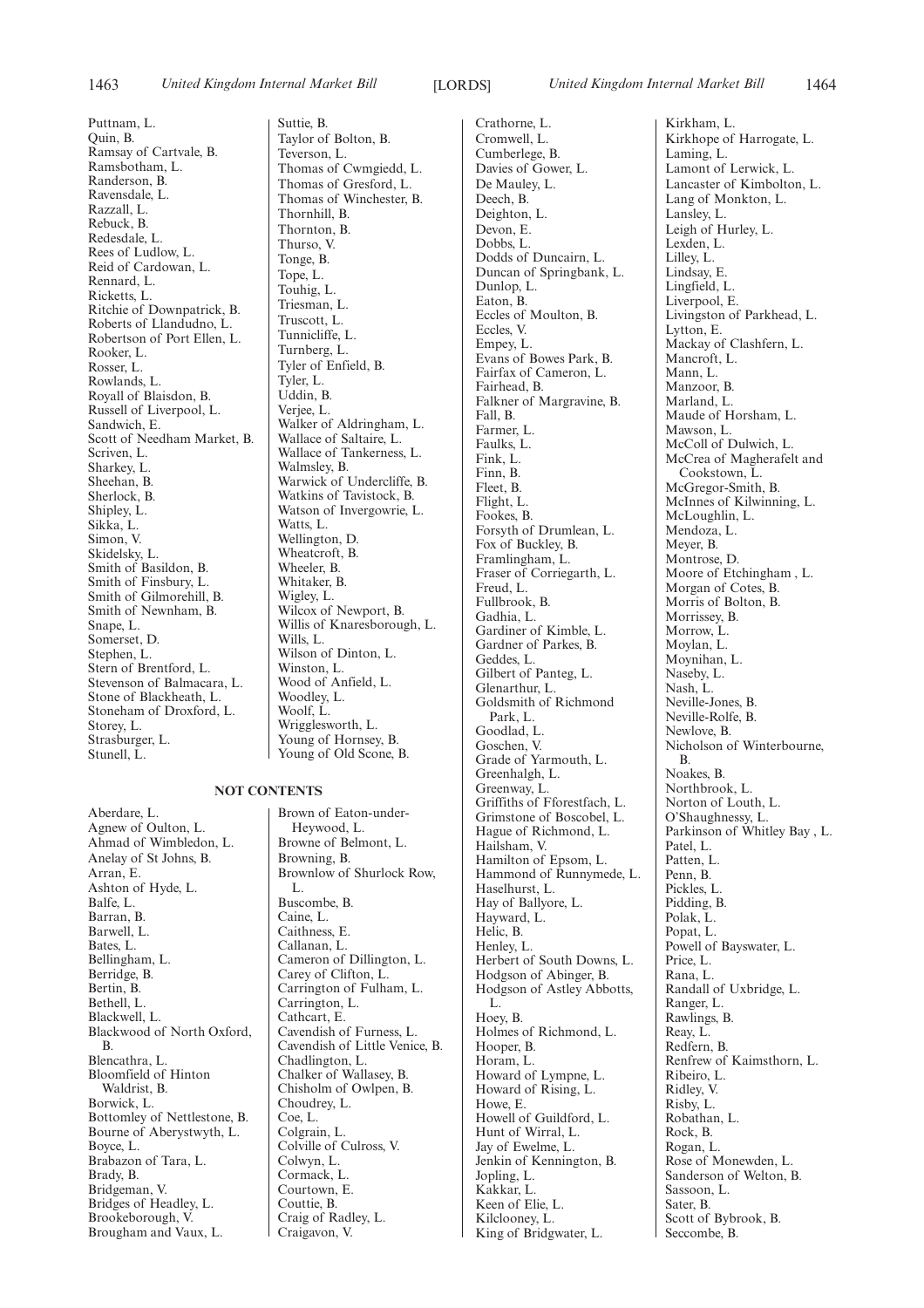Puttnam, L.
Quin, B.
Ramsay of Cartvale, B.
Ramsbotham, L.
Randerson, B.
Ravensdale, L.
Razzall, L.
Rebuck, B.
Redesdale, L.
Rees of Ludlow, L.
Reid of Cardowan, L.
Rennard, L.
Ricketts, L.
Ritchie of Downpatrick, B.
Roberts of Llandudno, L.
Robertson of Port Ellen, L.
Rooker, L.
Rosser, L.
Rowlands, L.
Royall of Blaisdon, B.
Russell of Liverpool, L.
Sandwich, E.
Scott of Needham Market, B.
Scriven, L.
Sharkey, L.
Sheehan, B.
Sherlock, B.
Shipley, L.
Sikka, L.
Simon, V.
Skidelsky, L.
Smith of Basildon, B.
Smith of Finsbury, L.
Smith of Gilmorehill, B.
Smith of Newnham, B.
Snape, L.
Somerset, D.
Stephen, L.
Stern of Brentford, L.
Stevenson of Balmacara, L.
Stone of Blackheath, L.
Stoneham of Droxford, L.
Storey, L.
Strasburger, L.
Stunell, L.
Suttie, B.
Taylor of Bolton, B.
Teverson, L.
Thomas of Cwmgiedd, L.
Thomas of Gresford, L.
Thomas of Winchester, B.
Thornhill, B.
Thornton, B.
Thurso, V.
Tonge, B.
Tope, L.
Touhig, L.
Triesman, L.
Truscott, L.
Tunnicliffe, L.
Turnberg, L.
Tyler of Enfield, B.
Tyler, L.
Uddin, B.
Verjee, L.
Walker of Aldringham, L.
Wallace of Saltaire, L.
Wallace of Tankerness, L.
Walmsley, B.
Warwick of Undercliffe, B.
Watkins of Tavistock, B.
Watson of Invergowrie, L.
Watts, L.
Wellington, D.
Wheatcroft, B.
Wheeler, B.
Whitaker, B.
Wigley, L.
Wilcox of Newport, B.
Willis of Knaresborough, L.
Wills, L.
Wilson of Dinton, L.
Winston, L.
Wood of Anfield, L.
Woodley, L.
Woolf, L.
Wrigglesworth, L.
Young of Hornsey, B.
Young of Old Scone, B.

## NOT CONTENTS

Aberdare, L.
Agnew of Oulton, L.
Ahmad of Wimbledon, L.
Anelay of St Johns, B.
Arran, E.
Ashton of Hyde, L.
Balfe, L.
Barran, B.
Barwell, L.
Bates, L.
Bellingham, L.
Berridge, B.
Bertin, B.
Bethell, L.
Blackwell, L.
Blackwood of North Oxford, B.
Blencathra, L.
Bloomfield of Hinton Waldrist, B.
Borwick, L.
Bottomley of Nettlestone, B.
Bourne of Aberystwyth, L.
Boyce, L.
Brabazon of Tara, L.
Brady, B.
Bridgeman, V.
Bridges of Headley, L.
Brookeborough, V.
Brougham and Vaux, L.
Brown of Eaton-under-Heywood, L.
Browne of Belmont, L.
Browning, B.
Brownlow of Shurlock Row, L.
Buscombe, B.
Caine, L.
Caithness, E.
Callanan, L.
Cameron of Dillington, L.
Carey of Clifton, L.
Carrington of Fulham, L.
Carrington, L.
Cathcart, E.
Cavendish of Furness, L.
Cavendish of Little Venice, B.
Chadlington, L.
Chalker of Wallasey, B.
Chisholm of Owlpen, B.
Choudrey, L.
Coe, L.
Colgrain, L.
Colville of Culross, V.
Colwyn, L.
Cormack, L.
Courtown, E.
Couttie, B.
Craig of Radley, L.
Craigavon, V.
Crathorne, L.
Cromwell, L.
Cumberlege, B.
Davies of Gower, L.
De Mauley, L.
Deech, B.
Deighton, L.
Devon, E.
Dobbs, L.
Dodds of Duncairn, L.
Duncan of Springbank, L.
Dunlop, L.
Eaton, B.
Eccles of Moulton, B.
Eccles, V.
Empey, L.
Evans of Bowes Park, B.
Fairfax of Cameron, L.
Fairhead, B.
Falkner of Margravine, B.
Fall, B.
Farmer, L.
Faulks, L.
Fink, L.
Finn, B.
Fleet, B.
Flight, L.
Fookes, B.
Forsyth of Drumlean, L.
Fox of Buckley, B.
Framlingham, L.
Fraser of Corriegarth, L.
Freud, L.
Fullbrook, B.
Gadhia, L.
Gardiner of Kimble, L.
Gardner of Parkes, B.
Geddes, L.
Gilbert of Panteg, L.
Glenarthur, L.
Goldsmith of Richmond Park, L.
Goodlad, L.
Goschen, V.
Grade of Yarmouth, L.
Greenhalgh, L.
Greenway, L.
Griffiths of Fforestfach, L.
Grimstone of Boscobel, L.
Hague of Richmond, L.
Hailsham, V.
Hamilton of Epsom, L.
Hammond of Runnymede, L.
Haselhurst, L.
Hay of Ballyore, L.
Hayward, L.
Helic, B.
Henley, L.
Herbert of South Downs, L.
Hodgson of Abinger, B.
Hodgson of Astley Abbotts, L.
Hoey, B.
Holmes of Richmond, L.
Hooper, B.
Horam, L.
Howard of Lympne, L.
Howard of Rising, L.
Howe, E.
Howell of Guildford, L.
Hunt of Wirral, L.
Jay of Ewelme, L.
Jenkin of Kennington, B.
Jopling, L.
Kakkar, L.
Keen of Elie, L.
Kilclooney, L.
King of Bridgwater, L.
Kirkham, L.
Kirkhope of Harrogate, L.
Laming, L.
Lamont of Lerwick, L.
Lancaster of Kimbolton, L.
Lang of Monkton, L.
Lansley, L.
Leigh of Hurley, L.
Lexden, L.
Lilley, L.
Lindsay, E.
Lingfield, L.
Liverpool, E.
Livingston of Parkhead, L.
Lytton, E.
Mackay of Clashfern, L.
Mancroft, L.
Mann, L.
Manzoor, B.
Marland, L.
Maude of Horsham, L.
Mawson, L.
McColl of Dulwich, L.
McCrea of Magherafelt and Cookstown, L.
McGregor-Smith, B.
McInnes of Kilwinning, L.
McLoughlin, L.
Mendoza, L.
Meyer, B.
Montrose, D.
Moore of Etchingham , L.
Morgan of Cotes, B.
Morris of Bolton, B.
Morrissey, B.
Morrow, L.
Moylan, L.
Moynihan, L.
Naseby, L.
Nash, L.
Neville-Jones, B.
Neville-Rolfe, B.
Newlove, B.
Nicholson of Winterbourne, B.
Noakes, B.
Northbrook, L.
Norton of Louth, L.
O'Shaughnessy, L.
Parkinson of Whitley Bay , L.
Patel, L.
Patten, L.
Penn, B.
Pickles, L.
Pidding, B.
Polak, L.
Popat, L.
Powell of Bayswater, L.
Price, L.
Rana, L.
Randall of Uxbridge, L.
Ranger, L.
Rawlings, B.
Reay, L.
Redfern, B.
Renfrew of Kaimsthorn, L.
Ribeiro, L.
Ridley, V.
Risby, L.
Robathan, L.
Rock, B.
Rogan, L.
Rose of Monewden, L.
Sanderson of Welton, B.
Sassoon, L.
Sater, B.
Scott of Bybrook, B.
Seccombe, B.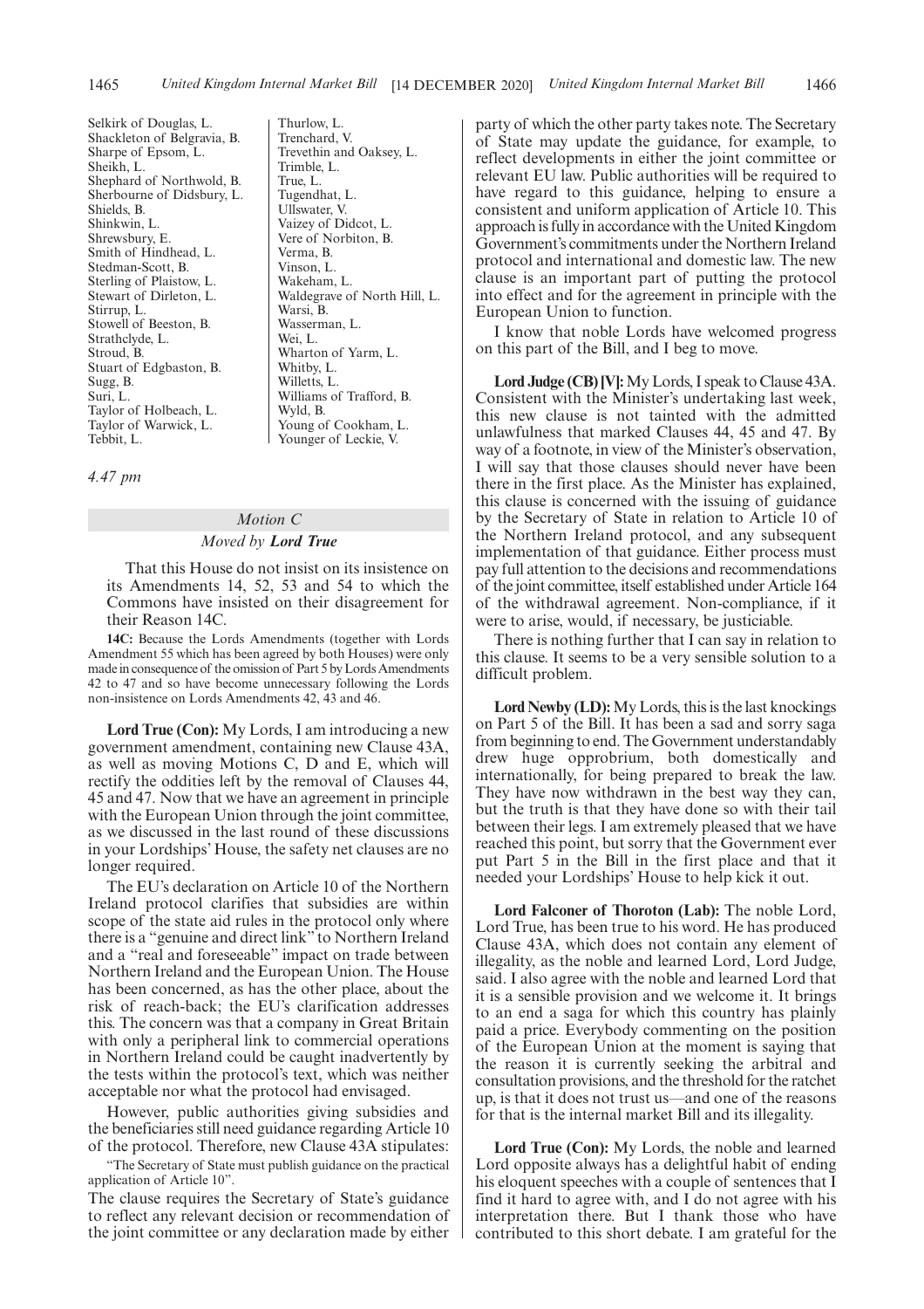Selkirk of Douglas, L.
Shackleton of Belgravia, B.
Sharpe of Epsom, L.
Sheikh, L.
Shephard of Northwold, B.
Sherbourne of Didsbury, L.
Shields, B.
Shinkwin, L.
Shrewsbury, E.
Smith of Hindhead, L.
Stedman-Scott, B.
Sterling of Plaistow, L.
Stewart of Dirleton, L.
Stirrup, L.
Stowell of Beeston, B.
Strathclyde, L.
Stroud, B.
Stuart of Edgbaston, B.
Sugg, B.
Suri, L.
Taylor of Holbeach, L.
Taylor of Warwick, L.
Tebbit, L.
Thurlow, L.
Trenchard, V.
Trevethin and Oaksey, L.
Trimble, L.
True, L.
Tugendhat, L.
Ullswater, V.
Vaizey of Didcot, L.
Vere of Norbiton, B.
Verma, B.
Vinson, L.
Wakeham, L.
Waldegrave of North Hill, L.
Warsi, B.
Wasserman, L.
Wei, L.
Wharton of Yarm, L.
Whitby, L.
Willetts, L.
Williams of Trafford, B.
Wyld, B.
Young of Cookham, L.
Younger of Leckie, V.

*4.47 pm*

## *Motion C*

### *Moved by **Lord True***

That this House do not insist on its insistence on its Amendments 14, 52, 53 and 54 to which the Commons have insisted on their disagreement for their Reason 14C.

**14C:** Because the Lords Amendments (together with Lords Amendment 55 which has been agreed by both Houses) were only made in consequence of the omission of Part 5 by Lords Amendments 42 to 47 and so have become unnecessary following the Lords non-insistence on Lords Amendments 42, 43 and 46.

**Lord True (Con):** My Lords, I am introducing a new government amendment, containing new Clause 43A, as well as moving Motions C, D and E, which will rectify the oddities left by the removal of Clauses 44, 45 and 47. Now that we have an agreement in principle with the European Union through the joint committee, as we discussed in the last round of these discussions in your Lordships' House, the safety net clauses are no longer required.

The EU's declaration on Article 10 of the Northern Ireland protocol clarifies that subsidies are within scope of the state aid rules in the protocol only where there is a "genuine and direct link" to Northern Ireland and a "real and foreseeable" impact on trade between Northern Ireland and the European Union. The House has been concerned, as has the other place, about the risk of reach-back; the EU's clarification addresses this. The concern was that a company in Great Britain with only a peripheral link to commercial operations in Northern Ireland could be caught inadvertently by the tests within the protocol's text, which was neither acceptable nor what the protocol had envisaged.

However, public authorities giving subsidies and the beneficiaries still need guidance regarding Article 10 of the protocol. Therefore, new Clause 43A stipulates:

"The Secretary of State must publish guidance on the practical application of Article 10".

The clause requires the Secretary of State's guidance to reflect any relevant decision or recommendation of the joint committee or any declaration made by either party of which the other party takes note. The Secretary of State may update the guidance, for example, to reflect developments in either the joint committee or relevant EU law. Public authorities will be required to have regard to this guidance, helping to ensure a consistent and uniform application of Article 10. This approach is fully in accordance with the United Kingdom Government's commitments under the Northern Ireland protocol and international and domestic law. The new clause is an important part of putting the protocol into effect and for the agreement in principle with the European Union to function.

I know that noble Lords have welcomed progress on this part of the Bill, and I beg to move.

**Lord Judge (CB) [V]:** My Lords, I speak to Clause 43A. Consistent with the Minister's undertaking last week, this new clause is not tainted with the admitted unlawfulness that marked Clauses 44, 45 and 47. By way of a footnote, in view of the Minister's observation, I will say that those clauses should never have been there in the first place. As the Minister has explained, this clause is concerned with the issuing of guidance by the Secretary of State in relation to Article 10 of the Northern Ireland protocol, and any subsequent implementation of that guidance. Either process must pay full attention to the decisions and recommendations of the joint committee, itself established under Article 164 of the withdrawal agreement. Non-compliance, if it were to arise, would, if necessary, be justiciable.

There is nothing further that I can say in relation to this clause. It seems to be a very sensible solution to a difficult problem.

**Lord Newby (LD):** My Lords, this is the last knockings on Part 5 of the Bill. It has been a sad and sorry saga from beginning to end. The Government understandably drew huge opprobrium, both domestically and internationally, for being prepared to break the law. They have now withdrawn in the best way they can, but the truth is that they have done so with their tail between their legs. I am extremely pleased that we have reached this point, but sorry that the Government ever put Part 5 in the Bill in the first place and that it needed your Lordships' House to help kick it out.

**Lord Falconer of Thoroton (Lab):** The noble Lord, Lord True, has been true to his word. He has produced Clause 43A, which does not contain any element of illegality, as the noble and learned Lord, Lord Judge, said. I also agree with the noble and learned Lord that it is a sensible provision and we welcome it. It brings to an end a saga for which this country has plainly paid a price. Everybody commenting on the position of the European Union at the moment is saying that the reason it is currently seeking the arbitral and consultation provisions, and the threshold for the ratchet up, is that it does not trust us—and one of the reasons for that is the internal market Bill and its illegality.

**Lord True (Con):** My Lords, the noble and learned Lord opposite always has a delightful habit of ending his eloquent speeches with a couple of sentences that I find it hard to agree with, and I do not agree with his interpretation there. But I thank those who have contributed to this short debate. I am grateful for the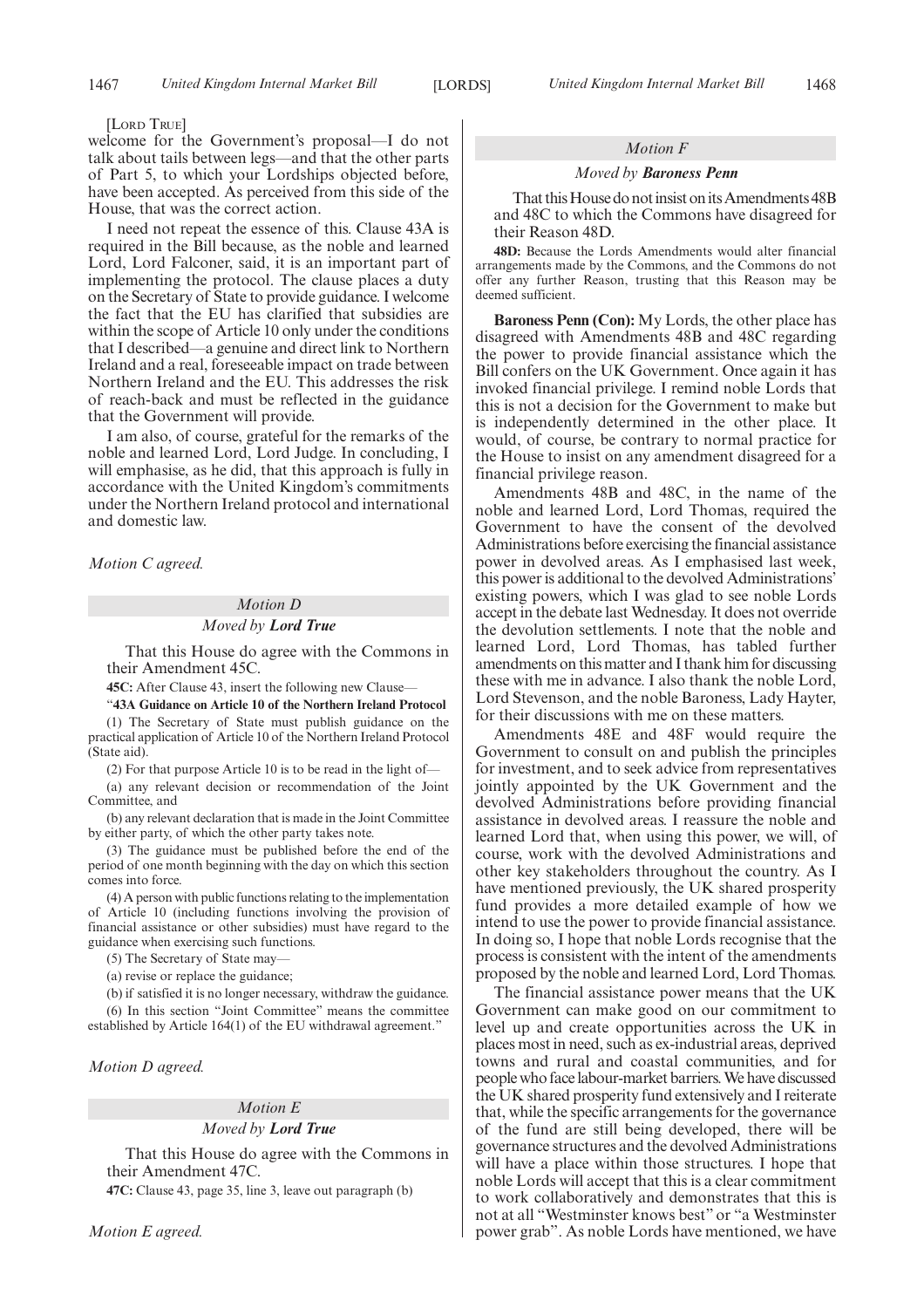[LORD TRUE]

welcome for the Government's proposal—I do not talk about tails between legs—and that the other parts of Part 5, to which your Lordships objected before, have been accepted. As perceived from this side of the House, that was the correct action.

I need not repeat the essence of this. Clause 43A is required in the Bill because, as the noble and learned Lord, Lord Falconer, said, it is an important part of implementing the protocol. The clause places a duty on the Secretary of State to provide guidance. I welcome the fact that the EU has clarified that subsidies are within the scope of Article 10 only under the conditions that I described—a genuine and direct link to Northern Ireland and a real, foreseeable impact on trade between Northern Ireland and the EU. This addresses the risk of reach-back and must be reflected in the guidance that the Government will provide.

I am also, of course, grateful for the remarks of the noble and learned Lord, Lord Judge. In concluding, I will emphasise, as he did, that this approach is fully in accordance with the United Kingdom's commitments under the Northern Ireland protocol and international and domestic law.

*Motion C agreed.*

### *Motion D*

#### *Moved by* ***Lord True***

That this House do agree with the Commons in their Amendment 45C.

**45C:** After Clause 43, insert the following new Clause—

"**43A Guidance on Article 10 of the Northern Ireland Protocol**

(1) The Secretary of State must publish guidance on the practical application of Article 10 of the Northern Ireland Protocol (State aid).

(2) For that purpose Article 10 is to be read in the light of—

(a) any relevant decision or recommendation of the Joint Committee, and

(b) any relevant declaration that is made in the Joint Committee by either party, of which the other party takes note.

(3) The guidance must be published before the end of the period of one month beginning with the day on which this section comes into force.

(4) A person with public functions relating to the implementation of Article 10 (including functions involving the provision of financial assistance or other subsidies) must have regard to the guidance when exercising such functions.

(5) The Secretary of State may—

(a) revise or replace the guidance;

(b) if satisfied it is no longer necessary, withdraw the guidance.

(6) In this section "Joint Committee" means the committee established by Article 164(1) of the EU withdrawal agreement."

*Motion D agreed.*

### *Motion E*

#### *Moved by* ***Lord True***

That this House do agree with the Commons in their Amendment 47C.

**47C:** Clause 43, page 35, line 3, leave out paragraph (b)

*Motion E agreed.*

### *Motion F*

#### *Moved by* ***Baroness Penn***

That this House do not insist on its Amendments 48B and 48C to which the Commons have disagreed for their Reason 48D.

**48D:** Because the Lords Amendments would alter financial arrangements made by the Commons, and the Commons do not offer any further Reason, trusting that this Reason may be deemed sufficient.

**Baroness Penn (Con):** My Lords, the other place has disagreed with Amendments 48B and 48C regarding the power to provide financial assistance which the Bill confers on the UK Government. Once again it has invoked financial privilege. I remind noble Lords that this is not a decision for the Government to make but is independently determined in the other place. It would, of course, be contrary to normal practice for the House to insist on any amendment disagreed for a financial privilege reason.

Amendments 48B and 48C, in the name of the noble and learned Lord, Lord Thomas, required the Government to have the consent of the devolved Administrations before exercising the financial assistance power in devolved areas. As I emphasised last week, this power is additional to the devolved Administrations' existing powers, which I was glad to see noble Lords accept in the debate last Wednesday. It does not override the devolution settlements. I note that the noble and learned Lord, Lord Thomas, has tabled further amendments on this matter and I thank him for discussing these with me in advance. I also thank the noble Lord, Lord Stevenson, and the noble Baroness, Lady Hayter, for their discussions with me on these matters.

Amendments 48E and 48F would require the Government to consult on and publish the principles for investment, and to seek advice from representatives jointly appointed by the UK Government and the devolved Administrations before providing financial assistance in devolved areas. I reassure the noble and learned Lord that, when using this power, we will, of course, work with the devolved Administrations and other key stakeholders throughout the country. As I have mentioned previously, the UK shared prosperity fund provides a more detailed example of how we intend to use the power to provide financial assistance. In doing so, I hope that noble Lords recognise that the process is consistent with the intent of the amendments proposed by the noble and learned Lord, Lord Thomas.

The financial assistance power means that the UK Government can make good on our commitment to level up and create opportunities across the UK in places most in need, such as ex-industrial areas, deprived towns and rural and coastal communities, and for people who face labour-market barriers. We have discussed the UK shared prosperity fund extensively and I reiterate that, while the specific arrangements for the governance of the fund are still being developed, there will be governance structures and the devolved Administrations will have a place within those structures. I hope that noble Lords will accept that this is a clear commitment to work collaboratively and demonstrates that this is not at all "Westminster knows best" or "a Westminster power grab". As noble Lords have mentioned, we have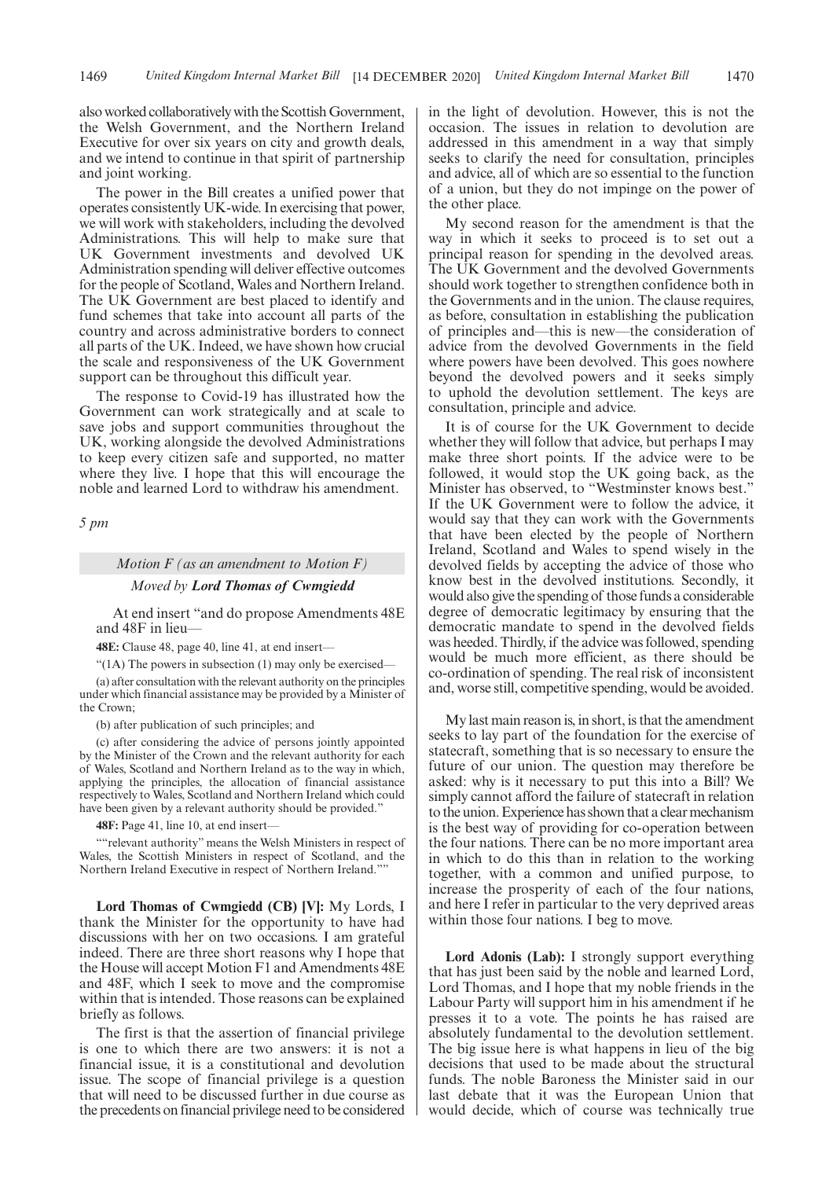also worked collaboratively with the Scottish Government, the Welsh Government, and the Northern Ireland Executive for over six years on city and growth deals, and we intend to continue in that spirit of partnership and joint working.

The power in the Bill creates a unified power that operates consistently UK-wide. In exercising that power, we will work with stakeholders, including the devolved Administrations. This will help to make sure that UK Government investments and devolved UK Administration spending will deliver effective outcomes for the people of Scotland, Wales and Northern Ireland. The UK Government are best placed to identify and fund schemes that take into account all parts of the country and across administrative borders to connect all parts of the UK. Indeed, we have shown how crucial the scale and responsiveness of the UK Government support can be throughout this difficult year.

The response to Covid-19 has illustrated how the Government can work strategically and at scale to save jobs and support communities throughout the UK, working alongside the devolved Administrations to keep every citizen safe and supported, no matter where they live. I hope that this will encourage the noble and learned Lord to withdraw his amendment.

*5 pm*

*Motion F (as an amendment to Motion F)*

*Moved by* ***Lord Thomas of Cwmgiedd***

At end insert "and do propose Amendments 48E and 48F in lieu—

**48E:** Clause 48, page 40, line 41, at end insert—

"(1A) The powers in subsection (1) may only be exercised—

(a) after consultation with the relevant authority on the principles under which financial assistance may be provided by a Minister of the Crown;

(b) after publication of such principles; and

(c) after considering the advice of persons jointly appointed by the Minister of the Crown and the relevant authority for each of Wales, Scotland and Northern Ireland as to the way in which, applying the principles, the allocation of financial assistance respectively to Wales, Scotland and Northern Ireland which could have been given by a relevant authority should be provided."

**48F:** Page 41, line 10, at end insert—

""relevant authority" means the Welsh Ministers in respect of Wales, the Scottish Ministers in respect of Scotland, and the Northern Ireland Executive in respect of Northern Ireland.""

**Lord Thomas of Cwmgiedd (CB) [V]:** My Lords, I thank the Minister for the opportunity to have had discussions with her on two occasions. I am grateful indeed. There are three short reasons why I hope that the House will accept Motion F1 and Amendments 48E and 48F, which I seek to move and the compromise within that is intended. Those reasons can be explained briefly as follows.

The first is that the assertion of financial privilege is one to which there are two answers: it is not a financial issue, it is a constitutional and devolution issue. The scope of financial privilege is a question that will need to be discussed further in due course as the precedents on financial privilege need to be considered in the light of devolution. However, this is not the occasion. The issues in relation to devolution are addressed in this amendment in a way that simply seeks to clarify the need for consultation, principles and advice, all of which are so essential to the function of a union, but they do not impinge on the power of the other place.

My second reason for the amendment is that the way in which it seeks to proceed is to set out a principal reason for spending in the devolved areas. The UK Government and the devolved Governments should work together to strengthen confidence both in the Governments and in the union. The clause requires, as before, consultation in establishing the publication of principles and—this is new—the consideration of advice from the devolved Governments in the field where powers have been devolved. This goes nowhere beyond the devolved powers and it seeks simply to uphold the devolution settlement. The keys are consultation, principle and advice.

It is of course for the UK Government to decide whether they will follow that advice, but perhaps I may make three short points. If the advice were to be followed, it would stop the UK going back, as the Minister has observed, to "Westminster knows best." If the UK Government were to follow the advice, it would say that they can work with the Governments that have been elected by the people of Northern Ireland, Scotland and Wales to spend wisely in the devolved fields by accepting the advice of those who know best in the devolved institutions. Secondly, it would also give the spending of those funds a considerable degree of democratic legitimacy by ensuring that the democratic mandate to spend in the devolved fields was heeded. Thirdly, if the advice was followed, spending would be much more efficient, as there should be co-ordination of spending. The real risk of inconsistent and, worse still, competitive spending, would be avoided.

My last main reason is, in short, is that the amendment seeks to lay part of the foundation for the exercise of statecraft, something that is so necessary to ensure the future of our union. The question may therefore be asked: why is it necessary to put this into a Bill? We simply cannot afford the failure of statecraft in relation to the union. Experience has shown that a clear mechanism is the best way of providing for co-operation between the four nations. There can be no more important area in which to do this than in relation to the working together, with a common and unified purpose, to increase the prosperity of each of the four nations, and here I refer in particular to the very deprived areas within those four nations. I beg to move.

**Lord Adonis (Lab):** I strongly support everything that has just been said by the noble and learned Lord, Lord Thomas, and I hope that my noble friends in the Labour Party will support him in his amendment if he presses it to a vote. The points he has raised are absolutely fundamental to the devolution settlement. The big issue here is what happens in lieu of the big decisions that used to be made about the structural funds. The noble Baroness the Minister said in our last debate that it was the European Union that would decide, which of course was technically true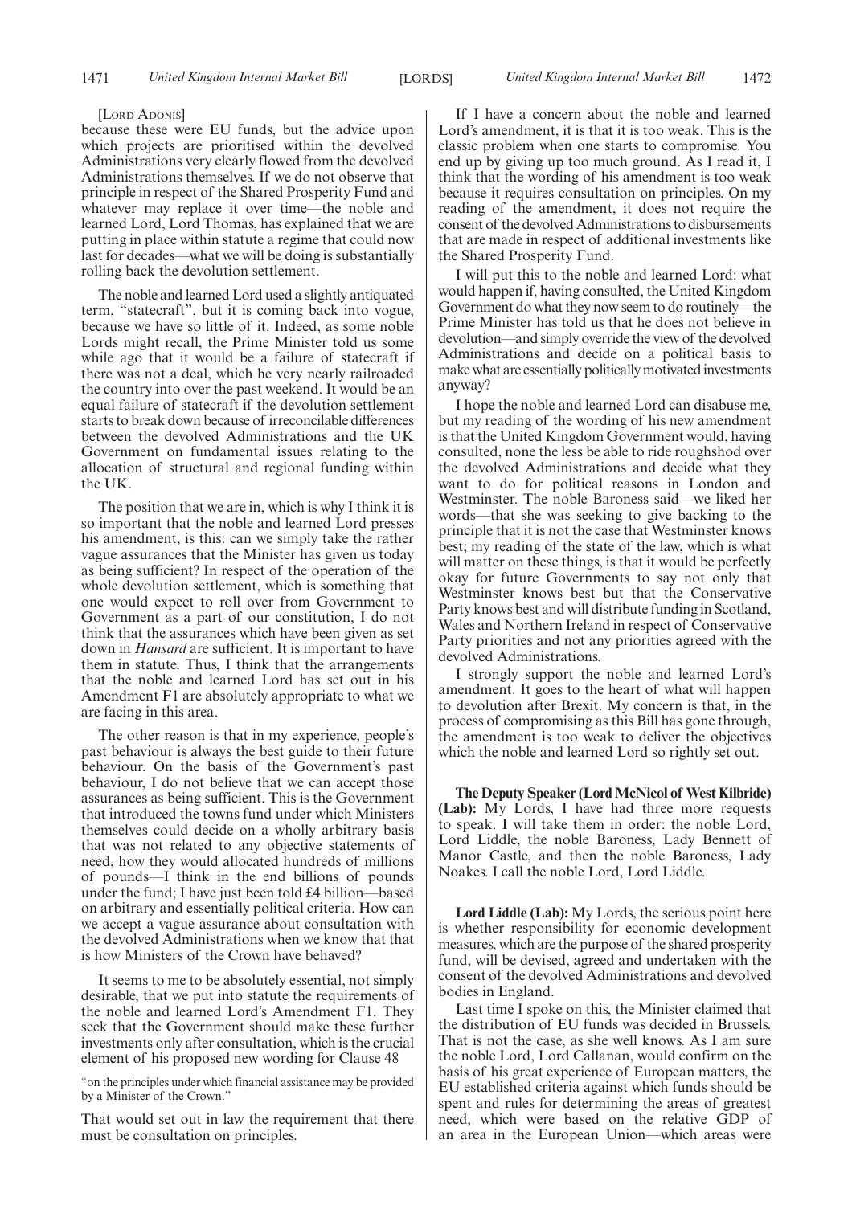[Lord Adonis]

because these were EU funds, but the advice upon which projects are prioritised within the devolved Administrations very clearly flowed from the devolved Administrations themselves. If we do not observe that principle in respect of the Shared Prosperity Fund and whatever may replace it over time—the noble and learned Lord, Lord Thomas, has explained that we are putting in place within statute a regime that could now last for decades—what we will be doing is substantially rolling back the devolution settlement.

The noble and learned Lord used a slightly antiquated term, "statecraft", but it is coming back into vogue, because we have so little of it. Indeed, as some noble Lords might recall, the Prime Minister told us some while ago that it would be a failure of statecraft if there was not a deal, which he very nearly railroaded the country into over the past weekend. It would be an equal failure of statecraft if the devolution settlement starts to break down because of irreconcilable differences between the devolved Administrations and the UK Government on fundamental issues relating to the allocation of structural and regional funding within the UK.

The position that we are in, which is why I think it is so important that the noble and learned Lord presses his amendment, is this: can we simply take the rather vague assurances that the Minister has given us today as being sufficient? In respect of the operation of the whole devolution settlement, which is something that one would expect to roll over from Government to Government as a part of our constitution, I do not think that the assurances which have been given as set down in *Hansard* are sufficient. It is important to have them in statute. Thus, I think that the arrangements that the noble and learned Lord has set out in his Amendment F1 are absolutely appropriate to what we are facing in this area.

The other reason is that in my experience, people's past behaviour is always the best guide to their future behaviour. On the basis of the Government's past behaviour, I do not believe that we can accept those assurances as being sufficient. This is the Government that introduced the towns fund under which Ministers themselves could decide on a wholly arbitrary basis that was not related to any objective statements of need, how they would allocated hundreds of millions of pounds—I think in the end billions of pounds under the fund; I have just been told £4 billion—based on arbitrary and essentially political criteria. How can we accept a vague assurance about consultation with the devolved Administrations when we know that that is how Ministers of the Crown have behaved?

It seems to me to be absolutely essential, not simply desirable, that we put into statute the requirements of the noble and learned Lord's Amendment F1. They seek that the Government should make these further investments only after consultation, which is the crucial element of his proposed new wording for Clause 48

"on the principles under which financial assistance may be provided by a Minister of the Crown."

That would set out in law the requirement that there must be consultation on principles.

If I have a concern about the noble and learned Lord's amendment, it is that it is too weak. This is the classic problem when one starts to compromise. You end up by giving up too much ground. As I read it, I think that the wording of his amendment is too weak because it requires consultation on principles. On my reading of the amendment, it does not require the consent of the devolved Administrations to disbursements that are made in respect of additional investments like the Shared Prosperity Fund.

I will put this to the noble and learned Lord: what would happen if, having consulted, the United Kingdom Government do what they now seem to do routinely—the Prime Minister has told us that he does not believe in devolution—and simply override the view of the devolved Administrations and decide on a political basis to make what are essentially politically motivated investments anyway?

I hope the noble and learned Lord can disabuse me, but my reading of the wording of his new amendment is that the United Kingdom Government would, having consulted, none the less be able to ride roughshod over the devolved Administrations and decide what they want to do for political reasons in London and Westminster. The noble Baroness said—we liked her words—that she was seeking to give backing to the principle that it is not the case that Westminster knows best; my reading of the state of the law, which is what will matter on these things, is that it would be perfectly okay for future Governments to say not only that Westminster knows best but that the Conservative Party knows best and will distribute funding in Scotland, Wales and Northern Ireland in respect of Conservative Party priorities and not any priorities agreed with the devolved Administrations.

I strongly support the noble and learned Lord's amendment. It goes to the heart of what will happen to devolution after Brexit. My concern is that, in the process of compromising as this Bill has gone through, the amendment is too weak to deliver the objectives which the noble and learned Lord so rightly set out.

**The Deputy Speaker (Lord McNicol of West Kilbride) (Lab):** My Lords, I have had three more requests to speak. I will take them in order: the noble Lord, Lord Liddle, the noble Baroness, Lady Bennett of Manor Castle, and then the noble Baroness, Lady Noakes. I call the noble Lord, Lord Liddle.

**Lord Liddle (Lab):** My Lords, the serious point here is whether responsibility for economic development measures, which are the purpose of the shared prosperity fund, will be devised, agreed and undertaken with the consent of the devolved Administrations and devolved bodies in England.

Last time I spoke on this, the Minister claimed that the distribution of EU funds was decided in Brussels. That is not the case, as she well knows. As I am sure the noble Lord, Lord Callanan, would confirm on the basis of his great experience of European matters, the EU established criteria against which funds should be spent and rules for determining the areas of greatest need, which were based on the relative GDP of an area in the European Union—which areas were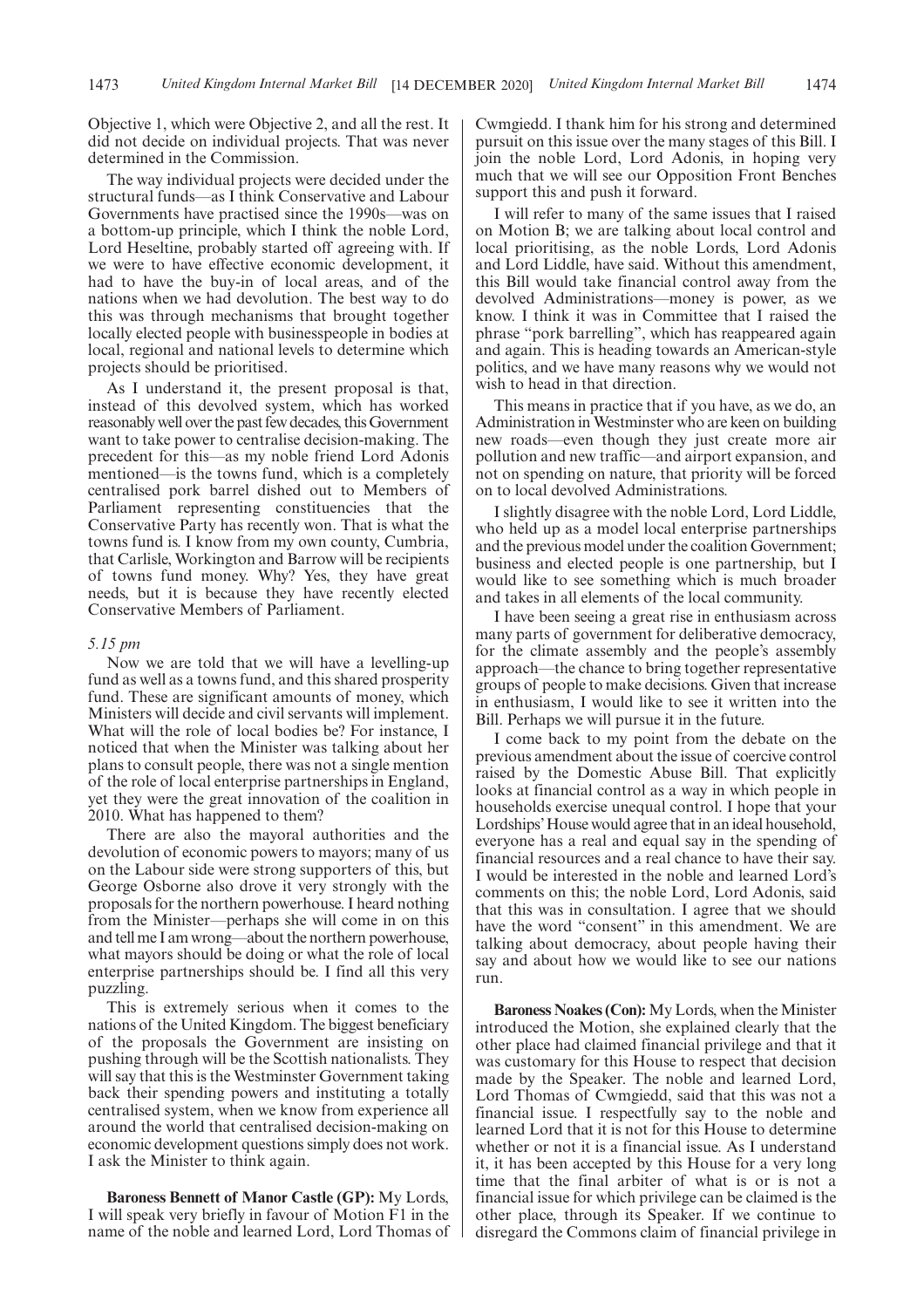Objective 1, which were Objective 2, and all the rest. It did not decide on individual projects. That was never determined in the Commission.

The way individual projects were decided under the structural funds—as I think Conservative and Labour Governments have practised since the 1990s—was on a bottom-up principle, which I think the noble Lord, Lord Heseltine, probably started off agreeing with. If we were to have effective economic development, it had to have the buy-in of local areas, and of the nations when we had devolution. The best way to do this was through mechanisms that brought together locally elected people with businesspeople in bodies at local, regional and national levels to determine which projects should be prioritised.

As I understand it, the present proposal is that, instead of this devolved system, which has worked reasonably well over the past few decades, this Government want to take power to centralise decision-making. The precedent for this—as my noble friend Lord Adonis mentioned—is the towns fund, which is a completely centralised pork barrel dished out to Members of Parliament representing constituencies that the Conservative Party has recently won. That is what the towns fund is. I know from my own county, Cumbria, that Carlisle, Workington and Barrow will be recipients of towns fund money. Why? Yes, they have great needs, but it is because they have recently elected Conservative Members of Parliament.

*5.15 pm*

Now we are told that we will have a levelling-up fund as well as a towns fund, and this shared prosperity fund. These are significant amounts of money, which Ministers will decide and civil servants will implement. What will the role of local bodies be? For instance, I noticed that when the Minister was talking about her plans to consult people, there was not a single mention of the role of local enterprise partnerships in England, yet they were the great innovation of the coalition in 2010. What has happened to them?

There are also the mayoral authorities and the devolution of economic powers to mayors; many of us on the Labour side were strong supporters of this, but George Osborne also drove it very strongly with the proposals for the northern powerhouse. I heard nothing from the Minister—perhaps she will come in on this and tell me I am wrong—about the northern powerhouse, what mayors should be doing or what the role of local enterprise partnerships should be. I find all this very puzzling.

This is extremely serious when it comes to the nations of the United Kingdom. The biggest beneficiary of the proposals the Government are insisting on pushing through will be the Scottish nationalists. They will say that this is the Westminster Government taking back their spending powers and instituting a totally centralised system, when we know from experience all around the world that centralised decision-making on economic development questions simply does not work. I ask the Minister to think again.

**Baroness Bennett of Manor Castle (GP):** My Lords, I will speak very briefly in favour of Motion F1 in the name of the noble and learned Lord, Lord Thomas of Cwmgiedd. I thank him for his strong and determined pursuit on this issue over the many stages of this Bill. I join the noble Lord, Lord Adonis, in hoping very much that we will see our Opposition Front Benches support this and push it forward.

I will refer to many of the same issues that I raised on Motion B; we are talking about local control and local prioritising, as the noble Lords, Lord Adonis and Lord Liddle, have said. Without this amendment, this Bill would take financial control away from the devolved Administrations—money is power, as we know. I think it was in Committee that I raised the phrase "pork barrelling", which has reappeared again and again. This is heading towards an American-style politics, and we have many reasons why we would not wish to head in that direction.

This means in practice that if you have, as we do, an Administration in Westminster who are keen on building new roads—even though they just create more air pollution and new traffic—and airport expansion, and not on spending on nature, that priority will be forced on to local devolved Administrations.

I slightly disagree with the noble Lord, Lord Liddle, who held up as a model local enterprise partnerships and the previous model under the coalition Government; business and elected people is one partnership, but I would like to see something which is much broader and takes in all elements of the local community.

I have been seeing a great rise in enthusiasm across many parts of government for deliberative democracy, for the climate assembly and the people's assembly approach—the chance to bring together representative groups of people to make decisions. Given that increase in enthusiasm, I would like to see it written into the Bill. Perhaps we will pursue it in the future.

I come back to my point from the debate on the previous amendment about the issue of coercive control raised by the Domestic Abuse Bill. That explicitly looks at financial control as a way in which people in households exercise unequal control. I hope that your Lordships' House would agree that in an ideal household, everyone has a real and equal say in the spending of financial resources and a real chance to have their say. I would be interested in the noble and learned Lord's comments on this; the noble Lord, Lord Adonis, said that this was in consultation. I agree that we should have the word "consent" in this amendment. We are talking about democracy, about people having their say and about how we would like to see our nations run.

**Baroness Noakes (Con):** My Lords, when the Minister introduced the Motion, she explained clearly that the other place had claimed financial privilege and that it was customary for this House to respect that decision made by the Speaker. The noble and learned Lord, Lord Thomas of Cwmgiedd, said that this was not a financial issue. I respectfully say to the noble and learned Lord that it is not for this House to determine whether or not it is a financial issue. As I understand it, it has been accepted by this House for a very long time that the final arbiter of what is or is not a financial issue for which privilege can be claimed is the other place, through its Speaker. If we continue to disregard the Commons claim of financial privilege in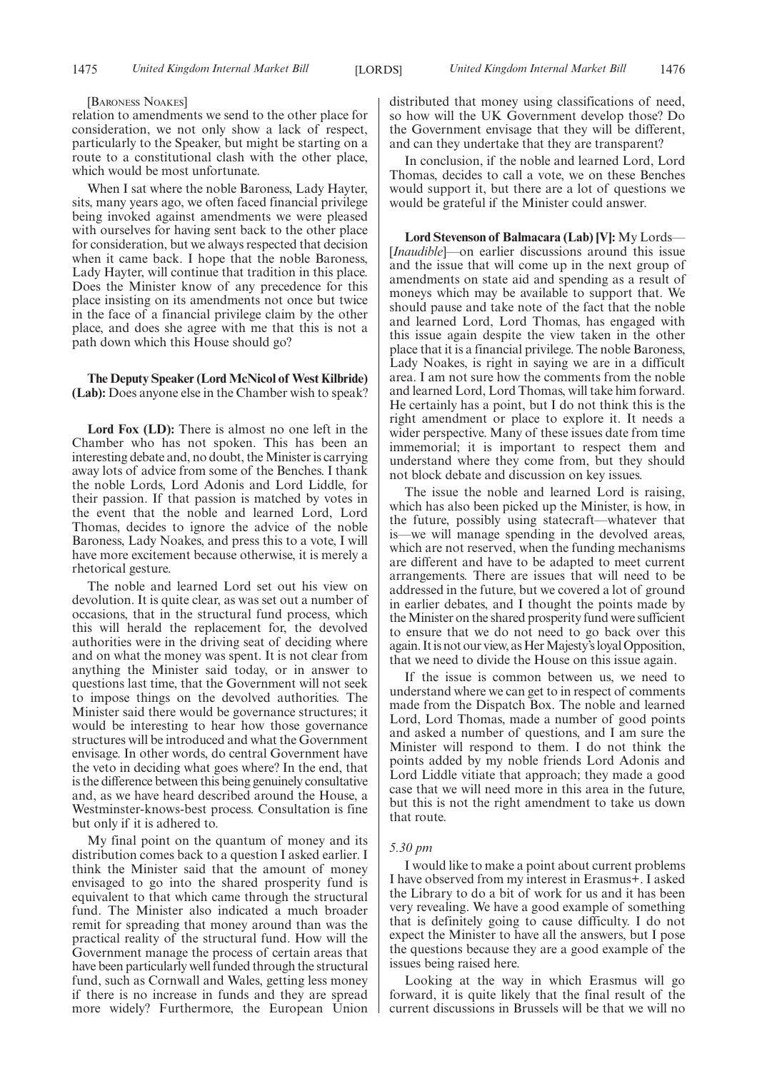[Baroness Noakes]

relation to amendments we send to the other place for consideration, we not only show a lack of respect, particularly to the Speaker, but might be starting on a route to a constitutional clash with the other place, which would be most unfortunate.

When I sat where the noble Baroness, Lady Hayter, sits, many years ago, we often faced financial privilege being invoked against amendments we were pleased with ourselves for having sent back to the other place for consideration, but we always respected that decision when it came back. I hope that the noble Baroness, Lady Hayter, will continue that tradition in this place. Does the Minister know of any precedence for this place insisting on its amendments not once but twice in the face of a financial privilege claim by the other place, and does she agree with me that this is not a path down which this House should go?

**The Deputy Speaker (Lord McNicol of West Kilbride) (Lab):** Does anyone else in the Chamber wish to speak?

**Lord Fox (LD):** There is almost no one left in the Chamber who has not spoken. This has been an interesting debate and, no doubt, the Minister is carrying away lots of advice from some of the Benches. I thank the noble Lords, Lord Adonis and Lord Liddle, for their passion. If that passion is matched by votes in the event that the noble and learned Lord, Lord Thomas, decides to ignore the advice of the noble Baroness, Lady Noakes, and press this to a vote, I will have more excitement because otherwise, it is merely a rhetorical gesture.

The noble and learned Lord set out his view on devolution. It is quite clear, as was set out a number of occasions, that in the structural fund process, which this will herald the replacement for, the devolved authorities were in the driving seat of deciding where and on what the money was spent. It is not clear from anything the Minister said today, or in answer to questions last time, that the Government will not seek to impose things on the devolved authorities. The Minister said there would be governance structures; it would be interesting to hear how those governance structures will be introduced and what the Government envisage. In other words, do central Government have the veto in deciding what goes where? In the end, that is the difference between this being genuinely consultative and, as we have heard described around the House, a Westminster-knows-best process. Consultation is fine but only if it is adhered to.

My final point on the quantum of money and its distribution comes back to a question I asked earlier. I think the Minister said that the amount of money envisaged to go into the shared prosperity fund is equivalent to that which came through the structural fund. The Minister also indicated a much broader remit for spreading that money around than was the practical reality of the structural fund. How will the Government manage the process of certain areas that have been particularly well funded through the structural fund, such as Cornwall and Wales, getting less money if there is no increase in funds and they are spread more widely? Furthermore, the European Union distributed that money using classifications of need, so how will the UK Government develop those? Do the Government envisage that they will be different, and can they undertake that they are transparent?

In conclusion, if the noble and learned Lord, Lord Thomas, decides to call a vote, we on these Benches would support it, but there are a lot of questions we would be grateful if the Minister could answer.

**Lord Stevenson of Balmacara (Lab) [V]:** My Lords—[*Inaudible*]—on earlier discussions around this issue and the issue that will come up in the next group of amendments on state aid and spending as a result of moneys which may be available to support that. We should pause and take note of the fact that the noble and learned Lord, Lord Thomas, has engaged with this issue again despite the view taken in the other place that it is a financial privilege. The noble Baroness, Lady Noakes, is right in saying we are in a difficult area. I am not sure how the comments from the noble and learned Lord, Lord Thomas, will take him forward. He certainly has a point, but I do not think this is the right amendment or place to explore it. It needs a wider perspective. Many of these issues date from time immemorial; it is important to respect them and understand where they come from, but they should not block debate and discussion on key issues.

The issue the noble and learned Lord is raising, which has also been picked up the Minister, is how, in the future, possibly using statecraft—whatever that is—we will manage spending in the devolved areas, which are not reserved, when the funding mechanisms are different and have to be adapted to meet current arrangements. There are issues that will need to be addressed in the future, but we covered a lot of ground in earlier debates, and I thought the points made by the Minister on the shared prosperity fund were sufficient to ensure that we do not need to go back over this again. It is not our view, as Her Majesty's loyal Opposition, that we need to divide the House on this issue again.

If the issue is common between us, we need to understand where we can get to in respect of comments made from the Dispatch Box. The noble and learned Lord, Lord Thomas, made a number of good points and asked a number of questions, and I am sure the Minister will respond to them. I do not think the points added by my noble friends Lord Adonis and Lord Liddle vitiate that approach; they made a good case that we will need more in this area in the future, but this is not the right amendment to take us down that route.

*5.30 pm*

I would like to make a point about current problems I have observed from my interest in Erasmus+. I asked the Library to do a bit of work for us and it has been very revealing. We have a good example of something that is definitely going to cause difficulty. I do not expect the Minister to have all the answers, but I pose the questions because they are a good example of the issues being raised here.

Looking at the way in which Erasmus will go forward, it is quite likely that the final result of the current discussions in Brussels will be that we will no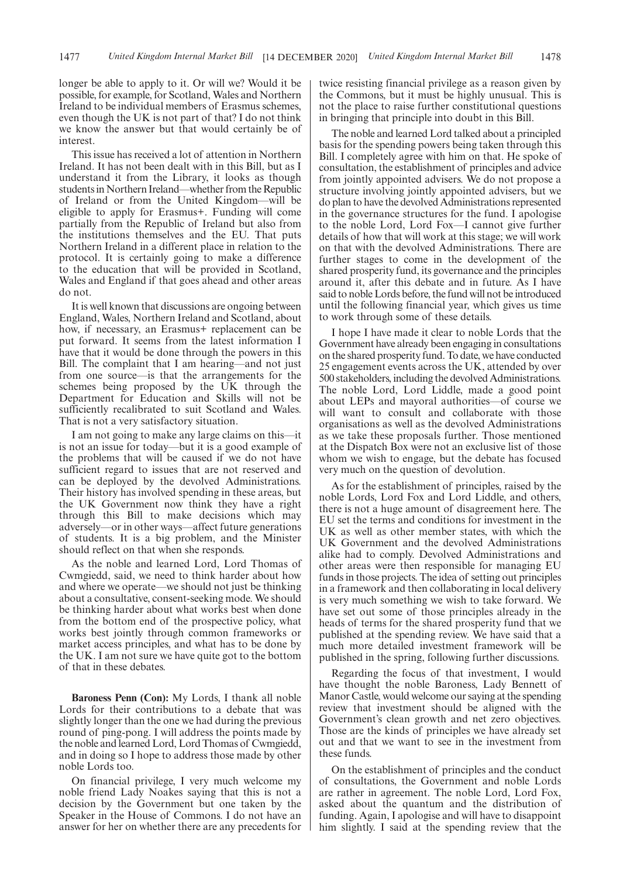longer be able to apply to it. Or will we? Would it be possible, for example, for Scotland, Wales and Northern Ireland to be individual members of Erasmus schemes, even though the UK is not part of that? I do not think we know the answer but that would certainly be of interest.

This issue has received a lot of attention in Northern Ireland. It has not been dealt with in this Bill, but as I understand it from the Library, it looks as though students in Northern Ireland—whether from the Republic of Ireland or from the United Kingdom—will be eligible to apply for Erasmus+. Funding will come partially from the Republic of Ireland but also from the institutions themselves and the EU. That puts Northern Ireland in a different place in relation to the protocol. It is certainly going to make a difference to the education that will be provided in Scotland, Wales and England if that goes ahead and other areas do not.

It is well known that discussions are ongoing between England, Wales, Northern Ireland and Scotland, about how, if necessary, an Erasmus+ replacement can be put forward. It seems from the latest information I have that it would be done through the powers in this Bill. The complaint that I am hearing—and not just from one source—is that the arrangements for the schemes being proposed by the UK through the Department for Education and Skills will not be sufficiently recalibrated to suit Scotland and Wales. That is not a very satisfactory situation.

I am not going to make any large claims on this—it is not an issue for today—but it is a good example of the problems that will be caused if we do not have sufficient regard to issues that are not reserved and can be deployed by the devolved Administrations. Their history has involved spending in these areas, but the UK Government now think they have a right through this Bill to make decisions which may adversely—or in other ways—affect future generations of students. It is a big problem, and the Minister should reflect on that when she responds.

As the noble and learned Lord, Lord Thomas of Cwmgiedd, said, we need to think harder about how and where we operate—we should not just be thinking about a consultative, consent-seeking mode. We should be thinking harder about what works best when done from the bottom end of the prospective policy, what works best jointly through common frameworks or market access principles, and what has to be done by the UK. I am not sure we have quite got to the bottom of that in these debates.

**Baroness Penn (Con):** My Lords, I thank all noble Lords for their contributions to a debate that was slightly longer than the one we had during the previous round of ping-pong. I will address the points made by the noble and learned Lord, Lord Thomas of Cwmgiedd, and in doing so I hope to address those made by other noble Lords too.

On financial privilege, I very much welcome my noble friend Lady Noakes saying that this is not a decision by the Government but one taken by the Speaker in the House of Commons. I do not have an answer for her on whether there are any precedents for twice resisting financial privilege as a reason given by the Commons, but it must be highly unusual. This is not the place to raise further constitutional questions in bringing that principle into doubt in this Bill.

The noble and learned Lord talked about a principled basis for the spending powers being taken through this Bill. I completely agree with him on that. He spoke of consultation, the establishment of principles and advice from jointly appointed advisers. We do not propose a structure involving jointly appointed advisers, but we do plan to have the devolved Administrations represented in the governance structures for the fund. I apologise to the noble Lord, Lord Fox—I cannot give further details of how that will work at this stage; we will work on that with the devolved Administrations. There are further stages to come in the development of the shared prosperity fund, its governance and the principles around it, after this debate and in future. As I have said to noble Lords before, the fund will not be introduced until the following financial year, which gives us time to work through some of these details.

I hope I have made it clear to noble Lords that the Government have already been engaging in consultations on the shared prosperity fund. To date, we have conducted 25 engagement events across the UK, attended by over 500 stakeholders, including the devolved Administrations. The noble Lord, Lord Liddle, made a good point about LEPs and mayoral authorities—of course we will want to consult and collaborate with those organisations as well as the devolved Administrations as we take these proposals further. Those mentioned at the Dispatch Box were not an exclusive list of those whom we wish to engage, but the debate has focused very much on the question of devolution.

As for the establishment of principles, raised by the noble Lords, Lord Fox and Lord Liddle, and others, there is not a huge amount of disagreement here. The EU set the terms and conditions for investment in the UK as well as other member states, with which the UK Government and the devolved Administrations alike had to comply. Devolved Administrations and other areas were then responsible for managing EU funds in those projects. The idea of setting out principles in a framework and then collaborating in local delivery is very much something we wish to take forward. We have set out some of those principles already in the heads of terms for the shared prosperity fund that we published at the spending review. We have said that a much more detailed investment framework will be published in the spring, following further discussions.

Regarding the focus of that investment, I would have thought the noble Baroness, Lady Bennett of Manor Castle, would welcome our saying at the spending review that investment should be aligned with the Government's clean growth and net zero objectives. Those are the kinds of principles we have already set out and that we want to see in the investment from these funds.

On the establishment of principles and the conduct of consultations, the Government and noble Lords are rather in agreement. The noble Lord, Lord Fox, asked about the quantum and the distribution of funding. Again, I apologise and will have to disappoint him slightly. I said at the spending review that the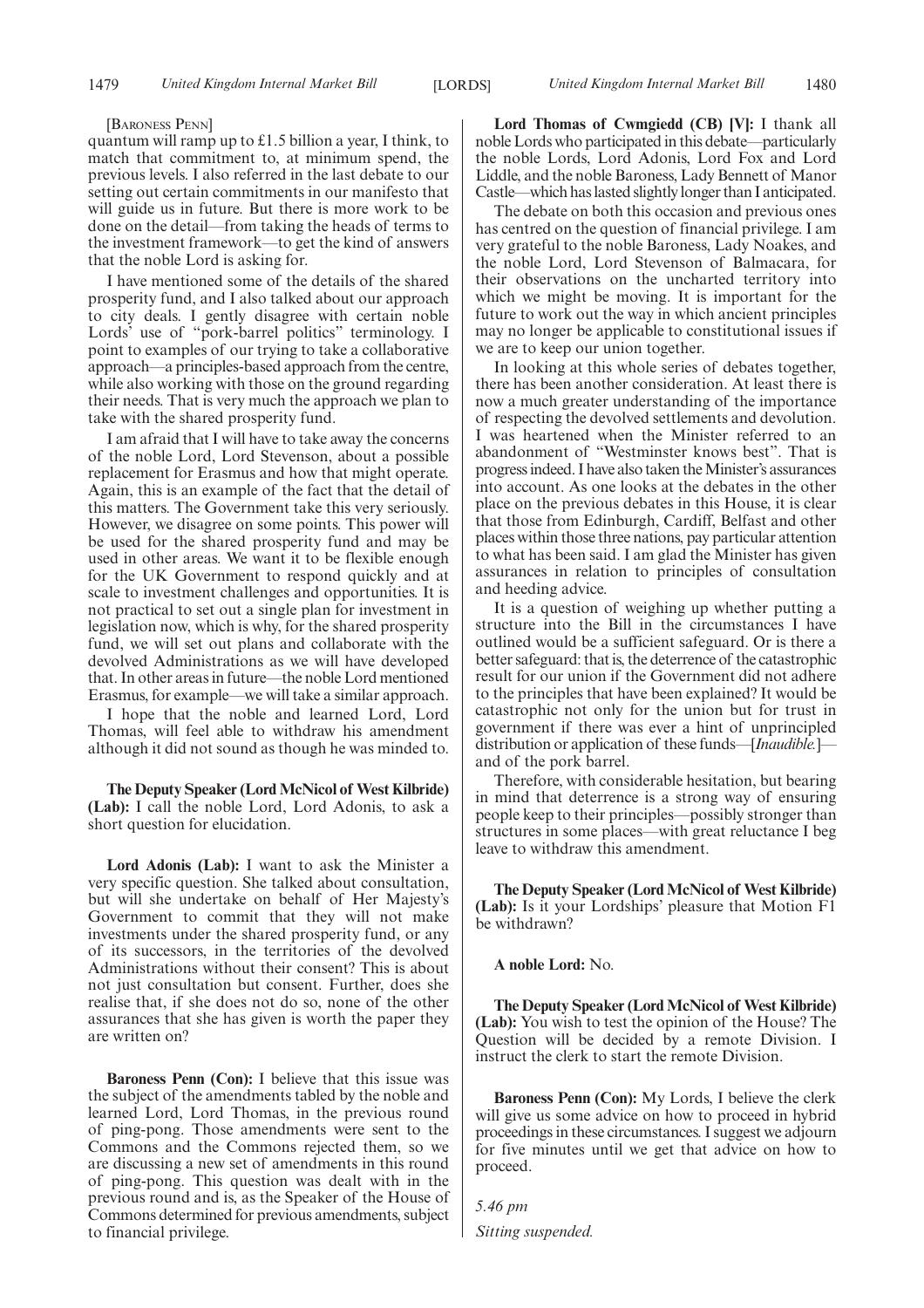[Baroness Penn]

quantum will ramp up to £1.5 billion a year, I think, to match that commitment to, at minimum spend, the previous levels. I also referred in the last debate to our setting out certain commitments in our manifesto that will guide us in future. But there is more work to be done on the detail—from taking the heads of terms to the investment framework—to get the kind of answers that the noble Lord is asking for.

I have mentioned some of the details of the shared prosperity fund, and I also talked about our approach to city deals. I gently disagree with certain noble Lords' use of "pork-barrel politics" terminology. I point to examples of our trying to take a collaborative approach—a principles-based approach from the centre, while also working with those on the ground regarding their needs. That is very much the approach we plan to take with the shared prosperity fund.

I am afraid that I will have to take away the concerns of the noble Lord, Lord Stevenson, about a possible replacement for Erasmus and how that might operate. Again, this is an example of the fact that the detail of this matters. The Government take this very seriously. However, we disagree on some points. This power will be used for the shared prosperity fund and may be used in other areas. We want it to be flexible enough for the UK Government to respond quickly and at scale to investment challenges and opportunities. It is not practical to set out a single plan for investment in legislation now, which is why, for the shared prosperity fund, we will set out plans and collaborate with the devolved Administrations as we will have developed that. In other areas in future—the noble Lord mentioned Erasmus, for example—we will take a similar approach.

I hope that the noble and learned Lord, Lord Thomas, will feel able to withdraw his amendment although it did not sound as though he was minded to.

**The Deputy Speaker (Lord McNicol of West Kilbride) (Lab):** I call the noble Lord, Lord Adonis, to ask a short question for elucidation.

**Lord Adonis (Lab):** I want to ask the Minister a very specific question. She talked about consultation, but will she undertake on behalf of Her Majesty's Government to commit that they will not make investments under the shared prosperity fund, or any of its successors, in the territories of the devolved Administrations without their consent? This is about not just consultation but consent. Further, does she realise that, if she does not do so, none of the other assurances that she has given is worth the paper they are written on?

**Baroness Penn (Con):** I believe that this issue was the subject of the amendments tabled by the noble and learned Lord, Lord Thomas, in the previous round of ping-pong. Those amendments were sent to the Commons and the Commons rejected them, so we are discussing a new set of amendments in this round of ping-pong. This question was dealt with in the previous round and is, as the Speaker of the House of Commons determined for previous amendments, subject to financial privilege.

**Lord Thomas of Cwmgiedd (CB) [V]:** I thank all noble Lords who participated in this debate—particularly the noble Lords, Lord Adonis, Lord Fox and Lord Liddle, and the noble Baroness, Lady Bennett of Manor Castle—which has lasted slightly longer than I anticipated.

The debate on both this occasion and previous ones has centred on the question of financial privilege. I am very grateful to the noble Baroness, Lady Noakes, and the noble Lord, Lord Stevenson of Balmacara, for their observations on the uncharted territory into which we might be moving. It is important for the future to work out the way in which ancient principles may no longer be applicable to constitutional issues if we are to keep our union together.

In looking at this whole series of debates together, there has been another consideration. At least there is now a much greater understanding of the importance of respecting the devolved settlements and devolution. I was heartened when the Minister referred to an abandonment of "Westminster knows best". That is progress indeed. I have also taken the Minister's assurances into account. As one looks at the debates in the other place on the previous debates in this House, it is clear that those from Edinburgh, Cardiff, Belfast and other places within those three nations, pay particular attention to what has been said. I am glad the Minister has given assurances in relation to principles of consultation and heeding advice.

It is a question of weighing up whether putting a structure into the Bill in the circumstances I have outlined would be a sufficient safeguard. Or is there a better safeguard: that is, the deterrence of the catastrophic result for our union if the Government did not adhere to the principles that have been explained? It would be catastrophic not only for the union but for trust in government if there was ever a hint of unprincipled distribution or application of these funds—[*Inaudible.*]—and of the pork barrel.

Therefore, with considerable hesitation, but bearing in mind that deterrence is a strong way of ensuring people keep to their principles—possibly stronger than structures in some places—with great reluctance I beg leave to withdraw this amendment.

**The Deputy Speaker (Lord McNicol of West Kilbride) (Lab):** Is it your Lordships' pleasure that Motion F1 be withdrawn?

**A noble Lord:** No.

**The Deputy Speaker (Lord McNicol of West Kilbride) (Lab):** You wish to test the opinion of the House? The Question will be decided by a remote Division. I instruct the clerk to start the remote Division.

**Baroness Penn (Con):** My Lords, I believe the clerk will give us some advice on how to proceed in hybrid proceedings in these circumstances. I suggest we adjourn for five minutes until we get that advice on how to proceed.

*5.46 pm*

*Sitting suspended.*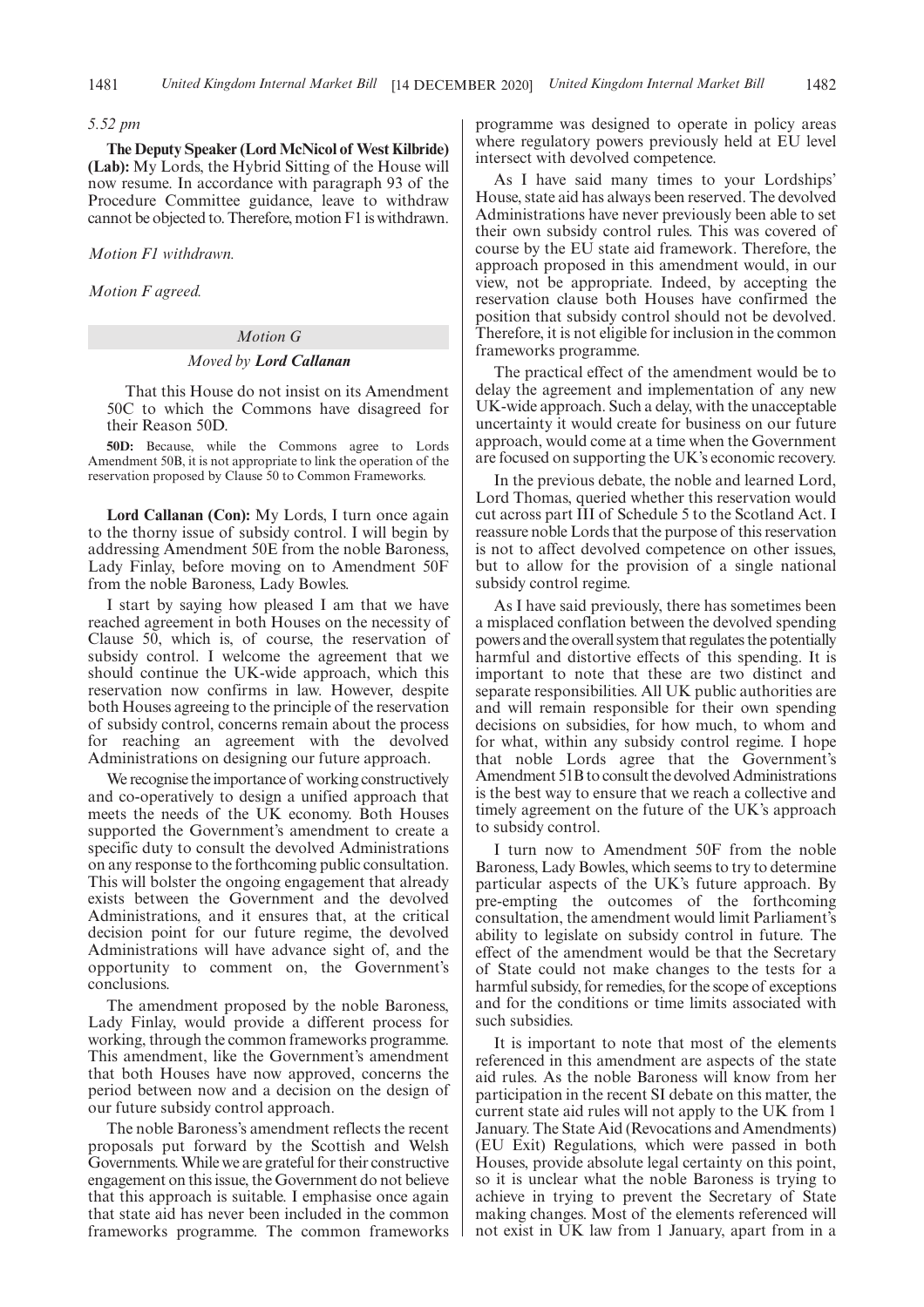*5.52 pm*

**The Deputy Speaker (Lord McNicol of West Kilbride) (Lab):** My Lords, the Hybrid Sitting of the House will now resume. In accordance with paragraph 93 of the Procedure Committee guidance, leave to withdraw cannot be objected to. Therefore, motion F1 is withdrawn.

*Motion F1 withdrawn.*

*Motion F agreed.*

## *Motion G*

### *Moved by **Lord Callanan***

That this House do not insist on its Amendment 50C to which the Commons have disagreed for their Reason 50D.

**50D:** Because, while the Commons agree to Lords Amendment 50B, it is not appropriate to link the operation of the reservation proposed by Clause 50 to Common Frameworks.

**Lord Callanan (Con):** My Lords, I turn once again to the thorny issue of subsidy control. I will begin by addressing Amendment 50E from the noble Baroness, Lady Finlay, before moving on to Amendment 50F from the noble Baroness, Lady Bowles.

I start by saying how pleased I am that we have reached agreement in both Houses on the necessity of Clause 50, which is, of course, the reservation of subsidy control. I welcome the agreement that we should continue the UK-wide approach, which this reservation now confirms in law. However, despite both Houses agreeing to the principle of the reservation of subsidy control, concerns remain about the process for reaching an agreement with the devolved Administrations on designing our future approach.

We recognise the importance of working constructively and co-operatively to design a unified approach that meets the needs of the UK economy. Both Houses supported the Government's amendment to create a specific duty to consult the devolved Administrations on any response to the forthcoming public consultation. This will bolster the ongoing engagement that already exists between the Government and the devolved Administrations, and it ensures that, at the critical decision point for our future regime, the devolved Administrations will have advance sight of, and the opportunity to comment on, the Government's conclusions.

The amendment proposed by the noble Baroness, Lady Finlay, would provide a different process for working, through the common frameworks programme. This amendment, like the Government's amendment that both Houses have now approved, concerns the period between now and a decision on the design of our future subsidy control approach.

The noble Baroness's amendment reflects the recent proposals put forward by the Scottish and Welsh Governments. While we are grateful for their constructive engagement on this issue, the Government do not believe that this approach is suitable. I emphasise once again that state aid has never been included in the common frameworks programme. The common frameworks programme was designed to operate in policy areas where regulatory powers previously held at EU level intersect with devolved competence.

As I have said many times to your Lordships' House, state aid has always been reserved. The devolved Administrations have never previously been able to set their own subsidy control rules. This was covered of course by the EU state aid framework. Therefore, the approach proposed in this amendment would, in our view, not be appropriate. Indeed, by accepting the reservation clause both Houses have confirmed the position that subsidy control should not be devolved. Therefore, it is not eligible for inclusion in the common frameworks programme.

The practical effect of the amendment would be to delay the agreement and implementation of any new UK-wide approach. Such a delay, with the unacceptable uncertainty it would create for business on our future approach, would come at a time when the Government are focused on supporting the UK's economic recovery.

In the previous debate, the noble and learned Lord, Lord Thomas, queried whether this reservation would cut across part III of Schedule 5 to the Scotland Act. I reassure noble Lords that the purpose of this reservation is not to affect devolved competence on other issues, but to allow for the provision of a single national subsidy control regime.

As I have said previously, there has sometimes been a misplaced conflation between the devolved spending powers and the overall system that regulates the potentially harmful and distortive effects of this spending. It is important to note that these are two distinct and separate responsibilities. All UK public authorities are and will remain responsible for their own spending decisions on subsidies, for how much, to whom and for what, within any subsidy control regime. I hope that noble Lords agree that the Government's Amendment 51B to consult the devolved Administrations is the best way to ensure that we reach a collective and timely agreement on the future of the UK's approach to subsidy control.

I turn now to Amendment 50F from the noble Baroness, Lady Bowles, which seems to try to determine particular aspects of the UK's future approach. By pre-empting the outcomes of the forthcoming consultation, the amendment would limit Parliament's ability to legislate on subsidy control in future. The effect of the amendment would be that the Secretary of State could not make changes to the tests for a harmful subsidy, for remedies, for the scope of exceptions and for the conditions or time limits associated with such subsidies.

It is important to note that most of the elements referenced in this amendment are aspects of the state aid rules. As the noble Baroness will know from her participation in the recent SI debate on this matter, the current state aid rules will not apply to the UK from 1 January. The State Aid (Revocations and Amendments) (EU Exit) Regulations, which were passed in both Houses, provide absolute legal certainty on this point, so it is unclear what the noble Baroness is trying to achieve in trying to prevent the Secretary of State making changes. Most of the elements referenced will not exist in UK law from 1 January, apart from in a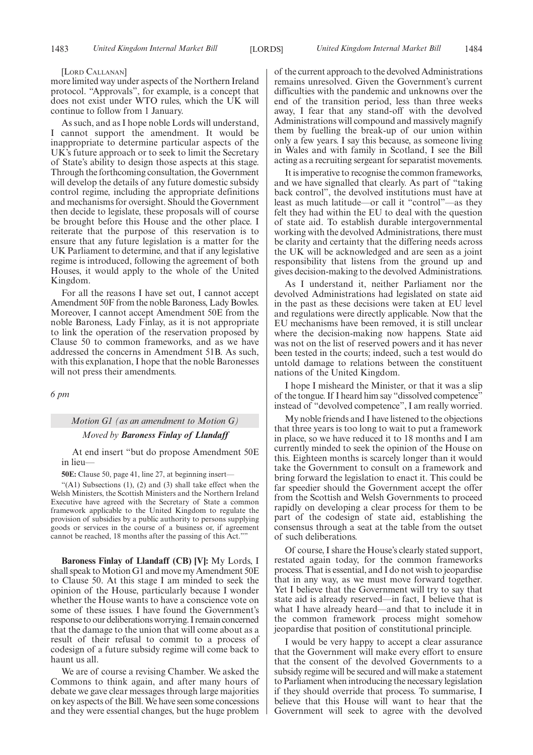[Lord Callanan]

more limited way under aspects of the Northern Ireland protocol. "Approvals", for example, is a concept that does not exist under WTO rules, which the UK will continue to follow from 1 January.

As such, and as I hope noble Lords will understand, I cannot support the amendment. It would be inappropriate to determine particular aspects of the UK's future approach or to seek to limit the Secretary of State's ability to design those aspects at this stage. Through the forthcoming consultation, the Government will develop the details of any future domestic subsidy control regime, including the appropriate definitions and mechanisms for oversight. Should the Government then decide to legislate, these proposals will of course be brought before this House and the other place. I reiterate that the purpose of this reservation is to ensure that any future legislation is a matter for the UK Parliament to determine, and that if any legislative regime is introduced, following the agreement of both Houses, it would apply to the whole of the United Kingdom.

For all the reasons I have set out, I cannot accept Amendment 50F from the noble Baroness, Lady Bowles. Moreover, I cannot accept Amendment 50E from the noble Baroness, Lady Finlay, as it is not appropriate to link the operation of the reservation proposed by Clause 50 to common frameworks, and as we have addressed the concerns in Amendment 51B. As such, with this explanation, I hope that the noble Baronesses will not press their amendments.

*6 pm*

*Motion G1 (as an amendment to Motion G)*

*Moved by* ***Baroness Finlay of Llandaff***

At end insert "but do propose Amendment 50E in lieu—

**50E:** Clause 50, page 41, line 27, at beginning insert—

"(A1) Subsections (1), (2) and (3) shall take effect when the Welsh Ministers, the Scottish Ministers and the Northern Ireland Executive have agreed with the Secretary of State a common framework applicable to the United Kingdom to regulate the provision of subsidies by a public authority to persons supplying goods or services in the course of a business or, if agreement cannot be reached, 18 months after the passing of this Act.""

**Baroness Finlay of Llandaff (CB) [V]:** My Lords, I shall speak to Motion G1 and move my Amendment 50E to Clause 50. At this stage I am minded to seek the opinion of the House, particularly because I wonder whether the House wants to have a conscience vote on some of these issues. I have found the Government's response to our deliberations worrying. I remain concerned that the damage to the union that will come about as a result of their refusal to commit to a process of codesign of a future subsidy regime will come back to haunt us all.

We are of course a revising Chamber. We asked the Commons to think again, and after many hours of debate we gave clear messages through large majorities on key aspects of the Bill. We have seen some concessions and they were essential changes, but the huge problem of the current approach to the devolved Administrations remains unresolved. Given the Government's current difficulties with the pandemic and unknowns over the end of the transition period, less than three weeks away, I fear that any stand-off with the devolved Administrations will compound and massively magnify them by fuelling the break-up of our union within only a few years. I say this because, as someone living in Wales and with family in Scotland, I see the Bill acting as a recruiting sergeant for separatist movements.

It is imperative to recognise the common frameworks, and we have signalled that clearly. As part of "taking back control", the devolved institutions must have at least as much latitude—or call it "control"—as they felt they had within the EU to deal with the question of state aid. To establish durable intergovernmental working with the devolved Administrations, there must be clarity and certainty that the differing needs across the UK will be acknowledged and are seen as a joint responsibility that listens from the ground up and gives decision-making to the devolved Administrations.

As I understand it, neither Parliament nor the devolved Administrations had legislated on state aid in the past as these decisions were taken at EU level and regulations were directly applicable. Now that the EU mechanisms have been removed, it is still unclear where the decision-making now happens. State aid was not on the list of reserved powers and it has never been tested in the courts; indeed, such a test would do untold damage to relations between the constituent nations of the United Kingdom.

I hope I misheard the Minister, or that it was a slip of the tongue. If I heard him say "dissolved competence" instead of "devolved competence", I am really worried.

My noble friends and I have listened to the objections that three years is too long to wait to put a framework in place, so we have reduced it to 18 months and I am currently minded to seek the opinion of the House on this. Eighteen months is scarcely longer than it would take the Government to consult on a framework and bring forward the legislation to enact it. This could be far speedier should the Government accept the offer from the Scottish and Welsh Governments to proceed rapidly on developing a clear process for them to be part of the codesign of state aid, establishing the consensus through a seat at the table from the outset of such deliberations.

Of course, I share the House's clearly stated support, restated again today, for the common frameworks process. That is essential, and I do not wish to jeopardise that in any way, as we must move forward together. Yet I believe that the Government will try to say that state aid is already reserved—in fact, I believe that is what I have already heard—and that to include it in the common framework process might somehow jeopardise that position of constitutional principle.

I would be very happy to accept a clear assurance that the Government will make every effort to ensure that the consent of the devolved Governments to a subsidy regime will be secured and will make a statement to Parliament when introducing the necessary legislation if they should override that process. To summarise, I believe that this House will want to hear that the Government will seek to agree with the devolved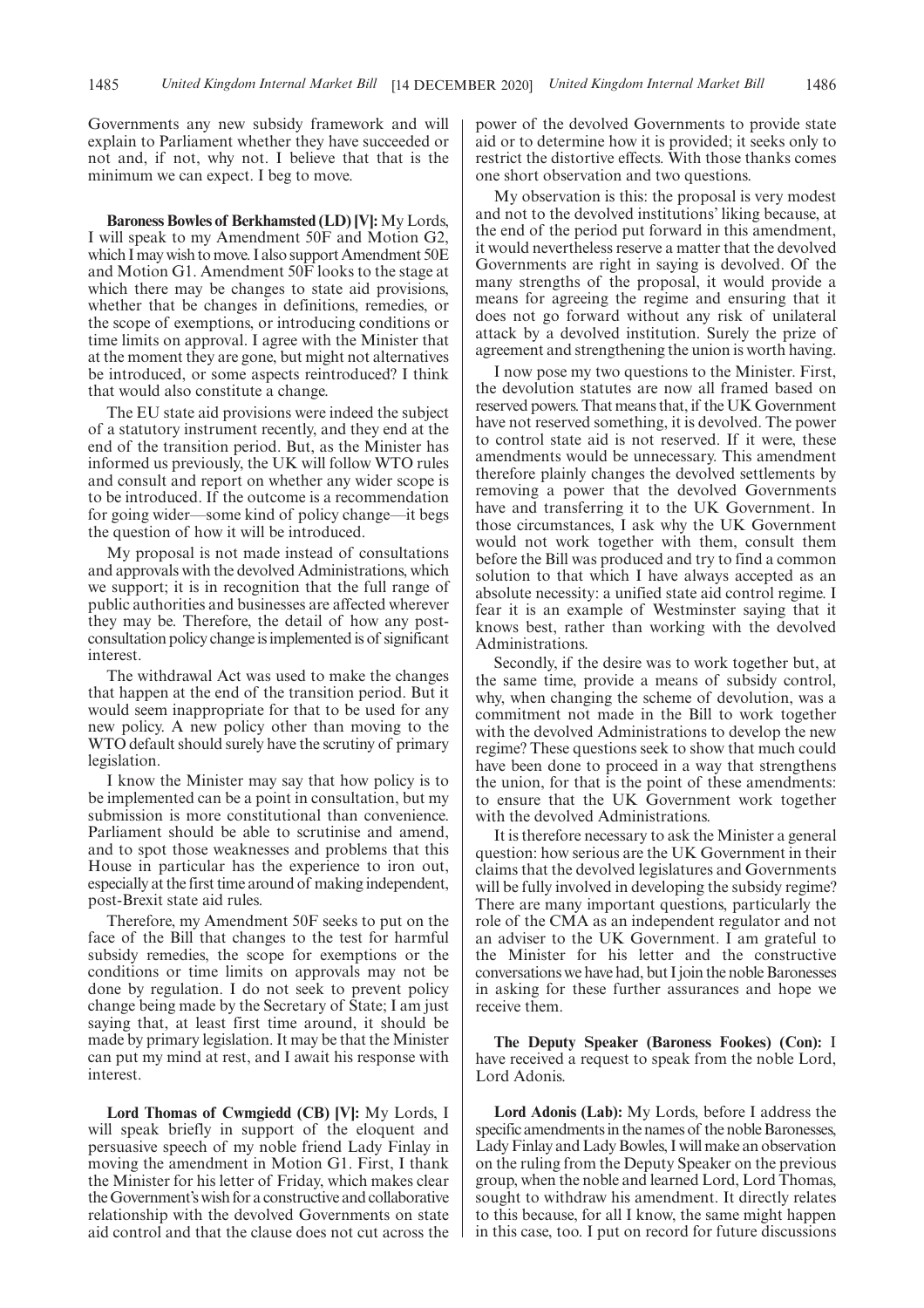Governments any new subsidy framework and will explain to Parliament whether they have succeeded or not and, if not, why not. I believe that that is the minimum we can expect. I beg to move.

**Baroness Bowles of Berkhamsted (LD) [V]:** My Lords, I will speak to my Amendment 50F and Motion G2, which I may wish to move. I also support Amendment 50E and Motion G1. Amendment 50F looks to the stage at which there may be changes to state aid provisions, whether that be changes in definitions, remedies, or the scope of exemptions, or introducing conditions or time limits on approval. I agree with the Minister that at the moment they are gone, but might not alternatives be introduced, or some aspects reintroduced? I think that that would also constitute a change.

The EU state aid provisions were indeed the subject of a statutory instrument recently, and they end at the end of the transition period. But, as the Minister has informed us previously, the UK will follow WTO rules and consult and report on whether any wider scope is to be introduced. If the outcome is a recommendation for going wider—some kind of policy change—it begs the question of how it will be introduced.

My proposal is not made instead of consultations and approvals with the devolved Administrations, which we support; it is in recognition that the full range of public authorities and businesses are affected wherever they may be. Therefore, the detail of how any post-consultation policy change is implemented is of significant interest.

The withdrawal Act was used to make the changes that happen at the end of the transition period. But it would seem inappropriate for that to be used for any new policy. A new policy other than moving to the WTO default should surely have the scrutiny of primary legislation.

I know the Minister may say that how policy is to be implemented can be a point in consultation, but my submission is more constitutional than convenience. Parliament should be able to scrutinise and amend, and to spot those weaknesses and problems that this House in particular has the experience to iron out, especially at the first time around of making independent, post-Brexit state aid rules.

Therefore, my Amendment 50F seeks to put on the face of the Bill that changes to the test for harmful subsidy remedies, the scope for exemptions or the conditions or time limits on approvals may not be done by regulation. I do not seek to prevent policy change being made by the Secretary of State; I am just saying that, at least first time around, it should be made by primary legislation. It may be that the Minister can put my mind at rest, and I await his response with interest.

**Lord Thomas of Cwmgiedd (CB) [V]:** My Lords, I will speak briefly in support of the eloquent and persuasive speech of my noble friend Lady Finlay in moving the amendment in Motion G1. First, I thank the Minister for his letter of Friday, which makes clear the Government's wish for a constructive and collaborative relationship with the devolved Governments on state aid control and that the clause does not cut across the power of the devolved Governments to provide state aid or to determine how it is provided; it seeks only to restrict the distortive effects. With those thanks comes one short observation and two questions.

My observation is this: the proposal is very modest and not to the devolved institutions' liking because, at the end of the period put forward in this amendment, it would nevertheless reserve a matter that the devolved Governments are right in saying is devolved. Of the many strengths of the proposal, it would provide a means for agreeing the regime and ensuring that it does not go forward without any risk of unilateral attack by a devolved institution. Surely the prize of agreement and strengthening the union is worth having.

I now pose my two questions to the Minister. First, the devolution statutes are now all framed based on reserved powers. That means that, if the UK Government have not reserved something, it is devolved. The power to control state aid is not reserved. If it were, these amendments would be unnecessary. This amendment therefore plainly changes the devolved settlements by removing a power that the devolved Governments have and transferring it to the UK Government. In those circumstances, I ask why the UK Government would not work together with them, consult them before the Bill was produced and try to find a common solution to that which I have always accepted as an absolute necessity: a unified state aid control regime. I fear it is an example of Westminster saying that it knows best, rather than working with the devolved Administrations.

Secondly, if the desire was to work together but, at the same time, provide a means of subsidy control, why, when changing the scheme of devolution, was a commitment not made in the Bill to work together with the devolved Administrations to develop the new regime? These questions seek to show that much could have been done to proceed in a way that strengthens the union, for that is the point of these amendments: to ensure that the UK Government work together with the devolved Administrations.

It is therefore necessary to ask the Minister a general question: how serious are the UK Government in their claims that the devolved legislatures and Governments will be fully involved in developing the subsidy regime? There are many important questions, particularly the role of the CMA as an independent regulator and not an adviser to the UK Government. I am grateful to the Minister for his letter and the constructive conversations we have had, but I join the noble Baronesses in asking for these further assurances and hope we receive them.

**The Deputy Speaker (Baroness Fookes) (Con):** I have received a request to speak from the noble Lord, Lord Adonis.

**Lord Adonis (Lab):** My Lords, before I address the specific amendments in the names of the noble Baronesses, Lady Finlay and Lady Bowles, I will make an observation on the ruling from the Deputy Speaker on the previous group, when the noble and learned Lord, Lord Thomas, sought to withdraw his amendment. It directly relates to this because, for all I know, the same might happen in this case, too. I put on record for future discussions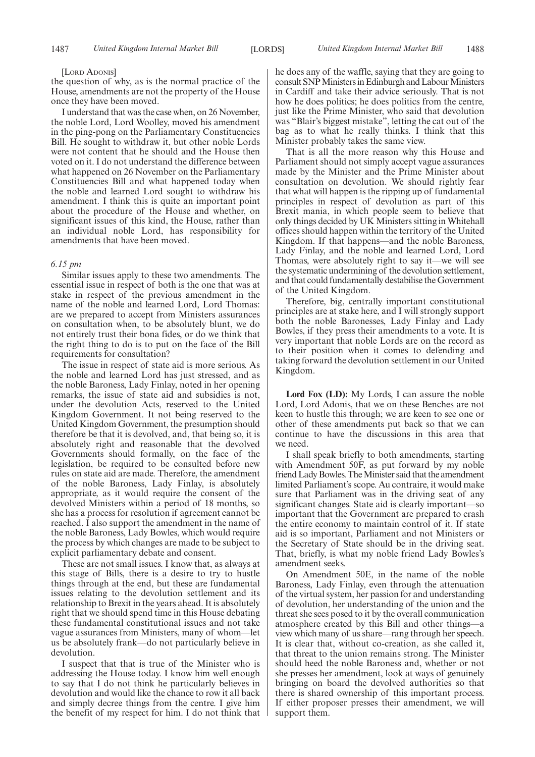[LORD ADONIS]

the question of why, as is the normal practice of the House, amendments are not the property of the House once they have been moved.

I understand that was the case when, on 26 November, the noble Lord, Lord Woolley, moved his amendment in the ping-pong on the Parliamentary Constituencies Bill. He sought to withdraw it, but other noble Lords were not content that he should and the House then voted on it. I do not understand the difference between what happened on 26 November on the Parliamentary Constituencies Bill and what happened today when the noble and learned Lord sought to withdraw his amendment. I think this is quite an important point about the procedure of the House and whether, on significant issues of this kind, the House, rather than an individual noble Lord, has responsibility for amendments that have been moved.

*6.15 pm*

Similar issues apply to these two amendments. The essential issue in respect of both is the one that was at stake in respect of the previous amendment in the name of the noble and learned Lord, Lord Thomas: are we prepared to accept from Ministers assurances on consultation when, to be absolutely blunt, we do not entirely trust their bona fides, or do we think that the right thing to do is to put on the face of the Bill requirements for consultation?

The issue in respect of state aid is more serious. As the noble and learned Lord has just stressed, and as the noble Baroness, Lady Finlay, noted in her opening remarks, the issue of state aid and subsidies is not, under the devolution Acts, reserved to the United Kingdom Government. It not being reserved to the United Kingdom Government, the presumption should therefore be that it is devolved, and, that being so, it is absolutely right and reasonable that the devolved Governments should formally, on the face of the legislation, be required to be consulted before new rules on state aid are made. Therefore, the amendment of the noble Baroness, Lady Finlay, is absolutely appropriate, as it would require the consent of the devolved Ministers within a period of 18 months, so she has a process for resolution if agreement cannot be reached. I also support the amendment in the name of the noble Baroness, Lady Bowles, which would require the process by which changes are made to be subject to explicit parliamentary debate and consent.

These are not small issues. I know that, as always at this stage of Bills, there is a desire to try to hustle things through at the end, but these are fundamental issues relating to the devolution settlement and its relationship to Brexit in the years ahead. It is absolutely right that we should spend time in this House debating these fundamental constitutional issues and not take vague assurances from Ministers, many of whom—let us be absolutely frank—do not particularly believe in devolution.

I suspect that that is true of the Minister who is addressing the House today. I know him well enough to say that I do not think he particularly believes in devolution and would like the chance to row it all back and simply decree things from the centre. I give him the benefit of my respect for him. I do not think that he does any of the waffle, saying that they are going to consult SNP Ministers in Edinburgh and Labour Ministers in Cardiff and take their advice seriously. That is not how he does politics; he does politics from the centre, just like the Prime Minister, who said that devolution was "Blair's biggest mistake", letting the cat out of the bag as to what he really thinks. I think that this Minister probably takes the same view.

That is all the more reason why this House and Parliament should not simply accept vague assurances made by the Minister and the Prime Minister about consultation on devolution. We should rightly fear that what will happen is the ripping up of fundamental principles in respect of devolution as part of this Brexit mania, in which people seem to believe that only things decided by UK Ministers sitting in Whitehall offices should happen within the territory of the United Kingdom. If that happens—and the noble Baroness, Lady Finlay, and the noble and learned Lord, Lord Thomas, were absolutely right to say it—we will see the systematic undermining of the devolution settlement, and that could fundamentally destabilise the Government of the United Kingdom.

Therefore, big, centrally important constitutional principles are at stake here, and I will strongly support both the noble Baronesses, Lady Finlay and Lady Bowles, if they press their amendments to a vote. It is very important that noble Lords are on the record as to their position when it comes to defending and taking forward the devolution settlement in our United Kingdom.

**Lord Fox (LD):** My Lords, I can assure the noble Lord, Lord Adonis, that we on these Benches are not keen to hustle this through; we are keen to see one or other of these amendments put back so that we can continue to have the discussions in this area that we need.

I shall speak briefly to both amendments, starting with Amendment 50F, as put forward by my noble friend Lady Bowles. The Minister said that the amendment limited Parliament's scope. Au contraire, it would make sure that Parliament was in the driving seat of any significant changes. State aid is clearly important—so important that the Government are prepared to crash the entire economy to maintain control of it. If state aid is so important, Parliament and not Ministers or the Secretary of State should be in the driving seat. That, briefly, is what my noble friend Lady Bowles's amendment seeks.

On Amendment 50E, in the name of the noble Baroness, Lady Finlay, even through the attenuation of the virtual system, her passion for and understanding of devolution, her understanding of the union and the threat she sees posed to it by the overall communication atmosphere created by this Bill and other things—a view which many of us share—rang through her speech. It is clear that, without co-creation, as she called it, that threat to the union remains strong. The Minister should heed the noble Baroness and, whether or not she presses her amendment, look at ways of genuinely bringing on board the devolved authorities so that there is shared ownership of this important process. If either proposer presses their amendment, we will support them.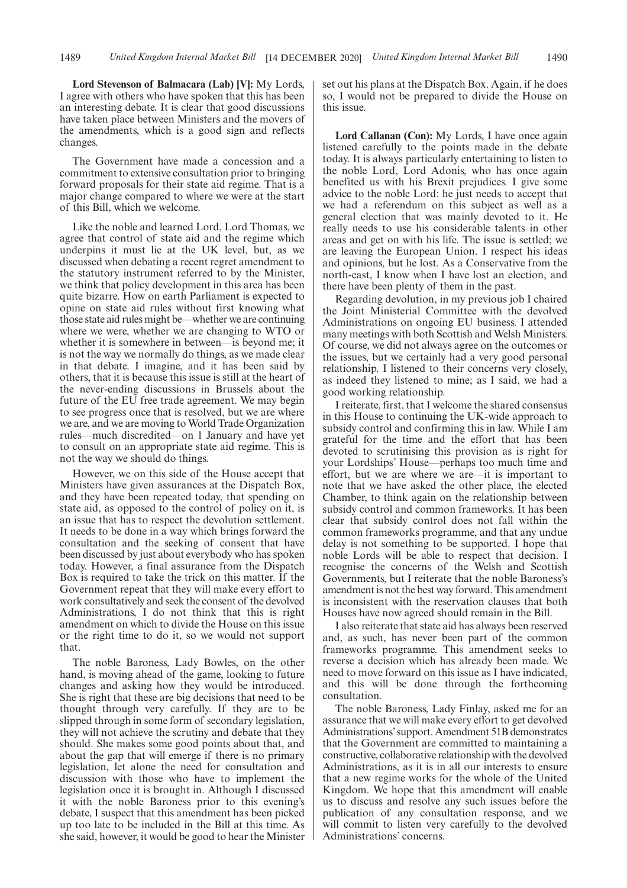**Lord Stevenson of Balmacara (Lab) [V]:** My Lords, I agree with others who have spoken that this has been an interesting debate. It is clear that good discussions have taken place between Ministers and the movers of the amendments, which is a good sign and reflects changes.

The Government have made a concession and a commitment to extensive consultation prior to bringing forward proposals for their state aid regime. That is a major change compared to where we were at the start of this Bill, which we welcome.

Like the noble and learned Lord, Lord Thomas, we agree that control of state aid and the regime which underpins it must lie at the UK level, but, as we discussed when debating a recent regret amendment to the statutory instrument referred to by the Minister, we think that policy development in this area has been quite bizarre. How on earth Parliament is expected to opine on state aid rules without first knowing what those state aid rules might be—whether we are continuing where we were, whether we are changing to WTO or whether it is somewhere in between—is beyond me; it is not the way we normally do things, as we made clear in that debate. I imagine, and it has been said by others, that it is because this issue is still at the heart of the never-ending discussions in Brussels about the future of the EU free trade agreement. We may begin to see progress once that is resolved, but we are where we are, and we are moving to World Trade Organization rules—much discredited—on 1 January and have yet to consult on an appropriate state aid regime. This is not the way we should do things.

However, we on this side of the House accept that Ministers have given assurances at the Dispatch Box, and they have been repeated today, that spending on state aid, as opposed to the control of policy on it, is an issue that has to respect the devolution settlement. It needs to be done in a way which brings forward the consultation and the seeking of consent that have been discussed by just about everybody who has spoken today. However, a final assurance from the Dispatch Box is required to take the trick on this matter. If the Government repeat that they will make every effort to work consultatively and seek the consent of the devolved Administrations, I do not think that this is right amendment on which to divide the House on this issue or the right time to do it, so we would not support that.

The noble Baroness, Lady Bowles, on the other hand, is moving ahead of the game, looking to future changes and asking how they would be introduced. She is right that these are big decisions that need to be thought through very carefully. If they are to be slipped through in some form of secondary legislation, they will not achieve the scrutiny and debate that they should. She makes some good points about that, and about the gap that will emerge if there is no primary legislation, let alone the need for consultation and discussion with those who have to implement the legislation once it is brought in. Although I discussed it with the noble Baroness prior to this evening's debate, I suspect that this amendment has been picked up too late to be included in the Bill at this time. As she said, however, it would be good to hear the Minister set out his plans at the Dispatch Box. Again, if he does so, I would not be prepared to divide the House on this issue.

**Lord Callanan (Con):** My Lords, I have once again listened carefully to the points made in the debate today. It is always particularly entertaining to listen to the noble Lord, Lord Adonis, who has once again benefited us with his Brexit prejudices. I give some advice to the noble Lord: he just needs to accept that we had a referendum on this subject as well as a general election that was mainly devoted to it. He really needs to use his considerable talents in other areas and get on with his life. The issue is settled; we are leaving the European Union. I respect his ideas and opinions, but he lost. As a Conservative from the north-east, I know when I have lost an election, and there have been plenty of them in the past.

Regarding devolution, in my previous job I chaired the Joint Ministerial Committee with the devolved Administrations on ongoing EU business. I attended many meetings with both Scottish and Welsh Ministers. Of course, we did not always agree on the outcomes or the issues, but we certainly had a very good personal relationship. I listened to their concerns very closely, as indeed they listened to mine; as I said, we had a good working relationship.

I reiterate, first, that I welcome the shared consensus in this House to continuing the UK-wide approach to subsidy control and confirming this in law. While I am grateful for the time and the effort that has been devoted to scrutinising this provision as is right for your Lordships' House—perhaps too much time and effort, but we are where we are—it is important to note that we have asked the other place, the elected Chamber, to think again on the relationship between subsidy control and common frameworks. It has been clear that subsidy control does not fall within the common frameworks programme, and that any undue delay is not something to be supported. I hope that noble Lords will be able to respect that decision. I recognise the concerns of the Welsh and Scottish Governments, but I reiterate that the noble Baroness's amendment is not the best way forward. This amendment is inconsistent with the reservation clauses that both Houses have now agreed should remain in the Bill.

I also reiterate that state aid has always been reserved and, as such, has never been part of the common frameworks programme. This amendment seeks to reverse a decision which has already been made. We need to move forward on this issue as I have indicated, and this will be done through the forthcoming consultation.

The noble Baroness, Lady Finlay, asked me for an assurance that we will make every effort to get devolved Administrations' support. Amendment 51B demonstrates that the Government are committed to maintaining a constructive, collaborative relationship with the devolved Administrations, as it is in all our interests to ensure that a new regime works for the whole of the United Kingdom. We hope that this amendment will enable us to discuss and resolve any such issues before the publication of any consultation response, and we will commit to listen very carefully to the devolved Administrations' concerns.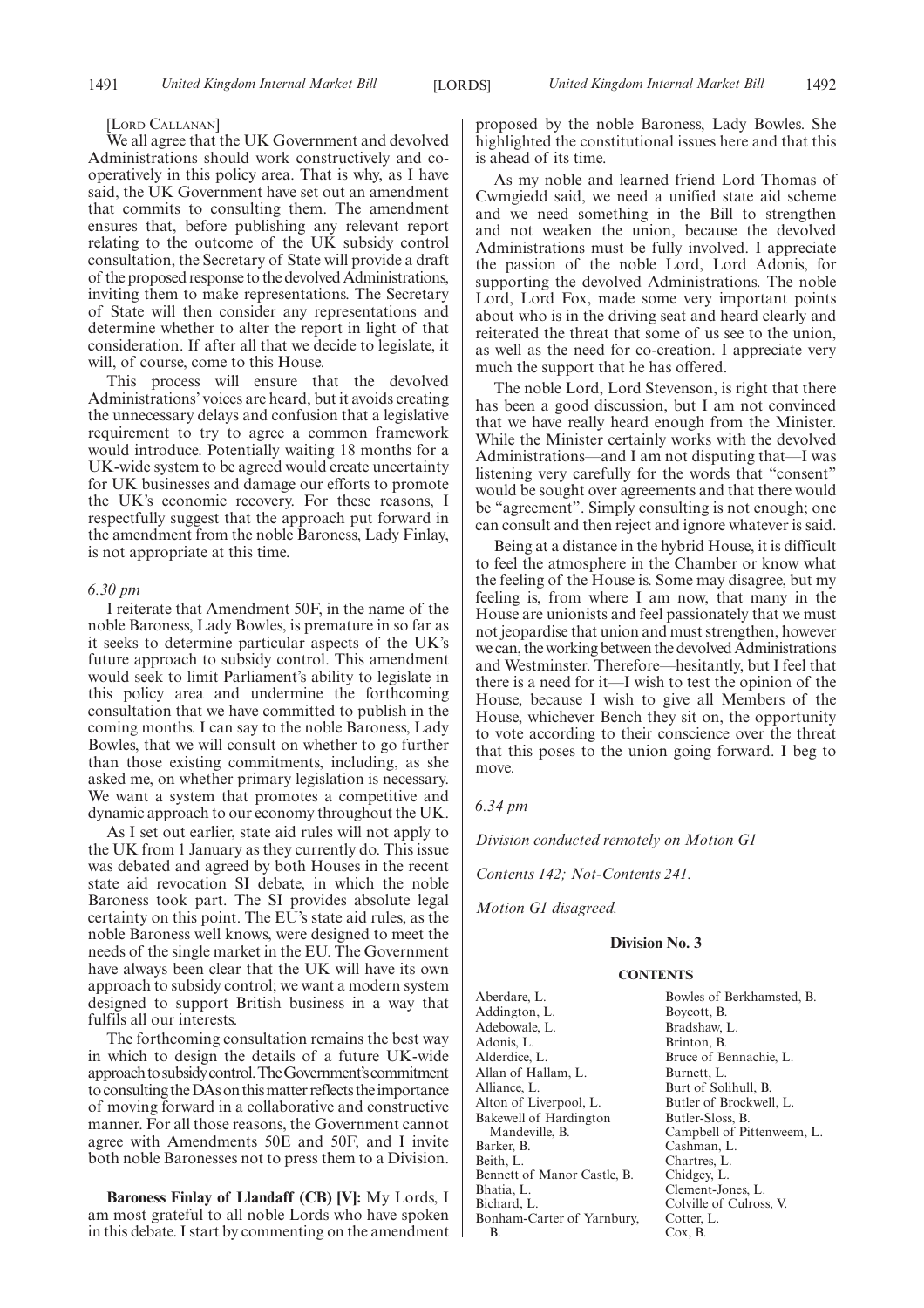[LORD CALLANAN]

We all agree that the UK Government and devolved Administrations should work constructively and co-operatively in this policy area. That is why, as I have said, the UK Government have set out an amendment that commits to consulting them. The amendment ensures that, before publishing any relevant report relating to the outcome of the UK subsidy control consultation, the Secretary of State will provide a draft of the proposed response to the devolved Administrations, inviting them to make representations. The Secretary of State will then consider any representations and determine whether to alter the report in light of that consideration. If after all that we decide to legislate, it will, of course, come to this House.

This process will ensure that the devolved Administrations' voices are heard, but it avoids creating the unnecessary delays and confusion that a legislative requirement to try to agree a common framework would introduce. Potentially waiting 18 months for a UK-wide system to be agreed would create uncertainty for UK businesses and damage our efforts to promote the UK's economic recovery. For these reasons, I respectfully suggest that the approach put forward in the amendment from the noble Baroness, Lady Finlay, is not appropriate at this time.

*6.30 pm*

I reiterate that Amendment 50F, in the name of the noble Baroness, Lady Bowles, is premature in so far as it seeks to determine particular aspects of the UK's future approach to subsidy control. This amendment would seek to limit Parliament's ability to legislate in this policy area and undermine the forthcoming consultation that we have committed to publish in the coming months. I can say to the noble Baroness, Lady Bowles, that we will consult on whether to go further than those existing commitments, including, as she asked me, on whether primary legislation is necessary. We want a system that promotes a competitive and dynamic approach to our economy throughout the UK.

As I set out earlier, state aid rules will not apply to the UK from 1 January as they currently do. This issue was debated and agreed by both Houses in the recent state aid revocation SI debate, in which the noble Baroness took part. The SI provides absolute legal certainty on this point. The EU's state aid rules, as the noble Baroness well knows, were designed to meet the needs of the single market in the EU. The Government have always been clear that the UK will have its own approach to subsidy control; we want a modern system designed to support British business in a way that fulfils all our interests.

The forthcoming consultation remains the best way in which to design the details of a future UK-wide approach to subsidy control. The Government's commitment to consulting the DAs on this matter reflects the importance of moving forward in a collaborative and constructive manner. For all those reasons, the Government cannot agree with Amendments 50E and 50F, and I invite both noble Baronesses not to press them to a Division.

**Baroness Finlay of Llandaff (CB) [V]:** My Lords, I am most grateful to all noble Lords who have spoken in this debate. I start by commenting on the amendment proposed by the noble Baroness, Lady Bowles. She highlighted the constitutional issues here and that this is ahead of its time.

As my noble and learned friend Lord Thomas of Cwmgiedd said, we need a unified state aid scheme and we need something in the Bill to strengthen and not weaken the union, because the devolved Administrations must be fully involved. I appreciate the passion of the noble Lord, Lord Adonis, for supporting the devolved Administrations. The noble Lord, Lord Fox, made some very important points about who is in the driving seat and heard clearly and reiterated the threat that some of us see to the union, as well as the need for co-creation. I appreciate very much the support that he has offered.

The noble Lord, Lord Stevenson, is right that there has been a good discussion, but I am not convinced that we have really heard enough from the Minister. While the Minister certainly works with the devolved Administrations—and I am not disputing that—I was listening very carefully for the words that "consent" would be sought over agreements and that there would be "agreement". Simply consulting is not enough; one can consult and then reject and ignore whatever is said.

Being at a distance in the hybrid House, it is difficult to feel the atmosphere in the Chamber or know what the feeling of the House is. Some may disagree, but my feeling is, from where I am now, that many in the House are unionists and feel passionately that we must not jeopardise that union and must strengthen, however we can, the working between the devolved Administrations and Westminster. Therefore—hesitantly, but I feel that there is a need for it—I wish to test the opinion of the House, because I wish to give all Members of the House, whichever Bench they sit on, the opportunity to vote according to their conscience over the threat that this poses to the union going forward. I beg to move.

*6.34 pm*

*Division conducted remotely on Motion G1*

*Contents 142; Not-Contents 241.*

*Motion G1 disagreed.*

## Division No. 3

### CONTENTS

Aberdare, L.
Addington, L.
Adebowale, L.
Adonis, L.
Alderdice, L.
Allan of Hallam, L.
Alliance, L.
Alton of Liverpool, L.
Bakewell of Hardington Mandeville, B.
Barker, B.
Beith, L.
Bennett of Manor Castle, B.
Bhatia, L.
Bichard, L.
Bonham-Carter of Yarnbury, B.
Bowles of Berkhamsted, B.
Boycott, B.
Bradshaw, L.
Brinton, B.
Bruce of Bennachie, L.
Burnett, L.
Burt of Solihull, B.
Butler of Brockwell, L.
Butler-Sloss, B.
Campbell of Pittenweem, L.
Cashman, L.
Chartres, L.
Chidgey, L.
Clement-Jones, L.
Colville of Culross, V.
Cotter, L.
Cox, B.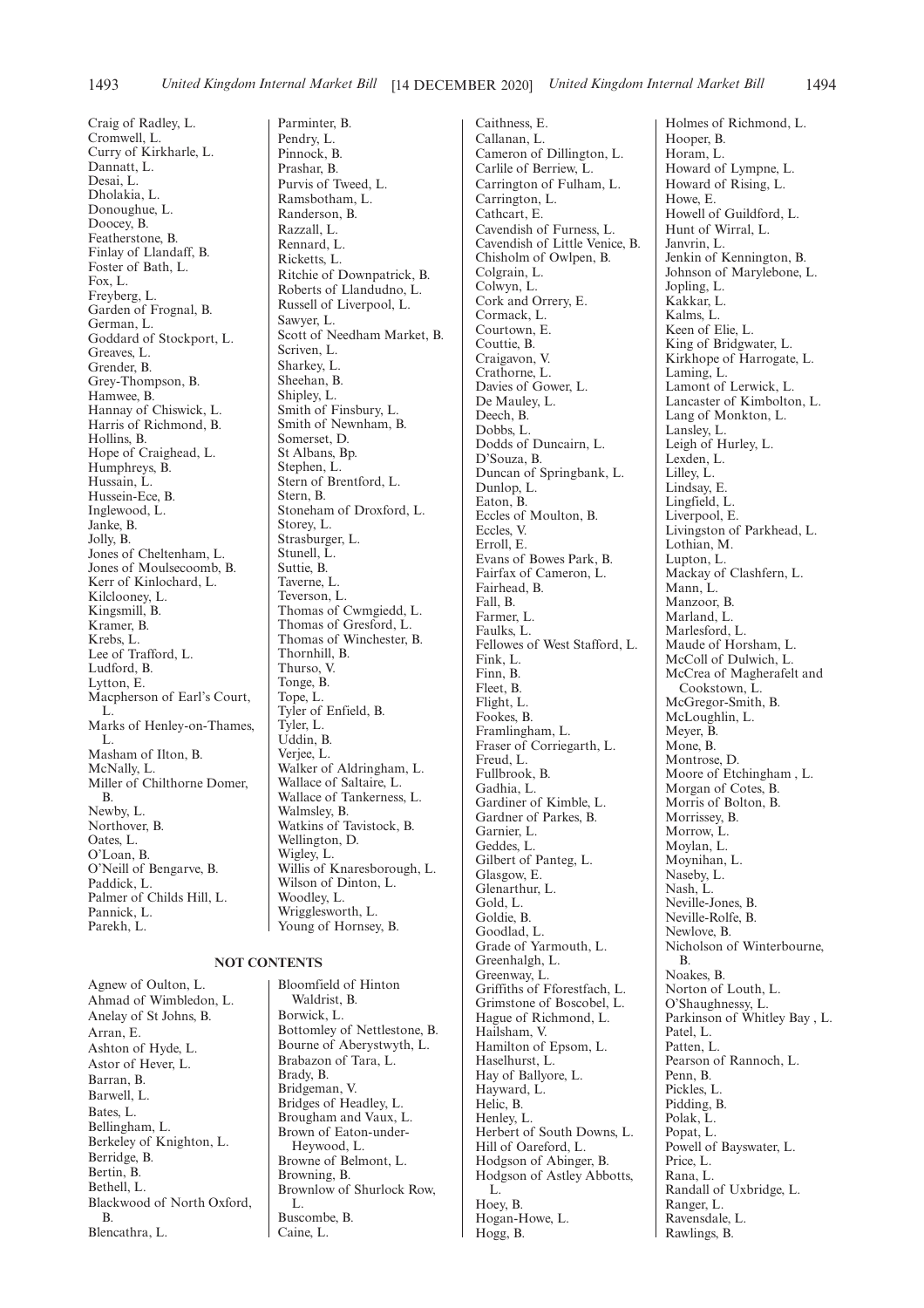Craig of Radley, L.
Cromwell, L.
Curry of Kirkharle, L.
Dannatt, L.
Desai, L.
Dholakia, L.
Donoughue, L.
Doocey, B.
Featherstone, B.
Finlay of Llandaff, B.
Foster of Bath, L.
Fox, L.
Freyberg, L.
Garden of Frognal, B.
German, L.
Goddard of Stockport, L.
Greaves, L.
Grender, B.
Grey-Thompson, B.
Hamwee, B.
Hannay of Chiswick, L.
Harris of Richmond, B.
Hollins, B.
Hope of Craighead, L.
Humphreys, B.
Hussain, L.
Hussein-Ece, B.
Inglewood, L.
Janke, B.
Jolly, B.
Jones of Cheltenham, L.
Jones of Moulsecoomb, B.
Kerr of Kinlochard, L.
Kilclooney, L.
Kingsmill, B.
Kramer, B.
Krebs, L.
Lee of Trafford, L.
Ludford, B.
Lytton, E.
Macpherson of Earl's Court, L.
Marks of Henley-on-Thames, L.
Masham of Ilton, B.
McNally, L.
Miller of Chilthorne Domer, B.
Newby, L.
Northover, B.
Oates, L.
O'Loan, B.
O'Neill of Bengarve, B.
Paddick, L.
Palmer of Childs Hill, L.
Pannick, L.
Parekh, L.
Parminter, B.
Pendry, L.
Pinnock, B.
Prashar, B.
Purvis of Tweed, L.
Ramsbotham, L.
Randerson, B.
Razzall, L.
Rennard, L.
Ricketts, L.
Ritchie of Downpatrick, B.
Roberts of Llandudno, L.
Russell of Liverpool, L.
Sawyer, L.
Scott of Needham Market, B.
Scriven, L.
Sharkey, L.
Sheehan, B.
Shipley, L.
Smith of Finsbury, L.
Smith of Newnham, B.
Somerset, D.
St Albans, Bp.
Stephen, L.
Stern of Brentford, L.
Stern, B.
Stoneham of Droxford, L.
Storey, L.
Strasburger, L.
Stunell, L.
Suttie, B.
Taverne, L.
Teverson, L.
Thomas of Cwmgiedd, L.
Thomas of Gresford, L.
Thomas of Winchester, B.
Thornhill, B.
Thurso, V.
Tonge, B.
Tope, L.
Tyler of Enfield, B.
Tyler, L.
Uddin, B.
Verjee, L.
Walker of Aldringham, L.
Wallace of Saltaire, L.
Wallace of Tankerness, L.
Walmsley, B.
Watkins of Tavistock, B.
Wellington, D.
Wigley, L.
Willis of Knaresborough, L.
Wilson of Dinton, L.
Woodley, L.
Wrigglesworth, L.
Young of Hornsey, B.

## NOT CONTENTS

Agnew of Oulton, L.
Ahmad of Wimbledon, L.
Anelay of St Johns, B.
Arran, E.
Ashton of Hyde, L.
Astor of Hever, L.
Barran, B.
Barwell, L.
Bates, L.
Bellingham, L.
Berkeley of Knighton, L.
Berridge, B.
Bertin, B.
Bethell, L.
Blackwood of North Oxford, B.
Blencathra, L.
Bloomfield of Hinton Waldrist, B.
Borwick, L.
Bottomley of Nettlestone, B.
Bourne of Aberystwyth, L.
Brabazon of Tara, L.
Brady, B.
Bridgeman, V.
Bridges of Headley, L.
Brougham and Vaux, L.
Brown of Eaton-under-Heywood, L.
Browne of Belmont, L.
Browning, B.
Brownlow of Shurlock Row, L.
Buscombe, B.
Caine, L.
Caithness, E.
Callanan, L.
Cameron of Dillington, L.
Carlile of Berriew, L.
Carrington of Fulham, L.
Carrington, L.
Cathcart, E.
Cavendish of Furness, L.
Cavendish of Little Venice, B.
Chisholm of Owlpen, B.
Colgrain, L.
Colwyn, L.
Cork and Orrery, E.
Cormack, L.
Courtown, E.
Couttie, B.
Craigavon, V.
Crathorne, L.
Davies of Gower, L.
De Mauley, L.
Deech, B.
Dobbs, L.
Dodds of Duncairn, L.
D'Souza, B.
Duncan of Springbank, L.
Dunlop, L.
Eaton, B.
Eccles of Moulton, B.
Eccles, V.
Erroll, E.
Evans of Bowes Park, B.
Fairfax of Cameron, L.
Fairhead, B.
Fall, B.
Farmer, L.
Faulks, L.
Fellowes of West Stafford, L.
Fink, L.
Finn, B.
Fleet, B.
Flight, L.
Fookes, B.
Framlingham, L.
Fraser of Corriegarth, L.
Freud, L.
Fullbrook, B.
Gadhia, L.
Gardiner of Kimble, L.
Gardner of Parkes, B.
Garnier, L.
Geddes, L.
Gilbert of Panteg, L.
Glasgow, E.
Glenarthur, L.
Gold, L.
Goldie, B.
Goodlad, L.
Grade of Yarmouth, L.
Greenhalgh, L.
Greenway, L.
Griffiths of Fforestfach, L.
Grimstone of Boscobel, L.
Hague of Richmond, L.
Hailsham, V.
Hamilton of Epsom, L.
Haselhurst, L.
Hay of Ballyore, L.
Hayward, L.
Helic, B.
Henley, L.
Herbert of South Downs, L.
Hill of Oareford, L.
Hodgson of Abinger, B.
Hodgson of Astley Abbotts, L.
Hoey, B.
Hogan-Howe, L.
Hogg, B.
Holmes of Richmond, L.
Hooper, B.
Horam, L.
Howard of Lympne, L.
Howard of Rising, L.
Howe, E.
Howell of Guildford, L.
Hunt of Wirral, L.
Janvrin, L.
Jenkin of Kennington, B.
Johnson of Marylebone, L.
Jopling, L.
Kakkar, L.
Kalms, L.
Keen of Elie, L.
King of Bridgwater, L.
Kirkhope of Harrogate, L.
Laming, L.
Lamont of Lerwick, L.
Lancaster of Kimbolton, L.
Lang of Monkton, L.
Lansley, L.
Leigh of Hurley, L.
Lexden, L.
Lilley, L.
Lindsay, E.
Lingfield, L.
Liverpool, E.
Livingston of Parkhead, L.
Lothian, M.
Lupton, L.
Mackay of Clashfern, L.
Mann, L.
Manzoor, B.
Marland, L.
Marlesford, L.
Maude of Horsham, L.
McColl of Dulwich, L.
McCrea of Magherafelt and Cookstown, L.
McGregor-Smith, B.
McLoughlin, L.
Meyer, B.
Mone, B.
Montrose, D.
Moore of Etchingham , L.
Morgan of Cotes, B.
Morris of Bolton, B.
Morrissey, B.
Morrow, L.
Moylan, L.
Moynihan, L.
Naseby, L.
Nash, L.
Neville-Jones, B.
Neville-Rolfe, B.
Newlove, B.
Nicholson of Winterbourne, B.
Noakes, B.
Norton of Louth, L.
O'Shaughnessy, L.
Parkinson of Whitley Bay , L.
Patel, L.
Patten, L.
Pearson of Rannoch, L.
Penn, B.
Pickles, L.
Pidding, B.
Polak, L.
Popat, L.
Powell of Bayswater, L.
Price, L.
Rana, L.
Randall of Uxbridge, L.
Ranger, L.
Ravensdale, L.
Rawlings, B.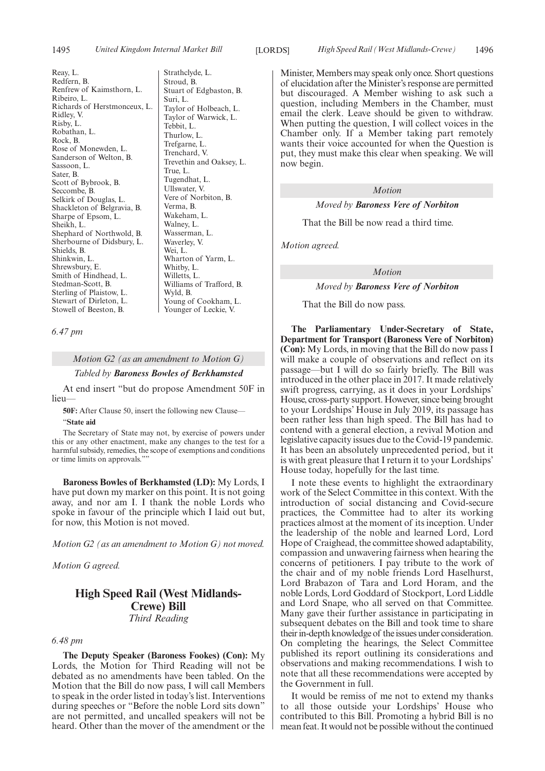Reay, L.
Redfern, B.
Renfrew of Kaimsthorn, L.
Ribeiro, L.
Richards of Herstmonceux, L.
Ridley, V.
Risby, L.
Robathan, L.
Rock, B.
Rose of Monewden, L.
Sanderson of Welton, B.
Sassoon, L.
Sater, B.
Scott of Bybrook, B.
Seccombe, B.
Selkirk of Douglas, L.
Shackleton of Belgravia, B.
Sharpe of Epsom, L.
Sheikh, L.
Shephard of Northwold, B.
Sherbourne of Didsbury, L.
Shields, B.
Shinkwin, L.
Shrewsbury, E.
Smith of Hindhead, L.
Stedman-Scott, B.
Sterling of Plaistow, L.
Stewart of Dirleton, L.
Stowell of Beeston, B.
Strathclyde, L.
Stroud, B.
Stuart of Edgbaston, B.
Suri, L.
Taylor of Holbeach, L.
Taylor of Warwick, L.
Tebbit, L.
Thurlow, L.
Trefgarne, L.
Trenchard, V.
Trevethin and Oaksey, L.
True, L.
Tugendhat, L.
Ullswater, V.
Vere of Norbiton, B.
Verma, B.
Wakeham, L.
Walney, L.
Wasserman, L.
Waverley, V.
Wei, L.
Wharton of Yarm, L.
Whitby, L.
Willetts, L.
Williams of Trafford, B.
Wyld, B.
Young of Cookham, L.
Younger of Leckie, V.

*6.47 pm*

*Motion G2 (as an amendment to Motion G)*

*Tabled by* ***Baroness Bowles of Berkhamsted***

At end insert "but do propose Amendment 50F in lieu—

**50F:** After Clause 50, insert the following new Clause—

"**State aid**

The Secretary of State may not, by exercise of powers under this or any other enactment, make any changes to the test for a harmful subsidy, remedies, the scope of exemptions and conditions or time limits on approvals.""

**Baroness Bowles of Berkhamsted (LD):** My Lords, I have put down my marker on this point. It is not going away, and nor am I. I thank the noble Lords who spoke in favour of the principle which I laid out but, for now, this Motion is not moved.

*Motion G2 (as an amendment to Motion G) not moved.*

*Motion G agreed.*

## High Speed Rail (West Midlands-Crewe) Bill

*Third Reading*

*6.48 pm*

**The Deputy Speaker (Baroness Fookes) (Con):** My Lords, the Motion for Third Reading will not be debated as no amendments have been tabled. On the Motion that the Bill do now pass, I will call Members to speak in the order listed in today's list. Interventions during speeches or "Before the noble Lord sits down" are not permitted, and uncalled speakers will not be heard. Other than the mover of the amendment or the Minister, Members may speak only once. Short questions of elucidation after the Minister's response are permitted but discouraged. A Member wishing to ask such a question, including Members in the Chamber, must email the clerk. Leave should be given to withdraw. When putting the question, I will collect voices in the Chamber only. If a Member taking part remotely wants their voice accounted for when the Question is put, they must make this clear when speaking. We will now begin.

*Motion*

*Moved by* ***Baroness Vere of Norbiton***

That the Bill be now read a third time.

*Motion agreed.*

*Motion*

*Moved by* ***Baroness Vere of Norbiton***

That the Bill do now pass.

**The Parliamentary Under-Secretary of State, Department for Transport (Baroness Vere of Norbiton) (Con):** My Lords, in moving that the Bill do now pass I will make a couple of observations and reflect on its passage—but I will do so fairly briefly. The Bill was introduced in the other place in 2017. It made relatively swift progress, carrying, as it does in your Lordships' House, cross-party support. However, since being brought to your Lordships' House in July 2019, its passage has been rather less than high speed. The Bill has had to contend with a general election, a revival Motion and legislative capacity issues due to the Covid-19 pandemic. It has been an absolutely unprecedented period, but it is with great pleasure that I return it to your Lordships' House today, hopefully for the last time.

I note these events to highlight the extraordinary work of the Select Committee in this context. With the introduction of social distancing and Covid-secure practices, the Committee had to alter its working practices almost at the moment of its inception. Under the leadership of the noble and learned Lord, Lord Hope of Craighead, the committee showed adaptability, compassion and unwavering fairness when hearing the concerns of petitioners. I pay tribute to the work of the chair and of my noble friends Lord Haselhurst, Lord Brabazon of Tara and Lord Horam, and the noble Lords, Lord Goddard of Stockport, Lord Liddle and Lord Snape, who all served on that Committee. Many gave their further assistance in participating in subsequent debates on the Bill and took time to share their in-depth knowledge of the issues under consideration. On completing the hearings, the Select Committee published its report outlining its considerations and observations and making recommendations. I wish to note that all these recommendations were accepted by the Government in full.

It would be remiss of me not to extend my thanks to all those outside your Lordships' House who contributed to this Bill. Promoting a hybrid Bill is no mean feat. It would not be possible without the continued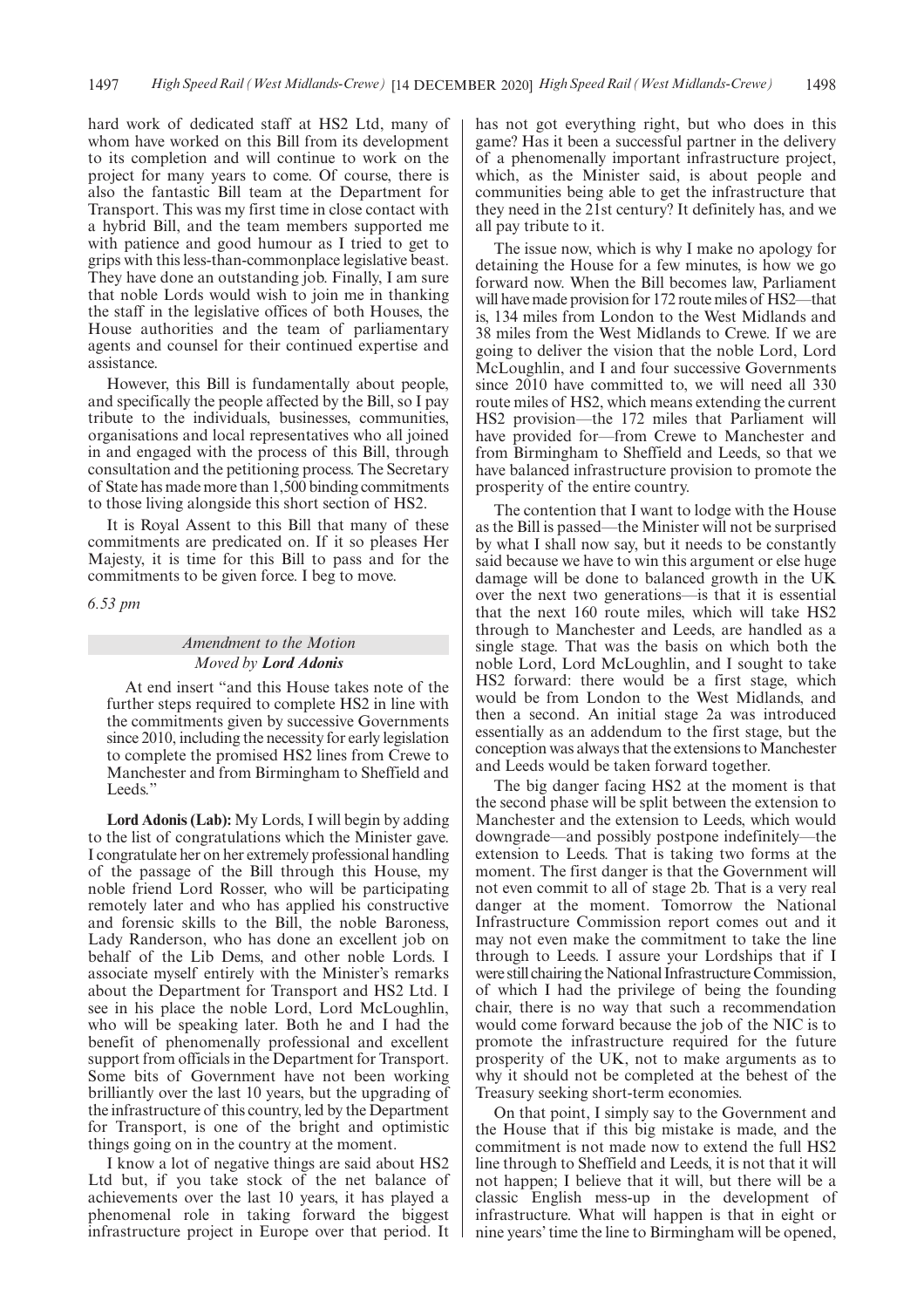hard work of dedicated staff at HS2 Ltd, many of whom have worked on this Bill from its development to its completion and will continue to work on the project for many years to come. Of course, there is also the fantastic Bill team at the Department for Transport. This was my first time in close contact with a hybrid Bill, and the team members supported me with patience and good humour as I tried to get to grips with this less-than-commonplace legislative beast. They have done an outstanding job. Finally, I am sure that noble Lords would wish to join me in thanking the staff in the legislative offices of both Houses, the House authorities and the team of parliamentary agents and counsel for their continued expertise and assistance.

However, this Bill is fundamentally about people, and specifically the people affected by the Bill, so I pay tribute to the individuals, businesses, communities, organisations and local representatives who all joined in and engaged with the process of this Bill, through consultation and the petitioning process. The Secretary of State has made more than 1,500 binding commitments to those living alongside this short section of HS2.

It is Royal Assent to this Bill that many of these commitments are predicated on. If it so pleases Her Majesty, it is time for this Bill to pass and for the commitments to be given force. I beg to move.

*6.53 pm*

### *Amendment to the Motion*

*Moved by* ***Lord Adonis***

At end insert "and this House takes note of the further steps required to complete HS2 in line with the commitments given by successive Governments since 2010, including the necessity for early legislation to complete the promised HS2 lines from Crewe to Manchester and from Birmingham to Sheffield and Leeds."

**Lord Adonis (Lab):** My Lords, I will begin by adding to the list of congratulations which the Minister gave. I congratulate her on her extremely professional handling of the passage of the Bill through this House, my noble friend Lord Rosser, who will be participating remotely later and who has applied his constructive and forensic skills to the Bill, the noble Baroness, Lady Randerson, who has done an excellent job on behalf of the Lib Dems, and other noble Lords. I associate myself entirely with the Minister's remarks about the Department for Transport and HS2 Ltd. I see in his place the noble Lord, Lord McLoughlin, who will be speaking later. Both he and I had the benefit of phenomenally professional and excellent support from officials in the Department for Transport. Some bits of Government have not been working brilliantly over the last 10 years, but the upgrading of the infrastructure of this country, led by the Department for Transport, is one of the bright and optimistic things going on in the country at the moment.

I know a lot of negative things are said about HS2 Ltd but, if you take stock of the net balance of achievements over the last 10 years, it has played a phenomenal role in taking forward the biggest infrastructure project in Europe over that period. It has not got everything right, but who does in this game? Has it been a successful partner in the delivery of a phenomenally important infrastructure project, which, as the Minister said, is about people and communities being able to get the infrastructure that they need in the 21st century? It definitely has, and we all pay tribute to it.

The issue now, which is why I make no apology for detaining the House for a few minutes, is how we go forward now. When the Bill becomes law, Parliament will have made provision for 172 route miles of HS2—that is, 134 miles from London to the West Midlands and 38 miles from the West Midlands to Crewe. If we are going to deliver the vision that the noble Lord, Lord McLoughlin, and I and four successive Governments since 2010 have committed to, we will need all 330 route miles of HS2, which means extending the current HS2 provision—the 172 miles that Parliament will have provided for—from Crewe to Manchester and from Birmingham to Sheffield and Leeds, so that we have balanced infrastructure provision to promote the prosperity of the entire country.

The contention that I want to lodge with the House as the Bill is passed—the Minister will not be surprised by what I shall now say, but it needs to be constantly said because we have to win this argument or else huge damage will be done to balanced growth in the UK over the next two generations—is that it is essential that the next 160 route miles, which will take HS2 through to Manchester and Leeds, are handled as a single stage. That was the basis on which both the noble Lord, Lord McLoughlin, and I sought to take HS2 forward: there would be a first stage, which would be from London to the West Midlands, and then a second. An initial stage 2a was introduced essentially as an addendum to the first stage, but the conception was always that the extensions to Manchester and Leeds would be taken forward together.

The big danger facing HS2 at the moment is that the second phase will be split between the extension to Manchester and the extension to Leeds, which would downgrade—and possibly postpone indefinitely—the extension to Leeds. That is taking two forms at the moment. The first danger is that the Government will not even commit to all of stage 2b. That is a very real danger at the moment. Tomorrow the National Infrastructure Commission report comes out and it may not even make the commitment to take the line through to Leeds. I assure your Lordships that if I were still chairing the National Infrastructure Commission, of which I had the privilege of being the founding chair, there is no way that such a recommendation would come forward because the job of the NIC is to promote the infrastructure required for the future prosperity of the UK, not to make arguments as to why it should not be completed at the behest of the Treasury seeking short-term economies.

On that point, I simply say to the Government and the House that if this big mistake is made, and the commitment is not made now to extend the full HS2 line through to Sheffield and Leeds, it is not that it will not happen; I believe that it will, but there will be a classic English mess-up in the development of infrastructure. What will happen is that in eight or nine years' time the line to Birmingham will be opened,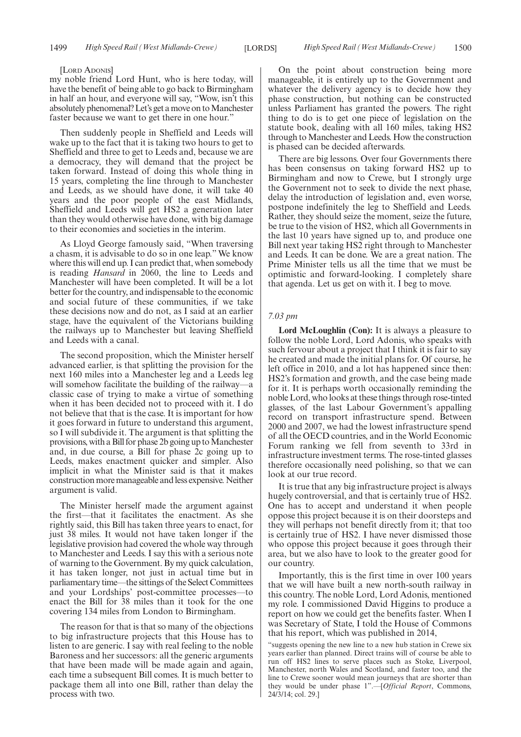[Lord Adonis]

my noble friend Lord Hunt, who is here today, will have the benefit of being able to go back to Birmingham in half an hour, and everyone will say, "Wow, isn't this absolutely phenomenal? Let's get a move on to Manchester faster because we want to get there in one hour."

Then suddenly people in Sheffield and Leeds will wake up to the fact that it is taking two hours to get to Sheffield and three to get to Leeds and, because we are a democracy, they will demand that the project be taken forward. Instead of doing this whole thing in 15 years, completing the line through to Manchester and Leeds, as we should have done, it will take 40 years and the poor people of the east Midlands, Sheffield and Leeds will get HS2 a generation later than they would otherwise have done, with big damage to their economies and societies in the interim.

As Lloyd George famously said, "When traversing a chasm, it is advisable to do so in one leap." We know where this will end up. I can predict that, when somebody is reading *Hansard* in 2060, the line to Leeds and Manchester will have been completed. It will be a lot better for the country, and indispensable to the economic and social future of these communities, if we take these decisions now and do not, as I said at an earlier stage, have the equivalent of the Victorians building the railways up to Manchester but leaving Sheffield and Leeds with a canal.

The second proposition, which the Minister herself advanced earlier, is that splitting the provision for the next 160 miles into a Manchester leg and a Leeds leg will somehow facilitate the building of the railway—a classic case of trying to make a virtue of something when it has been decided not to proceed with it. I do not believe that that is the case. It is important for how it goes forward in future to understand this argument, so I will subdivide it. The argument is that splitting the provisions, with a Bill for phase 2b going up to Manchester and, in due course, a Bill for phase 2c going up to Leeds, makes enactment quicker and simpler. Also implicit in what the Minister said is that it makes construction more manageable and less expensive. Neither argument is valid.

The Minister herself made the argument against the first—that it facilitates the enactment. As she rightly said, this Bill has taken three years to enact, for just 38 miles. It would not have taken longer if the legislative provision had covered the whole way through to Manchester and Leeds. I say this with a serious note of warning to the Government. By my quick calculation, it has taken longer, not just in actual time but in parliamentary time—the sittings of the Select Committees and your Lordships' post-committee processes—to enact the Bill for 38 miles than it took for the one covering 134 miles from London to Birmingham.

The reason for that is that so many of the objections to big infrastructure projects that this House has to listen to are generic. I say with real feeling to the noble Baroness and her successors: all the generic arguments that have been made will be made again and again, each time a subsequent Bill comes. It is much better to package them all into one Bill, rather than delay the process with two.

On the point about construction being more manageable, it is entirely up to the Government and whatever the delivery agency is to decide how they phase construction, but nothing can be constructed unless Parliament has granted the powers. The right thing to do is to get one piece of legislation on the statute book, dealing with all 160 miles, taking HS2 through to Manchester and Leeds. How the construction is phased can be decided afterwards.

There are big lessons. Over four Governments there has been consensus on taking forward HS2 up to Birmingham and now to Crewe, but I strongly urge the Government not to seek to divide the next phase, delay the introduction of legislation and, even worse, postpone indefinitely the leg to Sheffield and Leeds. Rather, they should seize the moment, seize the future, be true to the vision of HS2, which all Governments in the last 10 years have signed up to, and produce one Bill next year taking HS2 right through to Manchester and Leeds. It can be done. We are a great nation. The Prime Minister tells us all the time that we must be optimistic and forward-looking. I completely share that agenda. Let us get on with it. I beg to move.

*7.03 pm*

**Lord McLoughlin (Con):** It is always a pleasure to follow the noble Lord, Lord Adonis, who speaks with such fervour about a project that I think it is fair to say he created and made the initial plans for. Of course, he left office in 2010, and a lot has happened since then: HS2's formation and growth, and the case being made for it. It is perhaps worth occasionally reminding the noble Lord, who looks at these things through rose-tinted glasses, of the last Labour Government's appalling record on transport infrastructure spend. Between 2000 and 2007, we had the lowest infrastructure spend of all the OECD countries, and in the World Economic Forum ranking we fell from seventh to 33rd in infrastructure investment terms. The rose-tinted glasses therefore occasionally need polishing, so that we can look at our true record.

It is true that any big infrastructure project is always hugely controversial, and that is certainly true of HS2. One has to accept and understand it when people oppose this project because it is on their doorsteps and they will perhaps not benefit directly from it; that too is certainly true of HS2. I have never dismissed those who oppose this project because it goes through their area, but we also have to look to the greater good for our country.

Importantly, this is the first time in over 100 years that we will have built a new north-south railway in this country. The noble Lord, Lord Adonis, mentioned my role. I commissioned David Higgins to produce a report on how we could get the benefits faster. When I was Secretary of State, I told the House of Commons that his report, which was published in 2014,

"suggests opening the new line to a new hub station in Crewe six years earlier than planned. Direct trains will of course be able to run off HS2 lines to serve places such as Stoke, Liverpool, Manchester, north Wales and Scotland, and faster too, and the line to Crewe sooner would mean journeys that are shorter than they would be under phase 1".—[*Official Report*, Commons, 24/3/14; col. 29.]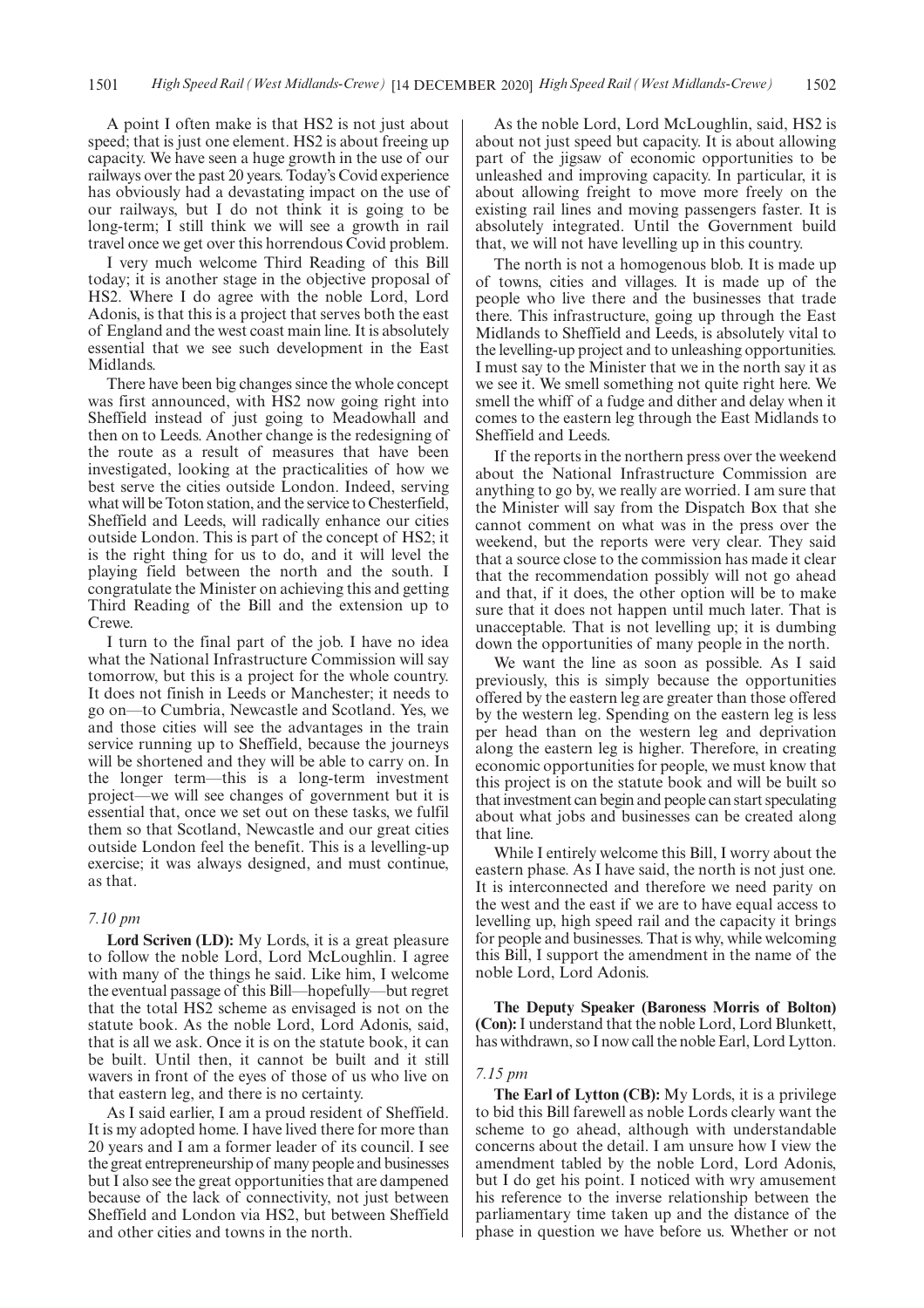A point I often make is that HS2 is not just about speed; that is just one element. HS2 is about freeing up capacity. We have seen a huge growth in the use of our railways over the past 20 years. Today's Covid experience has obviously had a devastating impact on the use of our railways, but I do not think it is going to be long-term; I still think we will see a growth in rail travel once we get over this horrendous Covid problem.

I very much welcome Third Reading of this Bill today; it is another stage in the objective proposal of HS2. Where I do agree with the noble Lord, Lord Adonis, is that this is a project that serves both the east of England and the west coast main line. It is absolutely essential that we see such development in the East Midlands.

There have been big changes since the whole concept was first announced, with HS2 now going right into Sheffield instead of just going to Meadowhall and then on to Leeds. Another change is the redesigning of the route as a result of measures that have been investigated, looking at the practicalities of how we best serve the cities outside London. Indeed, serving what will be Toton station, and the service to Chesterfield, Sheffield and Leeds, will radically enhance our cities outside London. This is part of the concept of HS2; it is the right thing for us to do, and it will level the playing field between the north and the south. I congratulate the Minister on achieving this and getting Third Reading of the Bill and the extension up to Crewe.

I turn to the final part of the job. I have no idea what the National Infrastructure Commission will say tomorrow, but this is a project for the whole country. It does not finish in Leeds or Manchester; it needs to go on—to Cumbria, Newcastle and Scotland. Yes, we and those cities will see the advantages in the train service running up to Sheffield, because the journeys will be shortened and they will be able to carry on. In the longer term—this is a long-term investment project—we will see changes of government but it is essential that, once we set out on these tasks, we fulfil them so that Scotland, Newcastle and our great cities outside London feel the benefit. This is a levelling-up exercise; it was always designed, and must continue, as that.

*7.10 pm*

**Lord Scriven (LD):** My Lords, it is a great pleasure to follow the noble Lord, Lord McLoughlin. I agree with many of the things he said. Like him, I welcome the eventual passage of this Bill—hopefully—but regret that the total HS2 scheme as envisaged is not on the statute book. As the noble Lord, Lord Adonis, said, that is all we ask. Once it is on the statute book, it can be built. Until then, it cannot be built and it still wavers in front of the eyes of those of us who live on that eastern leg, and there is no certainty.

As I said earlier, I am a proud resident of Sheffield. It is my adopted home. I have lived there for more than 20 years and I am a former leader of its council. I see the great entrepreneurship of many people and businesses but I also see the great opportunities that are dampened because of the lack of connectivity, not just between Sheffield and London via HS2, but between Sheffield and other cities and towns in the north.

As the noble Lord, Lord McLoughlin, said, HS2 is about not just speed but capacity. It is about allowing part of the jigsaw of economic opportunities to be unleashed and improving capacity. In particular, it is about allowing freight to move more freely on the existing rail lines and moving passengers faster. It is absolutely integrated. Until the Government build that, we will not have levelling up in this country.

The north is not a homogenous blob. It is made up of towns, cities and villages. It is made up of the people who live there and the businesses that trade there. This infrastructure, going up through the East Midlands to Sheffield and Leeds, is absolutely vital to the levelling-up project and to unleashing opportunities. I must say to the Minister that we in the north say it as we see it. We smell something not quite right here. We smell the whiff of a fudge and dither and delay when it comes to the eastern leg through the East Midlands to Sheffield and Leeds.

If the reports in the northern press over the weekend about the National Infrastructure Commission are anything to go by, we really are worried. I am sure that the Minister will say from the Dispatch Box that she cannot comment on what was in the press over the weekend, but the reports were very clear. They said that a source close to the commission has made it clear that the recommendation possibly will not go ahead and that, if it does, the other option will be to make sure that it does not happen until much later. That is unacceptable. That is not levelling up; it is dumbing down the opportunities of many people in the north.

We want the line as soon as possible. As I said previously, this is simply because the opportunities offered by the eastern leg are greater than those offered by the western leg. Spending on the eastern leg is less per head than on the western leg and deprivation along the eastern leg is higher. Therefore, in creating economic opportunities for people, we must know that this project is on the statute book and will be built so that investment can begin and people can start speculating about what jobs and businesses can be created along that line.

While I entirely welcome this Bill, I worry about the eastern phase. As I have said, the north is not just one. It is interconnected and therefore we need parity on the west and the east if we are to have equal access to levelling up, high speed rail and the capacity it brings for people and businesses. That is why, while welcoming this Bill, I support the amendment in the name of the noble Lord, Lord Adonis.

**The Deputy Speaker (Baroness Morris of Bolton) (Con):** I understand that the noble Lord, Lord Blunkett, has withdrawn, so I now call the noble Earl, Lord Lytton.

*7.15 pm*

**The Earl of Lytton (CB):** My Lords, it is a privilege to bid this Bill farewell as noble Lords clearly want the scheme to go ahead, although with understandable concerns about the detail. I am unsure how I view the amendment tabled by the noble Lord, Lord Adonis, but I do get his point. I noticed with wry amusement his reference to the inverse relationship between the parliamentary time taken up and the distance of the phase in question we have before us. Whether or not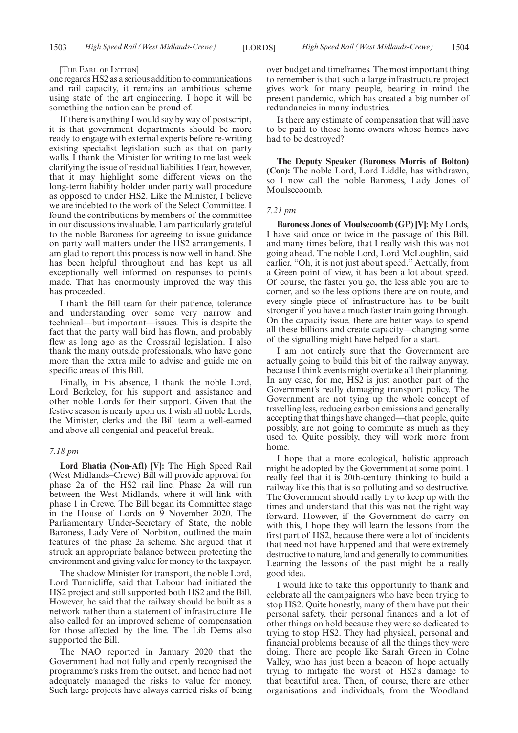[THE EARL OF LYTTON]

one regards HS2 as a serious addition to communications and rail capacity, it remains an ambitious scheme using state of the art engineering. I hope it will be something the nation can be proud of.

If there is anything I would say by way of postscript, it is that government departments should be more ready to engage with external experts before re-writing existing specialist legislation such as that on party walls. I thank the Minister for writing to me last week clarifying the issue of residual liabilities. I fear, however, that it may highlight some different views on the long-term liability holder under party wall procedure as opposed to under HS2. Like the Minister, I believe we are indebted to the work of the Select Committee. I found the contributions by members of the committee in our discussions invaluable. I am particularly grateful to the noble Baroness for agreeing to issue guidance on party wall matters under the HS2 arrangements. I am glad to report this process is now well in hand. She has been helpful throughout and has kept us all exceptionally well informed on responses to points made. That has enormously improved the way this has proceeded.

I thank the Bill team for their patience, tolerance and understanding over some very narrow and technical—but important—issues. This is despite the fact that the party wall bird has flown, and probably flew as long ago as the Crossrail legislation. I also thank the many outside professionals, who have gone more than the extra mile to advise and guide me on specific areas of this Bill.

Finally, in his absence, I thank the noble Lord, Lord Berkeley, for his support and assistance and other noble Lords for their support. Given that the festive season is nearly upon us, I wish all noble Lords, the Minister, clerks and the Bill team a well-earned and above all congenial and peaceful break.

*7.18 pm*

**Lord Bhatia (Non-Afl) [V]:** The High Speed Rail (West Midlands–Crewe) Bill will provide approval for phase 2a of the HS2 rail line. Phase 2a will run between the West Midlands, where it will link with phase 1 in Crewe. The Bill began its Committee stage in the House of Lords on 9 November 2020. The Parliamentary Under-Secretary of State, the noble Baroness, Lady Vere of Norbiton, outlined the main features of the phase 2a scheme. She argued that it struck an appropriate balance between protecting the environment and giving value for money to the taxpayer.

The shadow Minister for transport, the noble Lord, Lord Tunnicliffe, said that Labour had initiated the HS2 project and still supported both HS2 and the Bill. However, he said that the railway should be built as a network rather than a statement of infrastructure. He also called for an improved scheme of compensation for those affected by the line. The Lib Dems also supported the Bill.

The NAO reported in January 2020 that the Government had not fully and openly recognised the programme's risks from the outset, and hence had not adequately managed the risks to value for money. Such large projects have always carried risks of being over budget and timeframes. The most important thing to remember is that such a large infrastructure project gives work for many people, bearing in mind the present pandemic, which has created a big number of redundancies in many industries.

Is there any estimate of compensation that will have to be paid to those home owners whose homes have had to be destroyed?

**The Deputy Speaker (Baroness Morris of Bolton) (Con):** The noble Lord, Lord Liddle, has withdrawn, so I now call the noble Baroness, Lady Jones of Moulsecoomb.

*7.21 pm*

**Baroness Jones of Moulsecoomb (GP) [V]:** My Lords, I have said once or twice in the passage of this Bill, and many times before, that I really wish this was not going ahead. The noble Lord, Lord McLoughlin, said earlier, "Oh, it is not just about speed." Actually, from a Green point of view, it has been a lot about speed. Of course, the faster you go, the less able you are to corner, and so the less options there are on route, and every single piece of infrastructure has to be built stronger if you have a much faster train going through. On the capacity issue, there are better ways to spend all these billions and create capacity—changing some of the signalling might have helped for a start.

I am not entirely sure that the Government are actually going to build this bit of the railway anyway, because I think events might overtake all their planning. In any case, for me, HS2 is just another part of the Government's really damaging transport policy. The Government are not tying up the whole concept of travelling less, reducing carbon emissions and generally accepting that things have changed—that people, quite possibly, are not going to commute as much as they used to. Quite possibly, they will work more from home.

I hope that a more ecological, holistic approach might be adopted by the Government at some point. I really feel that it is 20th-century thinking to build a railway like this that is so polluting and so destructive. The Government should really try to keep up with the times and understand that this was not the right way forward. However, if the Government do carry on with this, I hope they will learn the lessons from the first part of HS2, because there were a lot of incidents that need not have happened and that were extremely destructive to nature, land and generally to communities. Learning the lessons of the past might be a really good idea.

I would like to take this opportunity to thank and celebrate all the campaigners who have been trying to stop HS2. Quite honestly, many of them have put their personal safety, their personal finances and a lot of other things on hold because they were so dedicated to trying to stop HS2. They had physical, personal and financial problems because of all the things they were doing. There are people like Sarah Green in Colne Valley, who has just been a beacon of hope actually trying to mitigate the worst of HS2's damage to that beautiful area. Then, of course, there are other organisations and individuals, from the Woodland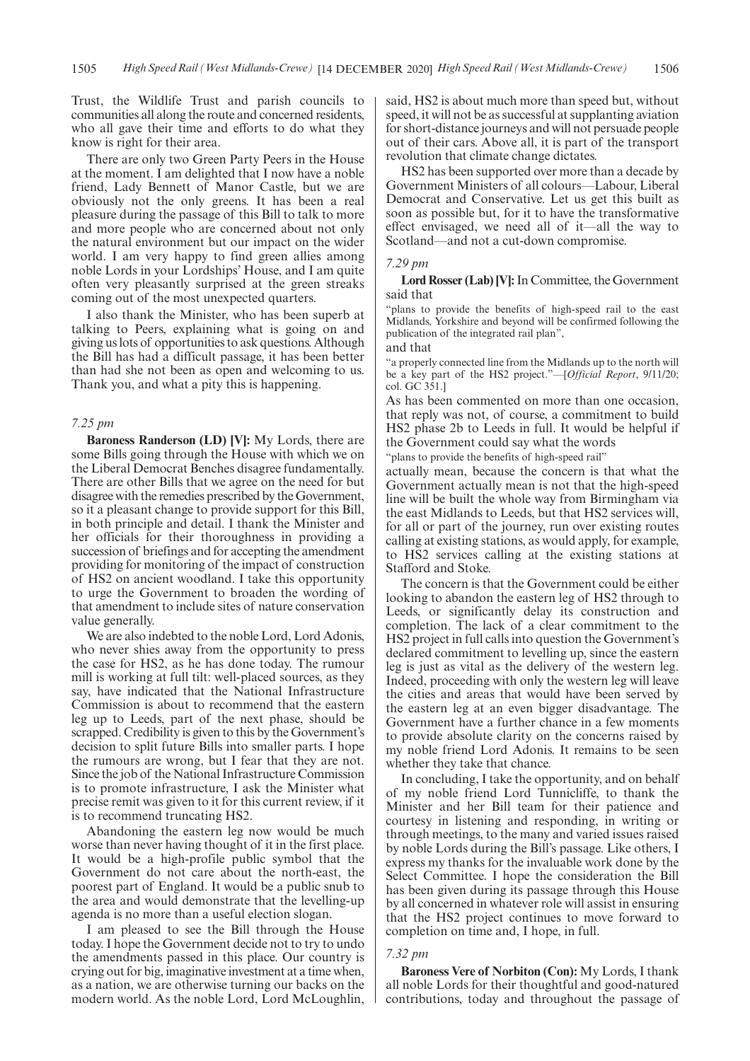Trust, the Wildlife Trust and parish councils to communities all along the route and concerned residents, who all gave their time and efforts to do what they know is right for their area.

There are only two Green Party Peers in the House at the moment. I am delighted that I now have a noble friend, Lady Bennett of Manor Castle, but we are obviously not the only greens. It has been a real pleasure during the passage of this Bill to talk to more and more people who are concerned about not only the natural environment but our impact on the wider world. I am very happy to find green allies among noble Lords in your Lordships' House, and I am quite often very pleasantly surprised at the green streaks coming out of the most unexpected quarters.

I also thank the Minister, who has been superb at talking to Peers, explaining what is going on and giving us lots of opportunities to ask questions. Although the Bill has had a difficult passage, it has been better than had she not been as open and welcoming to us. Thank you, and what a pity this is happening.

*7.25 pm*

**Baroness Randerson (LD) [V]:** My Lords, there are some Bills going through the House with which we on the Liberal Democrat Benches disagree fundamentally. There are other Bills that we agree on the need for but disagree with the remedies prescribed by the Government, so it a pleasant change to provide support for this Bill, in both principle and detail. I thank the Minister and her officials for their thoroughness in providing a succession of briefings and for accepting the amendment providing for monitoring of the impact of construction of HS2 on ancient woodland. I take this opportunity to urge the Government to broaden the wording of that amendment to include sites of nature conservation value generally.

We are also indebted to the noble Lord, Lord Adonis, who never shies away from the opportunity to press the case for HS2, as he has done today. The rumour mill is working at full tilt: well-placed sources, as they say, have indicated that the National Infrastructure Commission is about to recommend that the eastern leg up to Leeds, part of the next phase, should be scrapped. Credibility is given to this by the Government's decision to split future Bills into smaller parts. I hope the rumours are wrong, but I fear that they are not. Since the job of the National Infrastructure Commission is to promote infrastructure, I ask the Minister what precise remit was given to it for this current review, if it is to recommend truncating HS2.

Abandoning the eastern leg now would be much worse than never having thought of it in the first place. It would be a high-profile public symbol that the Government do not care about the north-east, the poorest part of England. It would be a public snub to the area and would demonstrate that the levelling-up agenda is no more than a useful election slogan.

I am pleased to see the Bill through the House today. I hope the Government decide not to try to undo the amendments passed in this place. Our country is crying out for big, imaginative investment at a time when, as a nation, we are otherwise turning our backs on the modern world. As the noble Lord, Lord McLoughlin, said, HS2 is about much more than speed but, without speed, it will not be as successful at supplanting aviation for short-distance journeys and will not persuade people out of their cars. Above all, it is part of the transport revolution that climate change dictates.

HS2 has been supported over more than a decade by Government Ministers of all colours—Labour, Liberal Democrat and Conservative. Let us get this built as soon as possible but, for it to have the transformative effect envisaged, we need all of it—all the way to Scotland—and not a cut-down compromise.

*7.29 pm*

**Lord Rosser (Lab) [V]:** In Committee, the Government said that

"plans to provide the benefits of high-speed rail to the east Midlands, Yorkshire and beyond will be confirmed following the publication of the integrated rail plan",

and that

"a properly connected line from the Midlands up to the north will be a key part of the HS2 project."—[*Official Report*, 9/11/20; col. GC 351.]

As has been commented on more than one occasion, that reply was not, of course, a commitment to build HS2 phase 2b to Leeds in full. It would be helpful if the Government could say what the words

"plans to provide the benefits of high-speed rail"

actually mean, because the concern is that what the Government actually mean is not that the high-speed line will be built the whole way from Birmingham via the east Midlands to Leeds, but that HS2 services will, for all or part of the journey, run over existing routes calling at existing stations, as would apply, for example, to HS2 services calling at the existing stations at Stafford and Stoke.

The concern is that the Government could be either looking to abandon the eastern leg of HS2 through to Leeds, or significantly delay its construction and completion. The lack of a clear commitment to the HS2 project in full calls into question the Government's declared commitment to levelling up, since the eastern leg is just as vital as the delivery of the western leg. Indeed, proceeding with only the western leg will leave the cities and areas that would have been served by the eastern leg at an even bigger disadvantage. The Government have a further chance in a few moments to provide absolute clarity on the concerns raised by my noble friend Lord Adonis. It remains to be seen whether they take that chance.

In concluding, I take the opportunity, and on behalf of my noble friend Lord Tunnicliffe, to thank the Minister and her Bill team for their patience and courtesy in listening and responding, in writing or through meetings, to the many and varied issues raised by noble Lords during the Bill's passage. Like others, I express my thanks for the invaluable work done by the Select Committee. I hope the consideration the Bill has been given during its passage through this House by all concerned in whatever role will assist in ensuring that the HS2 project continues to move forward to completion on time and, I hope, in full.

*7.32 pm*

**Baroness Vere of Norbiton (Con):** My Lords, I thank all noble Lords for their thoughtful and good-natured contributions, today and throughout the passage of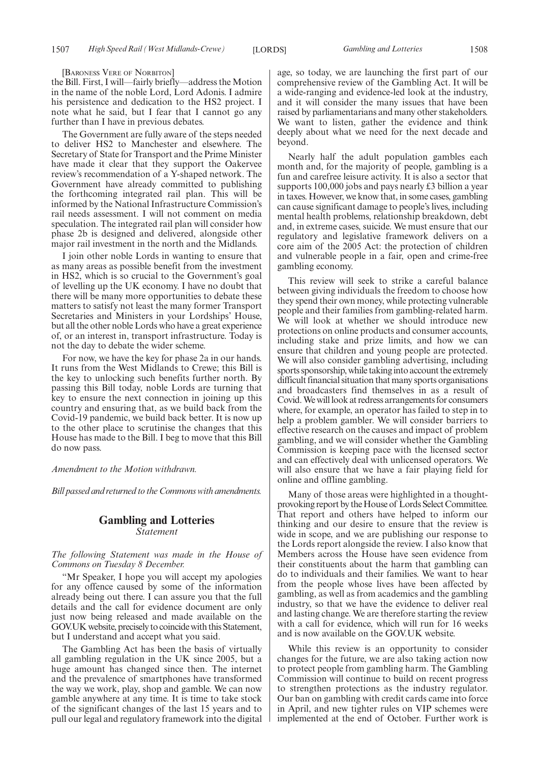[Baroness Vere of Norbiton]

the Bill. First, I will—fairly briefly—address the Motion in the name of the noble Lord, Lord Adonis. I admire his persistence and dedication to the HS2 project. I note what he said, but I fear that I cannot go any further than I have in previous debates.

The Government are fully aware of the steps needed to deliver HS2 to Manchester and elsewhere. The Secretary of State for Transport and the Prime Minister have made it clear that they support the Oakervee review's recommendation of a Y-shaped network. The Government have already committed to publishing the forthcoming integrated rail plan. This will be informed by the National Infrastructure Commission's rail needs assessment. I will not comment on media speculation. The integrated rail plan will consider how phase 2b is designed and delivered, alongside other major rail investment in the north and the Midlands.

I join other noble Lords in wanting to ensure that as many areas as possible benefit from the investment in HS2, which is so crucial to the Government's goal of levelling up the UK economy. I have no doubt that there will be many more opportunities to debate these matters to satisfy not least the many former Transport Secretaries and Ministers in your Lordships' House, but all the other noble Lords who have a great experience of, or an interest in, transport infrastructure. Today is not the day to debate the wider scheme.

For now, we have the key for phase 2a in our hands. It runs from the West Midlands to Crewe; this Bill is the key to unlocking such benefits further north. By passing this Bill today, noble Lords are turning that key to ensure the next connection in joining up this country and ensuring that, as we build back from the Covid-19 pandemic, we build back better. It is now up to the other place to scrutinise the changes that this House has made to the Bill. I beg to move that this Bill do now pass.

*Amendment to the Motion withdrawn.*

*Bill passed and returned to the Commons with amendments.*

## Gambling and Lotteries
*Statement*

*The following Statement was made in the House of Commons on Tuesday 8 December.*

"Mr Speaker, I hope you will accept my apologies for any offence caused by some of the information already being out there. I can assure you that the full details and the call for evidence document are only just now being released and made available on the GOV.UK website, precisely to coincide with this Statement, but I understand and accept what you said.

The Gambling Act has been the basis of virtually all gambling regulation in the UK since 2005, but a huge amount has changed since then. The internet and the prevalence of smartphones have transformed the way we work, play, shop and gamble. We can now gamble anywhere at any time. It is time to take stock of the significant changes of the last 15 years and to pull our legal and regulatory framework into the digital age, so today, we are launching the first part of our comprehensive review of the Gambling Act. It will be a wide-ranging and evidence-led look at the industry, and it will consider the many issues that have been raised by parliamentarians and many other stakeholders. We want to listen, gather the evidence and think deeply about what we need for the next decade and beyond.

Nearly half the adult population gambles each month and, for the majority of people, gambling is a fun and carefree leisure activity. It is also a sector that supports 100,000 jobs and pays nearly £3 billion a year in taxes. However, we know that, in some cases, gambling can cause significant damage to people's lives, including mental health problems, relationship breakdown, debt and, in extreme cases, suicide. We must ensure that our regulatory and legislative framework delivers on a core aim of the 2005 Act: the protection of children and vulnerable people in a fair, open and crime-free gambling economy.

This review will seek to strike a careful balance between giving individuals the freedom to choose how they spend their own money, while protecting vulnerable people and their families from gambling-related harm. We will look at whether we should introduce new protections on online products and consumer accounts, including stake and prize limits, and how we can ensure that children and young people are protected. We will also consider gambling advertising, including sports sponsorship, while taking into account the extremely difficult financial situation that many sports organisations and broadcasters find themselves in as a result of Covid. We will look at redress arrangements for consumers where, for example, an operator has failed to step in to help a problem gambler. We will consider barriers to effective research on the causes and impact of problem gambling, and we will consider whether the Gambling Commission is keeping pace with the licensed sector and can effectively deal with unlicensed operators. We will also ensure that we have a fair playing field for online and offline gambling.

Many of those areas were highlighted in a thought-provoking report by the House of Lords Select Committee. That report and others have helped to inform our thinking and our desire to ensure that the review is wide in scope, and we are publishing our response to the Lords report alongside the review. I also know that Members across the House have seen evidence from their constituents about the harm that gambling can do to individuals and their families. We want to hear from the people whose lives have been affected by gambling, as well as from academics and the gambling industry, so that we have the evidence to deliver real and lasting change. We are therefore starting the review with a call for evidence, which will run for 16 weeks and is now available on the GOV.UK website.

While this review is an opportunity to consider changes for the future, we are also taking action now to protect people from gambling harm. The Gambling Commission will continue to build on recent progress to strengthen protections as the industry regulator. Our ban on gambling with credit cards came into force in April, and new tighter rules on VIP schemes were implemented at the end of October. Further work is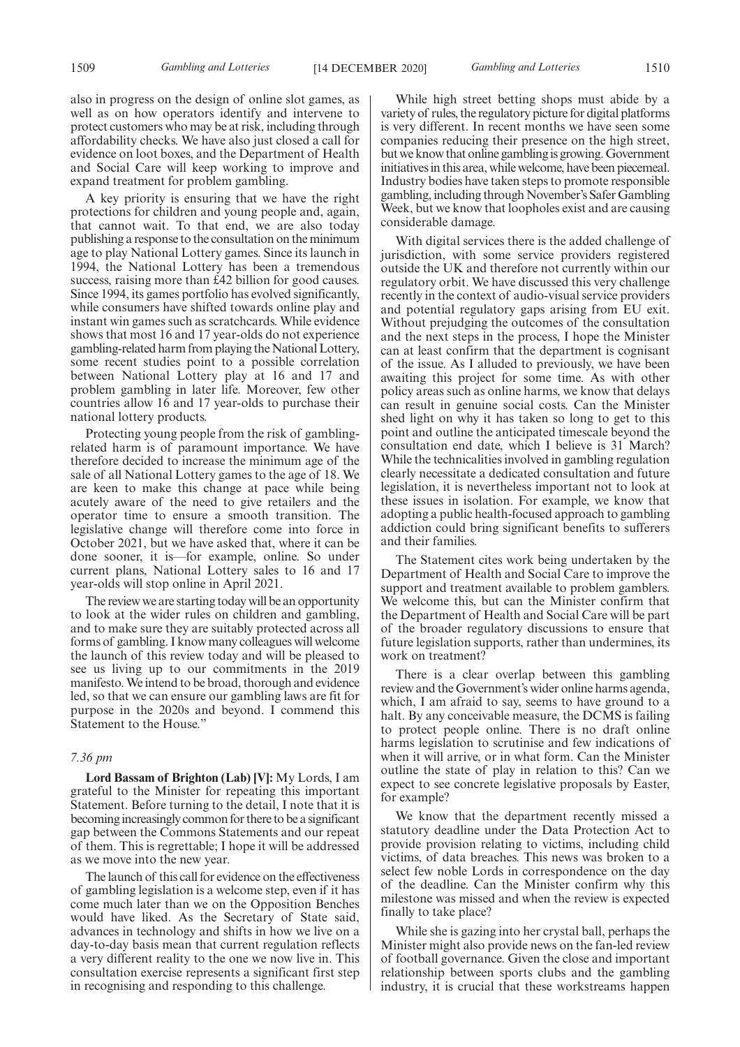also in progress on the design of online slot games, as well as on how operators identify and intervene to protect customers who may be at risk, including through affordability checks. We have also just closed a call for evidence on loot boxes, and the Department of Health and Social Care will keep working to improve and expand treatment for problem gambling.

A key priority is ensuring that we have the right protections for children and young people and, again, that cannot wait. To that end, we are also today publishing a response to the consultation on the minimum age to play National Lottery games. Since its launch in 1994, the National Lottery has been a tremendous success, raising more than £42 billion for good causes. Since 1994, its games portfolio has evolved significantly, while consumers have shifted towards online play and instant win games such as scratchcards. While evidence shows that most 16 and 17 year-olds do not experience gambling-related harm from playing the National Lottery, some recent studies point to a possible correlation between National Lottery play at 16 and 17 and problem gambling in later life. Moreover, few other countries allow 16 and 17 year-olds to purchase their national lottery products.

Protecting young people from the risk of gambling-related harm is of paramount importance. We have therefore decided to increase the minimum age of the sale of all National Lottery games to the age of 18. We are keen to make this change at pace while being acutely aware of the need to give retailers and the operator time to ensure a smooth transition. The legislative change will therefore come into force in October 2021, but we have asked that, where it can be done sooner, it is—for example, online. So under current plans, National Lottery sales to 16 and 17 year-olds will stop online in April 2021.

The review we are starting today will be an opportunity to look at the wider rules on children and gambling, and to make sure they are suitably protected across all forms of gambling. I know many colleagues will welcome the launch of this review today and will be pleased to see us living up to our commitments in the 2019 manifesto. We intend to be broad, thorough and evidence led, so that we can ensure our gambling laws are fit for purpose in the 2020s and beyond. I commend this Statement to the House."

*7.36 pm*

**Lord Bassam of Brighton (Lab) [V]:** My Lords, I am grateful to the Minister for repeating this important Statement. Before turning to the detail, I note that it is becoming increasingly common for there to be a significant gap between the Commons Statements and our repeat of them. This is regrettable; I hope it will be addressed as we move into the new year.

The launch of this call for evidence on the effectiveness of gambling legislation is a welcome step, even if it has come much later than we on the Opposition Benches would have liked. As the Secretary of State said, advances in technology and shifts in how we live on a day-to-day basis mean that current regulation reflects a very different reality to the one we now live in. This consultation exercise represents a significant first step in recognising and responding to this challenge.

While high street betting shops must abide by a variety of rules, the regulatory picture for digital platforms is very different. In recent months we have seen some companies reducing their presence on the high street, but we know that online gambling is growing. Government initiatives in this area, while welcome, have been piecemeal. Industry bodies have taken steps to promote responsible gambling, including through November's Safer Gambling Week, but we know that loopholes exist and are causing considerable damage.

With digital services there is the added challenge of jurisdiction, with some service providers registered outside the UK and therefore not currently within our regulatory orbit. We have discussed this very challenge recently in the context of audio-visual service providers and potential regulatory gaps arising from EU exit. Without prejudging the outcomes of the consultation and the next steps in the process, I hope the Minister can at least confirm that the department is cognisant of the issue. As I alluded to previously, we have been awaiting this project for some time. As with other policy areas such as online harms, we know that delays can result in genuine social costs. Can the Minister shed light on why it has taken so long to get to this point and outline the anticipated timescale beyond the consultation end date, which I believe is 31 March? While the technicalities involved in gambling regulation clearly necessitate a dedicated consultation and future legislation, it is nevertheless important not to look at these issues in isolation. For example, we know that adopting a public health-focused approach to gambling addiction could bring significant benefits to sufferers and their families.

The Statement cites work being undertaken by the Department of Health and Social Care to improve the support and treatment available to problem gamblers. We welcome this, but can the Minister confirm that the Department of Health and Social Care will be part of the broader regulatory discussions to ensure that future legislation supports, rather than undermines, its work on treatment?

There is a clear overlap between this gambling review and the Government's wider online harms agenda, which, I am afraid to say, seems to have ground to a halt. By any conceivable measure, the DCMS is failing to protect people online. There is no draft online harms legislation to scrutinise and few indications of when it will arrive, or in what form. Can the Minister outline the state of play in relation to this? Can we expect to see concrete legislative proposals by Easter, for example?

We know that the department recently missed a statutory deadline under the Data Protection Act to provide provision relating to victims, including child victims, of data breaches. This news was broken to a select few noble Lords in correspondence on the day of the deadline. Can the Minister confirm why this milestone was missed and when the review is expected finally to take place?

While she is gazing into her crystal ball, perhaps the Minister might also provide news on the fan-led review of football governance. Given the close and important relationship between sports clubs and the gambling industry, it is crucial that these workstreams happen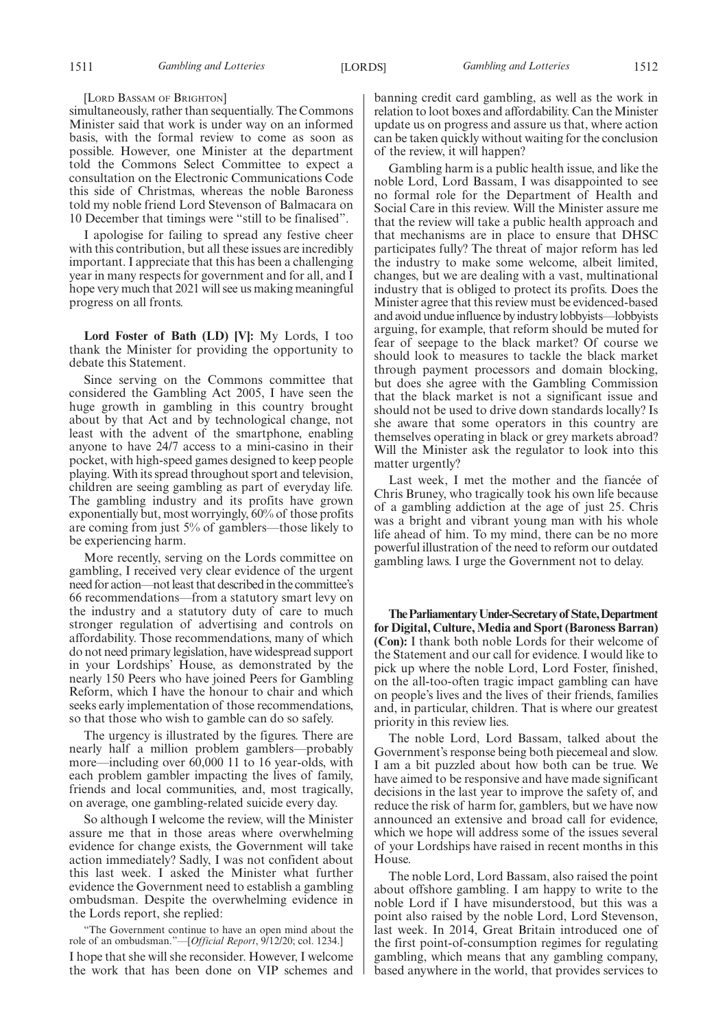[Lord Bassam of Brighton]

simultaneously, rather than sequentially. The Commons Minister said that work is under way on an informed basis, with the formal review to come as soon as possible. However, one Minister at the department told the Commons Select Committee to expect a consultation on the Electronic Communications Code this side of Christmas, whereas the noble Baroness told my noble friend Lord Stevenson of Balmacara on 10 December that timings were "still to be finalised".

I apologise for failing to spread any festive cheer with this contribution, but all these issues are incredibly important. I appreciate that this has been a challenging year in many respects for government and for all, and I hope very much that 2021 will see us making meaningful progress on all fronts.

**Lord Foster of Bath (LD) [V]:** My Lords, I too thank the Minister for providing the opportunity to debate this Statement.

Since serving on the Commons committee that considered the Gambling Act 2005, I have seen the huge growth in gambling in this country brought about by that Act and by technological change, not least with the advent of the smartphone, enabling anyone to have 24/7 access to a mini-casino in their pocket, with high-speed games designed to keep people playing. With its spread throughout sport and television, children are seeing gambling as part of everyday life. The gambling industry and its profits have grown exponentially but, most worryingly, 60% of those profits are coming from just 5% of gamblers—those likely to be experiencing harm.

More recently, serving on the Lords committee on gambling, I received very clear evidence of the urgent need for action—not least that described in the committee's 66 recommendations—from a statutory smart levy on the industry and a statutory duty of care to much stronger regulation of advertising and controls on affordability. Those recommendations, many of which do not need primary legislation, have widespread support in your Lordships' House, as demonstrated by the nearly 150 Peers who have joined Peers for Gambling Reform, which I have the honour to chair and which seeks early implementation of those recommendations, so that those who wish to gamble can do so safely.

The urgency is illustrated by the figures. There are nearly half a million problem gamblers—probably more—including over 60,000 11 to 16 year-olds, with each problem gambler impacting the lives of family, friends and local communities, and, most tragically, on average, one gambling-related suicide every day.

So although I welcome the review, will the Minister assure me that in those areas where overwhelming evidence for change exists, the Government will take action immediately? Sadly, I was not confident about this last week. I asked the Minister what further evidence the Government need to establish a gambling ombudsman. Despite the overwhelming evidence in the Lords report, she replied:

"The Government continue to have an open mind about the role of an ombudsman."—[*Official Report*, 9/12/20; col. 1234.]

I hope that she will she reconsider. However, I welcome the work that has been done on VIP schemes and banning credit card gambling, as well as the work in relation to loot boxes and affordability. Can the Minister update us on progress and assure us that, where action can be taken quickly without waiting for the conclusion of the review, it will happen?

Gambling harm is a public health issue, and like the noble Lord, Lord Bassam, I was disappointed to see no formal role for the Department of Health and Social Care in this review. Will the Minister assure me that the review will take a public health approach and that mechanisms are in place to ensure that DHSC participates fully? The threat of major reform has led the industry to make some welcome, albeit limited, changes, but we are dealing with a vast, multinational industry that is obliged to protect its profits. Does the Minister agree that this review must be evidenced-based and avoid undue influence by industry lobbyists—lobbyists arguing, for example, that reform should be muted for fear of seepage to the black market? Of course we should look to measures to tackle the black market through payment processors and domain blocking, but does she agree with the Gambling Commission that the black market is not a significant issue and should not be used to drive down standards locally? Is she aware that some operators in this country are themselves operating in black or grey markets abroad? Will the Minister ask the regulator to look into this matter urgently?

Last week, I met the mother and the fiancée of Chris Bruney, who tragically took his own life because of a gambling addiction at the age of just 25. Chris was a bright and vibrant young man with his whole life ahead of him. To my mind, there can be no more powerful illustration of the need to reform our outdated gambling laws. I urge the Government not to delay.

**The Parliamentary Under-Secretary of State, Department for Digital, Culture, Media and Sport (Baroness Barran) (Con):** I thank both noble Lords for their welcome of the Statement and our call for evidence. I would like to pick up where the noble Lord, Lord Foster, finished, on the all-too-often tragic impact gambling can have on people's lives and the lives of their friends, families and, in particular, children. That is where our greatest priority in this review lies.

The noble Lord, Lord Bassam, talked about the Government's response being both piecemeal and slow. I am a bit puzzled about how both can be true. We have aimed to be responsive and have made significant decisions in the last year to improve the safety of, and reduce the risk of harm for, gamblers, but we have now announced an extensive and broad call for evidence, which we hope will address some of the issues several of your Lordships have raised in recent months in this House.

The noble Lord, Lord Bassam, also raised the point about offshore gambling. I am happy to write to the noble Lord if I have misunderstood, but this was a point also raised by the noble Lord, Lord Stevenson, last week. In 2014, Great Britain introduced one of the first point-of-consumption regimes for regulating gambling, which means that any gambling company, based anywhere in the world, that provides services to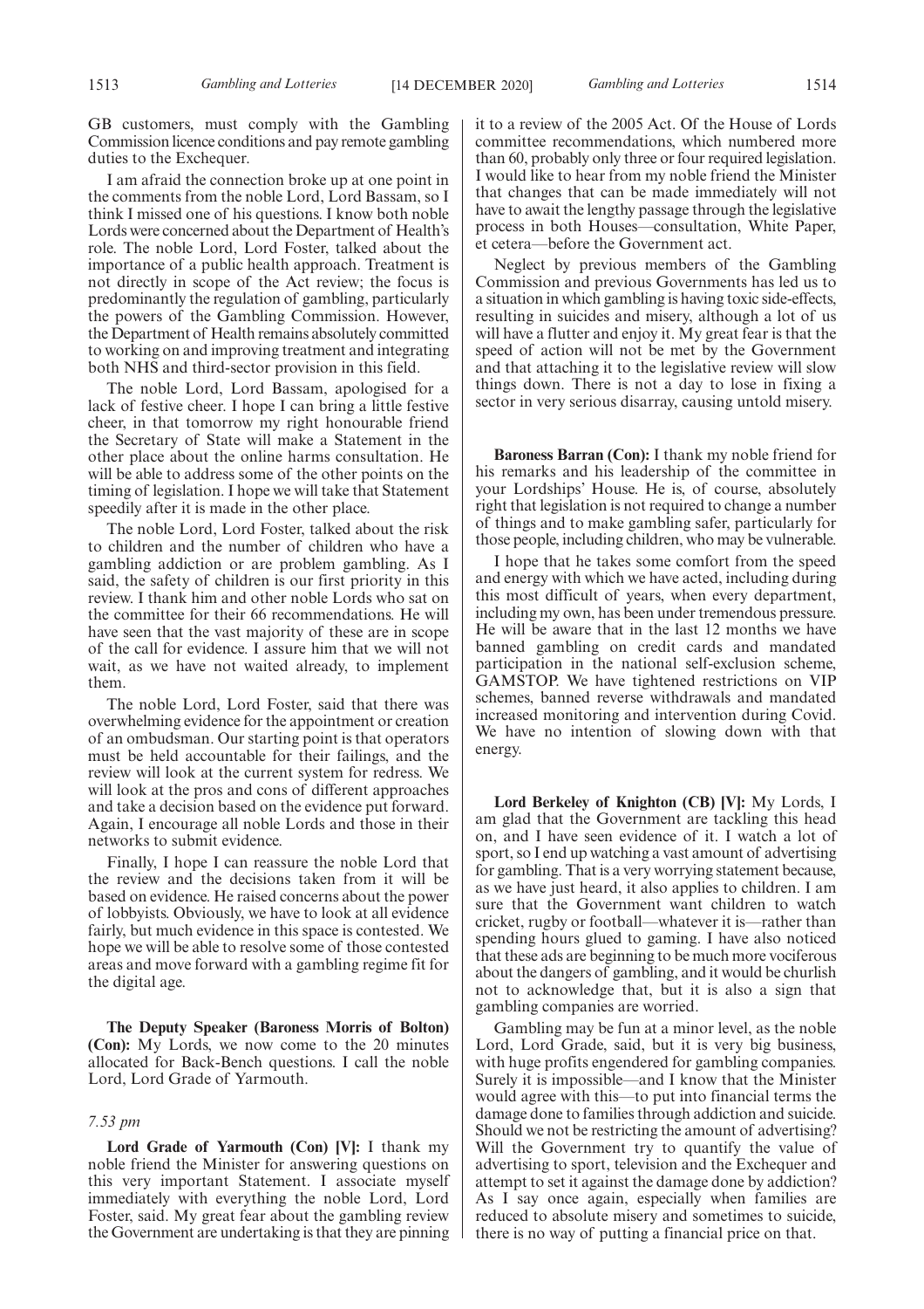GB customers, must comply with the Gambling Commission licence conditions and pay remote gambling duties to the Exchequer.

I am afraid the connection broke up at one point in the comments from the noble Lord, Lord Bassam, so I think I missed one of his questions. I know both noble Lords were concerned about the Department of Health's role. The noble Lord, Lord Foster, talked about the importance of a public health approach. Treatment is not directly in scope of the Act review; the focus is predominantly the regulation of gambling, particularly the powers of the Gambling Commission. However, the Department of Health remains absolutely committed to working on and improving treatment and integrating both NHS and third-sector provision in this field.

The noble Lord, Lord Bassam, apologised for a lack of festive cheer. I hope I can bring a little festive cheer, in that tomorrow my right honourable friend the Secretary of State will make a Statement in the other place about the online harms consultation. He will be able to address some of the other points on the timing of legislation. I hope we will take that Statement speedily after it is made in the other place.

The noble Lord, Lord Foster, talked about the risk to children and the number of children who have a gambling addiction or are problem gambling. As I said, the safety of children is our first priority in this review. I thank him and other noble Lords who sat on the committee for their 66 recommendations. He will have seen that the vast majority of these are in scope of the call for evidence. I assure him that we will not wait, as we have not waited already, to implement them.

The noble Lord, Lord Foster, said that there was overwhelming evidence for the appointment or creation of an ombudsman. Our starting point is that operators must be held accountable for their failings, and the review will look at the current system for redress. We will look at the pros and cons of different approaches and take a decision based on the evidence put forward. Again, I encourage all noble Lords and those in their networks to submit evidence.

Finally, I hope I can reassure the noble Lord that the review and the decisions taken from it will be based on evidence. He raised concerns about the power of lobbyists. Obviously, we have to look at all evidence fairly, but much evidence in this space is contested. We hope we will be able to resolve some of those contested areas and move forward with a gambling regime fit for the digital age.

**The Deputy Speaker (Baroness Morris of Bolton) (Con):** My Lords, we now come to the 20 minutes allocated for Back-Bench questions. I call the noble Lord, Lord Grade of Yarmouth.

*7.53 pm*

**Lord Grade of Yarmouth (Con) [V]:** I thank my noble friend the Minister for answering questions on this very important Statement. I associate myself immediately with everything the noble Lord, Lord Foster, said. My great fear about the gambling review the Government are undertaking is that they are pinning it to a review of the 2005 Act. Of the House of Lords committee recommendations, which numbered more than 60, probably only three or four required legislation. I would like to hear from my noble friend the Minister that changes that can be made immediately will not have to await the lengthy passage through the legislative process in both Houses—consultation, White Paper, et cetera—before the Government act.

Neglect by previous members of the Gambling Commission and previous Governments has led us to a situation in which gambling is having toxic side-effects, resulting in suicides and misery, although a lot of us will have a flutter and enjoy it. My great fear is that the speed of action will not be met by the Government and that attaching it to the legislative review will slow things down. There is not a day to lose in fixing a sector in very serious disarray, causing untold misery.

**Baroness Barran (Con):** I thank my noble friend for his remarks and his leadership of the committee in your Lordships' House. He is, of course, absolutely right that legislation is not required to change a number of things and to make gambling safer, particularly for those people, including children, who may be vulnerable.

I hope that he takes some comfort from the speed and energy with which we have acted, including during this most difficult of years, when every department, including my own, has been under tremendous pressure. He will be aware that in the last 12 months we have banned gambling on credit cards and mandated participation in the national self-exclusion scheme, GAMSTOP. We have tightened restrictions on VIP schemes, banned reverse withdrawals and mandated increased monitoring and intervention during Covid. We have no intention of slowing down with that energy.

**Lord Berkeley of Knighton (CB) [V]:** My Lords, I am glad that the Government are tackling this head on, and I have seen evidence of it. I watch a lot of sport, so I end up watching a vast amount of advertising for gambling. That is a very worrying statement because, as we have just heard, it also applies to children. I am sure that the Government want children to watch cricket, rugby or football—whatever it is—rather than spending hours glued to gaming. I have also noticed that these ads are beginning to be much more vociferous about the dangers of gambling, and it would be churlish not to acknowledge that, but it is also a sign that gambling companies are worried.

Gambling may be fun at a minor level, as the noble Lord, Lord Grade, said, but it is very big business, with huge profits engendered for gambling companies. Surely it is impossible—and I know that the Minister would agree with this—to put into financial terms the damage done to families through addiction and suicide. Should we not be restricting the amount of advertising? Will the Government try to quantify the value of advertising to sport, television and the Exchequer and attempt to set it against the damage done by addiction? As I say once again, especially when families are reduced to absolute misery and sometimes to suicide, there is no way of putting a financial price on that.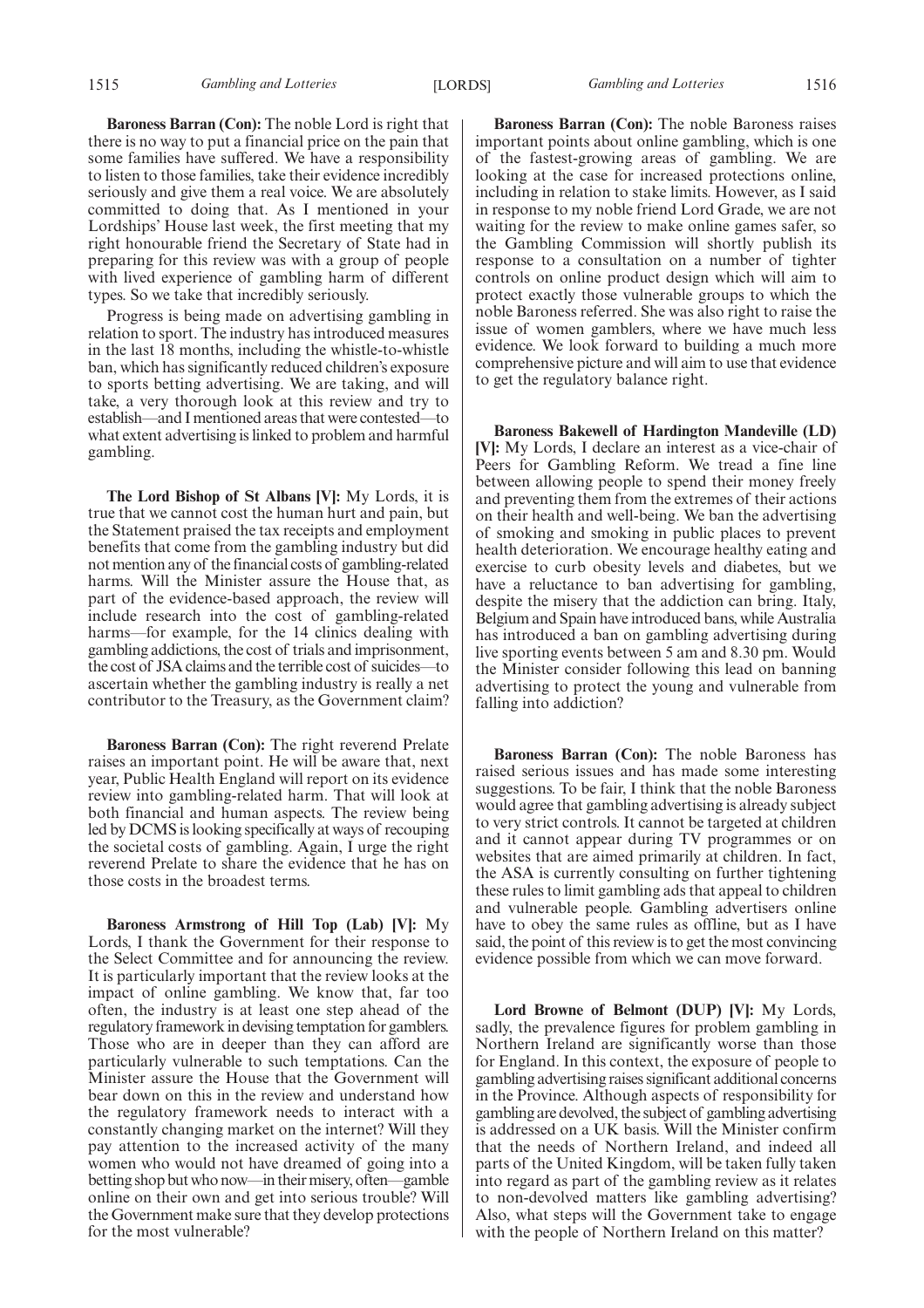**Baroness Barran (Con):** The noble Lord is right that there is no way to put a financial price on the pain that some families have suffered. We have a responsibility to listen to those families, take their evidence incredibly seriously and give them a real voice. We are absolutely committed to doing that. As I mentioned in your Lordships' House last week, the first meeting that my right honourable friend the Secretary of State had in preparing for this review was with a group of people with lived experience of gambling harm of different types. So we take that incredibly seriously.

Progress is being made on advertising gambling in relation to sport. The industry has introduced measures in the last 18 months, including the whistle-to-whistle ban, which has significantly reduced children's exposure to sports betting advertising. We are taking, and will take, a very thorough look at this review and try to establish—and I mentioned areas that were contested—to what extent advertising is linked to problem and harmful gambling.

**The Lord Bishop of St Albans [V]:** My Lords, it is true that we cannot cost the human hurt and pain, but the Statement praised the tax receipts and employment benefits that come from the gambling industry but did not mention any of the financial costs of gambling-related harms. Will the Minister assure the House that, as part of the evidence-based approach, the review will include research into the cost of gambling-related harms—for example, for the 14 clinics dealing with gambling addictions, the cost of trials and imprisonment, the cost of JSA claims and the terrible cost of suicides—to ascertain whether the gambling industry is really a net contributor to the Treasury, as the Government claim?

**Baroness Barran (Con):** The right reverend Prelate raises an important point. He will be aware that, next year, Public Health England will report on its evidence review into gambling-related harm. That will look at both financial and human aspects. The review being led by DCMS is looking specifically at ways of recouping the societal costs of gambling. Again, I urge the right reverend Prelate to share the evidence that he has on those costs in the broadest terms.

**Baroness Armstrong of Hill Top (Lab) [V]:** My Lords, I thank the Government for their response to the Select Committee and for announcing the review. It is particularly important that the review looks at the impact of online gambling. We know that, far too often, the industry is at least one step ahead of the regulatory framework in devising temptation for gamblers. Those who are in deeper than they can afford are particularly vulnerable to such temptations. Can the Minister assure the House that the Government will bear down on this in the review and understand how the regulatory framework needs to interact with a constantly changing market on the internet? Will they pay attention to the increased activity of the many women who would not have dreamed of going into a betting shop but who now—in their misery, often—gamble online on their own and get into serious trouble? Will the Government make sure that they develop protections for the most vulnerable?

**Baroness Barran (Con):** The noble Baroness raises important points about online gambling, which is one of the fastest-growing areas of gambling. We are looking at the case for increased protections online, including in relation to stake limits. However, as I said in response to my noble friend Lord Grade, we are not waiting for the review to make online games safer, so the Gambling Commission will shortly publish its response to a consultation on a number of tighter controls on online product design which will aim to protect exactly those vulnerable groups to which the noble Baroness referred. She was also right to raise the issue of women gamblers, where we have much less evidence. We look forward to building a much more comprehensive picture and will aim to use that evidence to get the regulatory balance right.

**Baroness Bakewell of Hardington Mandeville (LD) [V]:** My Lords, I declare an interest as a vice-chair of Peers for Gambling Reform. We tread a fine line between allowing people to spend their money freely and preventing them from the extremes of their actions on their health and well-being. We ban the advertising of smoking and smoking in public places to prevent health deterioration. We encourage healthy eating and exercise to curb obesity levels and diabetes, but we have a reluctance to ban advertising for gambling, despite the misery that the addiction can bring. Italy, Belgium and Spain have introduced bans, while Australia has introduced a ban on gambling advertising during live sporting events between 5 am and 8.30 pm. Would the Minister consider following this lead on banning advertising to protect the young and vulnerable from falling into addiction?

**Baroness Barran (Con):** The noble Baroness has raised serious issues and has made some interesting suggestions. To be fair, I think that the noble Baroness would agree that gambling advertising is already subject to very strict controls. It cannot be targeted at children and it cannot appear during TV programmes or on websites that are aimed primarily at children. In fact, the ASA is currently consulting on further tightening these rules to limit gambling ads that appeal to children and vulnerable people. Gambling advertisers online have to obey the same rules as offline, but as I have said, the point of this review is to get the most convincing evidence possible from which we can move forward.

**Lord Browne of Belmont (DUP) [V]:** My Lords, sadly, the prevalence figures for problem gambling in Northern Ireland are significantly worse than those for England. In this context, the exposure of people to gambling advertising raises significant additional concerns in the Province. Although aspects of responsibility for gambling are devolved, the subject of gambling advertising is addressed on a UK basis. Will the Minister confirm that the needs of Northern Ireland, and indeed all parts of the United Kingdom, will be taken fully taken into regard as part of the gambling review as it relates to non-devolved matters like gambling advertising? Also, what steps will the Government take to engage with the people of Northern Ireland on this matter?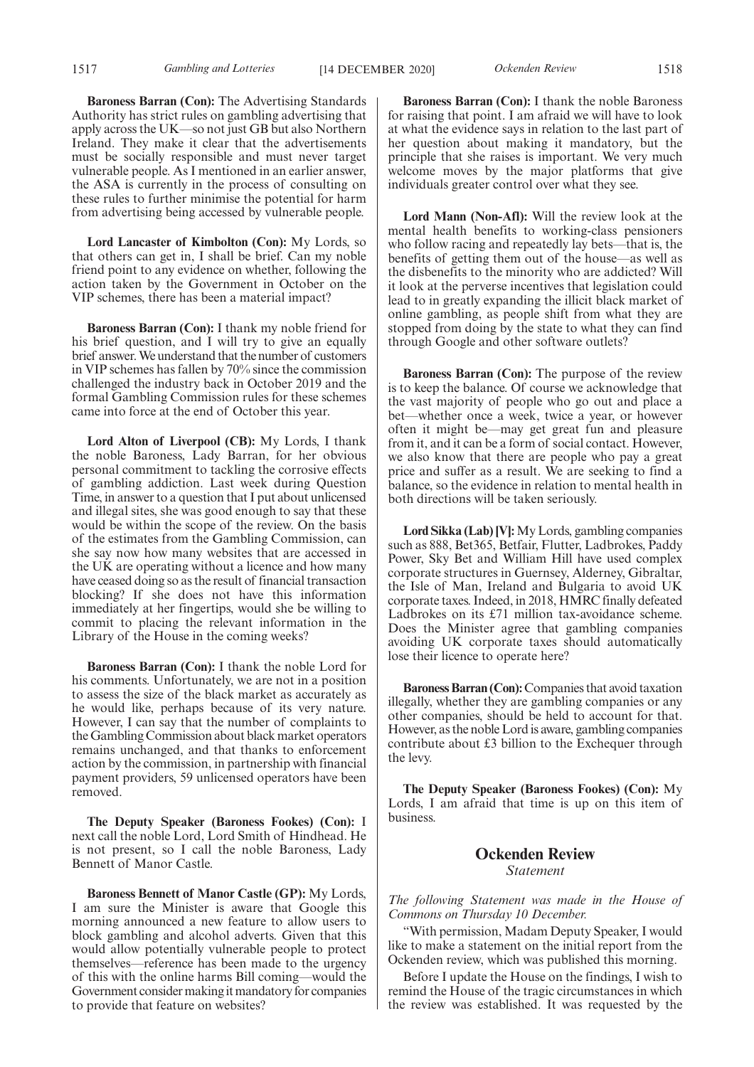**Baroness Barran (Con):** The Advertising Standards Authority has strict rules on gambling advertising that apply across the UK—so not just GB but also Northern Ireland. They make it clear that the advertisements must be socially responsible and must never target vulnerable people. As I mentioned in an earlier answer, the ASA is currently in the process of consulting on these rules to further minimise the potential for harm from advertising being accessed by vulnerable people.

**Lord Lancaster of Kimbolton (Con):** My Lords, so that others can get in, I shall be brief. Can my noble friend point to any evidence on whether, following the action taken by the Government in October on the VIP schemes, there has been a material impact?

**Baroness Barran (Con):** I thank my noble friend for his brief question, and I will try to give an equally brief answer. We understand that the number of customers in VIP schemes has fallen by 70% since the commission challenged the industry back in October 2019 and the formal Gambling Commission rules for these schemes came into force at the end of October this year.

**Lord Alton of Liverpool (CB):** My Lords, I thank the noble Baroness, Lady Barran, for her obvious personal commitment to tackling the corrosive effects of gambling addiction. Last week during Question Time, in answer to a question that I put about unlicensed and illegal sites, she was good enough to say that these would be within the scope of the review. On the basis of the estimates from the Gambling Commission, can she say now how many websites that are accessed in the UK are operating without a licence and how many have ceased doing so as the result of financial transaction blocking? If she does not have this information immediately at her fingertips, would she be willing to commit to placing the relevant information in the Library of the House in the coming weeks?

**Baroness Barran (Con):** I thank the noble Lord for his comments. Unfortunately, we are not in a position to assess the size of the black market as accurately as he would like, perhaps because of its very nature. However, I can say that the number of complaints to the Gambling Commission about black market operators remains unchanged, and that thanks to enforcement action by the commission, in partnership with financial payment providers, 59 unlicensed operators have been removed.

**The Deputy Speaker (Baroness Fookes) (Con):** I next call the noble Lord, Lord Smith of Hindhead. He is not present, so I call the noble Baroness, Lady Bennett of Manor Castle.

**Baroness Bennett of Manor Castle (GP):** My Lords, I am sure the Minister is aware that Google this morning announced a new feature to allow users to block gambling and alcohol adverts. Given that this would allow potentially vulnerable people to protect themselves—reference has been made to the urgency of this with the online harms Bill coming—would the Government consider making it mandatory for companies to provide that feature on websites?

**Baroness Barran (Con):** I thank the noble Baroness for raising that point. I am afraid we will have to look at what the evidence says in relation to the last part of her question about making it mandatory, but the principle that she raises is important. We very much welcome moves by the major platforms that give individuals greater control over what they see.

**Lord Mann (Non-Afl):** Will the review look at the mental health benefits to working-class pensioners who follow racing and repeatedly lay bets—that is, the benefits of getting them out of the house—as well as the disbenefits to the minority who are addicted? Will it look at the perverse incentives that legislation could lead to in greatly expanding the illicit black market of online gambling, as people shift from what they are stopped from doing by the state to what they can find through Google and other software outlets?

**Baroness Barran (Con):** The purpose of the review is to keep the balance. Of course we acknowledge that the vast majority of people who go out and place a bet—whether once a week, twice a year, or however often it might be—may get great fun and pleasure from it, and it can be a form of social contact. However, we also know that there are people who pay a great price and suffer as a result. We are seeking to find a balance, so the evidence in relation to mental health in both directions will be taken seriously.

**Lord Sikka (Lab) [V]:** My Lords, gambling companies such as 888, Bet365, Betfair, Flutter, Ladbrokes, Paddy Power, Sky Bet and William Hill have used complex corporate structures in Guernsey, Alderney, Gibraltar, the Isle of Man, Ireland and Bulgaria to avoid UK corporate taxes. Indeed, in 2018, HMRC finally defeated Ladbrokes on its £71 million tax-avoidance scheme. Does the Minister agree that gambling companies avoiding UK corporate taxes should automatically lose their licence to operate here?

**Baroness Barran (Con):** Companies that avoid taxation illegally, whether they are gambling companies or any other companies, should be held to account for that. However, as the noble Lord is aware, gambling companies contribute about £3 billion to the Exchequer through the levy.

**The Deputy Speaker (Baroness Fookes) (Con):** My Lords, I am afraid that time is up on this item of business.

## Ockenden Review

*Statement*

*The following Statement was made in the House of Commons on Thursday 10 December.*

"With permission, Madam Deputy Speaker, I would like to make a statement on the initial report from the Ockenden review, which was published this morning.

Before I update the House on the findings, I wish to remind the House of the tragic circumstances in which the review was established. It was requested by the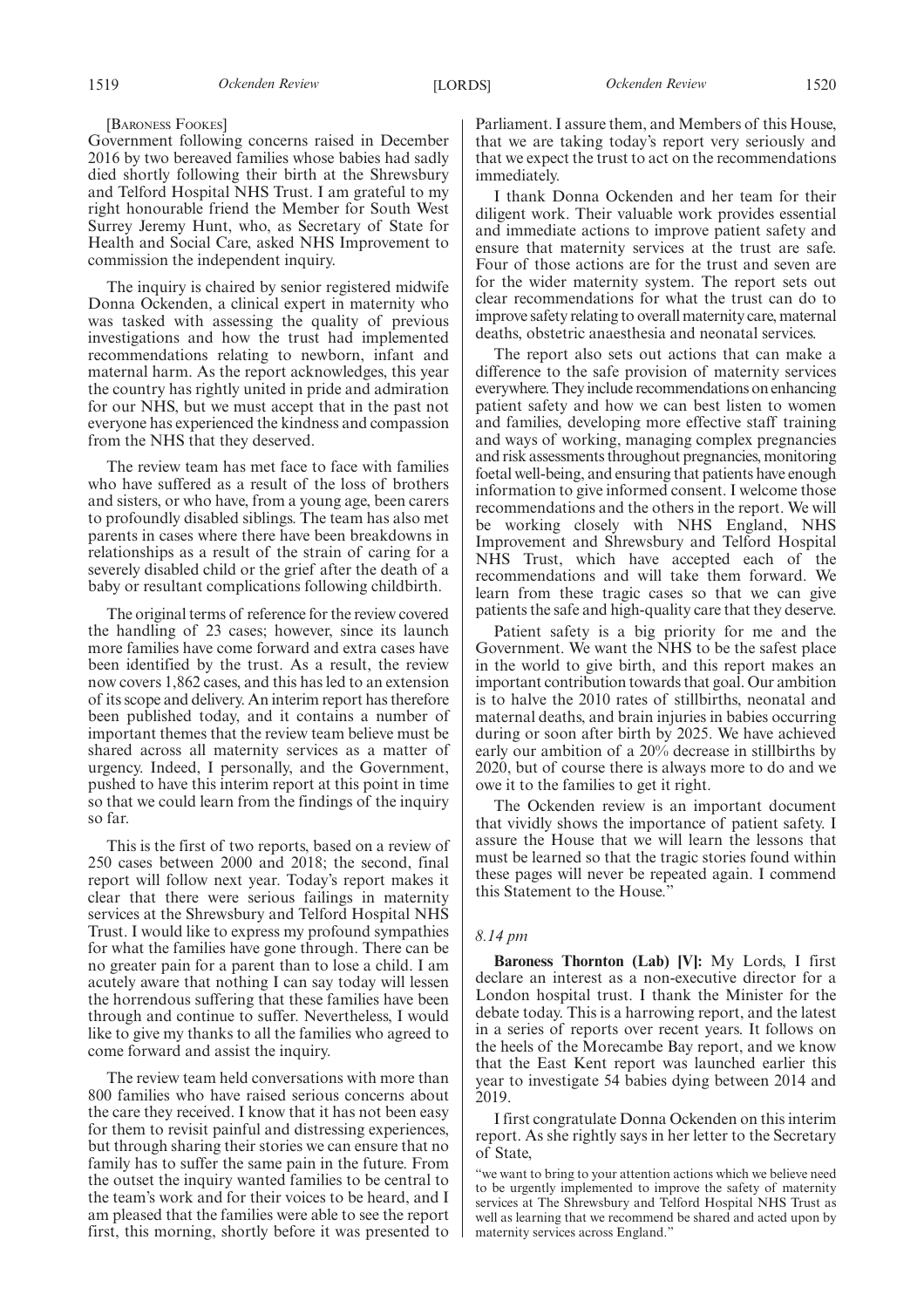[Baroness Fookes]

Government following concerns raised in December 2016 by two bereaved families whose babies had sadly died shortly following their birth at the Shrewsbury and Telford Hospital NHS Trust. I am grateful to my right honourable friend the Member for South West Surrey Jeremy Hunt, who, as Secretary of State for Health and Social Care, asked NHS Improvement to commission the independent inquiry.

The inquiry is chaired by senior registered midwife Donna Ockenden, a clinical expert in maternity who was tasked with assessing the quality of previous investigations and how the trust had implemented recommendations relating to newborn, infant and maternal harm. As the report acknowledges, this year the country has rightly united in pride and admiration for our NHS, but we must accept that in the past not everyone has experienced the kindness and compassion from the NHS that they deserved.

The review team has met face to face with families who have suffered as a result of the loss of brothers and sisters, or who have, from a young age, been carers to profoundly disabled siblings. The team has also met parents in cases where there have been breakdowns in relationships as a result of the strain of caring for a severely disabled child or the grief after the death of a baby or resultant complications following childbirth.

The original terms of reference for the review covered the handling of 23 cases; however, since its launch more families have come forward and extra cases have been identified by the trust. As a result, the review now covers 1,862 cases, and this has led to an extension of its scope and delivery. An interim report has therefore been published today, and it contains a number of important themes that the review team believe must be shared across all maternity services as a matter of urgency. Indeed, I personally, and the Government, pushed to have this interim report at this point in time so that we could learn from the findings of the inquiry so far.

This is the first of two reports, based on a review of 250 cases between 2000 and 2018; the second, final report will follow next year. Today's report makes it clear that there were serious failings in maternity services at the Shrewsbury and Telford Hospital NHS Trust. I would like to express my profound sympathies for what the families have gone through. There can be no greater pain for a parent than to lose a child. I am acutely aware that nothing I can say today will lessen the horrendous suffering that these families have been through and continue to suffer. Nevertheless, I would like to give my thanks to all the families who agreed to come forward and assist the inquiry.

The review team held conversations with more than 800 families who have raised serious concerns about the care they received. I know that it has not been easy for them to revisit painful and distressing experiences, but through sharing their stories we can ensure that no family has to suffer the same pain in the future. From the outset the inquiry wanted families to be central to the team's work and for their voices to be heard, and I am pleased that the families were able to see the report first, this morning, shortly before it was presented to Parliament. I assure them, and Members of this House, that we are taking today's report very seriously and that we expect the trust to act on the recommendations immediately.

I thank Donna Ockenden and her team for their diligent work. Their valuable work provides essential and immediate actions to improve patient safety and ensure that maternity services at the trust are safe. Four of those actions are for the trust and seven are for the wider maternity system. The report sets out clear recommendations for what the trust can do to improve safety relating to overall maternity care, maternal deaths, obstetric anaesthesia and neonatal services.

The report also sets out actions that can make a difference to the safe provision of maternity services everywhere. They include recommendations on enhancing patient safety and how we can best listen to women and families, developing more effective staff training and ways of working, managing complex pregnancies and risk assessments throughout pregnancies, monitoring foetal well-being, and ensuring that patients have enough information to give informed consent. I welcome those recommendations and the others in the report. We will be working closely with NHS England, NHS Improvement and Shrewsbury and Telford Hospital NHS Trust, which have accepted each of the recommendations and will take them forward. We learn from these tragic cases so that we can give patients the safe and high-quality care that they deserve.

Patient safety is a big priority for me and the Government. We want the NHS to be the safest place in the world to give birth, and this report makes an important contribution towards that goal. Our ambition is to halve the 2010 rates of stillbirths, neonatal and maternal deaths, and brain injuries in babies occurring during or soon after birth by 2025. We have achieved early our ambition of a 20% decrease in stillbirths by 2020, but of course there is always more to do and we owe it to the families to get it right.

The Ockenden review is an important document that vividly shows the importance of patient safety. I assure the House that we will learn the lessons that must be learned so that the tragic stories found within these pages will never be repeated again. I commend this Statement to the House."

*8.14 pm*

**Baroness Thornton (Lab) [V]:** My Lords, I first declare an interest as a non-executive director for a London hospital trust. I thank the Minister for the debate today. This is a harrowing report, and the latest in a series of reports over recent years. It follows on the heels of the Morecambe Bay report, and we know that the East Kent report was launched earlier this year to investigate 54 babies dying between 2014 and 2019.

I first congratulate Donna Ockenden on this interim report. As she rightly says in her letter to the Secretary of State,

"we want to bring to your attention actions which we believe need to be urgently implemented to improve the safety of maternity services at The Shrewsbury and Telford Hospital NHS Trust as well as learning that we recommend be shared and acted upon by maternity services across England."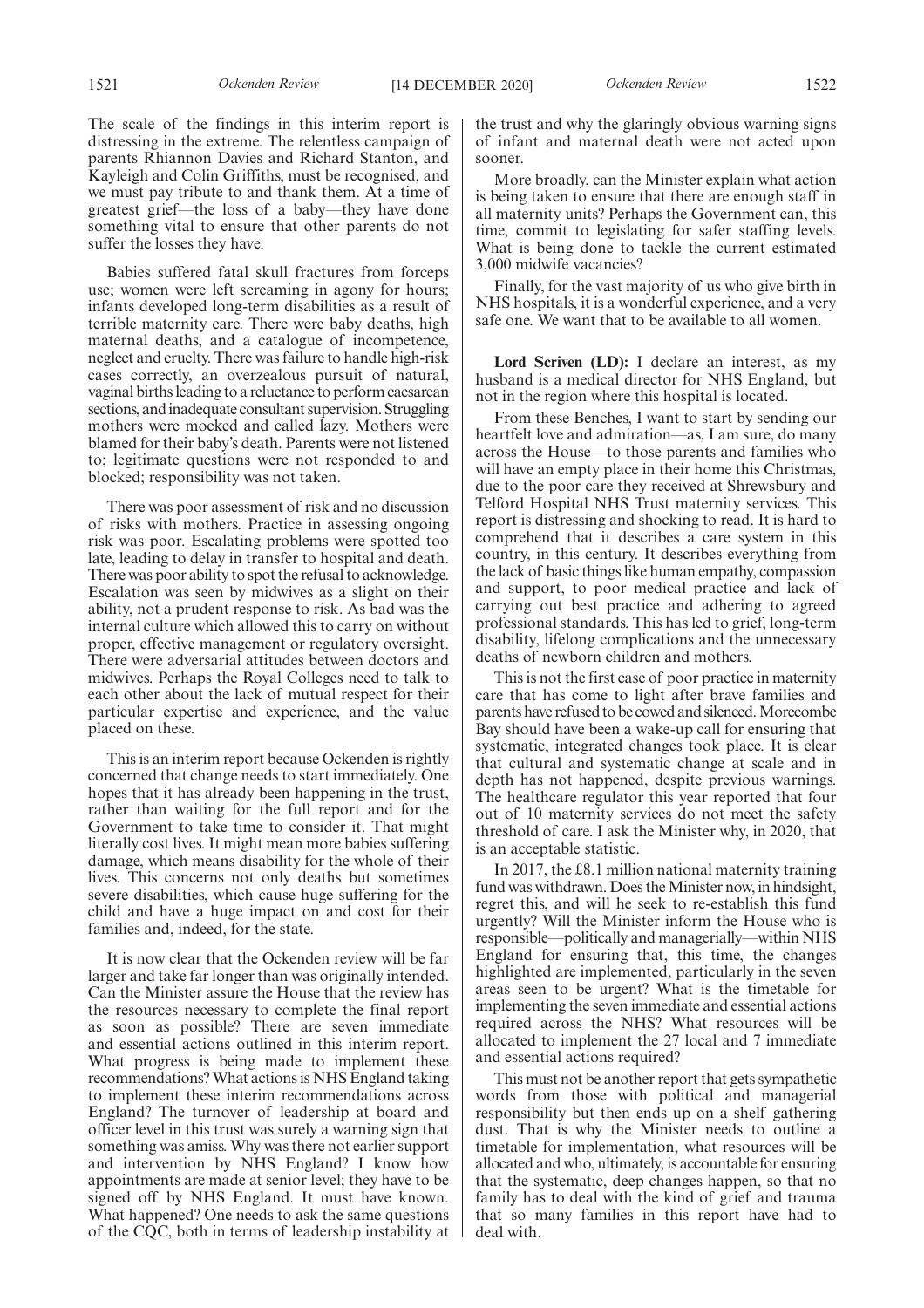The scale of the findings in this interim report is distressing in the extreme. The relentless campaign of parents Rhiannon Davies and Richard Stanton, and Kayleigh and Colin Griffiths, must be recognised, and we must pay tribute to and thank them. At a time of greatest grief—the loss of a baby—they have done something vital to ensure that other parents do not suffer the losses they have.

Babies suffered fatal skull fractures from forceps use; women were left screaming in agony for hours; infants developed long-term disabilities as a result of terrible maternity care. There were baby deaths, high maternal deaths, and a catalogue of incompetence, neglect and cruelty. There was failure to handle high-risk cases correctly, an overzealous pursuit of natural, vaginal births leading to a reluctance to perform caesarean sections, and inadequate consultant supervision. Struggling mothers were mocked and called lazy. Mothers were blamed for their baby's death. Parents were not listened to; legitimate questions were not responded to and blocked; responsibility was not taken.

There was poor assessment of risk and no discussion of risks with mothers. Practice in assessing ongoing risk was poor. Escalating problems were spotted too late, leading to delay in transfer to hospital and death. There was poor ability to spot the refusal to acknowledge. Escalation was seen by midwives as a slight on their ability, not a prudent response to risk. As bad was the internal culture which allowed this to carry on without proper, effective management or regulatory oversight. There were adversarial attitudes between doctors and midwives. Perhaps the Royal Colleges need to talk to each other about the lack of mutual respect for their particular expertise and experience, and the value placed on these.

This is an interim report because Ockenden is rightly concerned that change needs to start immediately. One hopes that it has already been happening in the trust, rather than waiting for the full report and for the Government to take time to consider it. That might literally cost lives. It might mean more babies suffering damage, which means disability for the whole of their lives. This concerns not only deaths but sometimes severe disabilities, which cause huge suffering for the child and have a huge impact on and cost for their families and, indeed, for the state.

It is now clear that the Ockenden review will be far larger and take far longer than was originally intended. Can the Minister assure the House that the review has the resources necessary to complete the final report as soon as possible? There are seven immediate and essential actions outlined in this interim report. What progress is being made to implement these recommendations? What actions is NHS England taking to implement these interim recommendations across England? The turnover of leadership at board and officer level in this trust was surely a warning sign that something was amiss. Why was there not earlier support and intervention by NHS England? I know how appointments are made at senior level; they have to be signed off by NHS England. It must have known. What happened? One needs to ask the same questions of the CQC, both in terms of leadership instability at the trust and why the glaringly obvious warning signs of infant and maternal death were not acted upon sooner.

More broadly, can the Minister explain what action is being taken to ensure that there are enough staff in all maternity units? Perhaps the Government can, this time, commit to legislating for safer staffing levels. What is being done to tackle the current estimated 3,000 midwife vacancies?

Finally, for the vast majority of us who give birth in NHS hospitals, it is a wonderful experience, and a very safe one. We want that to be available to all women.

**Lord Scriven (LD):** I declare an interest, as my husband is a medical director for NHS England, but not in the region where this hospital is located.

From these Benches, I want to start by sending our heartfelt love and admiration—as, I am sure, do many across the House—to those parents and families who will have an empty place in their home this Christmas, due to the poor care they received at Shrewsbury and Telford Hospital NHS Trust maternity services. This report is distressing and shocking to read. It is hard to comprehend that it describes a care system in this country, in this century. It describes everything from the lack of basic things like human empathy, compassion and support, to poor medical practice and lack of carrying out best practice and adhering to agreed professional standards. This has led to grief, long-term disability, lifelong complications and the unnecessary deaths of newborn children and mothers.

This is not the first case of poor practice in maternity care that has come to light after brave families and parents have refused to be cowed and silenced. Morecombe Bay should have been a wake-up call for ensuring that systematic, integrated changes took place. It is clear that cultural and systematic change at scale and in depth has not happened, despite previous warnings. The healthcare regulator this year reported that four out of 10 maternity services do not meet the safety threshold of care. I ask the Minister why, in 2020, that is an acceptable statistic.

In 2017, the £8.1 million national maternity training fund was withdrawn. Does the Minister now, in hindsight, regret this, and will he seek to re-establish this fund urgently? Will the Minister inform the House who is responsible—politically and managerially—within NHS England for ensuring that, this time, the changes highlighted are implemented, particularly in the seven areas seen to be urgent? What is the timetable for implementing the seven immediate and essential actions required across the NHS? What resources will be allocated to implement the 27 local and 7 immediate and essential actions required?

This must not be another report that gets sympathetic words from those with political and managerial responsibility but then ends up on a shelf gathering dust. That is why the Minister needs to outline a timetable for implementation, what resources will be allocated and who, ultimately, is accountable for ensuring that the systematic, deep changes happen, so that no family has to deal with the kind of grief and trauma that so many families in this report have had to deal with.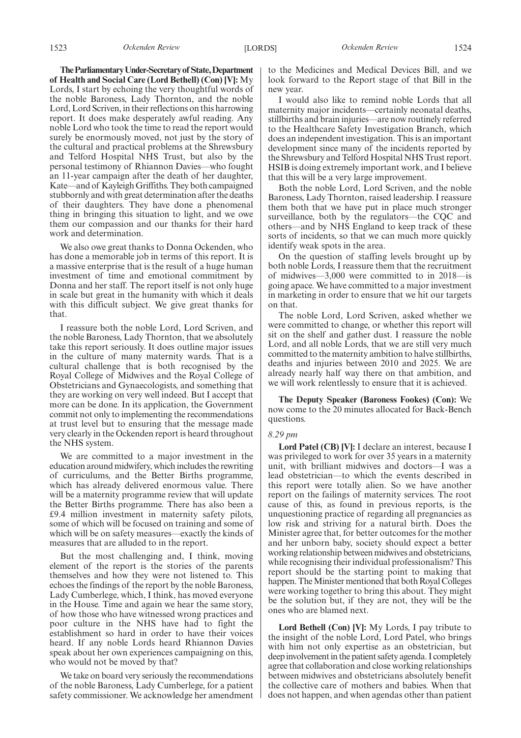**The Parliamentary Under-Secretary of State, Department of Health and Social Care (Lord Bethell) (Con) [V]:** My Lords, I start by echoing the very thoughtful words of the noble Baroness, Lady Thornton, and the noble Lord, Lord Scriven, in their reflections on this harrowing report. It does make desperately awful reading. Any noble Lord who took the time to read the report would surely be enormously moved, not just by the story of the cultural and practical problems at the Shrewsbury and Telford Hospital NHS Trust, but also by the personal testimony of Rhiannon Davies—who fought an 11-year campaign after the death of her daughter, Kate—and of Kayleigh Griffiths. They both campaigned stubbornly and with great determination after the deaths of their daughters. They have done a phenomenal thing in bringing this situation to light, and we owe them our compassion and our thanks for their hard work and determination.

We also owe great thanks to Donna Ockenden, who has done a memorable job in terms of this report. It is a massive enterprise that is the result of a huge human investment of time and emotional commitment by Donna and her staff. The report itself is not only huge in scale but great in the humanity with which it deals with this difficult subject. We give great thanks for that.

I reassure both the noble Lord, Lord Scriven, and the noble Baroness, Lady Thornton, that we absolutely take this report seriously. It does outline major issues in the culture of many maternity wards. That is a cultural challenge that is both recognised by the Royal College of Midwives and the Royal College of Obstetricians and Gynaecologists, and something that they are working on very well indeed. But I accept that more can be done. In its application, the Government commit not only to implementing the recommendations at trust level but to ensuring that the message made very clearly in the Ockenden report is heard throughout the NHS system.

We are committed to a major investment in the education around midwifery, which includes the rewriting of curriculums, and the Better Births programme, which has already delivered enormous value. There will be a maternity programme review that will update the Better Births programme. There has also been a £9.4 million investment in maternity safety pilots, some of which will be focused on training and some of which will be on safety measures—exactly the kinds of measures that are alluded to in the report.

But the most challenging and, I think, moving element of the report is the stories of the parents themselves and how they were not listened to. This echoes the findings of the report by the noble Baroness, Lady Cumberlege, which, I think, has moved everyone in the House. Time and again we hear the same story, of how those who have witnessed wrong practices and poor culture in the NHS have had to fight the establishment so hard in order to have their voices heard. If any noble Lords heard Rhiannon Davies speak about her own experiences campaigning on this, who would not be moved by that?

We take on board very seriously the recommendations of the noble Baroness, Lady Cumberlege, for a patient safety commissioner. We acknowledge her amendment to the Medicines and Medical Devices Bill, and we look forward to the Report stage of that Bill in the new year.

I would also like to remind noble Lords that all maternity major incidents—certainly neonatal deaths, stillbirths and brain injuries—are now routinely referred to the Healthcare Safety Investigation Branch, which does an independent investigation. This is an important development since many of the incidents reported by the Shrewsbury and Telford Hospital NHS Trust report. HSIB is doing extremely important work, and I believe that this will be a very large improvement.

Both the noble Lord, Lord Scriven, and the noble Baroness, Lady Thornton, raised leadership. I reassure them both that we have put in place much stronger surveillance, both by the regulators—the CQC and others—and by NHS England to keep track of these sorts of incidents, so that we can much more quickly identify weak spots in the area.

On the question of staffing levels brought up by both noble Lords, I reassure them that the recruitment of midwives—3,000 were committed to in 2018—is going apace. We have committed to a major investment in marketing in order to ensure that we hit our targets on that.

The noble Lord, Lord Scriven, asked whether we were committed to change, or whether this report will sit on the shelf and gather dust. I reassure the noble Lord, and all noble Lords, that we are still very much committed to the maternity ambition to halve stillbirths, deaths and injuries between 2010 and 2025. We are already nearly half way there on that ambition, and we will work relentlessly to ensure that it is achieved.

**The Deputy Speaker (Baroness Fookes) (Con):** We now come to the 20 minutes allocated for Back-Bench questions.

*8.29 pm*

**Lord Patel (CB) [V]:** I declare an interest, because I was privileged to work for over 35 years in a maternity unit, with brilliant midwives and doctors—I was a lead obstetrician—to which the events described in this report were totally alien. So we have another report on the failings of maternity services. The root cause of this, as found in previous reports, is the unquestioning practice of regarding all pregnancies as low risk and striving for a natural birth. Does the Minister agree that, for better outcomes for the mother and her unborn baby, society should expect a better working relationship between midwives and obstetricians, while recognising their individual professionalism? This report should be the starting point to making that happen. The Minister mentioned that both Royal Colleges were working together to bring this about. They might be the solution but, if they are not, they will be the ones who are blamed next.

**Lord Bethell (Con) [V]:** My Lords, I pay tribute to the insight of the noble Lord, Lord Patel, who brings with him not only expertise as an obstetrician, but deep involvement in the patient safety agenda. I completely agree that collaboration and close working relationships between midwives and obstetricians absolutely benefit the collective care of mothers and babies. When that does not happen, and when agendas other than patient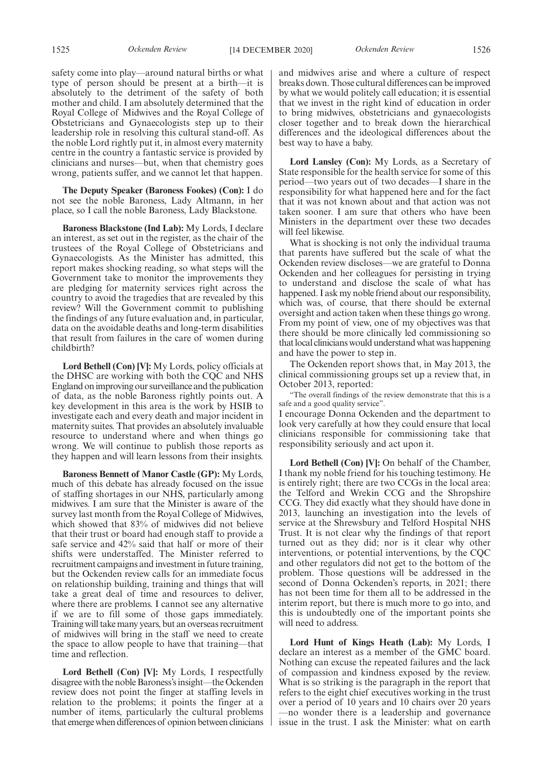safety come into play—around natural births or what type of person should be present at a birth—it is absolutely to the detriment of the safety of both mother and child. I am absolutely determined that the Royal College of Midwives and the Royal College of Obstetricians and Gynaecologists step up to their leadership role in resolving this cultural stand-off. As the noble Lord rightly put it, in almost every maternity centre in the country a fantastic service is provided by clinicians and nurses—but, when that chemistry goes wrong, patients suffer, and we cannot let that happen.

**The Deputy Speaker (Baroness Fookes) (Con):** I do not see the noble Baroness, Lady Altmann, in her place, so I call the noble Baroness, Lady Blackstone.

**Baroness Blackstone (Ind Lab):** My Lords, I declare an interest, as set out in the register, as the chair of the trustees of the Royal College of Obstetricians and Gynaecologists. As the Minister has admitted, this report makes shocking reading, so what steps will the Government take to monitor the improvements they are pledging for maternity services right across the country to avoid the tragedies that are revealed by this review? Will the Government commit to publishing the findings of any future evaluation and, in particular, data on the avoidable deaths and long-term disabilities that result from failures in the care of women during childbirth?

**Lord Bethell (Con) [V]:** My Lords, policy officials at the DHSC are working with both the CQC and NHS England on improving our surveillance and the publication of data, as the noble Baroness rightly points out. A key development in this area is the work by HSIB to investigate each and every death and major incident in maternity suites. That provides an absolutely invaluable resource to understand where and when things go wrong. We will continue to publish those reports as they happen and will learn lessons from their insights.

**Baroness Bennett of Manor Castle (GP):** My Lords, much of this debate has already focused on the issue of staffing shortages in our NHS, particularly among midwives. I am sure that the Minister is aware of the survey last month from the Royal College of Midwives, which showed that 83% of midwives did not believe that their trust or board had enough staff to provide a safe service and 42% said that half or more of their shifts were understaffed. The Minister referred to recruitment campaigns and investment in future training, but the Ockenden review calls for an immediate focus on relationship building, training and things that will take a great deal of time and resources to deliver, where there are problems. I cannot see any alternative if we are to fill some of those gaps immediately. Training will take many years, but an overseas recruitment of midwives will bring in the staff we need to create the space to allow people to have that training—that time and reflection.

**Lord Bethell (Con) [V]:** My Lords, I respectfully disagree with the noble Baroness's insight—the Ockenden review does not point the finger at staffing levels in relation to the problems; it points the finger at a number of items, particularly the cultural problems that emerge when differences of opinion between clinicians and midwives arise and where a culture of respect breaks down. Those cultural differences can be improved by what we would politely call education; it is essential that we invest in the right kind of education in order to bring midwives, obstetricians and gynaecologists closer together and to break down the hierarchical differences and the ideological differences about the best way to have a baby.

**Lord Lansley (Con):** My Lords, as a Secretary of State responsible for the health service for some of this period—two years out of two decades—I share in the responsibility for what happened here and for the fact that it was not known about and that action was not taken sooner. I am sure that others who have been Ministers in the department over these two decades will feel likewise.

What is shocking is not only the individual trauma that parents have suffered but the scale of what the Ockenden review discloses—we are grateful to Donna Ockenden and her colleagues for persisting in trying to understand and disclose the scale of what has happened. I ask my noble friend about our responsibility, which was, of course, that there should be external oversight and action taken when these things go wrong. From my point of view, one of my objectives was that there should be more clinically led commissioning so that local clinicians would understand what was happening and have the power to step in.

The Ockenden report shows that, in May 2013, the clinical commissioning groups set up a review that, in October 2013, reported:

"The overall findings of the review demonstrate that this is a safe and a good quality service".

I encourage Donna Ockenden and the department to look very carefully at how they could ensure that local clinicians responsible for commissioning take that responsibility seriously and act upon it.

**Lord Bethell (Con) [V]:** On behalf of the Chamber, I thank my noble friend for his touching testimony. He is entirely right; there are two CCGs in the local area: the Telford and Wrekin CCG and the Shropshire CCG. They did exactly what they should have done in 2013, launching an investigation into the levels of service at the Shrewsbury and Telford Hospital NHS Trust. It is not clear why the findings of that report turned out as they did; nor is it clear why other interventions, or potential interventions, by the CQC and other regulators did not get to the bottom of the problem. Those questions will be addressed in the second of Donna Ockenden's reports, in 2021; there has not been time for them all to be addressed in the interim report, but there is much more to go into, and this is undoubtedly one of the important points she will need to address.

**Lord Hunt of Kings Heath (Lab):** My Lords, I declare an interest as a member of the GMC board. Nothing can excuse the repeated failures and the lack of compassion and kindness exposed by the review. What is so striking is the paragraph in the report that refers to the eight chief executives working in the trust over a period of 10 years and 10 chairs over 20 years—no wonder there is a leadership and governance issue in the trust. I ask the Minister: what on earth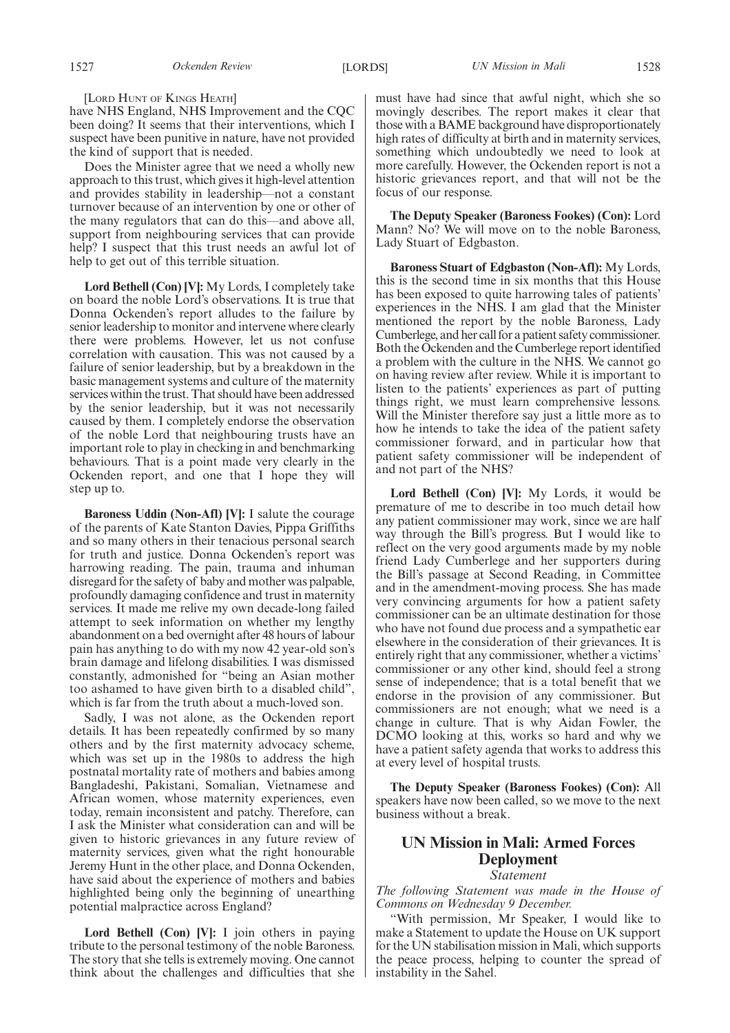[LORD HUNT OF KINGS HEATH]

have NHS England, NHS Improvement and the CQC been doing? It seems that their interventions, which I suspect have been punitive in nature, have not provided the kind of support that is needed.

Does the Minister agree that we need a wholly new approach to this trust, which gives it high-level attention and provides stability in leadership—not a constant turnover because of an intervention by one or other of the many regulators that can do this—and above all, support from neighbouring services that can provide help? I suspect that this trust needs an awful lot of help to get out of this terrible situation.

**Lord Bethell (Con) [V]:** My Lords, I completely take on board the noble Lord's observations. It is true that Donna Ockenden's report alludes to the failure by senior leadership to monitor and intervene where clearly there were problems. However, let us not confuse correlation with causation. This was not caused by a failure of senior leadership, but by a breakdown in the basic management systems and culture of the maternity services within the trust. That should have been addressed by the senior leadership, but it was not necessarily caused by them. I completely endorse the observation of the noble Lord that neighbouring trusts have an important role to play in checking in and benchmarking behaviours. That is a point made very clearly in the Ockenden report, and one that I hope they will step up to.

**Baroness Uddin (Non-Afl) [V]:** I salute the courage of the parents of Kate Stanton Davies, Pippa Griffiths and so many others in their tenacious personal search for truth and justice. Donna Ockenden's report was harrowing reading. The pain, trauma and inhuman disregard for the safety of baby and mother was palpable, profoundly damaging confidence and trust in maternity services. It made me relive my own decade-long failed attempt to seek information on whether my lengthy abandonment on a bed overnight after 48 hours of labour pain has anything to do with my now 42 year-old son's brain damage and lifelong disabilities. I was dismissed constantly, admonished for "being an Asian mother too ashamed to have given birth to a disabled child", which is far from the truth about a much-loved son.

Sadly, I was not alone, as the Ockenden report details. It has been repeatedly confirmed by so many others and by the first maternity advocacy scheme, which was set up in the 1980s to address the high postnatal mortality rate of mothers and babies among Bangladeshi, Pakistani, Somalian, Vietnamese and African women, whose maternity experiences, even today, remain inconsistent and patchy. Therefore, can I ask the Minister what consideration can and will be given to historic grievances in any future review of maternity services, given what the right honourable Jeremy Hunt in the other place, and Donna Ockenden, have said about the experience of mothers and babies highlighted being only the beginning of unearthing potential malpractice across England?

**Lord Bethell (Con) [V]:** I join others in paying tribute to the personal testimony of the noble Baroness. The story that she tells is extremely moving. One cannot think about the challenges and difficulties that she must have had since that awful night, which she so movingly describes. The report makes it clear that those with a BAME background have disproportionately high rates of difficulty at birth and in maternity services, something which undoubtedly we need to look at more carefully. However, the Ockenden report is not a historic grievances report, and that will not be the focus of our response.

**The Deputy Speaker (Baroness Fookes) (Con):** Lord Mann? No? We will move on to the noble Baroness, Lady Stuart of Edgbaston.

**Baroness Stuart of Edgbaston (Non-Afl):** My Lords, this is the second time in six months that this House has been exposed to quite harrowing tales of patients' experiences in the NHS. I am glad that the Minister mentioned the report by the noble Baroness, Lady Cumberlege, and her call for a patient safety commissioner. Both the Ockenden and the Cumberlege report identified a problem with the culture in the NHS. We cannot go on having review after review. While it is important to listen to the patients' experiences as part of putting things right, we must learn comprehensive lessons. Will the Minister therefore say just a little more as to how he intends to take the idea of the patient safety commissioner forward, and in particular how that patient safety commissioner will be independent of and not part of the NHS?

**Lord Bethell (Con) [V]:** My Lords, it would be premature of me to describe in too much detail how any patient commissioner may work, since we are half way through the Bill's progress. But I would like to reflect on the very good arguments made by my noble friend Lady Cumberlege and her supporters during the Bill's passage at Second Reading, in Committee and in the amendment-moving process. She has made very convincing arguments for how a patient safety commissioner can be an ultimate destination for those who have not found due process and a sympathetic ear elsewhere in the consideration of their grievances. It is entirely right that any commissioner, whether a victims' commissioner or any other kind, should feel a strong sense of independence; that is a total benefit that we endorse in the provision of any commissioner. But commissioners are not enough; what we need is a change in culture. That is why Aidan Fowler, the DCMO looking at this, works so hard and why we have a patient safety agenda that works to address this at every level of hospital trusts.

**The Deputy Speaker (Baroness Fookes) (Con):** All speakers have now been called, so we move to the next business without a break.

## UN Mission in Mali: Armed Forces Deployment

*Statement*

*The following Statement was made in the House of Commons on Wednesday 9 December.*

"With permission, Mr Speaker, I would like to make a Statement to update the House on UK support for the UN stabilisation mission in Mali, which supports the peace process, helping to counter the spread of instability in the Sahel.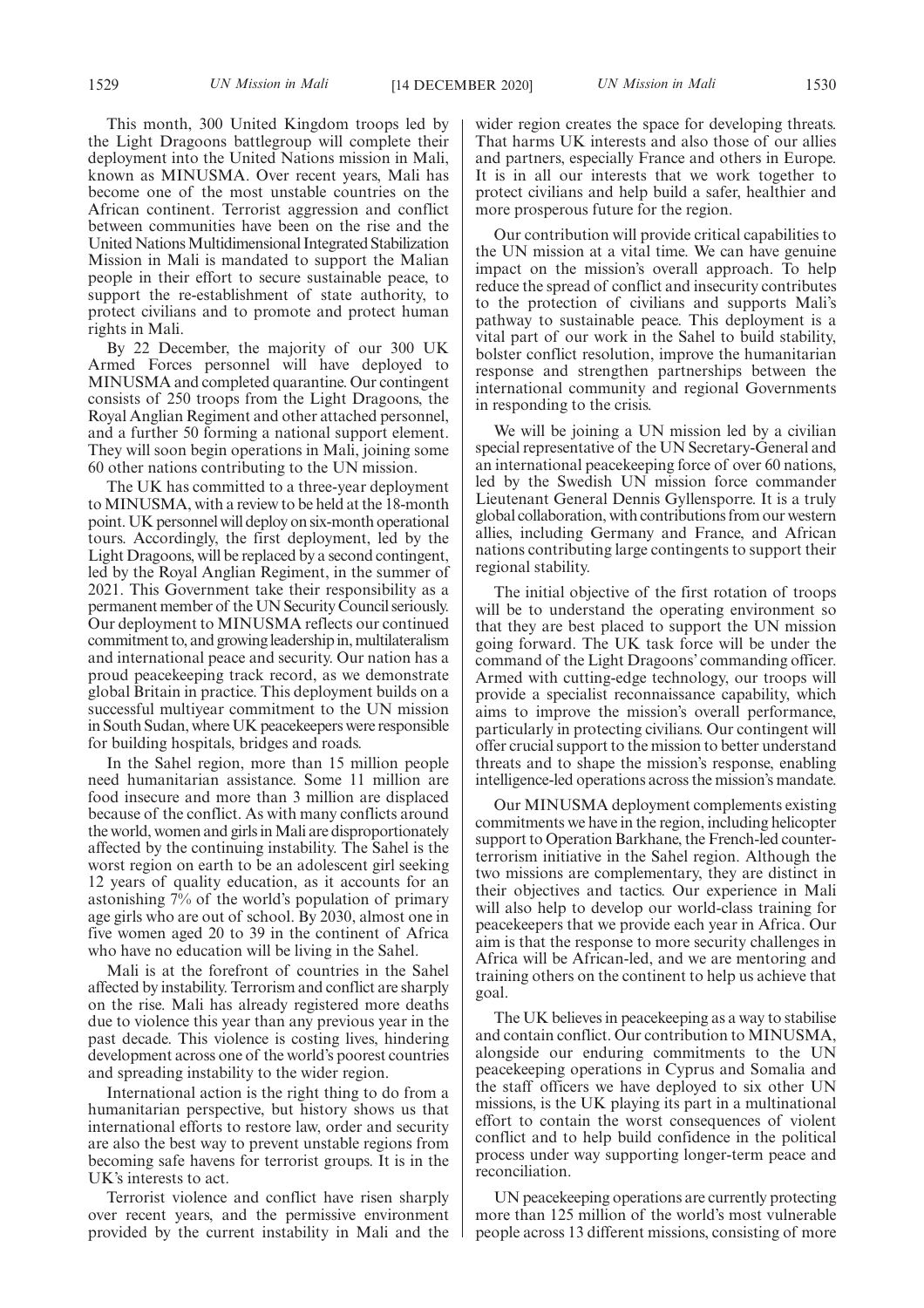This month, 300 United Kingdom troops led by the Light Dragoons battlegroup will complete their deployment into the United Nations mission in Mali, known as MINUSMA. Over recent years, Mali has become one of the most unstable countries on the African continent. Terrorist aggression and conflict between communities have been on the rise and the United Nations Multidimensional Integrated Stabilization Mission in Mali is mandated to support the Malian people in their effort to secure sustainable peace, to support the re-establishment of state authority, to protect civilians and to promote and protect human rights in Mali.

By 22 December, the majority of our 300 UK Armed Forces personnel will have deployed to MINUSMA and completed quarantine. Our contingent consists of 250 troops from the Light Dragoons, the Royal Anglian Regiment and other attached personnel, and a further 50 forming a national support element. They will soon begin operations in Mali, joining some 60 other nations contributing to the UN mission.

The UK has committed to a three-year deployment to MINUSMA, with a review to be held at the 18-month point. UK personnel will deploy on six-month operational tours. Accordingly, the first deployment, led by the Light Dragoons, will be replaced by a second contingent, led by the Royal Anglian Regiment, in the summer of 2021. This Government take their responsibility as a permanent member of the UN Security Council seriously. Our deployment to MINUSMA reflects our continued commitment to, and growing leadership in, multilateralism and international peace and security. Our nation has a proud peacekeeping track record, as we demonstrate global Britain in practice. This deployment builds on a successful multiyear commitment to the UN mission in South Sudan, where UK peacekeepers were responsible for building hospitals, bridges and roads.

In the Sahel region, more than 15 million people need humanitarian assistance. Some 11 million are food insecure and more than 3 million are displaced because of the conflict. As with many conflicts around the world, women and girls in Mali are disproportionately affected by the continuing instability. The Sahel is the worst region on earth to be an adolescent girl seeking 12 years of quality education, as it accounts for an astonishing 7% of the world's population of primary age girls who are out of school. By 2030, almost one in five women aged 20 to 39 in the continent of Africa who have no education will be living in the Sahel.

Mali is at the forefront of countries in the Sahel affected by instability. Terrorism and conflict are sharply on the rise. Mali has already registered more deaths due to violence this year than any previous year in the past decade. This violence is costing lives, hindering development across one of the world's poorest countries and spreading instability to the wider region.

International action is the right thing to do from a humanitarian perspective, but history shows us that international efforts to restore law, order and security are also the best way to prevent unstable regions from becoming safe havens for terrorist groups. It is in the UK's interests to act.

Terrorist violence and conflict have risen sharply over recent years, and the permissive environment provided by the current instability in Mali and the wider region creates the space for developing threats. That harms UK interests and also those of our allies and partners, especially France and others in Europe. It is in all our interests that we work together to protect civilians and help build a safer, healthier and more prosperous future for the region.

Our contribution will provide critical capabilities to the UN mission at a vital time. We can have genuine impact on the mission's overall approach. To help reduce the spread of conflict and insecurity contributes to the protection of civilians and supports Mali's pathway to sustainable peace. This deployment is a vital part of our work in the Sahel to build stability, bolster conflict resolution, improve the humanitarian response and strengthen partnerships between the international community and regional Governments in responding to the crisis.

We will be joining a UN mission led by a civilian special representative of the UN Secretary-General and an international peacekeeping force of over 60 nations, led by the Swedish UN mission force commander Lieutenant General Dennis Gyllensporre. It is a truly global collaboration, with contributions from our western allies, including Germany and France, and African nations contributing large contingents to support their regional stability.

The initial objective of the first rotation of troops will be to understand the operating environment so that they are best placed to support the UN mission going forward. The UK task force will be under the command of the Light Dragoons' commanding officer. Armed with cutting-edge technology, our troops will provide a specialist reconnaissance capability, which aims to improve the mission's overall performance, particularly in protecting civilians. Our contingent will offer crucial support to the mission to better understand threats and to shape the mission's response, enabling intelligence-led operations across the mission's mandate.

Our MINUSMA deployment complements existing commitments we have in the region, including helicopter support to Operation Barkhane, the French-led counter-terrorism initiative in the Sahel region. Although the two missions are complementary, they are distinct in their objectives and tactics. Our experience in Mali will also help to develop our world-class training for peacekeepers that we provide each year in Africa. Our aim is that the response to more security challenges in Africa will be African-led, and we are mentoring and training others on the continent to help us achieve that goal.

The UK believes in peacekeeping as a way to stabilise and contain conflict. Our contribution to MINUSMA, alongside our enduring commitments to the UN peacekeeping operations in Cyprus and Somalia and the staff officers we have deployed to six other UN missions, is the UK playing its part in a multinational effort to contain the worst consequences of violent conflict and to help build confidence in the political process under way supporting longer-term peace and reconciliation.

UN peacekeeping operations are currently protecting more than 125 million of the world's most vulnerable people across 13 different missions, consisting of more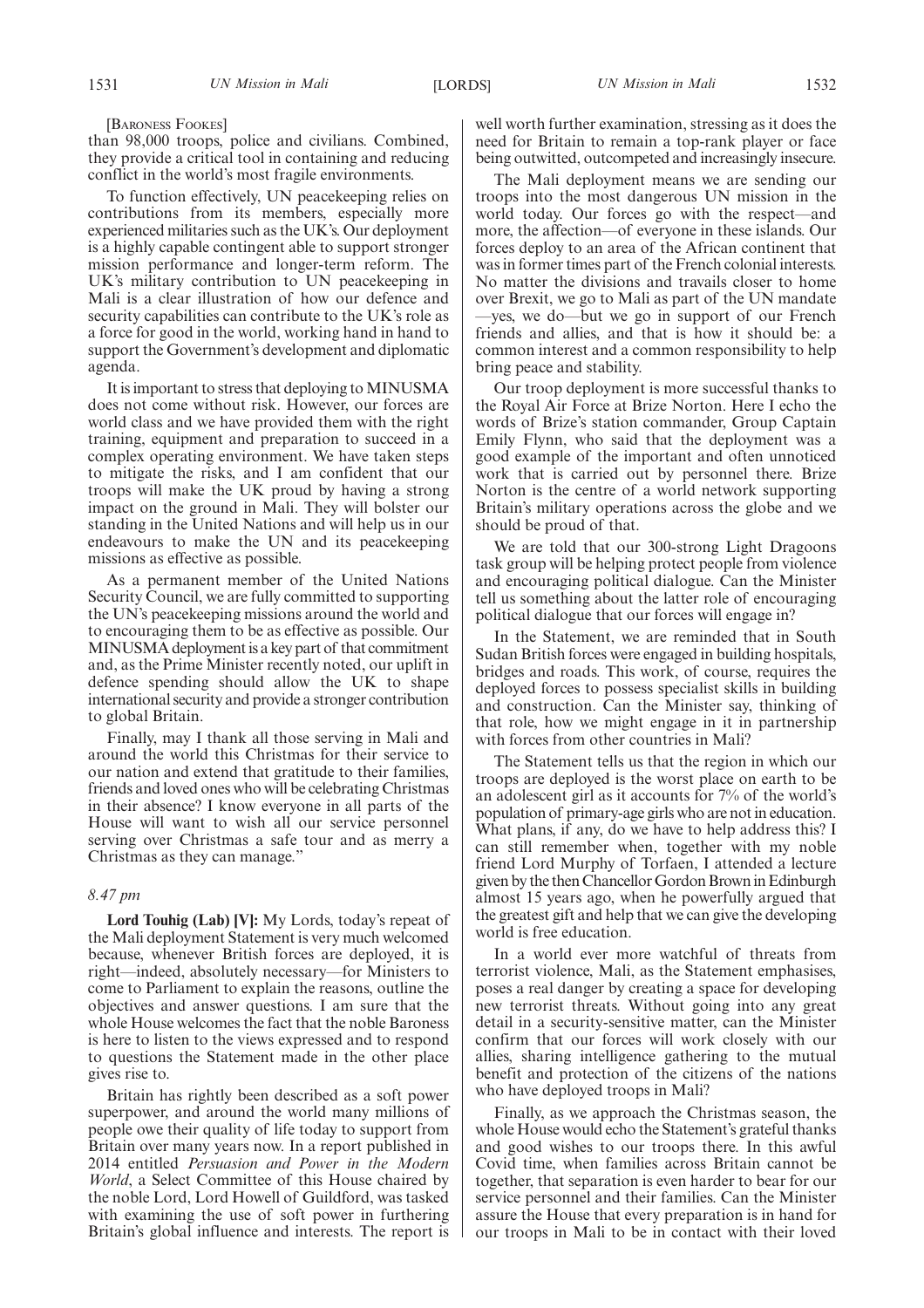[Baroness Fookes]

than 98,000 troops, police and civilians. Combined, they provide a critical tool in containing and reducing conflict in the world's most fragile environments.

To function effectively, UN peacekeeping relies on contributions from its members, especially more experienced militaries such as the UK's. Our deployment is a highly capable contingent able to support stronger mission performance and longer-term reform. The UK's military contribution to UN peacekeeping in Mali is a clear illustration of how our defence and security capabilities can contribute to the UK's role as a force for good in the world, working hand in hand to support the Government's development and diplomatic agenda.

It is important to stress that deploying to MINUSMA does not come without risk. However, our forces are world class and we have provided them with the right training, equipment and preparation to succeed in a complex operating environment. We have taken steps to mitigate the risks, and I am confident that our troops will make the UK proud by having a strong impact on the ground in Mali. They will bolster our standing in the United Nations and will help us in our endeavours to make the UN and its peacekeeping missions as effective as possible.

As a permanent member of the United Nations Security Council, we are fully committed to supporting the UN's peacekeeping missions around the world and to encouraging them to be as effective as possible. Our MINUSMA deployment is a key part of that commitment and, as the Prime Minister recently noted, our uplift in defence spending should allow the UK to shape international security and provide a stronger contribution to global Britain.

Finally, may I thank all those serving in Mali and around the world this Christmas for their service to our nation and extend that gratitude to their families, friends and loved ones who will be celebrating Christmas in their absence? I know everyone in all parts of the House will want to wish all our service personnel serving over Christmas a safe tour and as merry a Christmas as they can manage."

*8.47 pm*

**Lord Touhig (Lab) [V]:** My Lords, today's repeat of the Mali deployment Statement is very much welcomed because, whenever British forces are deployed, it is right—indeed, absolutely necessary—for Ministers to come to Parliament to explain the reasons, outline the objectives and answer questions. I am sure that the whole House welcomes the fact that the noble Baroness is here to listen to the views expressed and to respond to questions the Statement made in the other place gives rise to.

Britain has rightly been described as a soft power superpower, and around the world many millions of people owe their quality of life today to support from Britain over many years now. In a report published in 2014 entitled *Persuasion and Power in the Modern World*, a Select Committee of this House chaired by the noble Lord, Lord Howell of Guildford, was tasked with examining the use of soft power in furthering Britain's global influence and interests. The report is well worth further examination, stressing as it does the need for Britain to remain a top-rank player or face being outwitted, outcompeted and increasingly insecure.

The Mali deployment means we are sending our troops into the most dangerous UN mission in the world today. Our forces go with the respect—and more, the affection—of everyone in these islands. Our forces deploy to an area of the African continent that was in former times part of the French colonial interests. No matter the divisions and travails closer to home over Brexit, we go to Mali as part of the UN mandate —yes, we do—but we go in support of our French friends and allies, and that is how it should be: a common interest and a common responsibility to help bring peace and stability.

Our troop deployment is more successful thanks to the Royal Air Force at Brize Norton. Here I echo the words of Brize's station commander, Group Captain Emily Flynn, who said that the deployment was a good example of the important and often unnoticed work that is carried out by personnel there. Brize Norton is the centre of a world network supporting Britain's military operations across the globe and we should be proud of that.

We are told that our 300-strong Light Dragoons task group will be helping protect people from violence and encouraging political dialogue. Can the Minister tell us something about the latter role of encouraging political dialogue that our forces will engage in?

In the Statement, we are reminded that in South Sudan British forces were engaged in building hospitals, bridges and roads. This work, of course, requires the deployed forces to possess specialist skills in building and construction. Can the Minister say, thinking of that role, how we might engage in it in partnership with forces from other countries in Mali?

The Statement tells us that the region in which our troops are deployed is the worst place on earth to be an adolescent girl as it accounts for 7% of the world's population of primary-age girls who are not in education. What plans, if any, do we have to help address this? I can still remember when, together with my noble friend Lord Murphy of Torfaen, I attended a lecture given by the then Chancellor Gordon Brown in Edinburgh almost 15 years ago, when he powerfully argued that the greatest gift and help that we can give the developing world is free education.

In a world ever more watchful of threats from terrorist violence, Mali, as the Statement emphasises, poses a real danger by creating a space for developing new terrorist threats. Without going into any great detail in a security-sensitive matter, can the Minister confirm that our forces will work closely with our allies, sharing intelligence gathering to the mutual benefit and protection of the citizens of the nations who have deployed troops in Mali?

Finally, as we approach the Christmas season, the whole House would echo the Statement's grateful thanks and good wishes to our troops there. In this awful Covid time, when families across Britain cannot be together, that separation is even harder to bear for our service personnel and their families. Can the Minister assure the House that every preparation is in hand for our troops in Mali to be in contact with their loved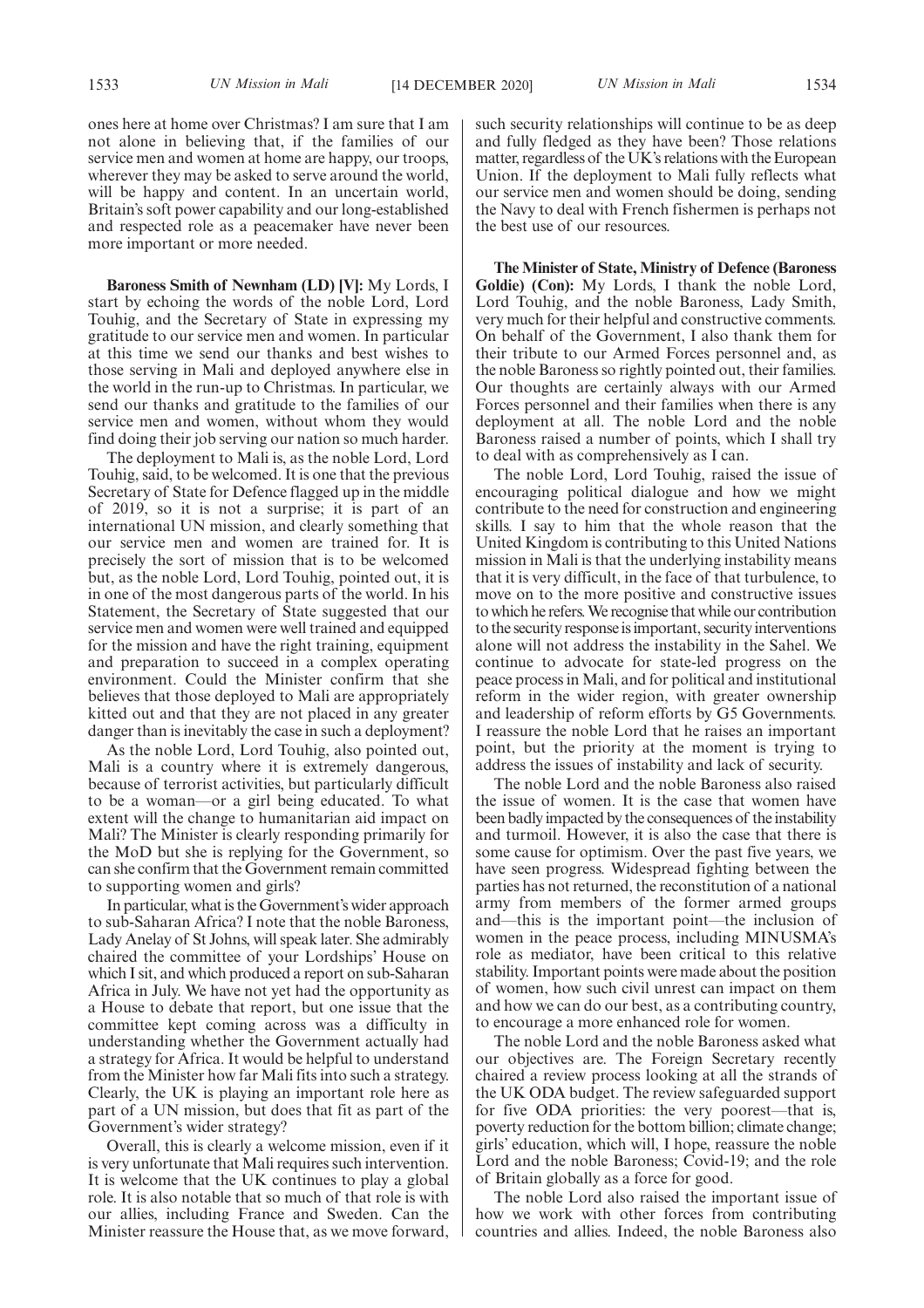ones here at home over Christmas? I am sure that I am not alone in believing that, if the families of our service men and women at home are happy, our troops, wherever they may be asked to serve around the world, will be happy and content. In an uncertain world, Britain's soft power capability and our long-established and respected role as a peacemaker have never been more important or more needed.

**Baroness Smith of Newnham (LD) [V]:** My Lords, I start by echoing the words of the noble Lord, Lord Touhig, and the Secretary of State in expressing my gratitude to our service men and women. In particular at this time we send our thanks and best wishes to those serving in Mali and deployed anywhere else in the world in the run-up to Christmas. In particular, we send our thanks and gratitude to the families of our service men and women, without whom they would find doing their job serving our nation so much harder.

The deployment to Mali is, as the noble Lord, Lord Touhig, said, to be welcomed. It is one that the previous Secretary of State for Defence flagged up in the middle of 2019, so it is not a surprise; it is part of an international UN mission, and clearly something that our service men and women are trained for. It is precisely the sort of mission that is to be welcomed but, as the noble Lord, Lord Touhig, pointed out, it is in one of the most dangerous parts of the world. In his Statement, the Secretary of State suggested that our service men and women were well trained and equipped for the mission and have the right training, equipment and preparation to succeed in a complex operating environment. Could the Minister confirm that she believes that those deployed to Mali are appropriately kitted out and that they are not placed in any greater danger than is inevitably the case in such a deployment?

As the noble Lord, Lord Touhig, also pointed out, Mali is a country where it is extremely dangerous, because of terrorist activities, but particularly difficult to be a woman—or a girl being educated. To what extent will the change to humanitarian aid impact on Mali? The Minister is clearly responding primarily for the MoD but she is replying for the Government, so can she confirm that the Government remain committed to supporting women and girls?

In particular, what is the Government's wider approach to sub-Saharan Africa? I note that the noble Baroness, Lady Anelay of St Johns, will speak later. She admirably chaired the committee of your Lordships' House on which I sit, and which produced a report on sub-Saharan Africa in July. We have not yet had the opportunity as a House to debate that report, but one issue that the committee kept coming across was a difficulty in understanding whether the Government actually had a strategy for Africa. It would be helpful to understand from the Minister how far Mali fits into such a strategy. Clearly, the UK is playing an important role here as part of a UN mission, but does that fit as part of the Government's wider strategy?

Overall, this is clearly a welcome mission, even if it is very unfortunate that Mali requires such intervention. It is welcome that the UK continues to play a global role. It is also notable that so much of that role is with our allies, including France and Sweden. Can the Minister reassure the House that, as we move forward, such security relationships will continue to be as deep and fully fledged as they have been? Those relations matter, regardless of the UK's relations with the European Union. If the deployment to Mali fully reflects what our service men and women should be doing, sending the Navy to deal with French fishermen is perhaps not the best use of our resources.

**The Minister of State, Ministry of Defence (Baroness Goldie) (Con):** My Lords, I thank the noble Lord, Lord Touhig, and the noble Baroness, Lady Smith, very much for their helpful and constructive comments. On behalf of the Government, I also thank them for their tribute to our Armed Forces personnel and, as the noble Baroness so rightly pointed out, their families. Our thoughts are certainly always with our Armed Forces personnel and their families when there is any deployment at all. The noble Lord and the noble Baroness raised a number of points, which I shall try to deal with as comprehensively as I can.

The noble Lord, Lord Touhig, raised the issue of encouraging political dialogue and how we might contribute to the need for construction and engineering skills. I say to him that the whole reason that the United Kingdom is contributing to this United Nations mission in Mali is that the underlying instability means that it is very difficult, in the face of that turbulence, to move on to the more positive and constructive issues to which he refers. We recognise that while our contribution to the security response is important, security interventions alone will not address the instability in the Sahel. We continue to advocate for state-led progress on the peace process in Mali, and for political and institutional reform in the wider region, with greater ownership and leadership of reform efforts by G5 Governments. I reassure the noble Lord that he raises an important point, but the priority at the moment is trying to address the issues of instability and lack of security.

The noble Lord and the noble Baroness also raised the issue of women. It is the case that women have been badly impacted by the consequences of the instability and turmoil. However, it is also the case that there is some cause for optimism. Over the past five years, we have seen progress. Widespread fighting between the parties has not returned, the reconstitution of a national army from members of the former armed groups and—this is the important point—the inclusion of women in the peace process, including MINUSMA's role as mediator, have been critical to this relative stability. Important points were made about the position of women, how such civil unrest can impact on them and how we can do our best, as a contributing country, to encourage a more enhanced role for women.

The noble Lord and the noble Baroness asked what our objectives are. The Foreign Secretary recently chaired a review process looking at all the strands of the UK ODA budget. The review safeguarded support for five ODA priorities: the very poorest—that is, poverty reduction for the bottom billion; climate change; girls' education, which will, I hope, reassure the noble Lord and the noble Baroness; Covid-19; and the role of Britain globally as a force for good.

The noble Lord also raised the important issue of how we work with other forces from contributing countries and allies. Indeed, the noble Baroness also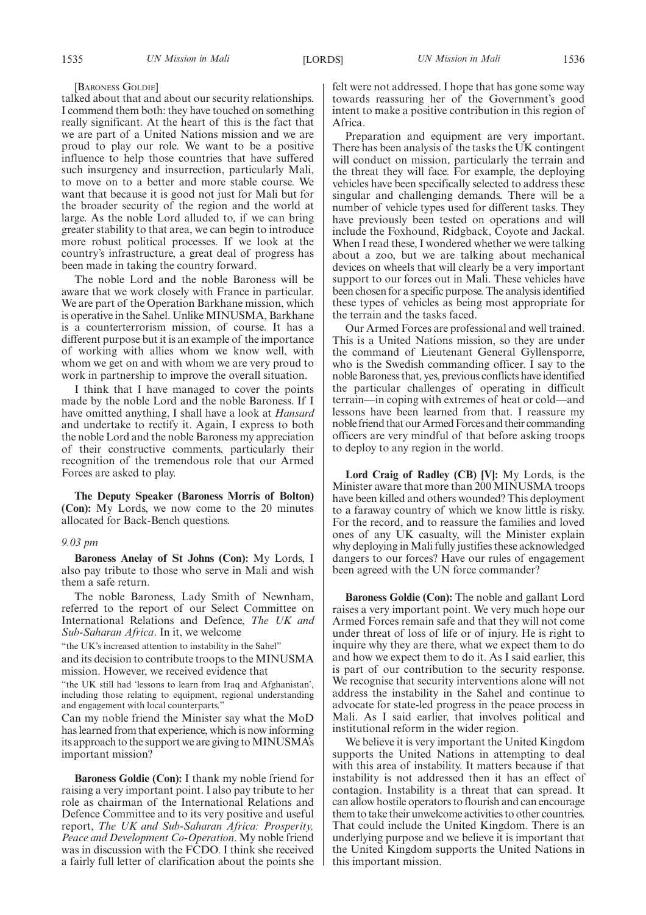[Baroness Goldie]

talked about that and about our security relationships. I commend them both: they have touched on something really significant. At the heart of this is the fact that we are part of a United Nations mission and we are proud to play our role. We want to be a positive influence to help those countries that have suffered such insurgency and insurrection, particularly Mali, to move on to a better and more stable course. We want that because it is good not just for Mali but for the broader security of the region and the world at large. As the noble Lord alluded to, if we can bring greater stability to that area, we can begin to introduce more robust political processes. If we look at the country's infrastructure, a great deal of progress has been made in taking the country forward.

The noble Lord and the noble Baroness will be aware that we work closely with France in particular. We are part of the Operation Barkhane mission, which is operative in the Sahel. Unlike MINUSMA, Barkhane is a counterterrorism mission, of course. It has a different purpose but it is an example of the importance of working with allies whom we know well, with whom we get on and with whom we are very proud to work in partnership to improve the overall situation.

I think that I have managed to cover the points made by the noble Lord and the noble Baroness. If I have omitted anything, I shall have a look at *Hansard* and undertake to rectify it. Again, I express to both the noble Lord and the noble Baroness my appreciation of their constructive comments, particularly their recognition of the tremendous role that our Armed Forces are asked to play.

**The Deputy Speaker (Baroness Morris of Bolton) (Con):** My Lords, we now come to the 20 minutes allocated for Back-Bench questions.

*9.03 pm*

**Baroness Anelay of St Johns (Con):** My Lords, I also pay tribute to those who serve in Mali and wish them a safe return.

The noble Baroness, Lady Smith of Newnham, referred to the report of our Select Committee on International Relations and Defence, *The UK and Sub-Saharan Africa*. In it, we welcome

"the UK's increased attention to instability in the Sahel"

and its decision to contribute troops to the MINUSMA mission. However, we received evidence that

"the UK still had 'lessons to learn from Iraq and Afghanistan', including those relating to equipment, regional understanding and engagement with local counterparts."

Can my noble friend the Minister say what the MoD has learned from that experience, which is now informing its approach to the support we are giving to MINUSMA's important mission?

**Baroness Goldie (Con):** I thank my noble friend for raising a very important point. I also pay tribute to her role as chairman of the International Relations and Defence Committee and to its very positive and useful report, *The UK and Sub-Saharan Africa: Prosperity, Peace and Development Co-Operation*. My noble friend was in discussion with the FCDO. I think she received a fairly full letter of clarification about the points she felt were not addressed. I hope that has gone some way towards reassuring her of the Government's good intent to make a positive contribution in this region of Africa.

Preparation and equipment are very important. There has been analysis of the tasks the UK contingent will conduct on mission, particularly the terrain and the threat they will face. For example, the deploying vehicles have been specifically selected to address these singular and challenging demands. There will be a number of vehicle types used for different tasks. They have previously been tested on operations and will include the Foxhound, Ridgback, Coyote and Jackal. When I read these, I wondered whether we were talking about a zoo, but we are talking about mechanical devices on wheels that will clearly be a very important support to our forces out in Mali. These vehicles have been chosen for a specific purpose. The analysis identified these types of vehicles as being most appropriate for the terrain and the tasks faced.

Our Armed Forces are professional and well trained. This is a United Nations mission, so they are under the command of Lieutenant General Gyllensporre, who is the Swedish commanding officer. I say to the noble Baroness that, yes, previous conflicts have identified the particular challenges of operating in difficult terrain—in coping with extremes of heat or cold—and lessons have been learned from that. I reassure my noble friend that our Armed Forces and their commanding officers are very mindful of that before asking troops to deploy to any region in the world.

**Lord Craig of Radley (CB) [V]:** My Lords, is the Minister aware that more than 200 MINUSMA troops have been killed and others wounded? This deployment to a faraway country of which we know little is risky. For the record, and to reassure the families and loved ones of any UK casualty, will the Minister explain why deploying in Mali fully justifies these acknowledged dangers to our forces? Have our rules of engagement been agreed with the UN force commander?

**Baroness Goldie (Con):** The noble and gallant Lord raises a very important point. We very much hope our Armed Forces remain safe and that they will not come under threat of loss of life or of injury. He is right to inquire why they are there, what we expect them to do and how we expect them to do it. As I said earlier, this is part of our contribution to the security response. We recognise that security interventions alone will not address the instability in the Sahel and continue to advocate for state-led progress in the peace process in Mali. As I said earlier, that involves political and institutional reform in the wider region.

We believe it is very important the United Kingdom supports the United Nations in attempting to deal with this area of instability. It matters because if that instability is not addressed then it has an effect of contagion. Instability is a threat that can spread. It can allow hostile operators to flourish and can encourage them to take their unwelcome activities to other countries. That could include the United Kingdom. There is an underlying purpose and we believe it is important that the United Kingdom supports the United Nations in this important mission.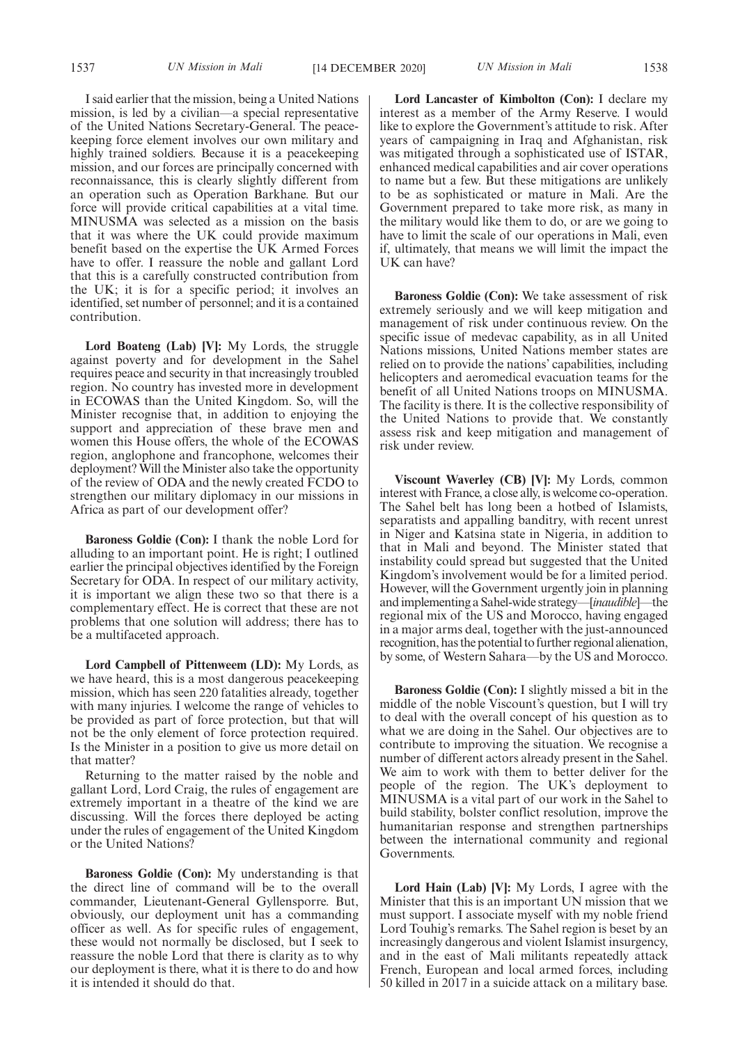I said earlier that the mission, being a United Nations mission, is led by a civilian—a special representative of the United Nations Secretary-General. The peacekeeping force element involves our own military and highly trained soldiers. Because it is a peacekeeping mission, and our forces are principally concerned with reconnaissance, this is clearly slightly different from an operation such as Operation Barkhane. But our force will provide critical capabilities at a vital time. MINUSMA was selected as a mission on the basis that it was where the UK could provide maximum benefit based on the expertise the UK Armed Forces have to offer. I reassure the noble and gallant Lord that this is a carefully constructed contribution from the UK; it is for a specific period; it involves an identified, set number of personnel; and it is a contained contribution.

**Lord Boateng (Lab) [V]:** My Lords, the struggle against poverty and for development in the Sahel requires peace and security in that increasingly troubled region. No country has invested more in development in ECOWAS than the United Kingdom. So, will the Minister recognise that, in addition to enjoying the support and appreciation of these brave men and women this House offers, the whole of the ECOWAS region, anglophone and francophone, welcomes their deployment? Will the Minister also take the opportunity of the review of ODA and the newly created FCDO to strengthen our military diplomacy in our missions in Africa as part of our development offer?

**Baroness Goldie (Con):** I thank the noble Lord for alluding to an important point. He is right; I outlined earlier the principal objectives identified by the Foreign Secretary for ODA. In respect of our military activity, it is important we align these two so that there is a complementary effect. He is correct that these are not problems that one solution will address; there has to be a multifaceted approach.

**Lord Campbell of Pittenweem (LD):** My Lords, as we have heard, this is a most dangerous peacekeeping mission, which has seen 220 fatalities already, together with many injuries. I welcome the range of vehicles to be provided as part of force protection, but that will not be the only element of force protection required. Is the Minister in a position to give us more detail on that matter?

Returning to the matter raised by the noble and gallant Lord, Lord Craig, the rules of engagement are extremely important in a theatre of the kind we are discussing. Will the forces there deployed be acting under the rules of engagement of the United Kingdom or the United Nations?

**Baroness Goldie (Con):** My understanding is that the direct line of command will be to the overall commander, Lieutenant-General Gyllensporre. But, obviously, our deployment unit has a commanding officer as well. As for specific rules of engagement, these would not normally be disclosed, but I seek to reassure the noble Lord that there is clarity as to why our deployment is there, what it is there to do and how it is intended it should do that.

**Lord Lancaster of Kimbolton (Con):** I declare my interest as a member of the Army Reserve. I would like to explore the Government's attitude to risk. After years of campaigning in Iraq and Afghanistan, risk was mitigated through a sophisticated use of ISTAR, enhanced medical capabilities and air cover operations to name but a few. But these mitigations are unlikely to be as sophisticated or mature in Mali. Are the Government prepared to take more risk, as many in the military would like them to do, or are we going to have to limit the scale of our operations in Mali, even if, ultimately, that means we will limit the impact the UK can have?

**Baroness Goldie (Con):** We take assessment of risk extremely seriously and we will keep mitigation and management of risk under continuous review. On the specific issue of medevac capability, as in all United Nations missions, United Nations member states are relied on to provide the nations' capabilities, including helicopters and aeromedical evacuation teams for the benefit of all United Nations troops on MINUSMA. The facility is there. It is the collective responsibility of the United Nations to provide that. We constantly assess risk and keep mitigation and management of risk under review.

**Viscount Waverley (CB) [V]:** My Lords, common interest with France, a close ally, is welcome co-operation. The Sahel belt has long been a hotbed of Islamists, separatists and appalling banditry, with recent unrest in Niger and Katsina state in Nigeria, in addition to that in Mali and beyond. The Minister stated that instability could spread but suggested that the United Kingdom's involvement would be for a limited period. However, will the Government urgently join in planning and implementing a Sahel-wide strategy—[*inaudible*]—the regional mix of the US and Morocco, having engaged in a major arms deal, together with the just-announced recognition, has the potential to further regional alienation, by some, of Western Sahara—by the US and Morocco.

**Baroness Goldie (Con):** I slightly missed a bit in the middle of the noble Viscount's question, but I will try to deal with the overall concept of his question as to what we are doing in the Sahel. Our objectives are to contribute to improving the situation. We recognise a number of different actors already present in the Sahel. We aim to work with them to better deliver for the people of the region. The UK's deployment to MINUSMA is a vital part of our work in the Sahel to build stability, bolster conflict resolution, improve the humanitarian response and strengthen partnerships between the international community and regional Governments.

**Lord Hain (Lab) [V]:** My Lords, I agree with the Minister that this is an important UN mission that we must support. I associate myself with my noble friend Lord Touhig's remarks. The Sahel region is beset by an increasingly dangerous and violent Islamist insurgency, and in the east of Mali militants repeatedly attack French, European and local armed forces, including 50 killed in 2017 in a suicide attack on a military base.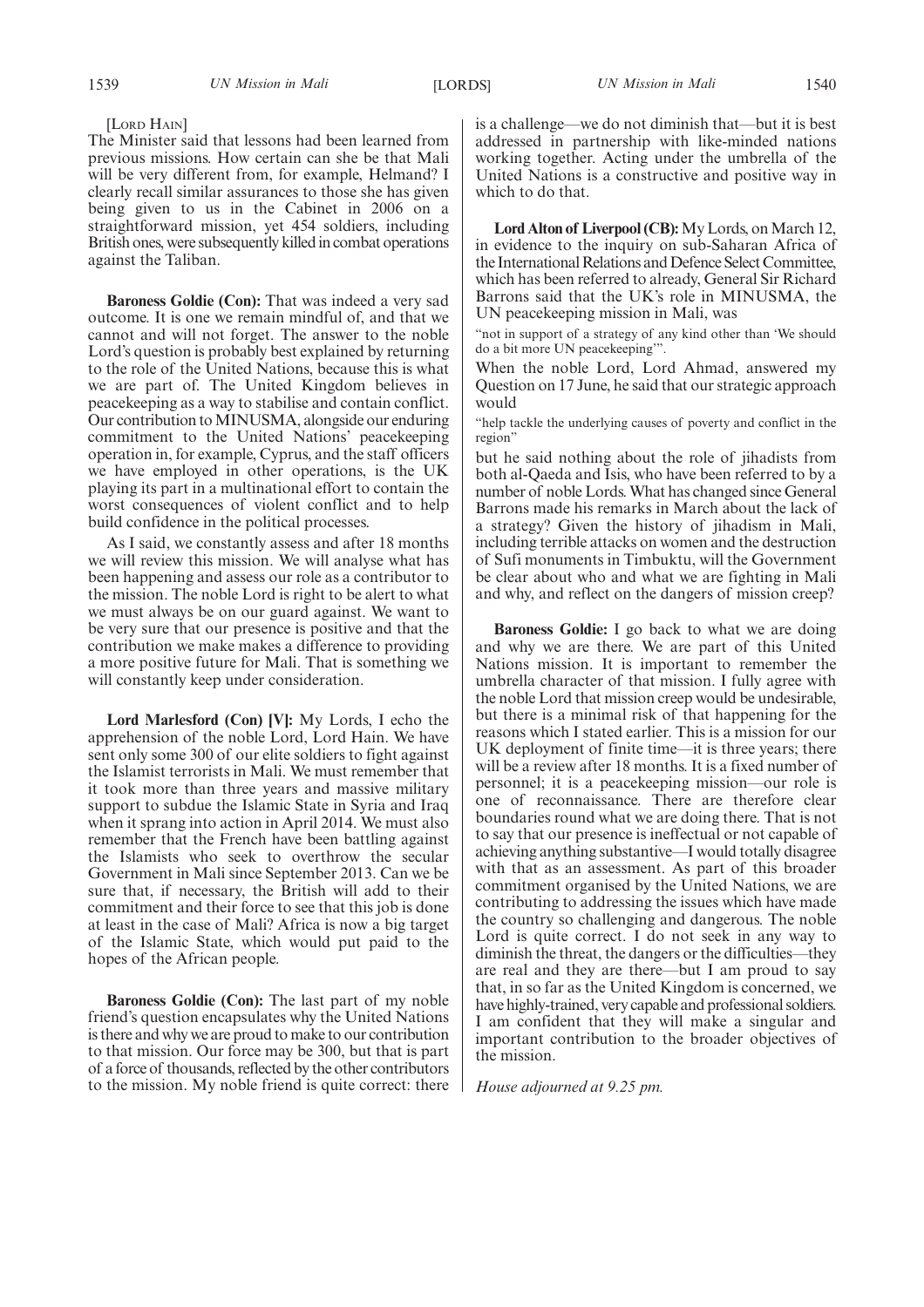[Lord Hain]

The Minister said that lessons had been learned from previous missions. How certain can she be that Mali will be very different from, for example, Helmand? I clearly recall similar assurances to those she has given being given to us in the Cabinet in 2006 on a straightforward mission, yet 454 soldiers, including British ones, were subsequently killed in combat operations against the Taliban.

**Baroness Goldie (Con):** That was indeed a very sad outcome. It is one we remain mindful of, and that we cannot and will not forget. The answer to the noble Lord's question is probably best explained by returning to the role of the United Nations, because this is what we are part of. The United Kingdom believes in peacekeeping as a way to stabilise and contain conflict. Our contribution to MINUSMA, alongside our enduring commitment to the United Nations' peacekeeping operation in, for example, Cyprus, and the staff officers we have employed in other operations, is the UK playing its part in a multinational effort to contain the worst consequences of violent conflict and to help build confidence in the political processes.

As I said, we constantly assess and after 18 months we will review this mission. We will analyse what has been happening and assess our role as a contributor to the mission. The noble Lord is right to be alert to what we must always be on our guard against. We want to be very sure that our presence is positive and that the contribution we make makes a difference to providing a more positive future for Mali. That is something we will constantly keep under consideration.

**Lord Marlesford (Con) [V]:** My Lords, I echo the apprehension of the noble Lord, Lord Hain. We have sent only some 300 of our elite soldiers to fight against the Islamist terrorists in Mali. We must remember that it took more than three years and massive military support to subdue the Islamic State in Syria and Iraq when it sprang into action in April 2014. We must also remember that the French have been battling against the Islamists who seek to overthrow the secular Government in Mali since September 2013. Can we be sure that, if necessary, the British will add to their commitment and their force to see that this job is done at least in the case of Mali? Africa is now a big target of the Islamic State, which would put paid to the hopes of the African people.

**Baroness Goldie (Con):** The last part of my noble friend's question encapsulates why the United Nations is there and why we are proud to make to our contribution to that mission. Our force may be 300, but that is part of a force of thousands, reflected by the other contributors to the mission. My noble friend is quite correct: there is a challenge—we do not diminish that—but it is best addressed in partnership with like-minded nations working together. Acting under the umbrella of the United Nations is a constructive and positive way in which to do that.

**Lord Alton of Liverpool (CB):** My Lords, on March 12, in evidence to the inquiry on sub-Saharan Africa of the International Relations and Defence Select Committee, which has been referred to already, General Sir Richard Barrons said that the UK's role in MINUSMA, the UN peacekeeping mission in Mali, was

"not in support of a strategy of any kind other than 'We should do a bit more UN peacekeeping'".

When the noble Lord, Lord Ahmad, answered my Question on 17 June, he said that our strategic approach would

"help tackle the underlying causes of poverty and conflict in the region"

but he said nothing about the role of jihadists from both al-Qaeda and Isis, who have been referred to by a number of noble Lords. What has changed since General Barrons made his remarks in March about the lack of a strategy? Given the history of jihadism in Mali, including terrible attacks on women and the destruction of Sufi monuments in Timbuktu, will the Government be clear about who and what we are fighting in Mali and why, and reflect on the dangers of mission creep?

**Baroness Goldie:** I go back to what we are doing and why we are there. We are part of this United Nations mission. It is important to remember the umbrella character of that mission. I fully agree with the noble Lord that mission creep would be undesirable, but there is a minimal risk of that happening for the reasons which I stated earlier. This is a mission for our UK deployment of finite time—it is three years; there will be a review after 18 months. It is a fixed number of personnel; it is a peacekeeping mission—our role is one of reconnaissance. There are therefore clear boundaries round what we are doing there. That is not to say that our presence is ineffectual or not capable of achieving anything substantive—I would totally disagree with that as an assessment. As part of this broader commitment organised by the United Nations, we are contributing to addressing the issues which have made the country so challenging and dangerous. The noble Lord is quite correct. I do not seek in any way to diminish the threat, the dangers or the difficulties—they are real and they are there—but I am proud to say that, in so far as the United Kingdom is concerned, we have highly-trained, very capable and professional soldiers. I am confident that they will make a singular and important contribution to the broader objectives of the mission.

*House adjourned at 9.25 pm.*